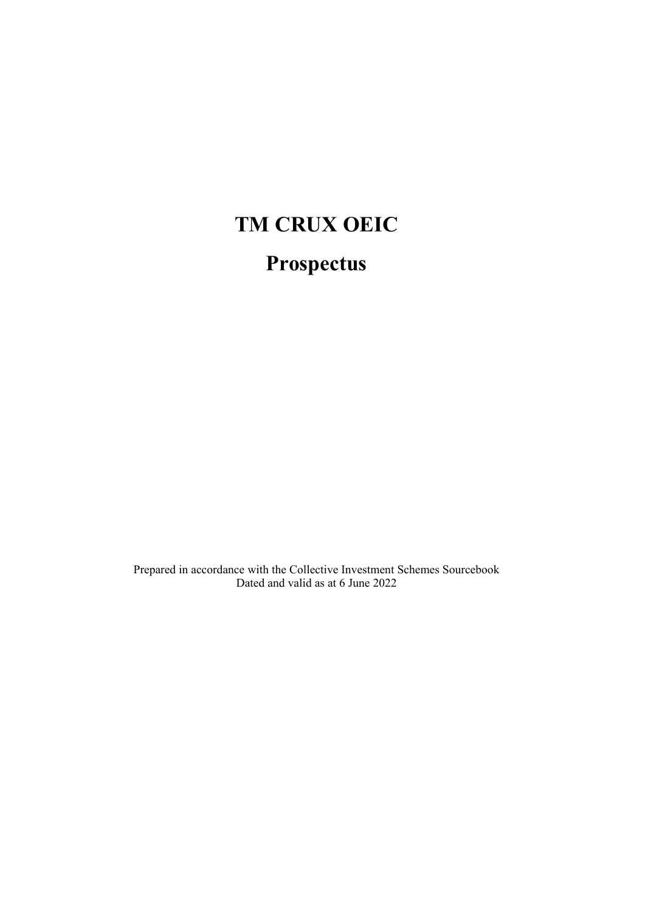# TM CRUX OEIC

# Prospectus

Prepared in accordance with the Collective Investment Schemes Sourcebook
Dated and valid as at 6 June 2022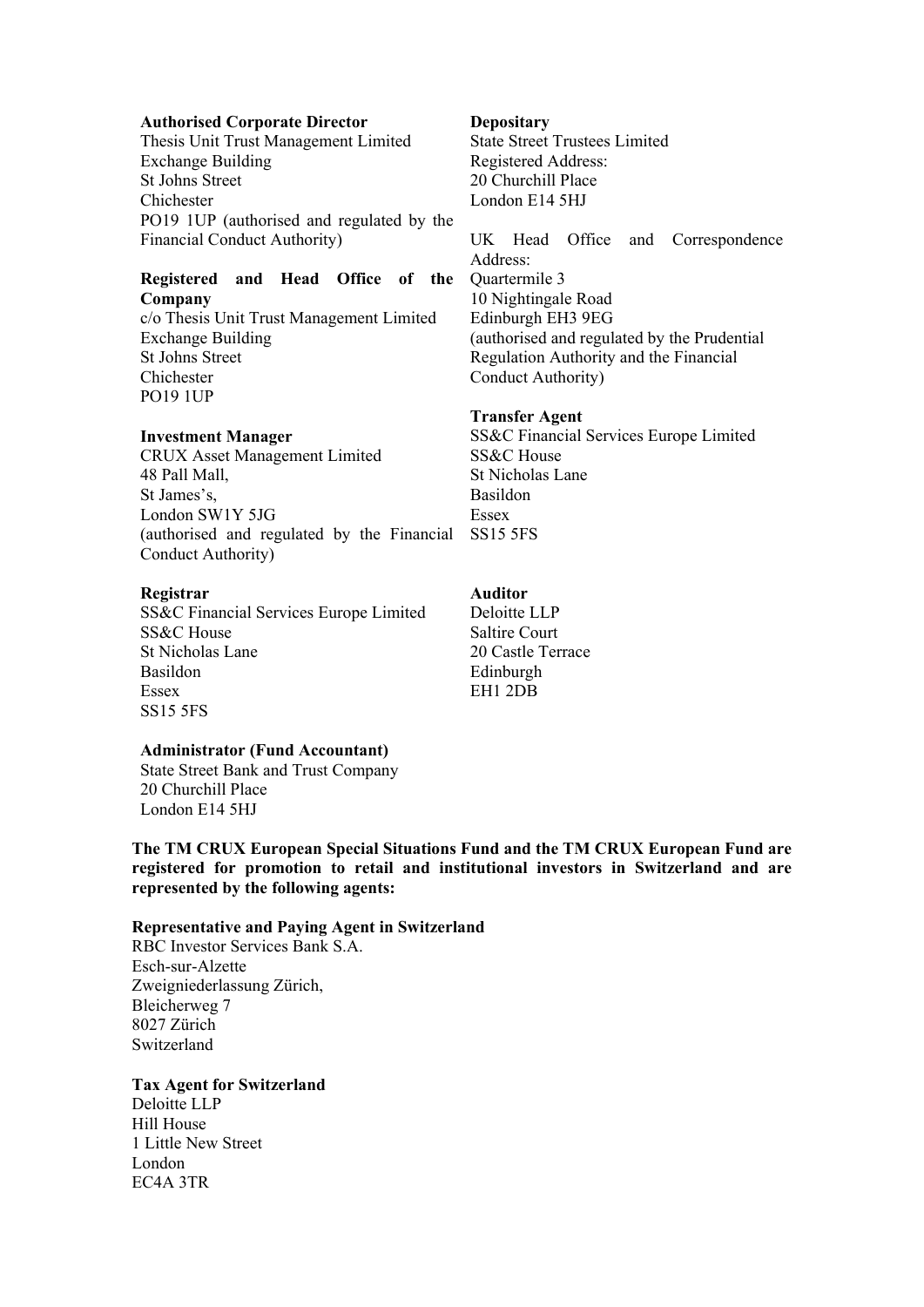**Authorised Corporate Director**
Thesis Unit Trust Management Limited
Exchange Building
St Johns Street
Chichester
PO19 1UP (authorised and regulated by the Financial Conduct Authority)

**Registered and Head Office of the Company**
c/o Thesis Unit Trust Management Limited
Exchange Building
St Johns Street
Chichester
PO19 1UP

**Investment Manager**
CRUX Asset Management Limited
48 Pall Mall,
St James's,
London SW1Y 5JG
(authorised and regulated by the Financial Conduct Authority)

**Registrar**
SS&C Financial Services Europe Limited
SS&C House
St Nicholas Lane
Basildon
Essex
SS15 5FS

**Administrator (Fund Accountant)**
State Street Bank and Trust Company
20 Churchill Place
London E14 5HJ

**Depositary**
State Street Trustees Limited
Registered Address:
20 Churchill Place
London E14 5HJ

UK Head Office and Correspondence Address:
Quartermile 3
10 Nightingale Road
Edinburgh EH3 9EG
(authorised and regulated by the Prudential Regulation Authority and the Financial Conduct Authority)

**Transfer Agent**
SS&C Financial Services Europe Limited
SS&C House
St Nicholas Lane
Basildon
Essex
SS15 5FS

**Auditor**
Deloitte LLP
Saltire Court
20 Castle Terrace
Edinburgh
EH1 2DB

**The TM CRUX European Special Situations Fund and the TM CRUX European Fund are registered for promotion to retail and institutional investors in Switzerland and are represented by the following agents:**

**Representative and Paying Agent in Switzerland**
RBC Investor Services Bank S.A.
Esch-sur-Alzette
Zweigniederlassung Zürich,
Bleicherweg 7
8027 Zürich
Switzerland

**Tax Agent for Switzerland**
Deloitte LLP
Hill House
1 Little New Street
London
EC4A 3TR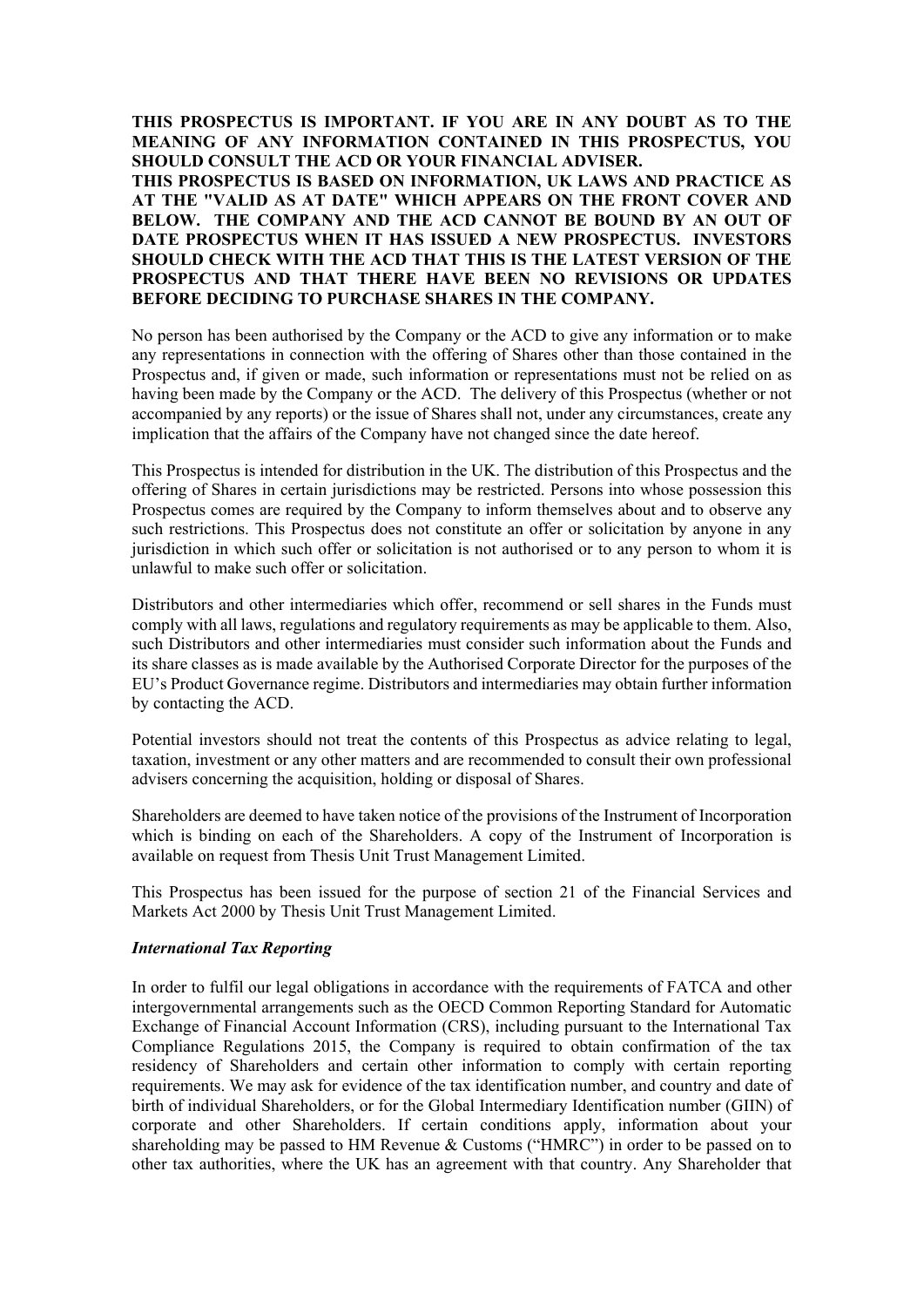**THIS PROSPECTUS IS IMPORTANT. IF YOU ARE IN ANY DOUBT AS TO THE MEANING OF ANY INFORMATION CONTAINED IN THIS PROSPECTUS, YOU SHOULD CONSULT THE ACD OR YOUR FINANCIAL ADVISER.**
**THIS PROSPECTUS IS BASED ON INFORMATION, UK LAWS AND PRACTICE AS AT THE "VALID AS AT DATE" WHICH APPEARS ON THE FRONT COVER AND BELOW. THE COMPANY AND THE ACD CANNOT BE BOUND BY AN OUT OF DATE PROSPECTUS WHEN IT HAS ISSUED A NEW PROSPECTUS. INVESTORS SHOULD CHECK WITH THE ACD THAT THIS IS THE LATEST VERSION OF THE PROSPECTUS AND THAT THERE HAVE BEEN NO REVISIONS OR UPDATES BEFORE DECIDING TO PURCHASE SHARES IN THE COMPANY.**

No person has been authorised by the Company or the ACD to give any information or to make any representations in connection with the offering of Shares other than those contained in the Prospectus and, if given or made, such information or representations must not be relied on as having been made by the Company or the ACD. The delivery of this Prospectus (whether or not accompanied by any reports) or the issue of Shares shall not, under any circumstances, create any implication that the affairs of the Company have not changed since the date hereof.

This Prospectus is intended for distribution in the UK. The distribution of this Prospectus and the offering of Shares in certain jurisdictions may be restricted. Persons into whose possession this Prospectus comes are required by the Company to inform themselves about and to observe any such restrictions. This Prospectus does not constitute an offer or solicitation by anyone in any jurisdiction in which such offer or solicitation is not authorised or to any person to whom it is unlawful to make such offer or solicitation.

Distributors and other intermediaries which offer, recommend or sell shares in the Funds must comply with all laws, regulations and regulatory requirements as may be applicable to them. Also, such Distributors and other intermediaries must consider such information about the Funds and its share classes as is made available by the Authorised Corporate Director for the purposes of the EU's Product Governance regime. Distributors and intermediaries may obtain further information by contacting the ACD.

Potential investors should not treat the contents of this Prospectus as advice relating to legal, taxation, investment or any other matters and are recommended to consult their own professional advisers concerning the acquisition, holding or disposal of Shares.

Shareholders are deemed to have taken notice of the provisions of the Instrument of Incorporation which is binding on each of the Shareholders. A copy of the Instrument of Incorporation is available on request from Thesis Unit Trust Management Limited.

This Prospectus has been issued for the purpose of section 21 of the Financial Services and Markets Act 2000 by Thesis Unit Trust Management Limited.

***International Tax Reporting***

In order to fulfil our legal obligations in accordance with the requirements of FATCA and other intergovernmental arrangements such as the OECD Common Reporting Standard for Automatic Exchange of Financial Account Information (CRS), including pursuant to the International Tax Compliance Regulations 2015, the Company is required to obtain confirmation of the tax residency of Shareholders and certain other information to comply with certain reporting requirements. We may ask for evidence of the tax identification number, and country and date of birth of individual Shareholders, or for the Global Intermediary Identification number (GIIN) of corporate and other Shareholders. If certain conditions apply, information about your shareholding may be passed to HM Revenue & Customs ("HMRC") in order to be passed on to other tax authorities, where the UK has an agreement with that country. Any Shareholder that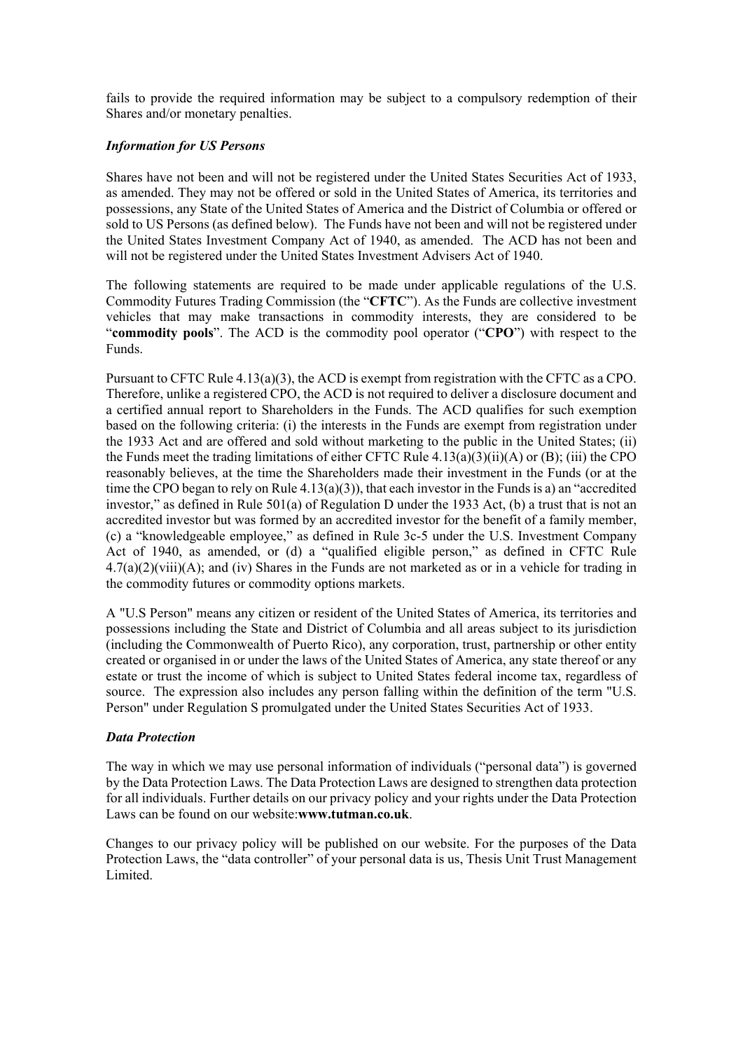fails to provide the required information may be subject to a compulsory redemption of their Shares and/or monetary penalties.

***Information for US Persons***

Shares have not been and will not be registered under the United States Securities Act of 1933, as amended. They may not be offered or sold in the United States of America, its territories and possessions, any State of the United States of America and the District of Columbia or offered or sold to US Persons (as defined below). The Funds have not been and will not be registered under the United States Investment Company Act of 1940, as amended. The ACD has not been and will not be registered under the United States Investment Advisers Act of 1940.

The following statements are required to be made under applicable regulations of the U.S. Commodity Futures Trading Commission (the "**CFTC**"). As the Funds are collective investment vehicles that may make transactions in commodity interests, they are considered to be "**commodity pools**". The ACD is the commodity pool operator ("**CPO**") with respect to the Funds.

Pursuant to CFTC Rule 4.13(a)(3), the ACD is exempt from registration with the CFTC as a CPO. Therefore, unlike a registered CPO, the ACD is not required to deliver a disclosure document and a certified annual report to Shareholders in the Funds. The ACD qualifies for such exemption based on the following criteria: (i) the interests in the Funds are exempt from registration under the 1933 Act and are offered and sold without marketing to the public in the United States; (ii) the Funds meet the trading limitations of either CFTC Rule 4.13(a)(3)(ii)(A) or (B); (iii) the CPO reasonably believes, at the time the Shareholders made their investment in the Funds (or at the time the CPO began to rely on Rule 4.13(a)(3)), that each investor in the Funds is a) an "accredited investor," as defined in Rule 501(a) of Regulation D under the 1933 Act, (b) a trust that is not an accredited investor but was formed by an accredited investor for the benefit of a family member, (c) a "knowledgeable employee," as defined in Rule 3c-5 under the U.S. Investment Company Act of 1940, as amended, or (d) a "qualified eligible person," as defined in CFTC Rule 4.7(a)(2)(viii)(A); and (iv) Shares in the Funds are not marketed as or in a vehicle for trading in the commodity futures or commodity options markets.

A "U.S Person" means any citizen or resident of the United States of America, its territories and possessions including the State and District of Columbia and all areas subject to its jurisdiction (including the Commonwealth of Puerto Rico), any corporation, trust, partnership or other entity created or organised in or under the laws of the United States of America, any state thereof or any estate or trust the income of which is subject to United States federal income tax, regardless of source. The expression also includes any person falling within the definition of the term "U.S. Person" under Regulation S promulgated under the United States Securities Act of 1933.

***Data Protection***

The way in which we may use personal information of individuals ("personal data") is governed by the Data Protection Laws. The Data Protection Laws are designed to strengthen data protection for all individuals. Further details on our privacy policy and your rights under the Data Protection Laws can be found on our website:**www.tutman.co.uk**.

Changes to our privacy policy will be published on our website. For the purposes of the Data Protection Laws, the "data controller" of your personal data is us, Thesis Unit Trust Management Limited.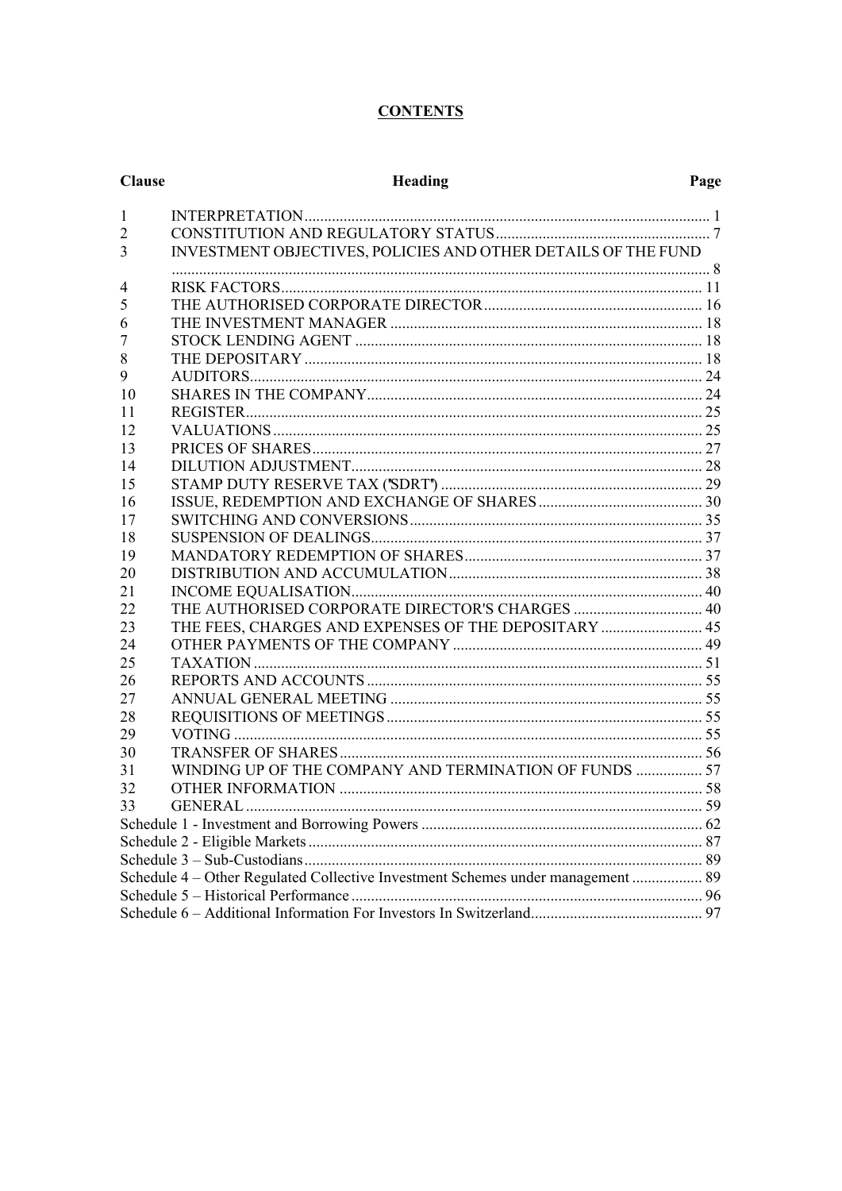# CONTENTS

| Clause | Heading | Page |
|---|---|---|
| 1 | INTERPRETATION | 1 |
| 2 | CONSTITUTION AND REGULATORY STATUS | 7 |
| 3 | INVESTMENT OBJECTIVES, POLICIES AND OTHER DETAILS OF THE FUND | 8 |
| 4 | RISK FACTORS | 11 |
| 5 | THE AUTHORISED CORPORATE DIRECTOR | 16 |
| 6 | THE INVESTMENT MANAGER | 18 |
| 7 | STOCK LENDING AGENT | 18 |
| 8 | THE DEPOSITARY | 18 |
| 9 | AUDITORS | 24 |
| 10 | SHARES IN THE COMPANY | 24 |
| 11 | REGISTER | 25 |
| 12 | VALUATIONS | 25 |
| 13 | PRICES OF SHARES | 27 |
| 14 | DILUTION ADJUSTMENT | 28 |
| 15 | STAMP DUTY RESERVE TAX ("SDRT") | 29 |
| 16 | ISSUE, REDEMPTION AND EXCHANGE OF SHARES | 30 |
| 17 | SWITCHING AND CONVERSIONS | 35 |
| 18 | SUSPENSION OF DEALINGS | 37 |
| 19 | MANDATORY REDEMPTION OF SHARES | 37 |
| 20 | DISTRIBUTION AND ACCUMULATION | 38 |
| 21 | INCOME EQUALISATION | 40 |
| 22 | THE AUTHORISED CORPORATE DIRECTOR'S CHARGES | 40 |
| 23 | THE FEES, CHARGES AND EXPENSES OF THE DEPOSITARY | 45 |
| 24 | OTHER PAYMENTS OF THE COMPANY | 49 |
| 25 | TAXATION | 51 |
| 26 | REPORTS AND ACCOUNTS | 55 |
| 27 | ANNUAL GENERAL MEETING | 55 |
| 28 | REQUISITIONS OF MEETINGS | 55 |
| 29 | VOTING | 55 |
| 30 | TRANSFER OF SHARES | 56 |
| 31 | WINDING UP OF THE COMPANY AND TERMINATION OF FUNDS | 57 |
| 32 | OTHER INFORMATION | 58 |
| 33 | GENERAL | 59 |
| Schedule 1 - Investment and Borrowing Powers | | 62 |
| Schedule 2 - Eligible Markets | | 87 |
| Schedule 3 – Sub-Custodians | | 89 |
| Schedule 4 – Other Regulated Collective Investment Schemes under management | | 89 |
| Schedule 5 – Historical Performance | | 96 |
| Schedule 6 – Additional Information For Investors In Switzerland | | 97 |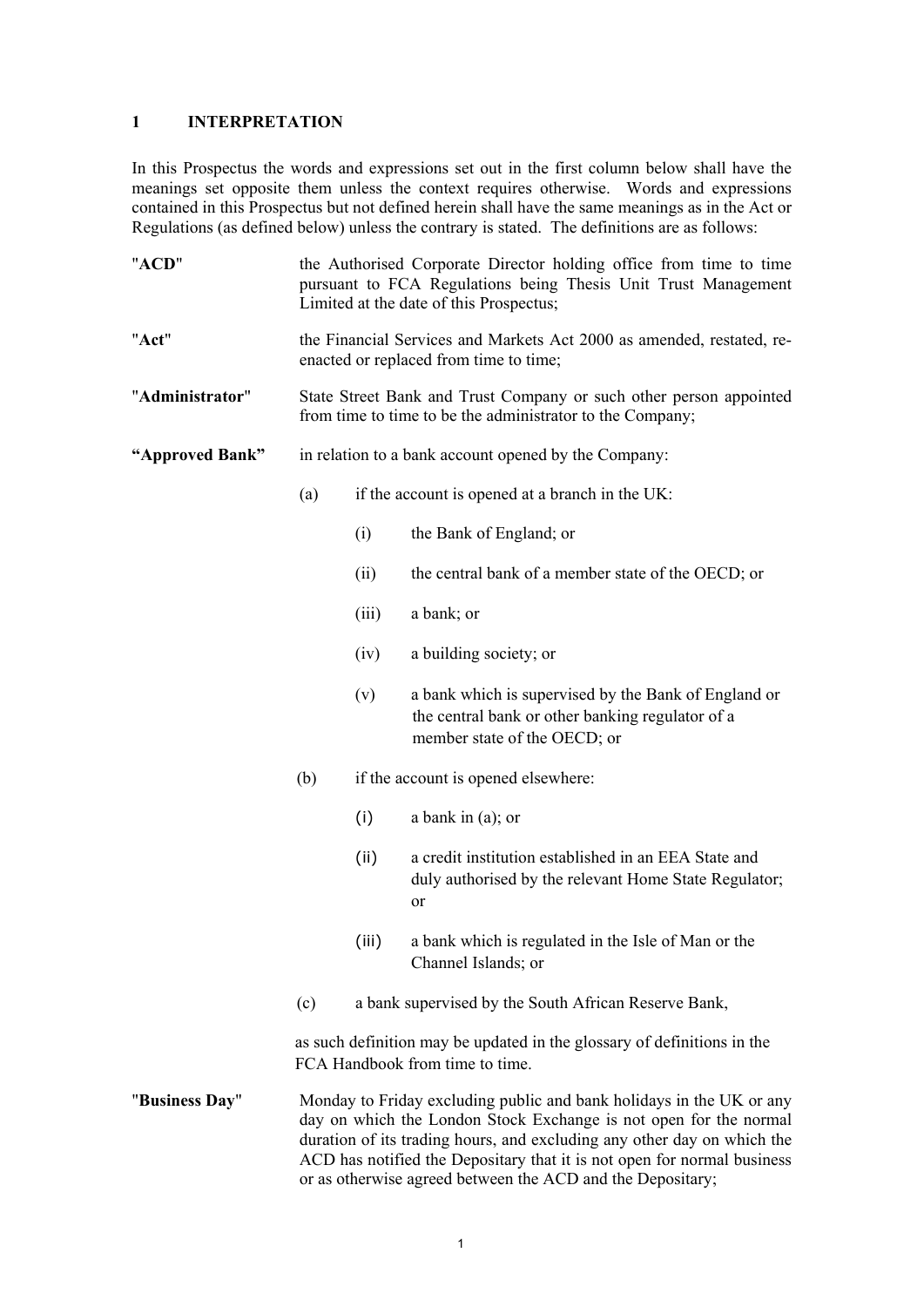## 1 INTERPRETATION

In this Prospectus the words and expressions set out in the first column below shall have the meanings set opposite them unless the context requires otherwise. Words and expressions contained in this Prospectus but not defined herein shall have the same meanings as in the Act or Regulations (as defined below) unless the contrary is stated. The definitions are as follows:

"**ACD**" the Authorised Corporate Director holding office from time to time pursuant to FCA Regulations being Thesis Unit Trust Management Limited at the date of this Prospectus;

"**Act**" the Financial Services and Markets Act 2000 as amended, restated, re-enacted or replaced from time to time;

"**Administrator**" State Street Bank and Trust Company or such other person appointed from time to time to be the administrator to the Company;

**"Approved Bank"** in relation to a bank account opened by the Company:

(a) if the account is opened at a branch in the UK:

  (i) the Bank of England; or

  (ii) the central bank of a member state of the OECD; or

  (iii) a bank; or

  (iv) a building society; or

  (v) a bank which is supervised by the Bank of England or the central bank or other banking regulator of a member state of the OECD; or

(b) if the account is opened elsewhere:

  (i) a bank in (a); or

  (ii) a credit institution established in an EEA State and duly authorised by the relevant Home State Regulator; or

  (iii) a bank which is regulated in the Isle of Man or the Channel Islands; or

(c) a bank supervised by the South African Reserve Bank,

as such definition may be updated in the glossary of definitions in the FCA Handbook from time to time.

"**Business Day**" Monday to Friday excluding public and bank holidays in the UK or any day on which the London Stock Exchange is not open for the normal duration of its trading hours, and excluding any other day on which the ACD has notified the Depositary that it is not open for normal business or as otherwise agreed between the ACD and the Depositary;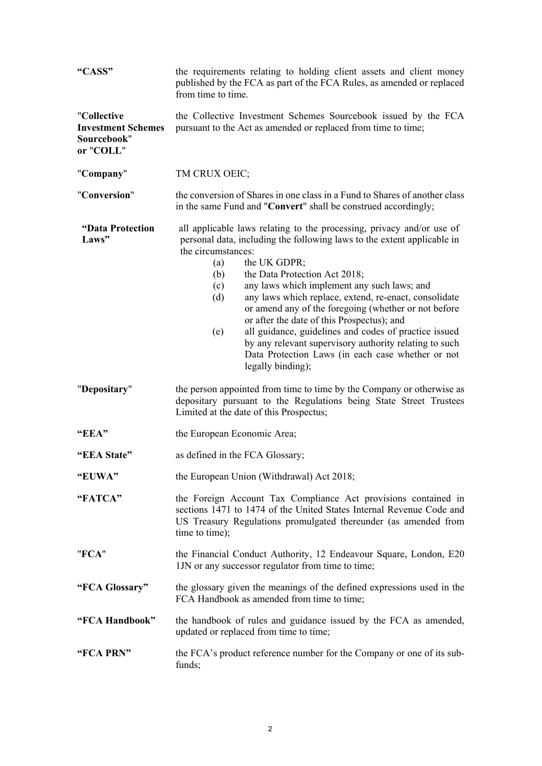**"CASS"** the requirements relating to holding client assets and client money published by the FCA as part of the FCA Rules, as amended or replaced from time to time.

**"Collective Investment Schemes Sourcebook" or "COLL"** the Collective Investment Schemes Sourcebook issued by the FCA pursuant to the Act as amended or replaced from time to time;

**"Company"** TM CRUX OEIC;

**"Conversion"** the conversion of Shares in one class in a Fund to Shares of another class in the same Fund and "**Convert**" shall be construed accordingly;

**"Data Protection Laws"** all applicable laws relating to the processing, privacy and/or use of personal data, including the following laws to the extent applicable in the circumstances:

(a) the UK GDPR;

(b) the Data Protection Act 2018;

(c) any laws which implement any such laws; and

(d) any laws which replace, extend, re-enact, consolidate or amend any of the foregoing (whether or not before or after the date of this Prospectus); and

(e) all guidance, guidelines and codes of practice issued by any relevant supervisory authority relating to such Data Protection Laws (in each case whether or not legally binding);

**"Depositary"** the person appointed from time to time by the Company or otherwise as depositary pursuant to the Regulations being State Street Trustees Limited at the date of this Prospectus;

**"EEA"** the European Economic Area;

**"EEA State"** as defined in the FCA Glossary;

**"EUWA"** the European Union (Withdrawal) Act 2018;

**"FATCA"** the Foreign Account Tax Compliance Act provisions contained in sections 1471 to 1474 of the United States Internal Revenue Code and US Treasury Regulations promulgated thereunder (as amended from time to time);

**"FCA"** the Financial Conduct Authority, 12 Endeavour Square, London, E20 1JN or any successor regulator from time to time;

**"FCA Glossary"** the glossary given the meanings of the defined expressions used in the FCA Handbook as amended from time to time;

**"FCA Handbook"** the handbook of rules and guidance issued by the FCA as amended, updated or replaced from time to time;

**"FCA PRN"** the FCA's product reference number for the Company or one of its sub-funds;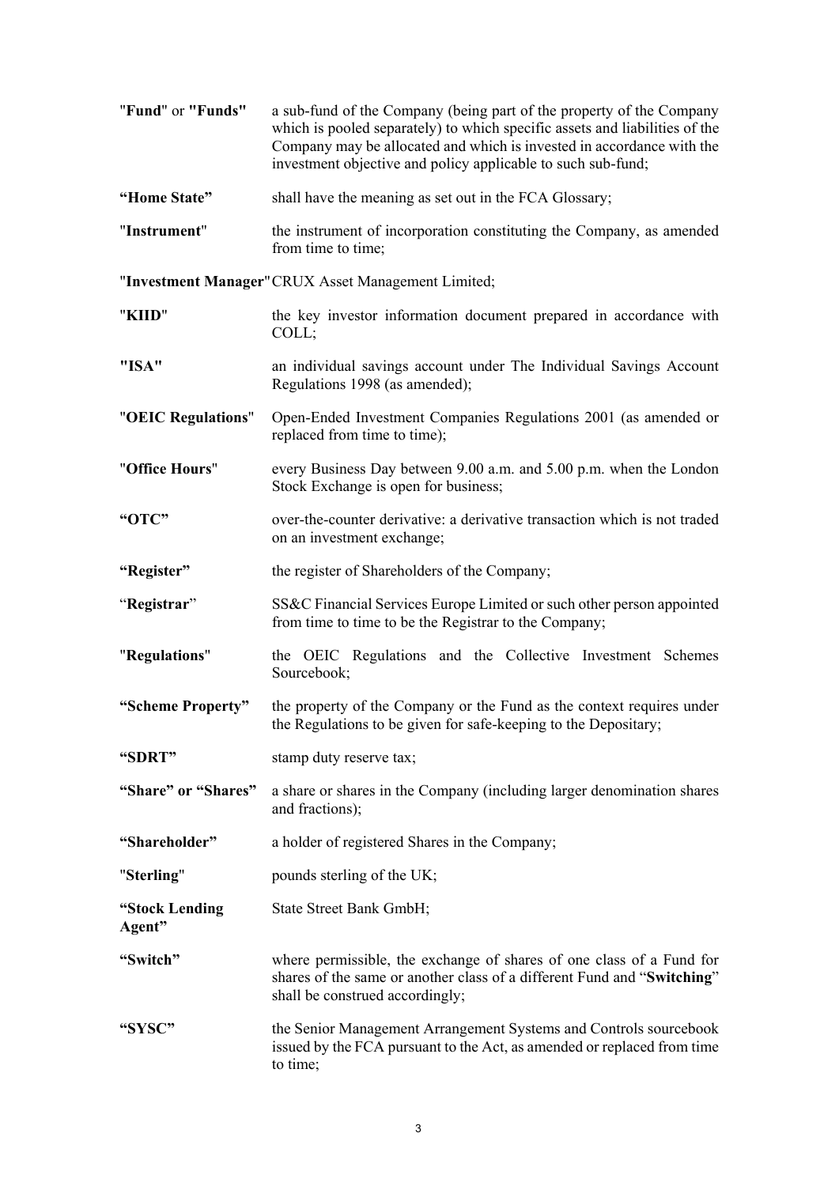| | |
|---|---|
| "**Fund**" or **"Funds"** | a sub-fund of the Company (being part of the property of the Company which is pooled separately) to which specific assets and liabilities of the Company may be allocated and which is invested in accordance with the investment objective and policy applicable to such sub-fund; |
| **"Home State"** | shall have the meaning as set out in the FCA Glossary; |
| "**Instrument**" | the instrument of incorporation constituting the Company, as amended from time to time; |
| "**Investment Manager**" | CRUX Asset Management Limited; |
| "**KIID**" | the key investor information document prepared in accordance with COLL; |
| **"ISA"** | an individual savings account under The Individual Savings Account Regulations 1998 (as amended); |
| "**OEIC Regulations**" | Open-Ended Investment Companies Regulations 2001 (as amended or replaced from time to time); |
| "**Office Hours**" | every Business Day between 9.00 a.m. and 5.00 p.m. when the London Stock Exchange is open for business; |
| **"OTC"** | over-the-counter derivative: a derivative transaction which is not traded on an investment exchange; |
| **"Register"** | the register of Shareholders of the Company; |
| "**Registrar**" | SS&C Financial Services Europe Limited or such other person appointed from time to time to be the Registrar to the Company; |
| "**Regulations**" | the OEIC Regulations and the Collective Investment Schemes Sourcebook; |
| **"Scheme Property"** | the property of the Company or the Fund as the context requires under the Regulations to be given for safe-keeping to the Depositary; |
| **"SDRT"** | stamp duty reserve tax; |
| **"Share" or "Shares"** | a share or shares in the Company (including larger denomination shares and fractions); |
| **"Shareholder"** | a holder of registered Shares in the Company; |
| "**Sterling**" | pounds sterling of the UK; |
| **"Stock Lending Agent"** | State Street Bank GmbH; |
| **"Switch"** | where permissible, the exchange of shares of one class of a Fund for shares of the same or another class of a different Fund and "**Switching**" shall be construed accordingly; |
| **"SYSC"** | the Senior Management Arrangement Systems and Controls sourcebook issued by the FCA pursuant to the Act, as amended or replaced from time to time; |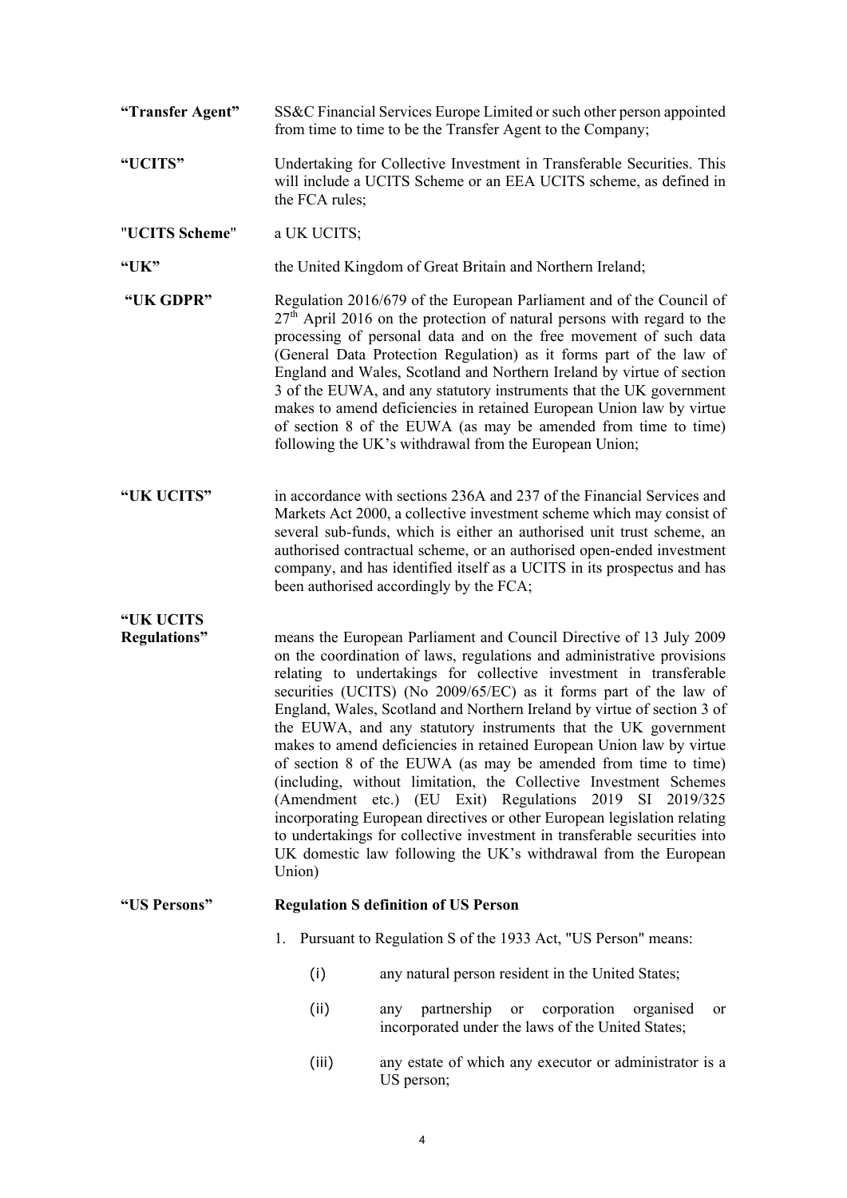**"Transfer Agent"** SS&C Financial Services Europe Limited or such other person appointed from time to time to be the Transfer Agent to the Company;

**"UCITS"** Undertaking for Collective Investment in Transferable Securities. This will include a UCITS Scheme or an EEA UCITS scheme, as defined in the FCA rules;

**"UCITS Scheme"** a UK UCITS;

**"UK"** the United Kingdom of Great Britain and Northern Ireland;

**"UK GDPR"** Regulation 2016/679 of the European Parliament and of the Council of 27th April 2016 on the protection of natural persons with regard to the processing of personal data and on the free movement of such data (General Data Protection Regulation) as it forms part of the law of England and Wales, Scotland and Northern Ireland by virtue of section 3 of the EUWA, and any statutory instruments that the UK government makes to amend deficiencies in retained European Union law by virtue of section 8 of the EUWA (as may be amended from time to time) following the UK's withdrawal from the European Union;

**"UK UCITS"** in accordance with sections 236A and 237 of the Financial Services and Markets Act 2000, a collective investment scheme which may consist of several sub-funds, which is either an authorised unit trust scheme, an authorised contractual scheme, or an authorised open-ended investment company, and has identified itself as a UCITS in its prospectus and has been authorised accordingly by the FCA;

**"UK UCITS Regulations"** means the European Parliament and Council Directive of 13 July 2009 on the coordination of laws, regulations and administrative provisions relating to undertakings for collective investment in transferable securities (UCITS) (No 2009/65/EC) as it forms part of the law of England, Wales, Scotland and Northern Ireland by virtue of section 3 of the EUWA, and any statutory instruments that the UK government makes to amend deficiencies in retained European Union law by virtue of section 8 of the EUWA (as may be amended from time to time) (including, without limitation, the Collective Investment Schemes (Amendment etc.) (EU Exit) Regulations 2019 SI 2019/325 incorporating European directives or other European legislation relating to undertakings for collective investment in transferable securities into UK domestic law following the UK's withdrawal from the European Union)

**"US Persons"** **Regulation S definition of US Person**

1. Pursuant to Regulation S of the 1933 Act, "US Person" means:

   (i) any natural person resident in the United States;

   (ii) any partnership or corporation organised or incorporated under the laws of the United States;

   (iii) any estate of which any executor or administrator is a US person;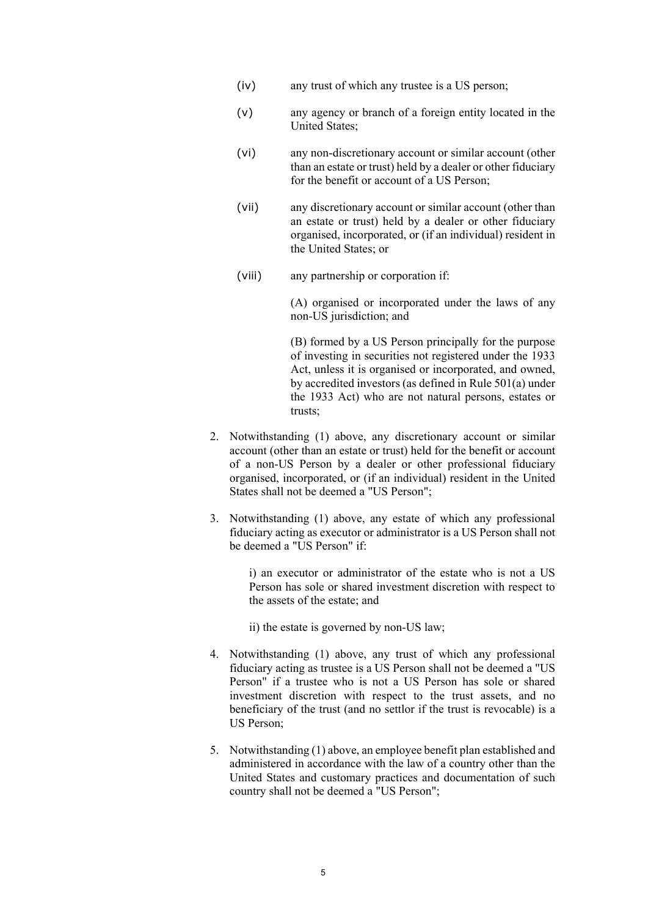(iv) any trust of which any trustee is a US person;

(v) any agency or branch of a foreign entity located in the United States;

(vi) any non-discretionary account or similar account (other than an estate or trust) held by a dealer or other fiduciary for the benefit or account of a US Person;

(vii) any discretionary account or similar account (other than an estate or trust) held by a dealer or other fiduciary organised, incorporated, or (if an individual) resident in the United States; or

(viii) any partnership or corporation if:

(A) organised or incorporated under the laws of any non-US jurisdiction; and

(B) formed by a US Person principally for the purpose of investing in securities not registered under the 1933 Act, unless it is organised or incorporated, and owned, by accredited investors (as defined in Rule 501(a) under the 1933 Act) who are not natural persons, estates or trusts;

2. Notwithstanding (1) above, any discretionary account or similar account (other than an estate or trust) held for the benefit or account of a non-US Person by a dealer or other professional fiduciary organised, incorporated, or (if an individual) resident in the United States shall not be deemed a "US Person";

3. Notwithstanding (1) above, any estate of which any professional fiduciary acting as executor or administrator is a US Person shall not be deemed a "US Person" if:

   i) an executor or administrator of the estate who is not a US Person has sole or shared investment discretion with respect to the assets of the estate; and

   ii) the estate is governed by non-US law;

4. Notwithstanding (1) above, any trust of which any professional fiduciary acting as trustee is a US Person shall not be deemed a "US Person" if a trustee who is not a US Person has sole or shared investment discretion with respect to the trust assets, and no beneficiary of the trust (and no settlor if the trust is revocable) is a US Person;

5. Notwithstanding (1) above, an employee benefit plan established and administered in accordance with the law of a country other than the United States and customary practices and documentation of such country shall not be deemed a "US Person";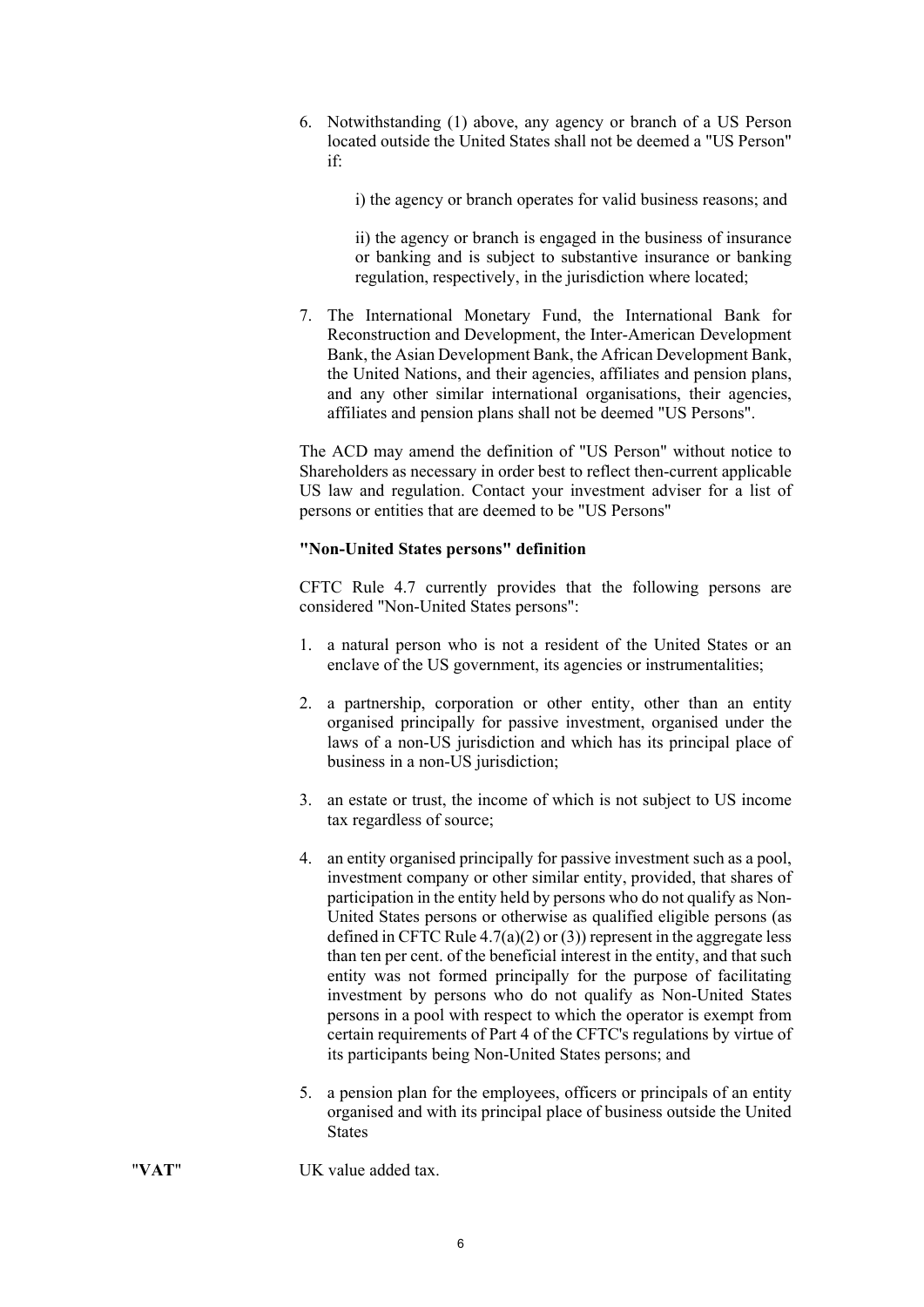6. Notwithstanding (1) above, any agency or branch of a US Person located outside the United States shall not be deemed a "US Person" if:

   i) the agency or branch operates for valid business reasons; and

   ii) the agency or branch is engaged in the business of insurance or banking and is subject to substantive insurance or banking regulation, respectively, in the jurisdiction where located;

7. The International Monetary Fund, the International Bank for Reconstruction and Development, the Inter-American Development Bank, the Asian Development Bank, the African Development Bank, the United Nations, and their agencies, affiliates and pension plans, and any other similar international organisations, their agencies, affiliates and pension plans shall not be deemed "US Persons".

The ACD may amend the definition of "US Person" without notice to Shareholders as necessary in order best to reflect then-current applicable US law and regulation. Contact your investment adviser for a list of persons or entities that are deemed to be "US Persons"

**"Non-United States persons" definition**

CFTC Rule 4.7 currently provides that the following persons are considered "Non-United States persons":

1. a natural person who is not a resident of the United States or an enclave of the US government, its agencies or instrumentalities;

2. a partnership, corporation or other entity, other than an entity organised principally for passive investment, organised under the laws of a non-US jurisdiction and which has its principal place of business in a non-US jurisdiction;

3. an estate or trust, the income of which is not subject to US income tax regardless of source;

4. an entity organised principally for passive investment such as a pool, investment company or other similar entity, provided, that shares of participation in the entity held by persons who do not qualify as Non-United States persons or otherwise as qualified eligible persons (as defined in CFTC Rule 4.7(a)(2) or (3)) represent in the aggregate less than ten per cent. of the beneficial interest in the entity, and that such entity was not formed principally for the purpose of facilitating investment by persons who do not qualify as Non-United States persons in a pool with respect to which the operator is exempt from certain requirements of Part 4 of the CFTC's regulations by virtue of its participants being Non-United States persons; and

5. a pension plan for the employees, officers or principals of an entity organised and with its principal place of business outside the United States

"**VAT**" UK value added tax.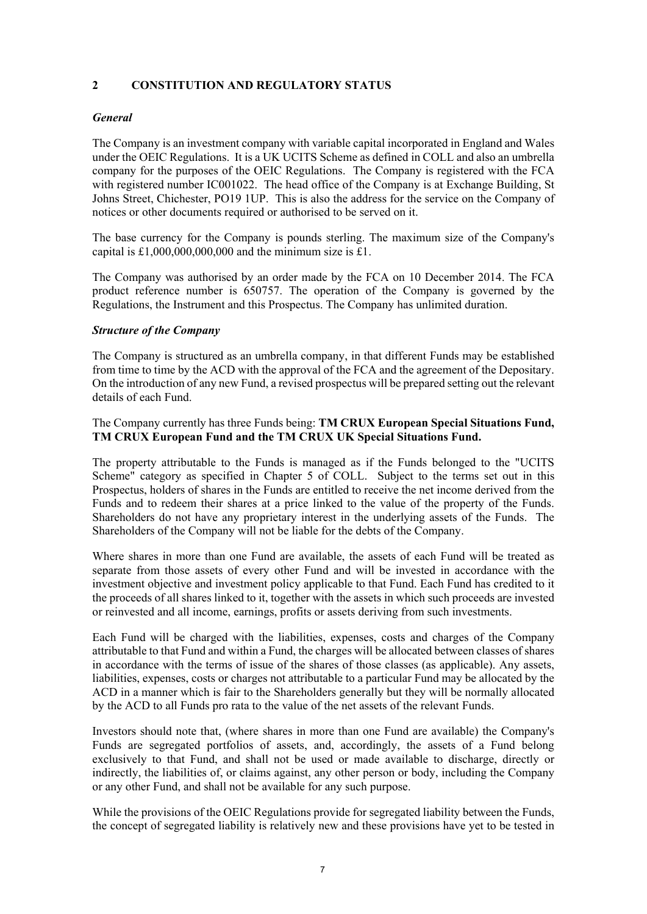## 2 CONSTITUTION AND REGULATORY STATUS

### *General*

The Company is an investment company with variable capital incorporated in England and Wales under the OEIC Regulations. It is a UK UCITS Scheme as defined in COLL and also an umbrella company for the purposes of the OEIC Regulations. The Company is registered with the FCA with registered number IC001022. The head office of the Company is at Exchange Building, St Johns Street, Chichester, PO19 1UP. This is also the address for the service on the Company of notices or other documents required or authorised to be served on it.

The base currency for the Company is pounds sterling. The maximum size of the Company's capital is £1,000,000,000,000 and the minimum size is £1.

The Company was authorised by an order made by the FCA on 10 December 2014. The FCA product reference number is 650757. The operation of the Company is governed by the Regulations, the Instrument and this Prospectus. The Company has unlimited duration.

### *Structure of the Company*

The Company is structured as an umbrella company, in that different Funds may be established from time to time by the ACD with the approval of the FCA and the agreement of the Depositary. On the introduction of any new Fund, a revised prospectus will be prepared setting out the relevant details of each Fund.

The Company currently has three Funds being: **TM CRUX European Special Situations Fund, TM CRUX European Fund and the TM CRUX UK Special Situations Fund.**

The property attributable to the Funds is managed as if the Funds belonged to the "UCITS Scheme" category as specified in Chapter 5 of COLL. Subject to the terms set out in this Prospectus, holders of shares in the Funds are entitled to receive the net income derived from the Funds and to redeem their shares at a price linked to the value of the property of the Funds. Shareholders do not have any proprietary interest in the underlying assets of the Funds. The Shareholders of the Company will not be liable for the debts of the Company.

Where shares in more than one Fund are available, the assets of each Fund will be treated as separate from those assets of every other Fund and will be invested in accordance with the investment objective and investment policy applicable to that Fund. Each Fund has credited to it the proceeds of all shares linked to it, together with the assets in which such proceeds are invested or reinvested and all income, earnings, profits or assets deriving from such investments.

Each Fund will be charged with the liabilities, expenses, costs and charges of the Company attributable to that Fund and within a Fund, the charges will be allocated between classes of shares in accordance with the terms of issue of the shares of those classes (as applicable). Any assets, liabilities, expenses, costs or charges not attributable to a particular Fund may be allocated by the ACD in a manner which is fair to the Shareholders generally but they will be normally allocated by the ACD to all Funds pro rata to the value of the net assets of the relevant Funds.

Investors should note that, (where shares in more than one Fund are available) the Company's Funds are segregated portfolios of assets, and, accordingly, the assets of a Fund belong exclusively to that Fund, and shall not be used or made available to discharge, directly or indirectly, the liabilities of, or claims against, any other person or body, including the Company or any other Fund, and shall not be available for any such purpose.

While the provisions of the OEIC Regulations provide for segregated liability between the Funds, the concept of segregated liability is relatively new and these provisions have yet to be tested in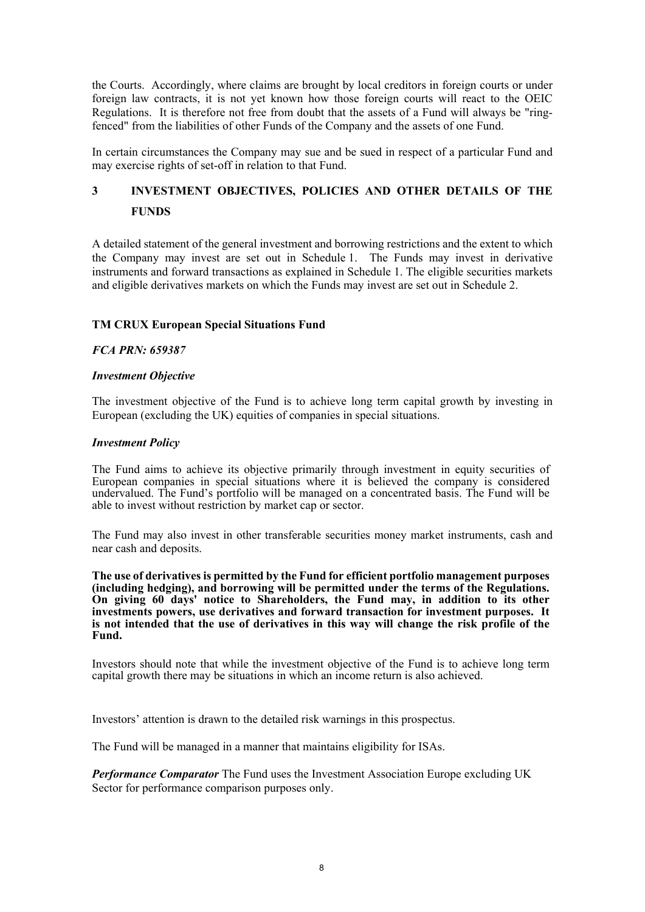the Courts. Accordingly, where claims are brought by local creditors in foreign courts or under foreign law contracts, it is not yet known how those foreign courts will react to the OEIC Regulations. It is therefore not free from doubt that the assets of a Fund will always be "ring-fenced" from the liabilities of other Funds of the Company and the assets of one Fund.

In certain circumstances the Company may sue and be sued in respect of a particular Fund and may exercise rights of set-off in relation to that Fund.

## 3 INVESTMENT OBJECTIVES, POLICIES AND OTHER DETAILS OF THE FUNDS

A detailed statement of the general investment and borrowing restrictions and the extent to which the Company may invest are set out in Schedule 1. The Funds may invest in derivative instruments and forward transactions as explained in Schedule 1. The eligible securities markets and eligible derivatives markets on which the Funds may invest are set out in Schedule 2.

### TM CRUX European Special Situations Fund

***FCA PRN: 659387***

***Investment Objective***

The investment objective of the Fund is to achieve long term capital growth by investing in European (excluding the UK) equities of companies in special situations.

***Investment Policy***

The Fund aims to achieve its objective primarily through investment in equity securities of European companies in special situations where it is believed the company is considered undervalued. The Fund's portfolio will be managed on a concentrated basis. The Fund will be able to invest without restriction by market cap or sector.

The Fund may also invest in other transferable securities money market instruments, cash and near cash and deposits.

**The use of derivatives is permitted by the Fund for efficient portfolio management purposes (including hedging), and borrowing will be permitted under the terms of the Regulations. On giving 60 days' notice to Shareholders, the Fund may, in addition to its other investments powers, use derivatives and forward transaction for investment purposes. It is not intended that the use of derivatives in this way will change the risk profile of the Fund.**

Investors should note that while the investment objective of the Fund is to achieve long term capital growth there may be situations in which an income return is also achieved.

Investors' attention is drawn to the detailed risk warnings in this prospectus.

The Fund will be managed in a manner that maintains eligibility for ISAs.

***Performance Comparator*** The Fund uses the Investment Association Europe excluding UK Sector for performance comparison purposes only.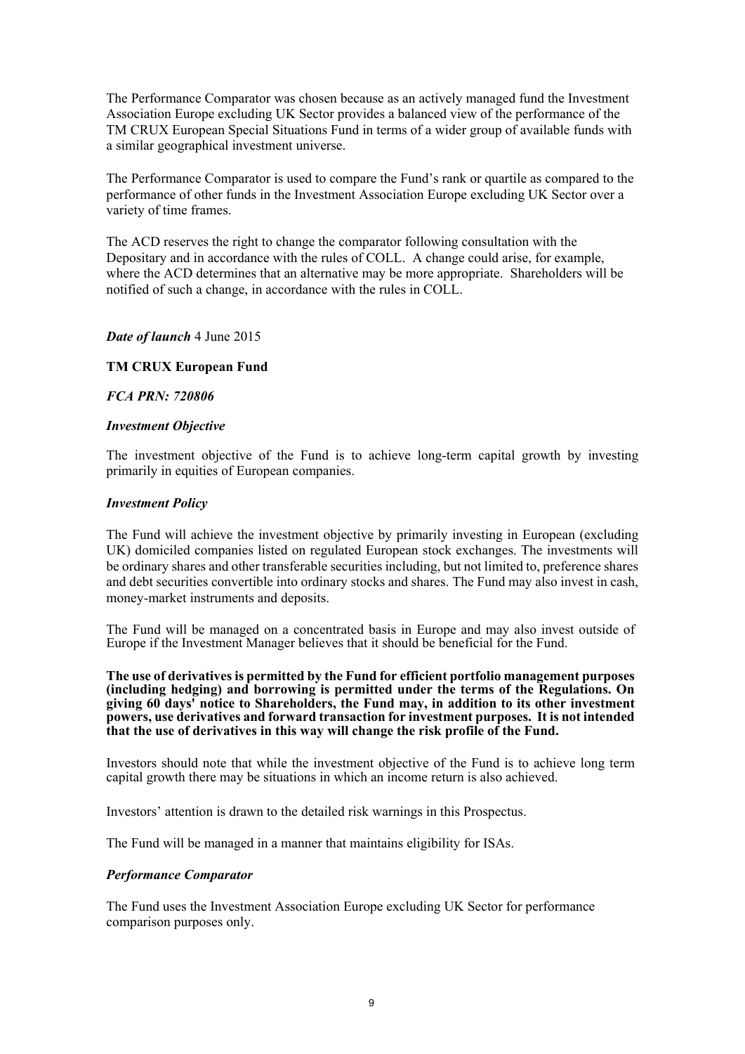The Performance Comparator was chosen because as an actively managed fund the Investment Association Europe excluding UK Sector provides a balanced view of the performance of the TM CRUX European Special Situations Fund in terms of a wider group of available funds with a similar geographical investment universe.

The Performance Comparator is used to compare the Fund's rank or quartile as compared to the performance of other funds in the Investment Association Europe excluding UK Sector over a variety of time frames.

The ACD reserves the right to change the comparator following consultation with the Depositary and in accordance with the rules of COLL. A change could arise, for example, where the ACD determines that an alternative may be more appropriate. Shareholders will be notified of such a change, in accordance with the rules in COLL.

***Date of launch*** 4 June 2015

**TM CRUX European Fund**

*FCA PRN: 720806*

***Investment Objective***

The investment objective of the Fund is to achieve long-term capital growth by investing primarily in equities of European companies.

***Investment Policy***

The Fund will achieve the investment objective by primarily investing in European (excluding UK) domiciled companies listed on regulated European stock exchanges. The investments will be ordinary shares and other transferable securities including, but not limited to, preference shares and debt securities convertible into ordinary stocks and shares. The Fund may also invest in cash, money-market instruments and deposits.

The Fund will be managed on a concentrated basis in Europe and may also invest outside of Europe if the Investment Manager believes that it should be beneficial for the Fund.

**The use of derivatives is permitted by the Fund for efficient portfolio management purposes (including hedging) and borrowing is permitted under the terms of the Regulations. On giving 60 days' notice to Shareholders, the Fund may, in addition to its other investment powers, use derivatives and forward transaction for investment purposes. It is not intended that the use of derivatives in this way will change the risk profile of the Fund.**

Investors should note that while the investment objective of the Fund is to achieve long term capital growth there may be situations in which an income return is also achieved.

Investors' attention is drawn to the detailed risk warnings in this Prospectus.

The Fund will be managed in a manner that maintains eligibility for ISAs.

***Performance Comparator***

The Fund uses the Investment Association Europe excluding UK Sector for performance comparison purposes only.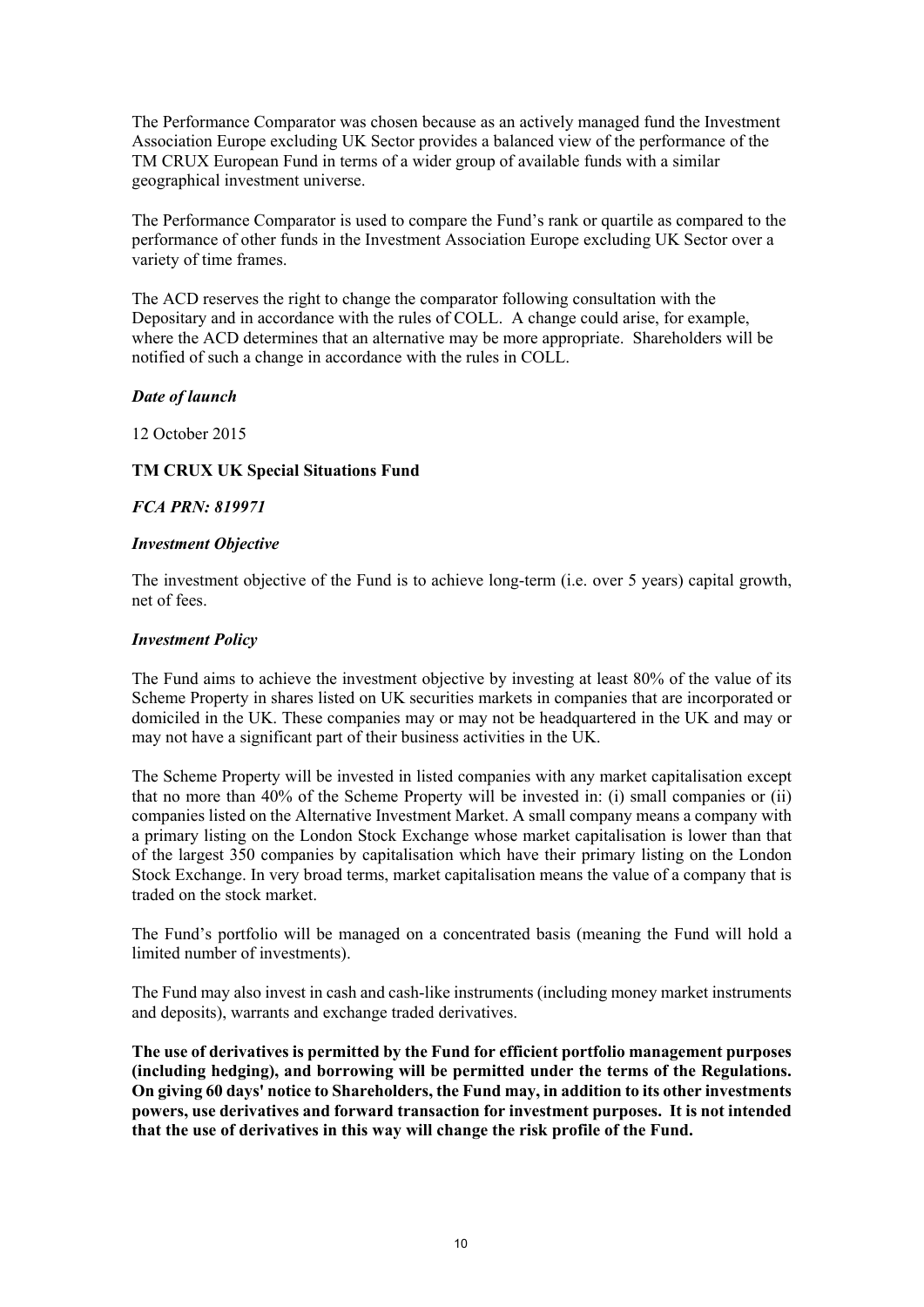The Performance Comparator was chosen because as an actively managed fund the Investment Association Europe excluding UK Sector provides a balanced view of the performance of the TM CRUX European Fund in terms of a wider group of available funds with a similar geographical investment universe.

The Performance Comparator is used to compare the Fund's rank or quartile as compared to the performance of other funds in the Investment Association Europe excluding UK Sector over a variety of time frames.

The ACD reserves the right to change the comparator following consultation with the Depositary and in accordance with the rules of COLL. A change could arise, for example, where the ACD determines that an alternative may be more appropriate. Shareholders will be notified of such a change in accordance with the rules in COLL.

***Date of launch***

12 October 2015

**TM CRUX UK Special Situations Fund**

***FCA PRN: 819971***

***Investment Objective***

The investment objective of the Fund is to achieve long-term (i.e. over 5 years) capital growth, net of fees.

***Investment Policy***

The Fund aims to achieve the investment objective by investing at least 80% of the value of its Scheme Property in shares listed on UK securities markets in companies that are incorporated or domiciled in the UK. These companies may or may not be headquartered in the UK and may or may not have a significant part of their business activities in the UK.

The Scheme Property will be invested in listed companies with any market capitalisation except that no more than 40% of the Scheme Property will be invested in: (i) small companies or (ii) companies listed on the Alternative Investment Market. A small company means a company with a primary listing on the London Stock Exchange whose market capitalisation is lower than that of the largest 350 companies by capitalisation which have their primary listing on the London Stock Exchange. In very broad terms, market capitalisation means the value of a company that is traded on the stock market.

The Fund's portfolio will be managed on a concentrated basis (meaning the Fund will hold a limited number of investments).

The Fund may also invest in cash and cash-like instruments (including money market instruments and deposits), warrants and exchange traded derivatives.

**The use of derivatives is permitted by the Fund for efficient portfolio management purposes (including hedging), and borrowing will be permitted under the terms of the Regulations. On giving 60 days' notice to Shareholders, the Fund may, in addition to its other investments powers, use derivatives and forward transaction for investment purposes. It is not intended that the use of derivatives in this way will change the risk profile of the Fund.**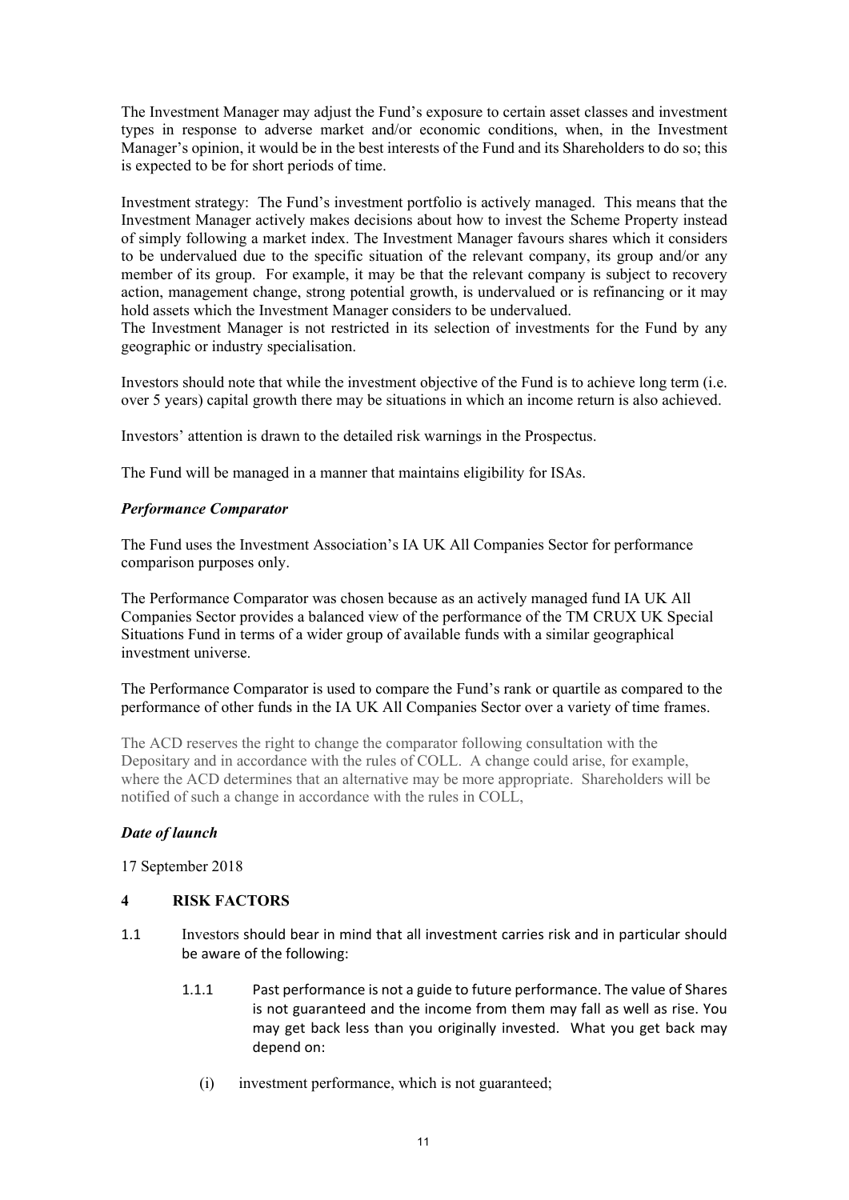The Investment Manager may adjust the Fund's exposure to certain asset classes and investment types in response to adverse market and/or economic conditions, when, in the Investment Manager's opinion, it would be in the best interests of the Fund and its Shareholders to do so; this is expected to be for short periods of time.

Investment strategy: The Fund's investment portfolio is actively managed. This means that the Investment Manager actively makes decisions about how to invest the Scheme Property instead of simply following a market index. The Investment Manager favours shares which it considers to be undervalued due to the specific situation of the relevant company, its group and/or any member of its group. For example, it may be that the relevant company is subject to recovery action, management change, strong potential growth, is undervalued or is refinancing or it may hold assets which the Investment Manager considers to be undervalued.
The Investment Manager is not restricted in its selection of investments for the Fund by any geographic or industry specialisation.

Investors should note that while the investment objective of the Fund is to achieve long term (i.e. over 5 years) capital growth there may be situations in which an income return is also achieved.

Investors' attention is drawn to the detailed risk warnings in the Prospectus.

The Fund will be managed in a manner that maintains eligibility for ISAs.

***Performance Comparator***

The Fund uses the Investment Association's IA UK All Companies Sector for performance comparison purposes only.

The Performance Comparator was chosen because as an actively managed fund IA UK All Companies Sector provides a balanced view of the performance of the TM CRUX UK Special Situations Fund in terms of a wider group of available funds with a similar geographical investment universe.

The Performance Comparator is used to compare the Fund's rank or quartile as compared to the performance of other funds in the IA UK All Companies Sector over a variety of time frames.

The ACD reserves the right to change the comparator following consultation with the Depositary and in accordance with the rules of COLL. A change could arise, for example, where the ACD determines that an alternative may be more appropriate. Shareholders will be notified of such a change in accordance with the rules in COLL,

***Date of launch***

17 September 2018

## 4 RISK FACTORS

1.1 Investors should bear in mind that all investment carries risk and in particular should be aware of the following:

   1.1.1 Past performance is not a guide to future performance. The value of Shares is not guaranteed and the income from them may fall as well as rise. You may get back less than you originally invested. What you get back may depend on:

      (i) investment performance, which is not guaranteed;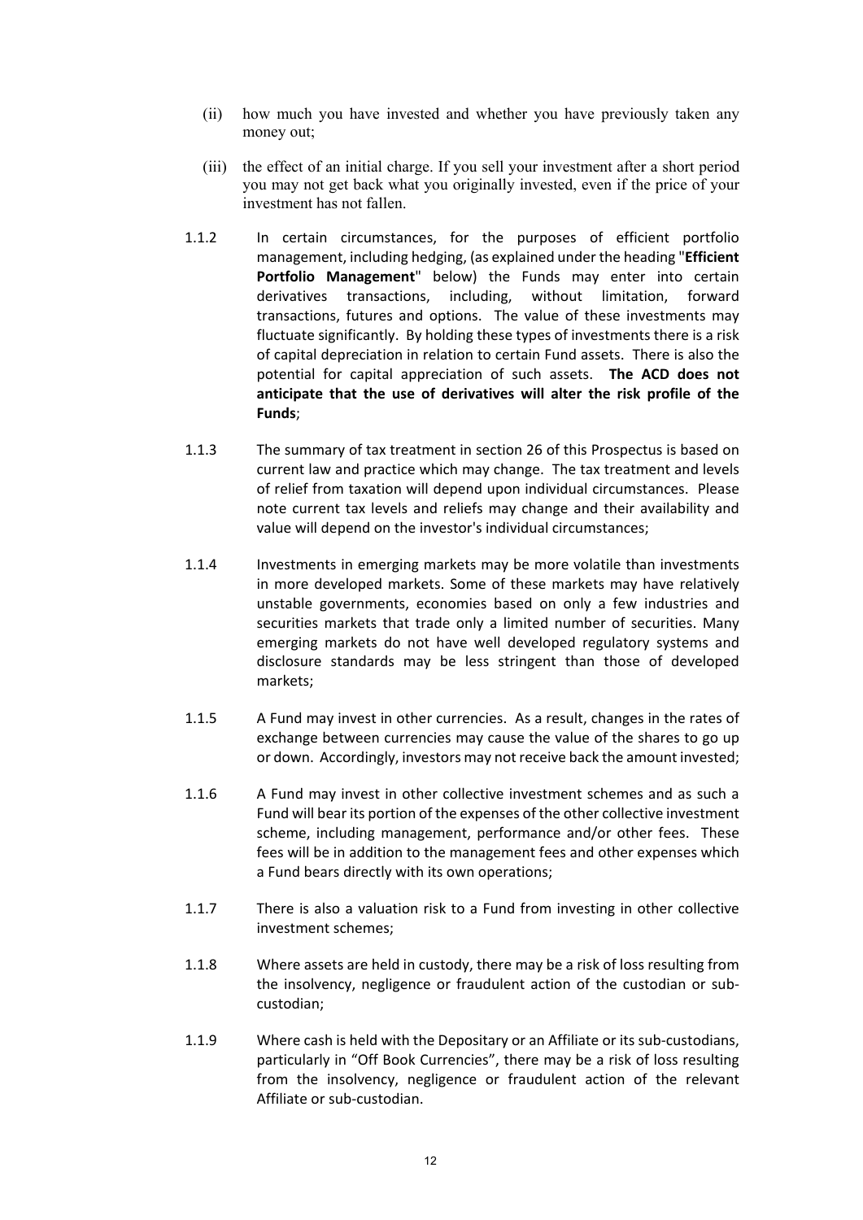(ii) how much you have invested and whether you have previously taken any money out;

(iii) the effect of an initial charge. If you sell your investment after a short period you may not get back what you originally invested, even if the price of your investment has not fallen.

1.1.2 In certain circumstances, for the purposes of efficient portfolio management, including hedging, (as explained under the heading "**Efficient Portfolio Management**" below) the Funds may enter into certain derivatives transactions, including, without limitation, forward transactions, futures and options. The value of these investments may fluctuate significantly. By holding these types of investments there is a risk of capital depreciation in relation to certain Fund assets. There is also the potential for capital appreciation of such assets. **The ACD does not anticipate that the use of derivatives will alter the risk profile of the Funds**;

1.1.3 The summary of tax treatment in section 26 of this Prospectus is based on current law and practice which may change. The tax treatment and levels of relief from taxation will depend upon individual circumstances. Please note current tax levels and reliefs may change and their availability and value will depend on the investor's individual circumstances;

1.1.4 Investments in emerging markets may be more volatile than investments in more developed markets. Some of these markets may have relatively unstable governments, economies based on only a few industries and securities markets that trade only a limited number of securities. Many emerging markets do not have well developed regulatory systems and disclosure standards may be less stringent than those of developed markets;

1.1.5 A Fund may invest in other currencies. As a result, changes in the rates of exchange between currencies may cause the value of the shares to go up or down. Accordingly, investors may not receive back the amount invested;

1.1.6 A Fund may invest in other collective investment schemes and as such a Fund will bear its portion of the expenses of the other collective investment scheme, including management, performance and/or other fees. These fees will be in addition to the management fees and other expenses which a Fund bears directly with its own operations;

1.1.7 There is also a valuation risk to a Fund from investing in other collective investment schemes;

1.1.8 Where assets are held in custody, there may be a risk of loss resulting from the insolvency, negligence or fraudulent action of the custodian or sub-custodian;

1.1.9 Where cash is held with the Depositary or an Affiliate or its sub-custodians, particularly in "Off Book Currencies", there may be a risk of loss resulting from the insolvency, negligence or fraudulent action of the relevant Affiliate or sub-custodian.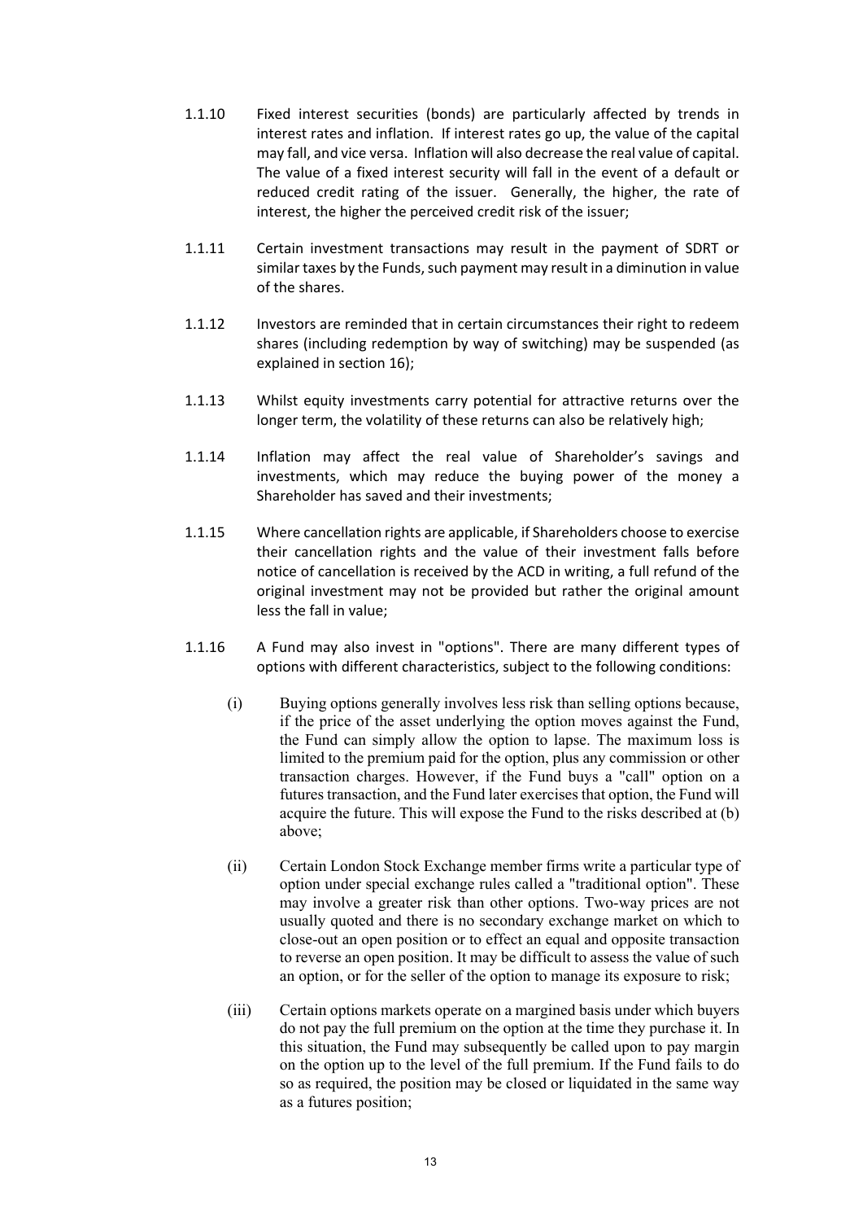1.1.10 Fixed interest securities (bonds) are particularly affected by trends in interest rates and inflation. If interest rates go up, the value of the capital may fall, and vice versa. Inflation will also decrease the real value of capital. The value of a fixed interest security will fall in the event of a default or reduced credit rating of the issuer. Generally, the higher, the rate of interest, the higher the perceived credit risk of the issuer;

1.1.11 Certain investment transactions may result in the payment of SDRT or similar taxes by the Funds, such payment may result in a diminution in value of the shares.

1.1.12 Investors are reminded that in certain circumstances their right to redeem shares (including redemption by way of switching) may be suspended (as explained in section 16);

1.1.13 Whilst equity investments carry potential for attractive returns over the longer term, the volatility of these returns can also be relatively high;

1.1.14 Inflation may affect the real value of Shareholder's savings and investments, which may reduce the buying power of the money a Shareholder has saved and their investments;

1.1.15 Where cancellation rights are applicable, if Shareholders choose to exercise their cancellation rights and the value of their investment falls before notice of cancellation is received by the ACD in writing, a full refund of the original investment may not be provided but rather the original amount less the fall in value;

1.1.16 A Fund may also invest in "options". There are many different types of options with different characteristics, subject to the following conditions:

(i) Buying options generally involves less risk than selling options because, if the price of the asset underlying the option moves against the Fund, the Fund can simply allow the option to lapse. The maximum loss is limited to the premium paid for the option, plus any commission or other transaction charges. However, if the Fund buys a "call" option on a futures transaction, and the Fund later exercises that option, the Fund will acquire the future. This will expose the Fund to the risks described at (b) above;

(ii) Certain London Stock Exchange member firms write a particular type of option under special exchange rules called a "traditional option". These may involve a greater risk than other options. Two-way prices are not usually quoted and there is no secondary exchange market on which to close-out an open position or to effect an equal and opposite transaction to reverse an open position. It may be difficult to assess the value of such an option, or for the seller of the option to manage its exposure to risk;

(iii) Certain options markets operate on a margined basis under which buyers do not pay the full premium on the option at the time they purchase it. In this situation, the Fund may subsequently be called upon to pay margin on the option up to the level of the full premium. If the Fund fails to do so as required, the position may be closed or liquidated in the same way as a futures position;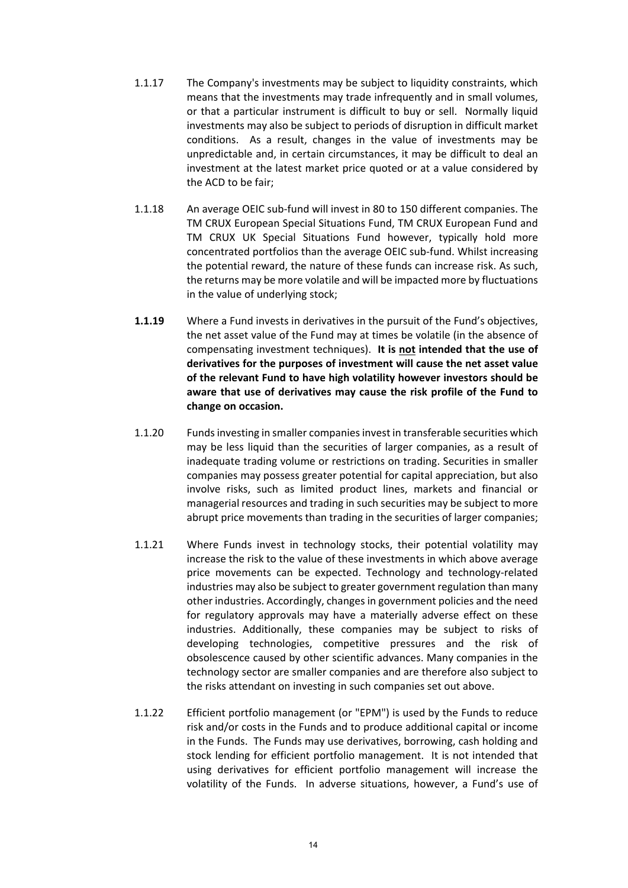1.1.17 The Company's investments may be subject to liquidity constraints, which means that the investments may trade infrequently and in small volumes, or that a particular instrument is difficult to buy or sell. Normally liquid investments may also be subject to periods of disruption in difficult market conditions. As a result, changes in the value of investments may be unpredictable and, in certain circumstances, it may be difficult to deal an investment at the latest market price quoted or at a value considered by the ACD to be fair;

1.1.18 An average OEIC sub-fund will invest in 80 to 150 different companies. The TM CRUX European Special Situations Fund, TM CRUX European Fund and TM CRUX UK Special Situations Fund however, typically hold more concentrated portfolios than the average OEIC sub-fund. Whilst increasing the potential reward, the nature of these funds can increase risk. As such, the returns may be more volatile and will be impacted more by fluctuations in the value of underlying stock;

**1.1.19** Where a Fund invests in derivatives in the pursuit of the Fund's objectives, the net asset value of the Fund may at times be volatile (in the absence of compensating investment techniques). **It is <u>not</u> intended that the use of derivatives for the purposes of investment will cause the net asset value of the relevant Fund to have high volatility however investors should be aware that use of derivatives may cause the risk profile of the Fund to change on occasion.**

1.1.20 Funds investing in smaller companies invest in transferable securities which may be less liquid than the securities of larger companies, as a result of inadequate trading volume or restrictions on trading. Securities in smaller companies may possess greater potential for capital appreciation, but also involve risks, such as limited product lines, markets and financial or managerial resources and trading in such securities may be subject to more abrupt price movements than trading in the securities of larger companies;

1.1.21 Where Funds invest in technology stocks, their potential volatility may increase the risk to the value of these investments in which above average price movements can be expected. Technology and technology-related industries may also be subject to greater government regulation than many other industries. Accordingly, changes in government policies and the need for regulatory approvals may have a materially adverse effect on these industries. Additionally, these companies may be subject to risks of developing technologies, competitive pressures and the risk of obsolescence caused by other scientific advances. Many companies in the technology sector are smaller companies and are therefore also subject to the risks attendant on investing in such companies set out above.

1.1.22 Efficient portfolio management (or "EPM") is used by the Funds to reduce risk and/or costs in the Funds and to produce additional capital or income in the Funds. The Funds may use derivatives, borrowing, cash holding and stock lending for efficient portfolio management. It is not intended that using derivatives for efficient portfolio management will increase the volatility of the Funds. In adverse situations, however, a Fund's use of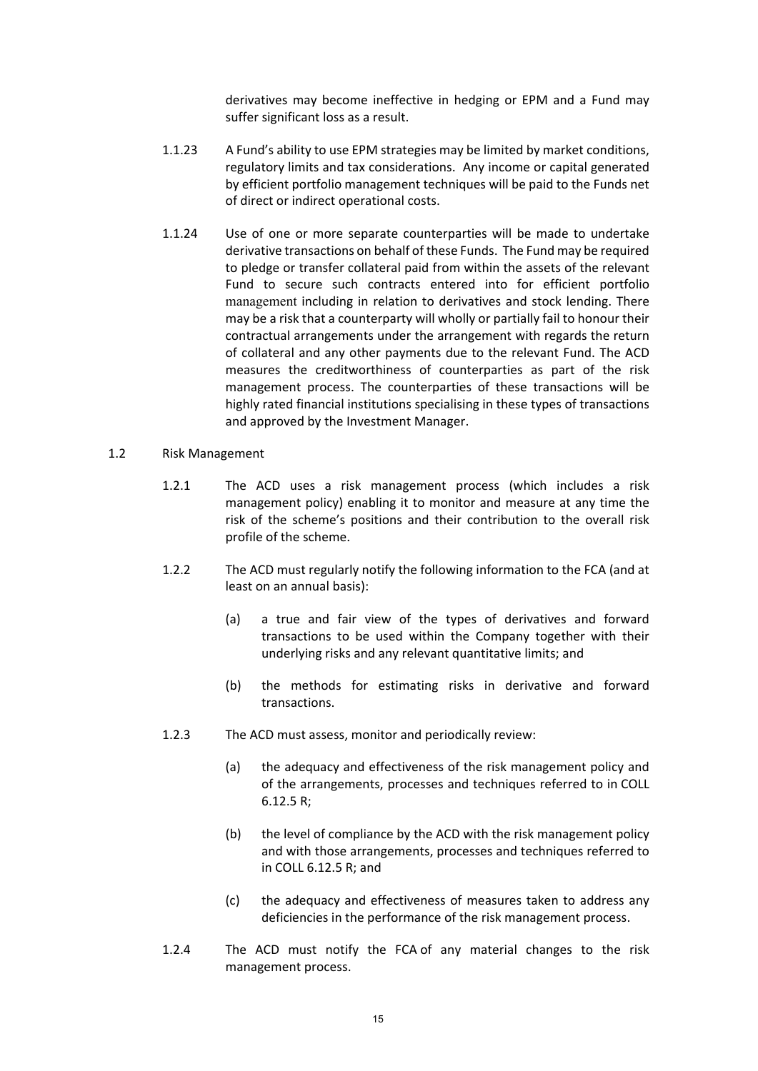derivatives may become ineffective in hedging or EPM and a Fund may suffer significant loss as a result.

1.1.23 A Fund's ability to use EPM strategies may be limited by market conditions, regulatory limits and tax considerations. Any income or capital generated by efficient portfolio management techniques will be paid to the Funds net of direct or indirect operational costs.

1.1.24 Use of one or more separate counterparties will be made to undertake derivative transactions on behalf of these Funds. The Fund may be required to pledge or transfer collateral paid from within the assets of the relevant Fund to secure such contracts entered into for efficient portfolio management including in relation to derivatives and stock lending. There may be a risk that a counterparty will wholly or partially fail to honour their contractual arrangements under the arrangement with regards the return of collateral and any other payments due to the relevant Fund. The ACD measures the creditworthiness of counterparties as part of the risk management process. The counterparties of these transactions will be highly rated financial institutions specialising in these types of transactions and approved by the Investment Manager.

1.2 Risk Management

1.2.1 The ACD uses a risk management process (which includes a risk management policy) enabling it to monitor and measure at any time the risk of the scheme's positions and their contribution to the overall risk profile of the scheme.

1.2.2 The ACD must regularly notify the following information to the FCA (and at least on an annual basis):

(a) a true and fair view of the types of derivatives and forward transactions to be used within the Company together with their underlying risks and any relevant quantitative limits; and

(b) the methods for estimating risks in derivative and forward transactions.

1.2.3 The ACD must assess, monitor and periodically review:

(a) the adequacy and effectiveness of the risk management policy and of the arrangements, processes and techniques referred to in COLL 6.12.5 R;

(b) the level of compliance by the ACD with the risk management policy and with those arrangements, processes and techniques referred to in COLL 6.12.5 R; and

(c) the adequacy and effectiveness of measures taken to address any deficiencies in the performance of the risk management process.

1.2.4 The ACD must notify the FCA of any material changes to the risk management process.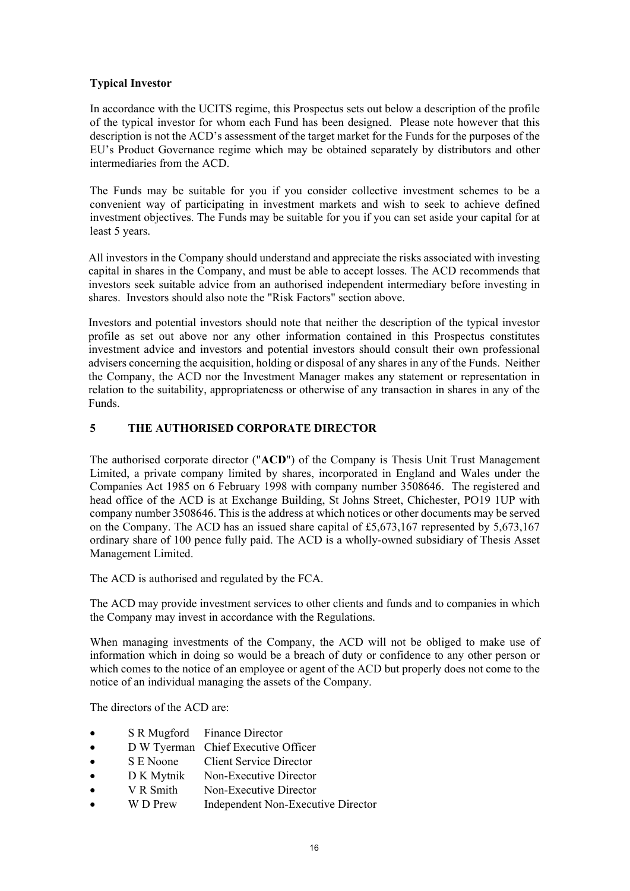**Typical Investor**

In accordance with the UCITS regime, this Prospectus sets out below a description of the profile of the typical investor for whom each Fund has been designed. Please note however that this description is not the ACD's assessment of the target market for the Funds for the purposes of the EU's Product Governance regime which may be obtained separately by distributors and other intermediaries from the ACD.

The Funds may be suitable for you if you consider collective investment schemes to be a convenient way of participating in investment markets and wish to seek to achieve defined investment objectives. The Funds may be suitable for you if you can set aside your capital for at least 5 years.

All investors in the Company should understand and appreciate the risks associated with investing capital in shares in the Company, and must be able to accept losses. The ACD recommends that investors seek suitable advice from an authorised independent intermediary before investing in shares. Investors should also note the "Risk Factors" section above.

Investors and potential investors should note that neither the description of the typical investor profile as set out above nor any other information contained in this Prospectus constitutes investment advice and investors and potential investors should consult their own professional advisers concerning the acquisition, holding or disposal of any shares in any of the Funds. Neither the Company, the ACD nor the Investment Manager makes any statement or representation in relation to the suitability, appropriateness or otherwise of any transaction in shares in any of the Funds.

## 5 THE AUTHORISED CORPORATE DIRECTOR

The authorised corporate director ("**ACD**") of the Company is Thesis Unit Trust Management Limited, a private company limited by shares, incorporated in England and Wales under the Companies Act 1985 on 6 February 1998 with company number 3508646. The registered and head office of the ACD is at Exchange Building, St Johns Street, Chichester, PO19 1UP with company number 3508646. This is the address at which notices or other documents may be served on the Company. The ACD has an issued share capital of £5,673,167 represented by 5,673,167 ordinary share of 100 pence fully paid. The ACD is a wholly-owned subsidiary of Thesis Asset Management Limited.

The ACD is authorised and regulated by the FCA.

The ACD may provide investment services to other clients and funds and to companies in which the Company may invest in accordance with the Regulations.

When managing investments of the Company, the ACD will not be obliged to make use of information which in doing so would be a breach of duty or confidence to any other person or which comes to the notice of an employee or agent of the ACD but properly does not come to the notice of an individual managing the assets of the Company.

The directors of the ACD are:

- S R Mugford Finance Director
- D W Tyerman Chief Executive Officer
- S E Noone Client Service Director
- D K Mytnik Non-Executive Director
- V R Smith Non-Executive Director
- W D Prew Independent Non-Executive Director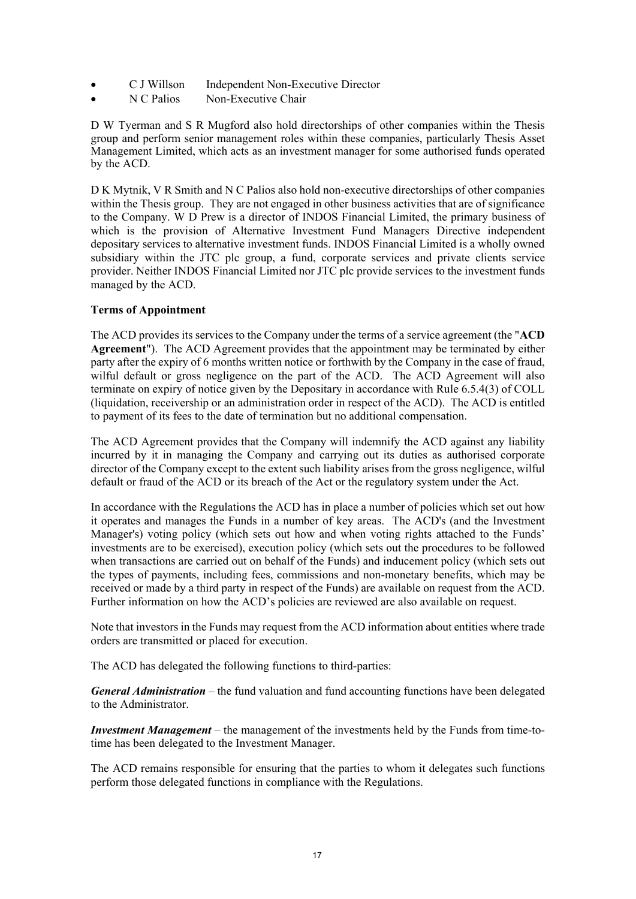- C J Willson    Independent Non-Executive Director
- N C Palios    Non-Executive Chair

D W Tyerman and S R Mugford also hold directorships of other companies within the Thesis group and perform senior management roles within these companies, particularly Thesis Asset Management Limited, which acts as an investment manager for some authorised funds operated by the ACD.

D K Mytnik, V R Smith and N C Palios also hold non-executive directorships of other companies within the Thesis group. They are not engaged in other business activities that are of significance to the Company. W D Prew is a director of INDOS Financial Limited, the primary business of which is the provision of Alternative Investment Fund Managers Directive independent depositary services to alternative investment funds. INDOS Financial Limited is a wholly owned subsidiary within the JTC plc group, a fund, corporate services and private clients service provider. Neither INDOS Financial Limited nor JTC plc provide services to the investment funds managed by the ACD.

**Terms of Appointment**

The ACD provides its services to the Company under the terms of a service agreement (the "**ACD Agreement**"). The ACD Agreement provides that the appointment may be terminated by either party after the expiry of 6 months written notice or forthwith by the Company in the case of fraud, wilful default or gross negligence on the part of the ACD. The ACD Agreement will also terminate on expiry of notice given by the Depositary in accordance with Rule 6.5.4(3) of COLL (liquidation, receivership or an administration order in respect of the ACD). The ACD is entitled to payment of its fees to the date of termination but no additional compensation.

The ACD Agreement provides that the Company will indemnify the ACD against any liability incurred by it in managing the Company and carrying out its duties as authorised corporate director of the Company except to the extent such liability arises from the gross negligence, wilful default or fraud of the ACD or its breach of the Act or the regulatory system under the Act.

In accordance with the Regulations the ACD has in place a number of policies which set out how it operates and manages the Funds in a number of key areas. The ACD's (and the Investment Manager's) voting policy (which sets out how and when voting rights attached to the Funds' investments are to be exercised), execution policy (which sets out the procedures to be followed when transactions are carried out on behalf of the Funds) and inducement policy (which sets out the types of payments, including fees, commissions and non-monetary benefits, which may be received or made by a third party in respect of the Funds) are available on request from the ACD. Further information on how the ACD's policies are reviewed are also available on request.

Note that investors in the Funds may request from the ACD information about entities where trade orders are transmitted or placed for execution.

The ACD has delegated the following functions to third-parties:

***General Administration*** – the fund valuation and fund accounting functions have been delegated to the Administrator.

***Investment Management*** – the management of the investments held by the Funds from time-to-time has been delegated to the Investment Manager.

The ACD remains responsible for ensuring that the parties to whom it delegates such functions perform those delegated functions in compliance with the Regulations.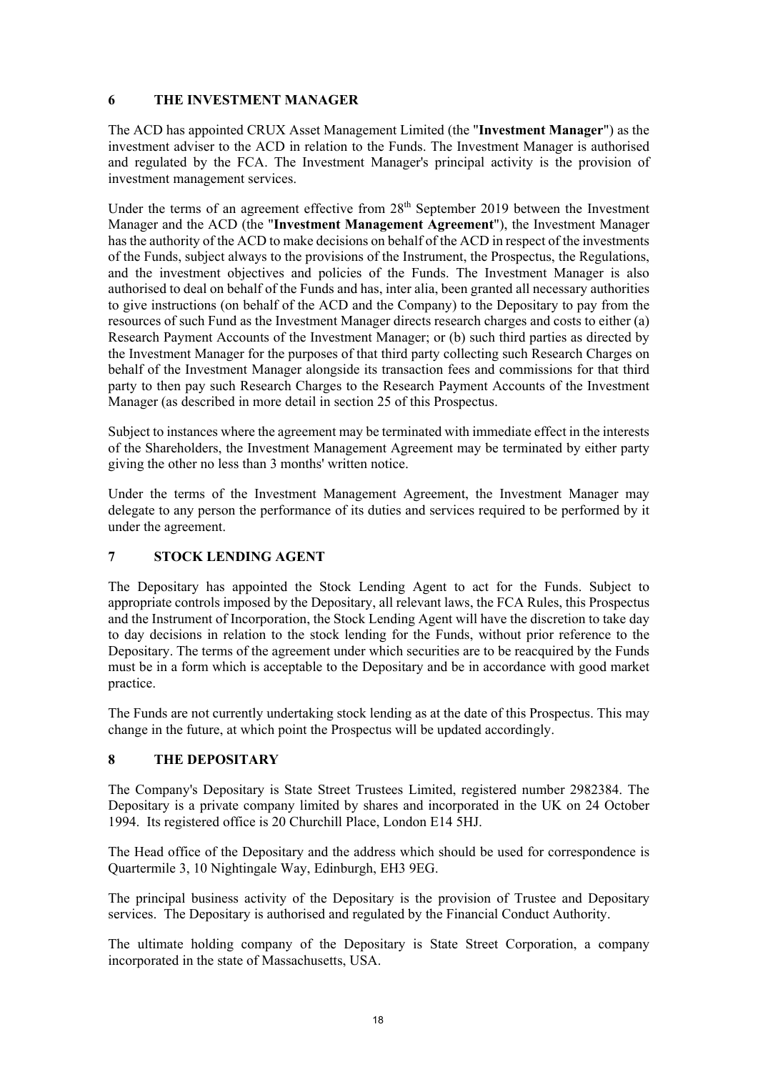## 6 THE INVESTMENT MANAGER

The ACD has appointed CRUX Asset Management Limited (the "**Investment Manager**") as the investment adviser to the ACD in relation to the Funds. The Investment Manager is authorised and regulated by the FCA. The Investment Manager's principal activity is the provision of investment management services.

Under the terms of an agreement effective from 28th September 2019 between the Investment Manager and the ACD (the "**Investment Management Agreement**"), the Investment Manager has the authority of the ACD to make decisions on behalf of the ACD in respect of the investments of the Funds, subject always to the provisions of the Instrument, the Prospectus, the Regulations, and the investment objectives and policies of the Funds. The Investment Manager is also authorised to deal on behalf of the Funds and has, inter alia, been granted all necessary authorities to give instructions (on behalf of the ACD and the Company) to the Depositary to pay from the resources of such Fund as the Investment Manager directs research charges and costs to either (a) Research Payment Accounts of the Investment Manager; or (b) such third parties as directed by the Investment Manager for the purposes of that third party collecting such Research Charges on behalf of the Investment Manager alongside its transaction fees and commissions for that third party to then pay such Research Charges to the Research Payment Accounts of the Investment Manager (as described in more detail in section 25 of this Prospectus.

Subject to instances where the agreement may be terminated with immediate effect in the interests of the Shareholders, the Investment Management Agreement may be terminated by either party giving the other no less than 3 months' written notice.

Under the terms of the Investment Management Agreement, the Investment Manager may delegate to any person the performance of its duties and services required to be performed by it under the agreement.

## 7 STOCK LENDING AGENT

The Depositary has appointed the Stock Lending Agent to act for the Funds. Subject to appropriate controls imposed by the Depositary, all relevant laws, the FCA Rules, this Prospectus and the Instrument of Incorporation, the Stock Lending Agent will have the discretion to take day to day decisions in relation to the stock lending for the Funds, without prior reference to the Depositary. The terms of the agreement under which securities are to be reacquired by the Funds must be in a form which is acceptable to the Depositary and be in accordance with good market practice.

The Funds are not currently undertaking stock lending as at the date of this Prospectus. This may change in the future, at which point the Prospectus will be updated accordingly.

## 8 THE DEPOSITARY

The Company's Depositary is State Street Trustees Limited, registered number 2982384. The Depositary is a private company limited by shares and incorporated in the UK on 24 October 1994. Its registered office is 20 Churchill Place, London E14 5HJ.

The Head office of the Depositary and the address which should be used for correspondence is Quartermile 3, 10 Nightingale Way, Edinburgh, EH3 9EG.

The principal business activity of the Depositary is the provision of Trustee and Depositary services. The Depositary is authorised and regulated by the Financial Conduct Authority.

The ultimate holding company of the Depositary is State Street Corporation, a company incorporated in the state of Massachusetts, USA.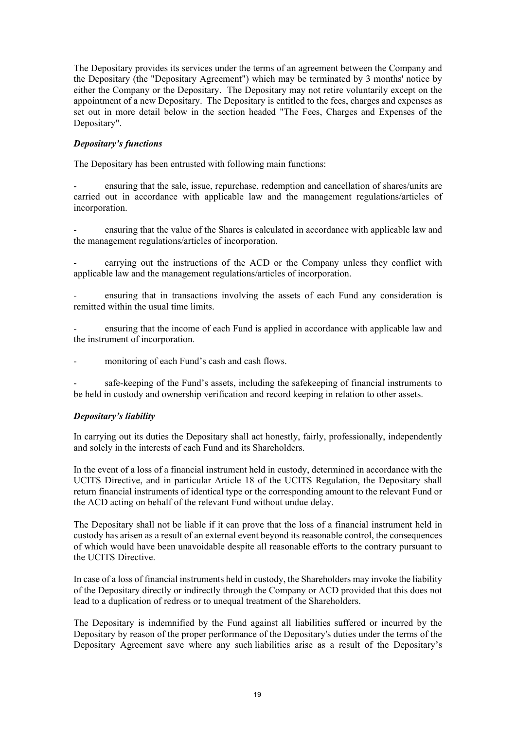The Depositary provides its services under the terms of an agreement between the Company and the Depositary (the "Depositary Agreement") which may be terminated by 3 months' notice by either the Company or the Depositary. The Depositary may not retire voluntarily except on the appointment of a new Depositary. The Depositary is entitled to the fees, charges and expenses as set out in more detail below in the section headed "The Fees, Charges and Expenses of the Depositary".

***Depositary's functions***

The Depositary has been entrusted with following main functions:

- ensuring that the sale, issue, repurchase, redemption and cancellation of shares/units are carried out in accordance with applicable law and the management regulations/articles of incorporation.

- ensuring that the value of the Shares is calculated in accordance with applicable law and the management regulations/articles of incorporation.

- carrying out the instructions of the ACD or the Company unless they conflict with applicable law and the management regulations/articles of incorporation.

- ensuring that in transactions involving the assets of each Fund any consideration is remitted within the usual time limits.

- ensuring that the income of each Fund is applied in accordance with applicable law and the instrument of incorporation.

- monitoring of each Fund's cash and cash flows.

- safe-keeping of the Fund's assets, including the safekeeping of financial instruments to be held in custody and ownership verification and record keeping in relation to other assets.

***Depositary's liability***

In carrying out its duties the Depositary shall act honestly, fairly, professionally, independently and solely in the interests of each Fund and its Shareholders.

In the event of a loss of a financial instrument held in custody, determined in accordance with the UCITS Directive, and in particular Article 18 of the UCITS Regulation, the Depositary shall return financial instruments of identical type or the corresponding amount to the relevant Fund or the ACD acting on behalf of the relevant Fund without undue delay.

The Depositary shall not be liable if it can prove that the loss of a financial instrument held in custody has arisen as a result of an external event beyond its reasonable control, the consequences of which would have been unavoidable despite all reasonable efforts to the contrary pursuant to the UCITS Directive.

In case of a loss of financial instruments held in custody, the Shareholders may invoke the liability of the Depositary directly or indirectly through the Company or ACD provided that this does not lead to a duplication of redress or to unequal treatment of the Shareholders.

The Depositary is indemnified by the Fund against all liabilities suffered or incurred by the Depositary by reason of the proper performance of the Depositary's duties under the terms of the Depositary Agreement save where any such liabilities arise as a result of the Depositary's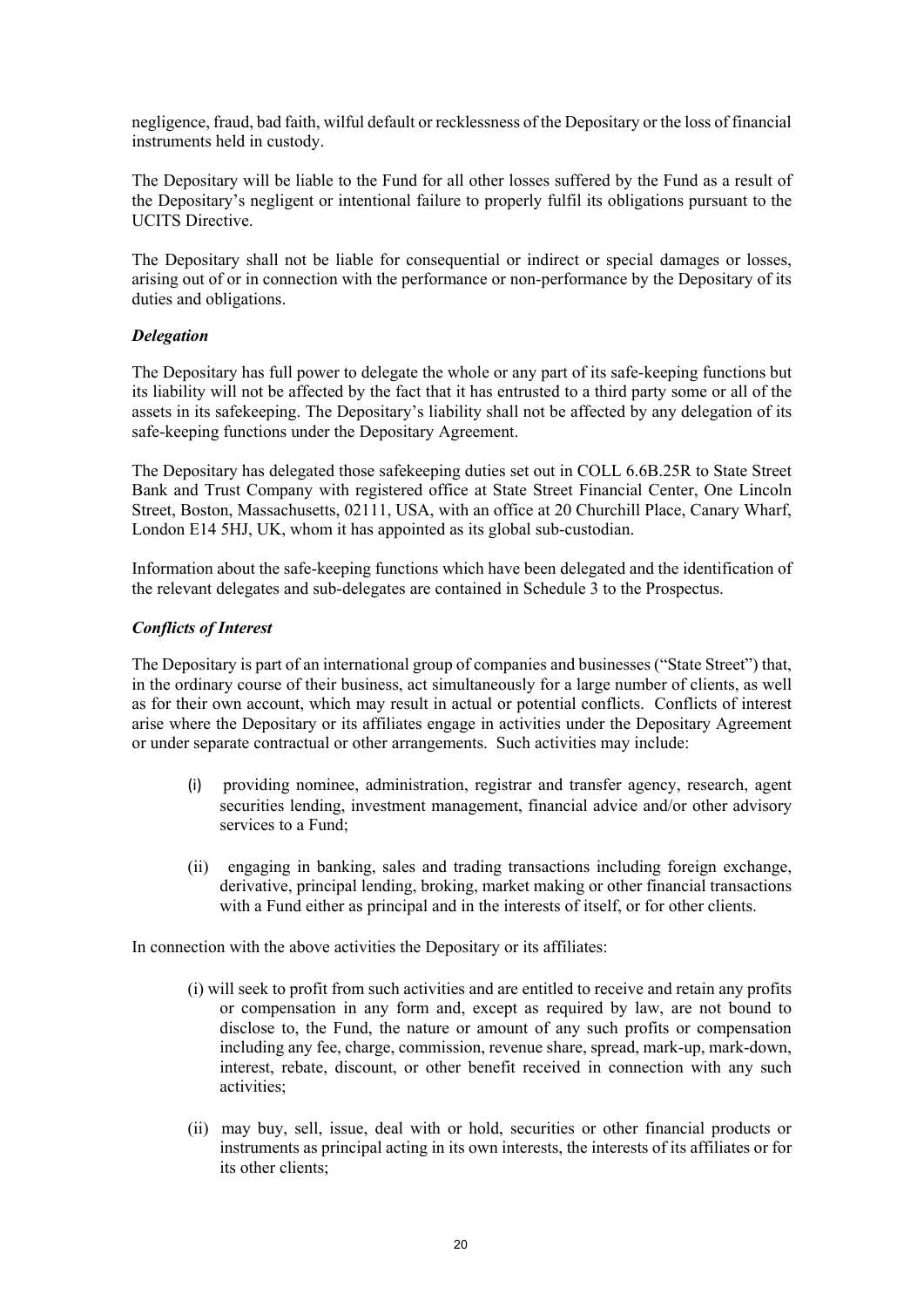negligence, fraud, bad faith, wilful default or recklessness of the Depositary or the loss of financial instruments held in custody.

The Depositary will be liable to the Fund for all other losses suffered by the Fund as a result of the Depositary's negligent or intentional failure to properly fulfil its obligations pursuant to the UCITS Directive.

The Depositary shall not be liable for consequential or indirect or special damages or losses, arising out of or in connection with the performance or non-performance by the Depositary of its duties and obligations.

***Delegation***

The Depositary has full power to delegate the whole or any part of its safe-keeping functions but its liability will not be affected by the fact that it has entrusted to a third party some or all of the assets in its safekeeping. The Depositary's liability shall not be affected by any delegation of its safe-keeping functions under the Depositary Agreement.

The Depositary has delegated those safekeeping duties set out in COLL 6.6B.25R to State Street Bank and Trust Company with registered office at State Street Financial Center, One Lincoln Street, Boston, Massachusetts, 02111, USA, with an office at 20 Churchill Place, Canary Wharf, London E14 5HJ, UK, whom it has appointed as its global sub-custodian.

Information about the safe-keeping functions which have been delegated and the identification of the relevant delegates and sub-delegates are contained in Schedule 3 to the Prospectus.

***Conflicts of Interest***

The Depositary is part of an international group of companies and businesses ("State Street") that, in the ordinary course of their business, act simultaneously for a large number of clients, as well as for their own account, which may result in actual or potential conflicts. Conflicts of interest arise where the Depositary or its affiliates engage in activities under the Depositary Agreement or under separate contractual or other arrangements. Such activities may include:

(i) providing nominee, administration, registrar and transfer agency, research, agent securities lending, investment management, financial advice and/or other advisory services to a Fund;

(ii) engaging in banking, sales and trading transactions including foreign exchange, derivative, principal lending, broking, market making or other financial transactions with a Fund either as principal and in the interests of itself, or for other clients.

In connection with the above activities the Depositary or its affiliates:

(i) will seek to profit from such activities and are entitled to receive and retain any profits or compensation in any form and, except as required by law, are not bound to disclose to, the Fund, the nature or amount of any such profits or compensation including any fee, charge, commission, revenue share, spread, mark-up, mark-down, interest, rebate, discount, or other benefit received in connection with any such activities;

(ii) may buy, sell, issue, deal with or hold, securities or other financial products or instruments as principal acting in its own interests, the interests of its affiliates or for its other clients;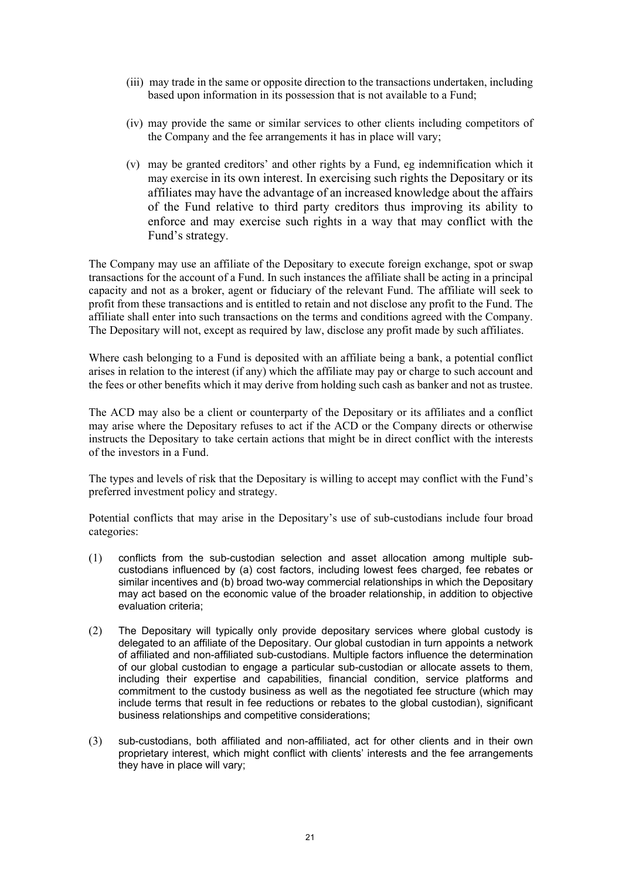(iii) may trade in the same or opposite direction to the transactions undertaken, including based upon information in its possession that is not available to a Fund;

(iv) may provide the same or similar services to other clients including competitors of the Company and the fee arrangements it has in place will vary;

(v) may be granted creditors' and other rights by a Fund, eg indemnification which it may exercise in its own interest. In exercising such rights the Depositary or its affiliates may have the advantage of an increased knowledge about the affairs of the Fund relative to third party creditors thus improving its ability to enforce and may exercise such rights in a way that may conflict with the Fund's strategy.

The Company may use an affiliate of the Depositary to execute foreign exchange, spot or swap transactions for the account of a Fund. In such instances the affiliate shall be acting in a principal capacity and not as a broker, agent or fiduciary of the relevant Fund. The affiliate will seek to profit from these transactions and is entitled to retain and not disclose any profit to the Fund. The affiliate shall enter into such transactions on the terms and conditions agreed with the Company. The Depositary will not, except as required by law, disclose any profit made by such affiliates.

Where cash belonging to a Fund is deposited with an affiliate being a bank, a potential conflict arises in relation to the interest (if any) which the affiliate may pay or charge to such account and the fees or other benefits which it may derive from holding such cash as banker and not as trustee.

The ACD may also be a client or counterparty of the Depositary or its affiliates and a conflict may arise where the Depositary refuses to act if the ACD or the Company directs or otherwise instructs the Depositary to take certain actions that might be in direct conflict with the interests of the investors in a Fund.

The types and levels of risk that the Depositary is willing to accept may conflict with the Fund's preferred investment policy and strategy.

Potential conflicts that may arise in the Depositary's use of sub-custodians include four broad categories:

(1) conflicts from the sub-custodian selection and asset allocation among multiple sub-custodians influenced by (a) cost factors, including lowest fees charged, fee rebates or similar incentives and (b) broad two-way commercial relationships in which the Depositary may act based on the economic value of the broader relationship, in addition to objective evaluation criteria;

(2) The Depositary will typically only provide depositary services where global custody is delegated to an affiliate of the Depositary. Our global custodian in turn appoints a network of affiliated and non-affiliated sub-custodians. Multiple factors influence the determination of our global custodian to engage a particular sub-custodian or allocate assets to them, including their expertise and capabilities, financial condition, service platforms and commitment to the custody business as well as the negotiated fee structure (which may include terms that result in fee reductions or rebates to the global custodian), significant business relationships and competitive considerations;

(3) sub-custodians, both affiliated and non-affiliated, act for other clients and in their own proprietary interest, which might conflict with clients' interests and the fee arrangements they have in place will vary;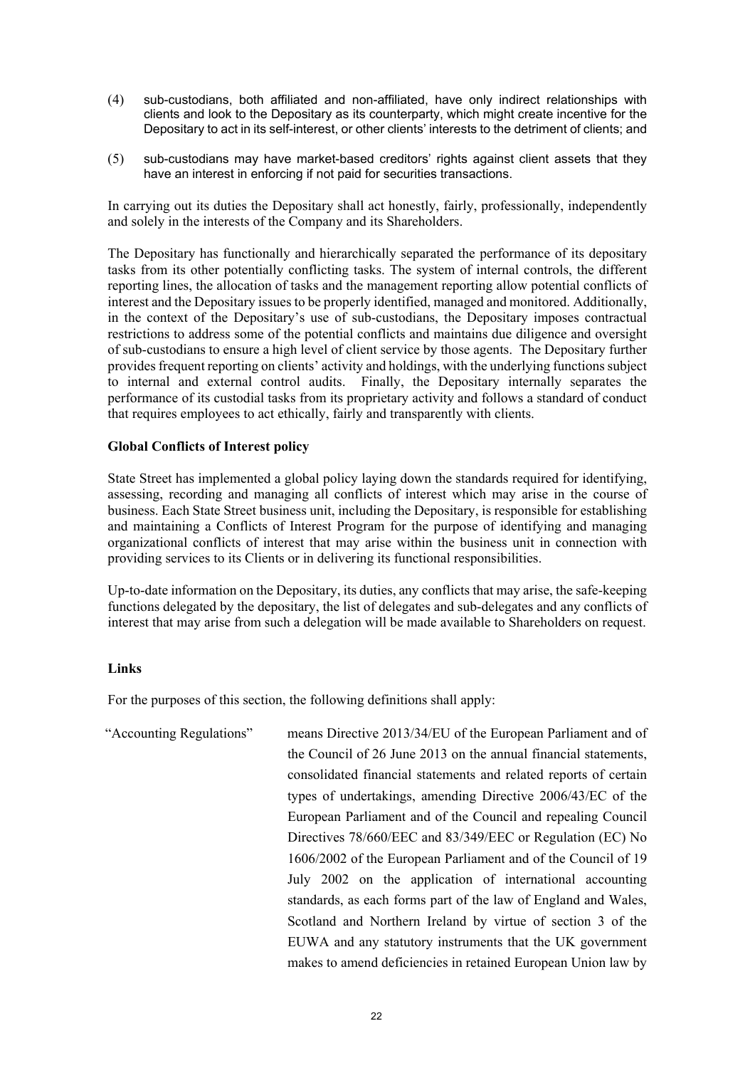(4) sub-custodians, both affiliated and non-affiliated, have only indirect relationships with clients and look to the Depositary as its counterparty, which might create incentive for the Depositary to act in its self-interest, or other clients' interests to the detriment of clients; and

(5) sub-custodians may have market-based creditors' rights against client assets that they have an interest in enforcing if not paid for securities transactions.

In carrying out its duties the Depositary shall act honestly, fairly, professionally, independently and solely in the interests of the Company and its Shareholders.

The Depositary has functionally and hierarchically separated the performance of its depositary tasks from its other potentially conflicting tasks. The system of internal controls, the different reporting lines, the allocation of tasks and the management reporting allow potential conflicts of interest and the Depositary issues to be properly identified, managed and monitored. Additionally, in the context of the Depositary's use of sub-custodians, the Depositary imposes contractual restrictions to address some of the potential conflicts and maintains due diligence and oversight of sub-custodians to ensure a high level of client service by those agents. The Depositary further provides frequent reporting on clients' activity and holdings, with the underlying functions subject to internal and external control audits. Finally, the Depositary internally separates the performance of its custodial tasks from its proprietary activity and follows a standard of conduct that requires employees to act ethically, fairly and transparently with clients.

**Global Conflicts of Interest policy**

State Street has implemented a global policy laying down the standards required for identifying, assessing, recording and managing all conflicts of interest which may arise in the course of business. Each State Street business unit, including the Depositary, is responsible for establishing and maintaining a Conflicts of Interest Program for the purpose of identifying and managing organizational conflicts of interest that may arise within the business unit in connection with providing services to its Clients or in delivering its functional responsibilities.

Up-to-date information on the Depositary, its duties, any conflicts that may arise, the safe-keeping functions delegated by the depositary, the list of delegates and sub-delegates and any conflicts of interest that may arise from such a delegation will be made available to Shareholders on request.

**Links**

For the purposes of this section, the following definitions shall apply:

"Accounting Regulations" means Directive 2013/34/EU of the European Parliament and of the Council of 26 June 2013 on the annual financial statements, consolidated financial statements and related reports of certain types of undertakings, amending Directive 2006/43/EC of the European Parliament and of the Council and repealing Council Directives 78/660/EEC and 83/349/EEC or Regulation (EC) No 1606/2002 of the European Parliament and of the Council of 19 July 2002 on the application of international accounting standards, as each forms part of the law of England and Wales, Scotland and Northern Ireland by virtue of section 3 of the EUWA and any statutory instruments that the UK government makes to amend deficiencies in retained European Union law by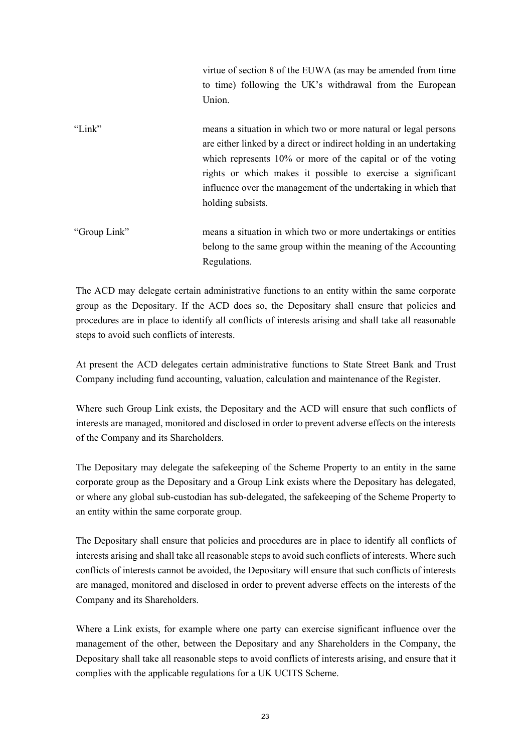virtue of section 8 of the EUWA (as may be amended from time to time) following the UK's withdrawal from the European Union.

| | |
|---|---|
| "Link" | means a situation in which two or more natural or legal persons are either linked by a direct or indirect holding in an undertaking which represents 10% or more of the capital or of the voting rights or which makes it possible to exercise a significant influence over the management of the undertaking in which that holding subsists. |
| "Group Link" | means a situation in which two or more undertakings or entities belong to the same group within the meaning of the Accounting Regulations. |

The ACD may delegate certain administrative functions to an entity within the same corporate group as the Depositary. If the ACD does so, the Depositary shall ensure that policies and procedures are in place to identify all conflicts of interests arising and shall take all reasonable steps to avoid such conflicts of interests.

At present the ACD delegates certain administrative functions to State Street Bank and Trust Company including fund accounting, valuation, calculation and maintenance of the Register.

Where such Group Link exists, the Depositary and the ACD will ensure that such conflicts of interests are managed, monitored and disclosed in order to prevent adverse effects on the interests of the Company and its Shareholders.

The Depositary may delegate the safekeeping of the Scheme Property to an entity in the same corporate group as the Depositary and a Group Link exists where the Depositary has delegated, or where any global sub-custodian has sub-delegated, the safekeeping of the Scheme Property to an entity within the same corporate group.

The Depositary shall ensure that policies and procedures are in place to identify all conflicts of interests arising and shall take all reasonable steps to avoid such conflicts of interests. Where such conflicts of interests cannot be avoided, the Depositary will ensure that such conflicts of interests are managed, monitored and disclosed in order to prevent adverse effects on the interests of the Company and its Shareholders.

Where a Link exists, for example where one party can exercise significant influence over the management of the other, between the Depositary and any Shareholders in the Company, the Depositary shall take all reasonable steps to avoid conflicts of interests arising, and ensure that it complies with the applicable regulations for a UK UCITS Scheme.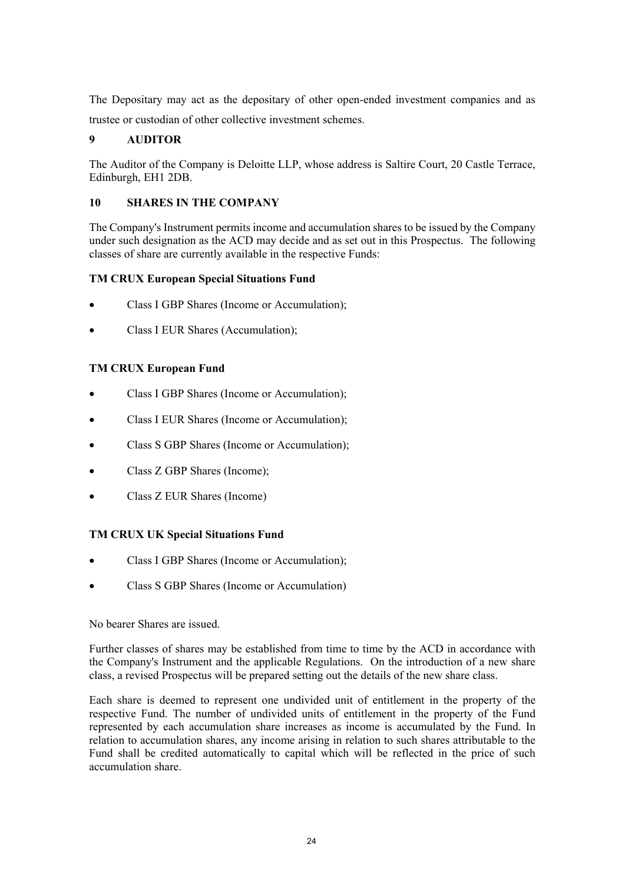The Depositary may act as the depositary of other open-ended investment companies and as trustee or custodian of other collective investment schemes.

## 9 AUDITOR

The Auditor of the Company is Deloitte LLP, whose address is Saltire Court, 20 Castle Terrace, Edinburgh, EH1 2DB.

## 10 SHARES IN THE COMPANY

The Company's Instrument permits income and accumulation shares to be issued by the Company under such designation as the ACD may decide and as set out in this Prospectus. The following classes of share are currently available in the respective Funds:

**TM CRUX European Special Situations Fund**

- Class I GBP Shares (Income or Accumulation);
- Class I EUR Shares (Accumulation);

**TM CRUX European Fund**

- Class I GBP Shares (Income or Accumulation);
- Class I EUR Shares (Income or Accumulation);
- Class S GBP Shares (Income or Accumulation);
- Class Z GBP Shares (Income);
- Class Z EUR Shares (Income)

**TM CRUX UK Special Situations Fund**

- Class I GBP Shares (Income or Accumulation);
- Class S GBP Shares (Income or Accumulation)

No bearer Shares are issued.

Further classes of shares may be established from time to time by the ACD in accordance with the Company's Instrument and the applicable Regulations. On the introduction of a new share class, a revised Prospectus will be prepared setting out the details of the new share class.

Each share is deemed to represent one undivided unit of entitlement in the property of the respective Fund. The number of undivided units of entitlement in the property of the Fund represented by each accumulation share increases as income is accumulated by the Fund. In relation to accumulation shares, any income arising in relation to such shares attributable to the Fund shall be credited automatically to capital which will be reflected in the price of such accumulation share.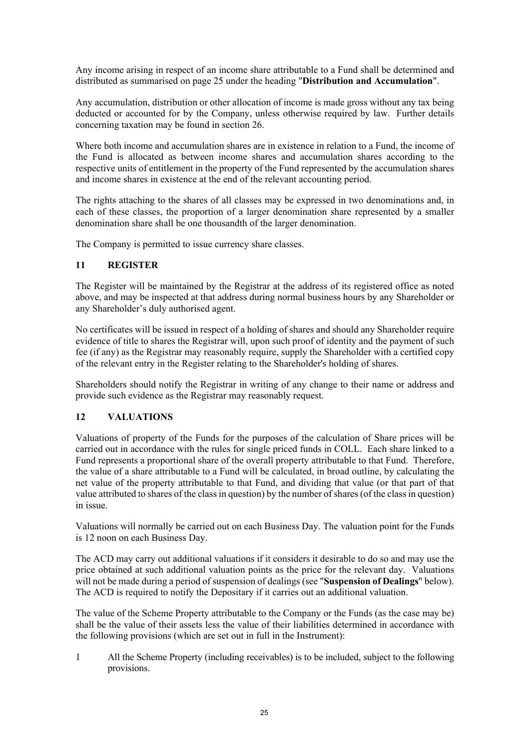Any income arising in respect of an income share attributable to a Fund shall be determined and distributed as summarised on page 25 under the heading "**Distribution and Accumulation**".

Any accumulation, distribution or other allocation of income is made gross without any tax being deducted or accounted for by the Company, unless otherwise required by law. Further details concerning taxation may be found in section 26.

Where both income and accumulation shares are in existence in relation to a Fund, the income of the Fund is allocated as between income shares and accumulation shares according to the respective units of entitlement in the property of the Fund represented by the accumulation shares and income shares in existence at the end of the relevant accounting period.

The rights attaching to the shares of all classes may be expressed in two denominations and, in each of these classes, the proportion of a larger denomination share represented by a smaller denomination share shall be one thousandth of the larger denomination.

The Company is permitted to issue currency share classes.

## 11 REGISTER

The Register will be maintained by the Registrar at the address of its registered office as noted above, and may be inspected at that address during normal business hours by any Shareholder or any Shareholder's duly authorised agent.

No certificates will be issued in respect of a holding of shares and should any Shareholder require evidence of title to shares the Registrar will, upon such proof of identity and the payment of such fee (if any) as the Registrar may reasonably require, supply the Shareholder with a certified copy of the relevant entry in the Register relating to the Shareholder's holding of shares.

Shareholders should notify the Registrar in writing of any change to their name or address and provide such evidence as the Registrar may reasonably request.

## 12 VALUATIONS

Valuations of property of the Funds for the purposes of the calculation of Share prices will be carried out in accordance with the rules for single priced funds in COLL. Each share linked to a Fund represents a proportional share of the overall property attributable to that Fund. Therefore, the value of a share attributable to a Fund will be calculated, in broad outline, by calculating the net value of the property attributable to that Fund, and dividing that value (or that part of that value attributed to shares of the class in question) by the number of shares (of the class in question) in issue.

Valuations will normally be carried out on each Business Day. The valuation point for the Funds is 12 noon on each Business Day.

The ACD may carry out additional valuations if it considers it desirable to do so and may use the price obtained at such additional valuation points as the price for the relevant day. Valuations will not be made during a period of suspension of dealings (see "**Suspension of Dealings**" below). The ACD is required to notify the Depositary if it carries out an additional valuation.

The value of the Scheme Property attributable to the Company or the Funds (as the case may be) shall be the value of their assets less the value of their liabilities determined in accordance with the following provisions (which are set out in full in the Instrument):

1 All the Scheme Property (including receivables) is to be included, subject to the following provisions.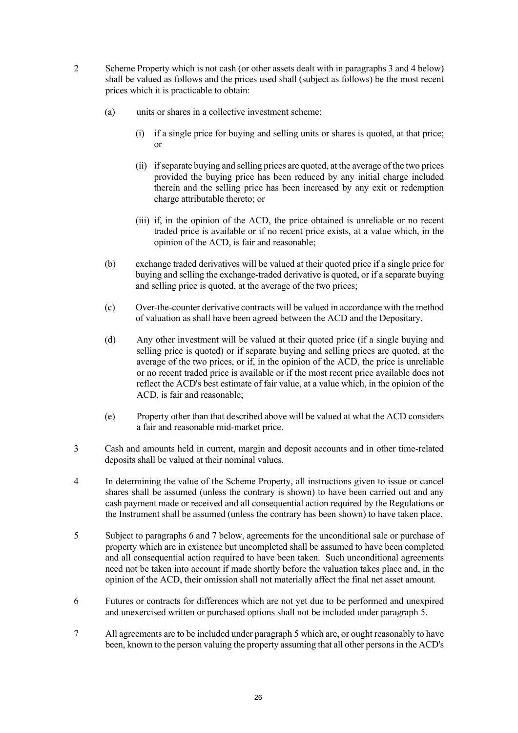2 Scheme Property which is not cash (or other assets dealt with in paragraphs 3 and 4 below) shall be valued as follows and the prices used shall (subject as follows) be the most recent prices which it is practicable to obtain:

(a) units or shares in a collective investment scheme:

(i) if a single price for buying and selling units or shares is quoted, at that price; or

(ii) if separate buying and selling prices are quoted, at the average of the two prices provided the buying price has been reduced by any initial charge included therein and the selling price has been increased by any exit or redemption charge attributable thereto; or

(iii) if, in the opinion of the ACD, the price obtained is unreliable or no recent traded price is available or if no recent price exists, at a value which, in the opinion of the ACD, is fair and reasonable;

(b) exchange traded derivatives will be valued at their quoted price if a single price for buying and selling the exchange-traded derivative is quoted, or if a separate buying and selling price is quoted, at the average of the two prices;

(c) Over-the-counter derivative contracts will be valued in accordance with the method of valuation as shall have been agreed between the ACD and the Depositary.

(d) Any other investment will be valued at their quoted price (if a single buying and selling price is quoted) or if separate buying and selling prices are quoted, at the average of the two prices, or if, in the opinion of the ACD, the price is unreliable or no recent traded price is available or if the most recent price available does not reflect the ACD's best estimate of fair value, at a value which, in the opinion of the ACD, is fair and reasonable;

(e) Property other than that described above will be valued at what the ACD considers a fair and reasonable mid-market price.

3 Cash and amounts held in current, margin and deposit accounts and in other time-related deposits shall be valued at their nominal values.

4 In determining the value of the Scheme Property, all instructions given to issue or cancel shares shall be assumed (unless the contrary is shown) to have been carried out and any cash payment made or received and all consequential action required by the Regulations or the Instrument shall be assumed (unless the contrary has been shown) to have taken place.

5 Subject to paragraphs 6 and 7 below, agreements for the unconditional sale or purchase of property which are in existence but uncompleted shall be assumed to have been completed and all consequential action required to have been taken. Such unconditional agreements need not be taken into account if made shortly before the valuation takes place and, in the opinion of the ACD, their omission shall not materially affect the final net asset amount.

6 Futures or contracts for differences which are not yet due to be performed and unexpired and unexercised written or purchased options shall not be included under paragraph 5.

7 All agreements are to be included under paragraph 5 which are, or ought reasonably to have been, known to the person valuing the property assuming that all other persons in the ACD's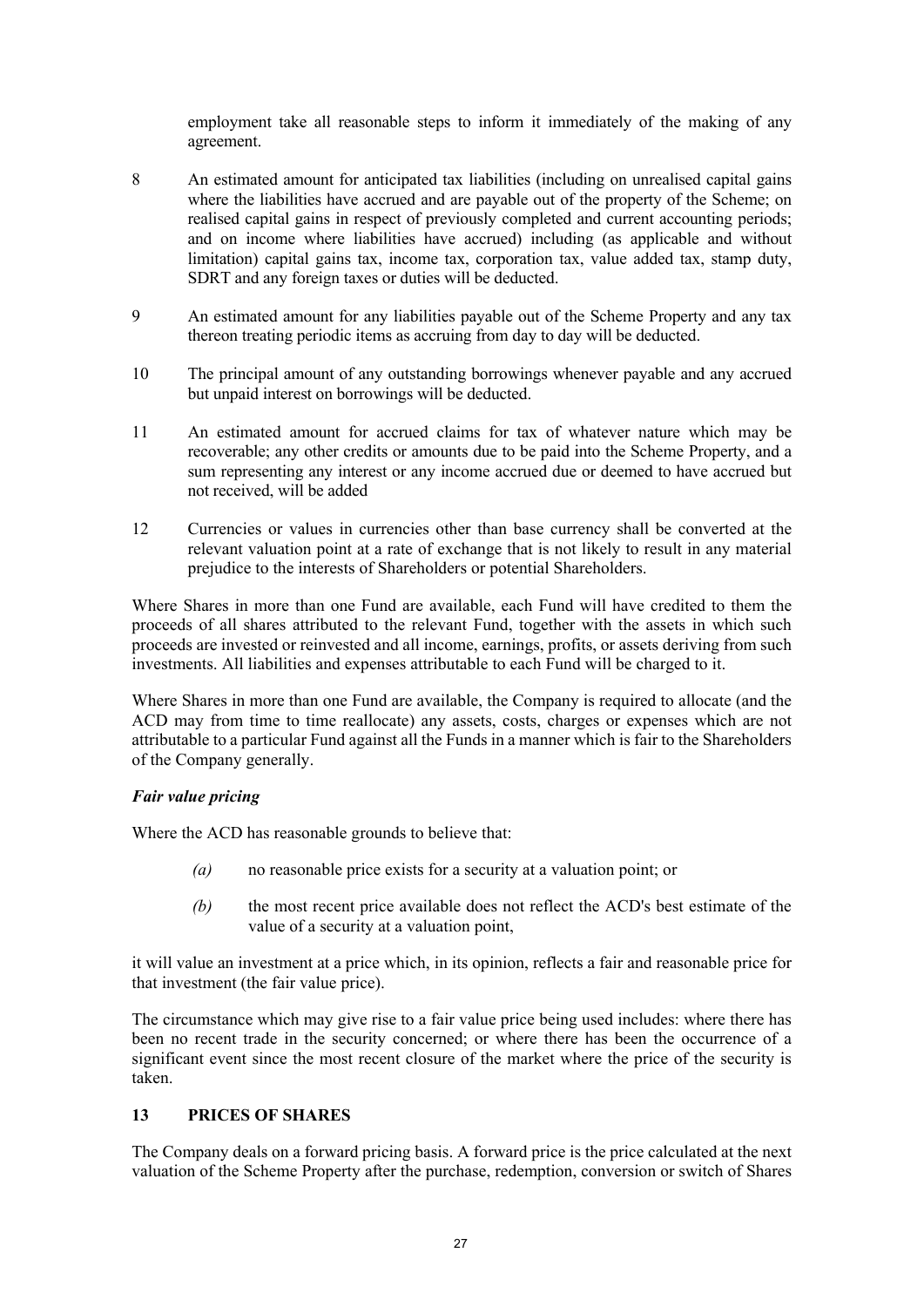employment take all reasonable steps to inform it immediately of the making of any agreement.

8 An estimated amount for anticipated tax liabilities (including on unrealised capital gains where the liabilities have accrued and are payable out of the property of the Scheme; on realised capital gains in respect of previously completed and current accounting periods; and on income where liabilities have accrued) including (as applicable and without limitation) capital gains tax, income tax, corporation tax, value added tax, stamp duty, SDRT and any foreign taxes or duties will be deducted.

9 An estimated amount for any liabilities payable out of the Scheme Property and any tax thereon treating periodic items as accruing from day to day will be deducted.

10 The principal amount of any outstanding borrowings whenever payable and any accrued but unpaid interest on borrowings will be deducted.

11 An estimated amount for accrued claims for tax of whatever nature which may be recoverable; any other credits or amounts due to be paid into the Scheme Property, and a sum representing any interest or any income accrued due or deemed to have accrued but not received, will be added

12 Currencies or values in currencies other than base currency shall be converted at the relevant valuation point at a rate of exchange that is not likely to result in any material prejudice to the interests of Shareholders or potential Shareholders.

Where Shares in more than one Fund are available, each Fund will have credited to them the proceeds of all shares attributed to the relevant Fund, together with the assets in which such proceeds are invested or reinvested and all income, earnings, profits, or assets deriving from such investments. All liabilities and expenses attributable to each Fund will be charged to it.

Where Shares in more than one Fund are available, the Company is required to allocate (and the ACD may from time to time reallocate) any assets, costs, charges or expenses which are not attributable to a particular Fund against all the Funds in a manner which is fair to the Shareholders of the Company generally.

***Fair value pricing***

Where the ACD has reasonable grounds to believe that:

*(a)* no reasonable price exists for a security at a valuation point; or

*(b)* the most recent price available does not reflect the ACD's best estimate of the value of a security at a valuation point,

it will value an investment at a price which, in its opinion, reflects a fair and reasonable price for that investment (the fair value price).

The circumstance which may give rise to a fair value price being used includes: where there has been no recent trade in the security concerned; or where there has been the occurrence of a significant event since the most recent closure of the market where the price of the security is taken.

## 13 PRICES OF SHARES

The Company deals on a forward pricing basis. A forward price is the price calculated at the next valuation of the Scheme Property after the purchase, redemption, conversion or switch of Shares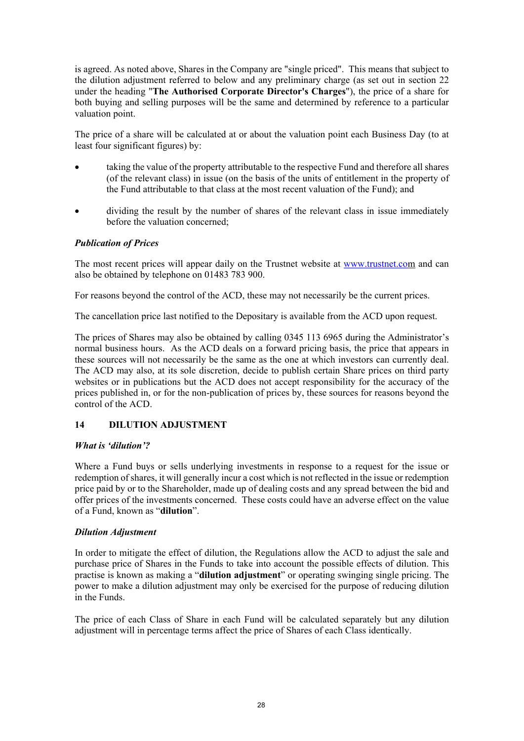is agreed. As noted above, Shares in the Company are "single priced". This means that subject to the dilution adjustment referred to below and any preliminary charge (as set out in section 22 under the heading "**The Authorised Corporate Director's Charges**"), the price of a share for both buying and selling purposes will be the same and determined by reference to a particular valuation point.

The price of a share will be calculated at or about the valuation point each Business Day (to at least four significant figures) by:

- taking the value of the property attributable to the respective Fund and therefore all shares (of the relevant class) in issue (on the basis of the units of entitlement in the property of the Fund attributable to that class at the most recent valuation of the Fund); and
- dividing the result by the number of shares of the relevant class in issue immediately before the valuation concerned;

***Publication of Prices***

The most recent prices will appear daily on the Trustnet website at www.trustnet.com and can also be obtained by telephone on 01483 783 900.

For reasons beyond the control of the ACD, these may not necessarily be the current prices.

The cancellation price last notified to the Depositary is available from the ACD upon request.

The prices of Shares may also be obtained by calling 0345 113 6965 during the Administrator's normal business hours. As the ACD deals on a forward pricing basis, the price that appears in these sources will not necessarily be the same as the one at which investors can currently deal. The ACD may also, at its sole discretion, decide to publish certain Share prices on third party websites or in publications but the ACD does not accept responsibility for the accuracy of the prices published in, or for the non-publication of prices by, these sources for reasons beyond the control of the ACD.

## 14 DILUTION ADJUSTMENT

***What is 'dilution'?***

Where a Fund buys or sells underlying investments in response to a request for the issue or redemption of shares, it will generally incur a cost which is not reflected in the issue or redemption price paid by or to the Shareholder, made up of dealing costs and any spread between the bid and offer prices of the investments concerned. These costs could have an adverse effect on the value of a Fund, known as "**dilution**".

***Dilution Adjustment***

In order to mitigate the effect of dilution, the Regulations allow the ACD to adjust the sale and purchase price of Shares in the Funds to take into account the possible effects of dilution. This practise is known as making a "**dilution adjustment**" or operating swinging single pricing. The power to make a dilution adjustment may only be exercised for the purpose of reducing dilution in the Funds.

The price of each Class of Share in each Fund will be calculated separately but any dilution adjustment will in percentage terms affect the price of Shares of each Class identically.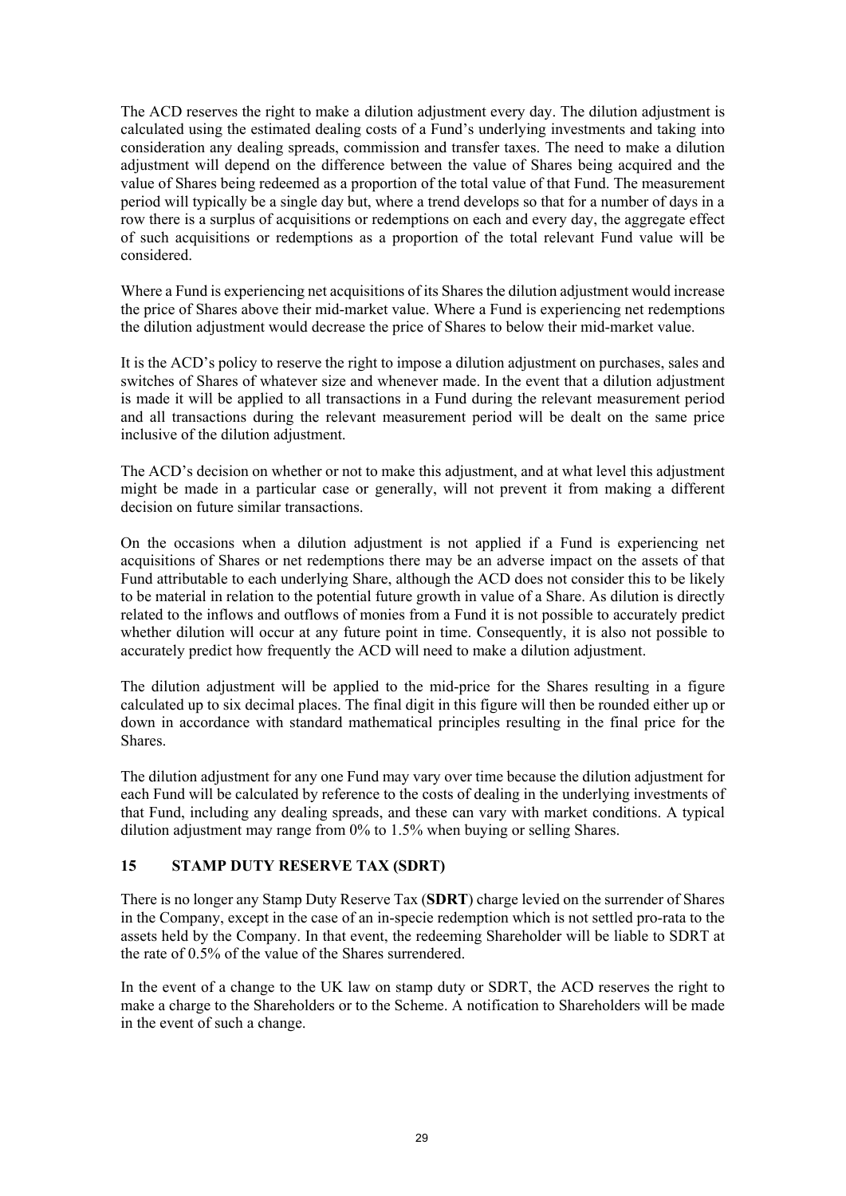The ACD reserves the right to make a dilution adjustment every day. The dilution adjustment is calculated using the estimated dealing costs of a Fund's underlying investments and taking into consideration any dealing spreads, commission and transfer taxes. The need to make a dilution adjustment will depend on the difference between the value of Shares being acquired and the value of Shares being redeemed as a proportion of the total value of that Fund. The measurement period will typically be a single day but, where a trend develops so that for a number of days in a row there is a surplus of acquisitions or redemptions on each and every day, the aggregate effect of such acquisitions or redemptions as a proportion of the total relevant Fund value will be considered.

Where a Fund is experiencing net acquisitions of its Shares the dilution adjustment would increase the price of Shares above their mid-market value. Where a Fund is experiencing net redemptions the dilution adjustment would decrease the price of Shares to below their mid-market value.

It is the ACD's policy to reserve the right to impose a dilution adjustment on purchases, sales and switches of Shares of whatever size and whenever made. In the event that a dilution adjustment is made it will be applied to all transactions in a Fund during the relevant measurement period and all transactions during the relevant measurement period will be dealt on the same price inclusive of the dilution adjustment.

The ACD's decision on whether or not to make this adjustment, and at what level this adjustment might be made in a particular case or generally, will not prevent it from making a different decision on future similar transactions.

On the occasions when a dilution adjustment is not applied if a Fund is experiencing net acquisitions of Shares or net redemptions there may be an adverse impact on the assets of that Fund attributable to each underlying Share, although the ACD does not consider this to be likely to be material in relation to the potential future growth in value of a Share. As dilution is directly related to the inflows and outflows of monies from a Fund it is not possible to accurately predict whether dilution will occur at any future point in time. Consequently, it is also not possible to accurately predict how frequently the ACD will need to make a dilution adjustment.

The dilution adjustment will be applied to the mid-price for the Shares resulting in a figure calculated up to six decimal places. The final digit in this figure will then be rounded either up or down in accordance with standard mathematical principles resulting in the final price for the Shares.

The dilution adjustment for any one Fund may vary over time because the dilution adjustment for each Fund will be calculated by reference to the costs of dealing in the underlying investments of that Fund, including any dealing spreads, and these can vary with market conditions. A typical dilution adjustment may range from 0% to 1.5% when buying or selling Shares.

## 15 STAMP DUTY RESERVE TAX (SDRT)

There is no longer any Stamp Duty Reserve Tax (**SDRT**) charge levied on the surrender of Shares in the Company, except in the case of an in-specie redemption which is not settled pro-rata to the assets held by the Company. In that event, the redeeming Shareholder will be liable to SDRT at the rate of 0.5% of the value of the Shares surrendered.

In the event of a change to the UK law on stamp duty or SDRT, the ACD reserves the right to make a charge to the Shareholders or to the Scheme. A notification to Shareholders will be made in the event of such a change.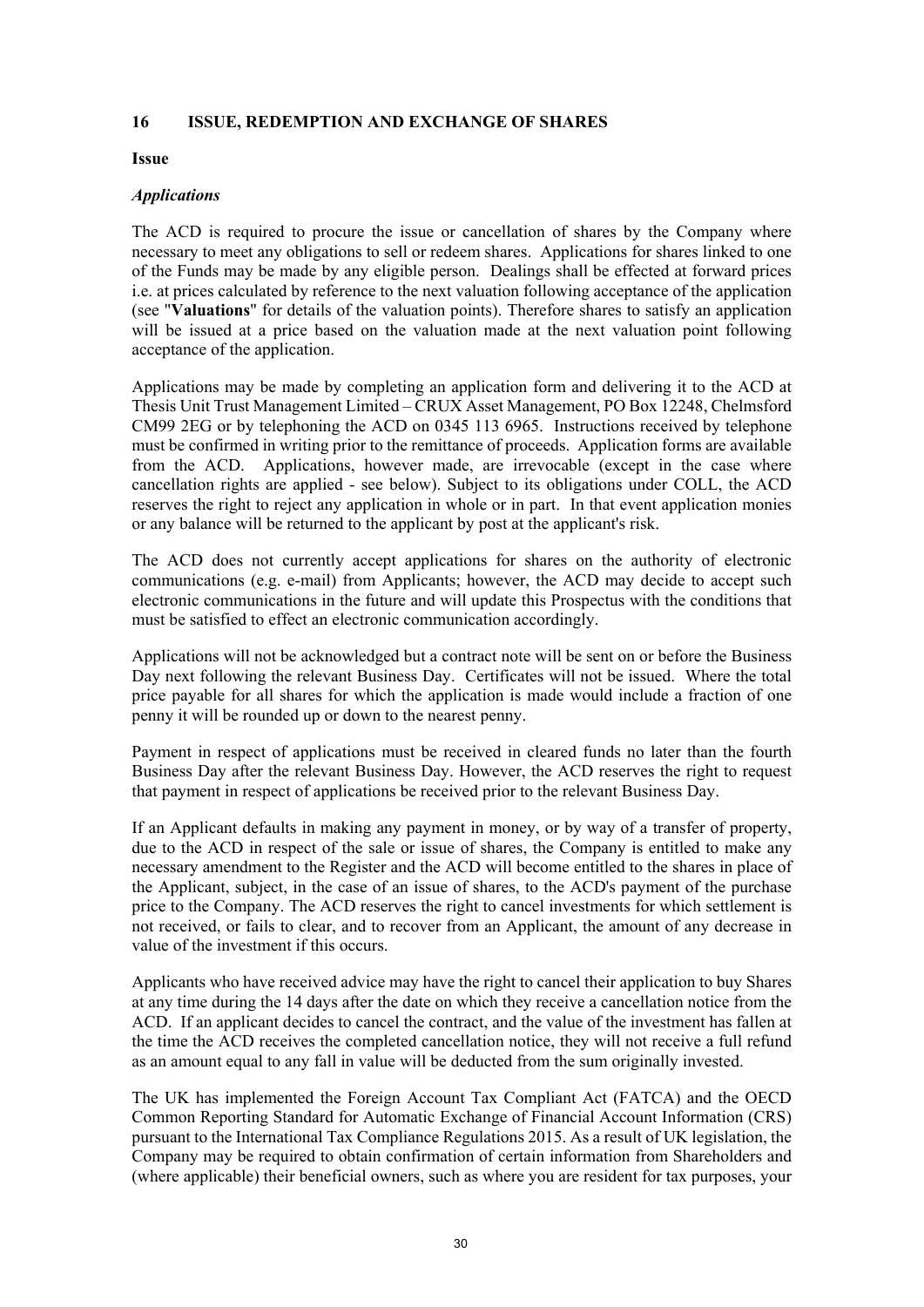## 16 ISSUE, REDEMPTION AND EXCHANGE OF SHARES

**Issue**

***Applications***

The ACD is required to procure the issue or cancellation of shares by the Company where necessary to meet any obligations to sell or redeem shares. Applications for shares linked to one of the Funds may be made by any eligible person. Dealings shall be effected at forward prices i.e. at prices calculated by reference to the next valuation following acceptance of the application (see "**Valuations**" for details of the valuation points). Therefore shares to satisfy an application will be issued at a price based on the valuation made at the next valuation point following acceptance of the application.

Applications may be made by completing an application form and delivering it to the ACD at Thesis Unit Trust Management Limited – CRUX Asset Management, PO Box 12248, Chelmsford CM99 2EG or by telephoning the ACD on 0345 113 6965. Instructions received by telephone must be confirmed in writing prior to the remittance of proceeds. Application forms are available from the ACD. Applications, however made, are irrevocable (except in the case where cancellation rights are applied - see below). Subject to its obligations under COLL, the ACD reserves the right to reject any application in whole or in part. In that event application monies or any balance will be returned to the applicant by post at the applicant's risk.

The ACD does not currently accept applications for shares on the authority of electronic communications (e.g. e-mail) from Applicants; however, the ACD may decide to accept such electronic communications in the future and will update this Prospectus with the conditions that must be satisfied to effect an electronic communication accordingly.

Applications will not be acknowledged but a contract note will be sent on or before the Business Day next following the relevant Business Day. Certificates will not be issued. Where the total price payable for all shares for which the application is made would include a fraction of one penny it will be rounded up or down to the nearest penny.

Payment in respect of applications must be received in cleared funds no later than the fourth Business Day after the relevant Business Day. However, the ACD reserves the right to request that payment in respect of applications be received prior to the relevant Business Day.

If an Applicant defaults in making any payment in money, or by way of a transfer of property, due to the ACD in respect of the sale or issue of shares, the Company is entitled to make any necessary amendment to the Register and the ACD will become entitled to the shares in place of the Applicant, subject, in the case of an issue of shares, to the ACD's payment of the purchase price to the Company. The ACD reserves the right to cancel investments for which settlement is not received, or fails to clear, and to recover from an Applicant, the amount of any decrease in value of the investment if this occurs.

Applicants who have received advice may have the right to cancel their application to buy Shares at any time during the 14 days after the date on which they receive a cancellation notice from the ACD. If an applicant decides to cancel the contract, and the value of the investment has fallen at the time the ACD receives the completed cancellation notice, they will not receive a full refund as an amount equal to any fall in value will be deducted from the sum originally invested.

The UK has implemented the Foreign Account Tax Compliant Act (FATCA) and the OECD Common Reporting Standard for Automatic Exchange of Financial Account Information (CRS) pursuant to the International Tax Compliance Regulations 2015. As a result of UK legislation, the Company may be required to obtain confirmation of certain information from Shareholders and (where applicable) their beneficial owners, such as where you are resident for tax purposes, your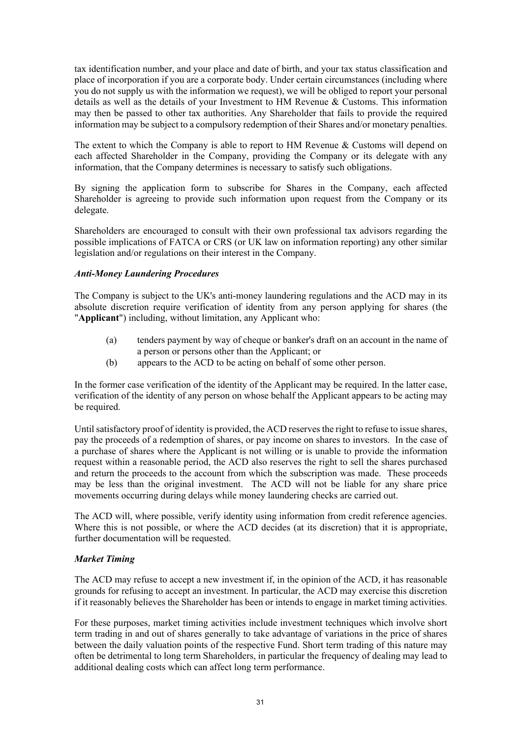tax identification number, and your place and date of birth, and your tax status classification and place of incorporation if you are a corporate body. Under certain circumstances (including where you do not supply us with the information we request), we will be obliged to report your personal details as well as the details of your Investment to HM Revenue & Customs. This information may then be passed to other tax authorities. Any Shareholder that fails to provide the required information may be subject to a compulsory redemption of their Shares and/or monetary penalties.

The extent to which the Company is able to report to HM Revenue & Customs will depend on each affected Shareholder in the Company, providing the Company or its delegate with any information, that the Company determines is necessary to satisfy such obligations.

By signing the application form to subscribe for Shares in the Company, each affected Shareholder is agreeing to provide such information upon request from the Company or its delegate.

Shareholders are encouraged to consult with their own professional tax advisors regarding the possible implications of FATCA or CRS (or UK law on information reporting) any other similar legislation and/or regulations on their interest in the Company.

***Anti-Money Laundering Procedures***

The Company is subject to the UK's anti-money laundering regulations and the ACD may in its absolute discretion require verification of identity from any person applying for shares (the "**Applicant**") including, without limitation, any Applicant who:

(a) tenders payment by way of cheque or banker's draft on an account in the name of a person or persons other than the Applicant; or

(b) appears to the ACD to be acting on behalf of some other person.

In the former case verification of the identity of the Applicant may be required. In the latter case, verification of the identity of any person on whose behalf the Applicant appears to be acting may be required.

Until satisfactory proof of identity is provided, the ACD reserves the right to refuse to issue shares, pay the proceeds of a redemption of shares, or pay income on shares to investors. In the case of a purchase of shares where the Applicant is not willing or is unable to provide the information request within a reasonable period, the ACD also reserves the right to sell the shares purchased and return the proceeds to the account from which the subscription was made. These proceeds may be less than the original investment. The ACD will not be liable for any share price movements occurring during delays while money laundering checks are carried out.

The ACD will, where possible, verify identity using information from credit reference agencies. Where this is not possible, or where the ACD decides (at its discretion) that it is appropriate, further documentation will be requested.

***Market Timing***

The ACD may refuse to accept a new investment if, in the opinion of the ACD, it has reasonable grounds for refusing to accept an investment. In particular, the ACD may exercise this discretion if it reasonably believes the Shareholder has been or intends to engage in market timing activities.

For these purposes, market timing activities include investment techniques which involve short term trading in and out of shares generally to take advantage of variations in the price of shares between the daily valuation points of the respective Fund. Short term trading of this nature may often be detrimental to long term Shareholders, in particular the frequency of dealing may lead to additional dealing costs which can affect long term performance.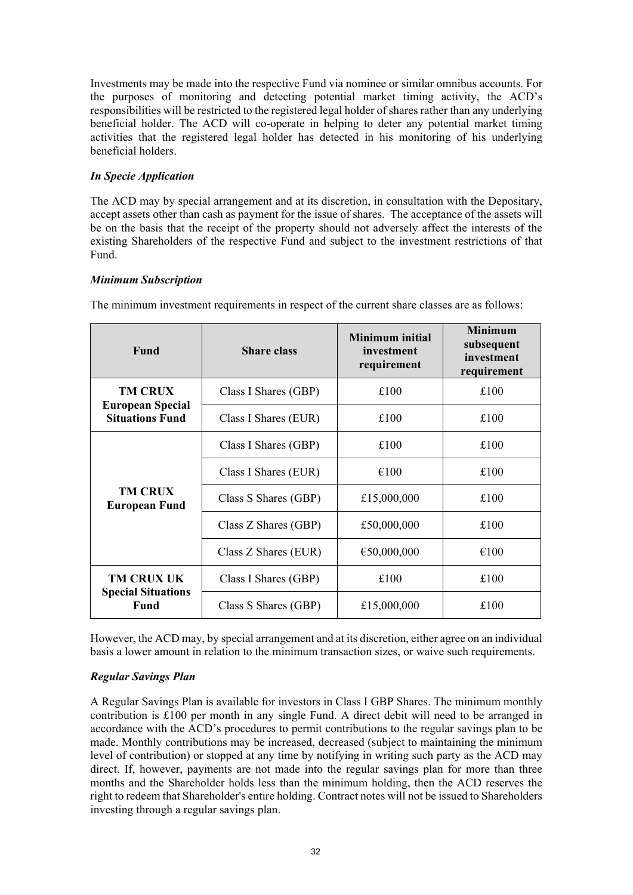Investments may be made into the respective Fund via nominee or similar omnibus accounts. For the purposes of monitoring and detecting potential market timing activity, the ACD's responsibilities will be restricted to the registered legal holder of shares rather than any underlying beneficial holder. The ACD will co-operate in helping to deter any potential market timing activities that the registered legal holder has detected in his monitoring of his underlying beneficial holders.

***In Specie Application***

The ACD may by special arrangement and at its discretion, in consultation with the Depositary, accept assets other than cash as payment for the issue of shares. The acceptance of the assets will be on the basis that the receipt of the property should not adversely affect the interests of the existing Shareholders of the respective Fund and subject to the investment restrictions of that Fund.

***Minimum Subscription***

The minimum investment requirements in respect of the current share classes are as follows:

| Fund | Share class | Minimum initial investment requirement | Minimum subsequent investment requirement |
|---|---|---|---|
| **TM CRUX European Special Situations Fund** | Class I Shares (GBP) | £100 | £100 |
| | Class I Shares (EUR) | £100 | £100 |
| **TM CRUX European Fund** | Class I Shares (GBP) | £100 | £100 |
| | Class I Shares (EUR) | €100 | £100 |
| | Class S Shares (GBP) | £15,000,000 | £100 |
| | Class Z Shares (GBP) | £50,000,000 | £100 |
| | Class Z Shares (EUR) | €50,000,000 | €100 |
| **TM CRUX UK Special Situations Fund** | Class I Shares (GBP) | £100 | £100 |
| | Class S Shares (GBP) | £15,000,000 | £100 |

However, the ACD may, by special arrangement and at its discretion, either agree on an individual basis a lower amount in relation to the minimum transaction sizes, or waive such requirements.

***Regular Savings Plan***

A Regular Savings Plan is available for investors in Class I GBP Shares. The minimum monthly contribution is £100 per month in any single Fund. A direct debit will need to be arranged in accordance with the ACD's procedures to permit contributions to the regular savings plan to be made. Monthly contributions may be increased, decreased (subject to maintaining the minimum level of contribution) or stopped at any time by notifying in writing such party as the ACD may direct. If, however, payments are not made into the regular savings plan for more than three months and the Shareholder holds less than the minimum holding, then the ACD reserves the right to redeem that Shareholder's entire holding. Contract notes will not be issued to Shareholders investing through a regular savings plan.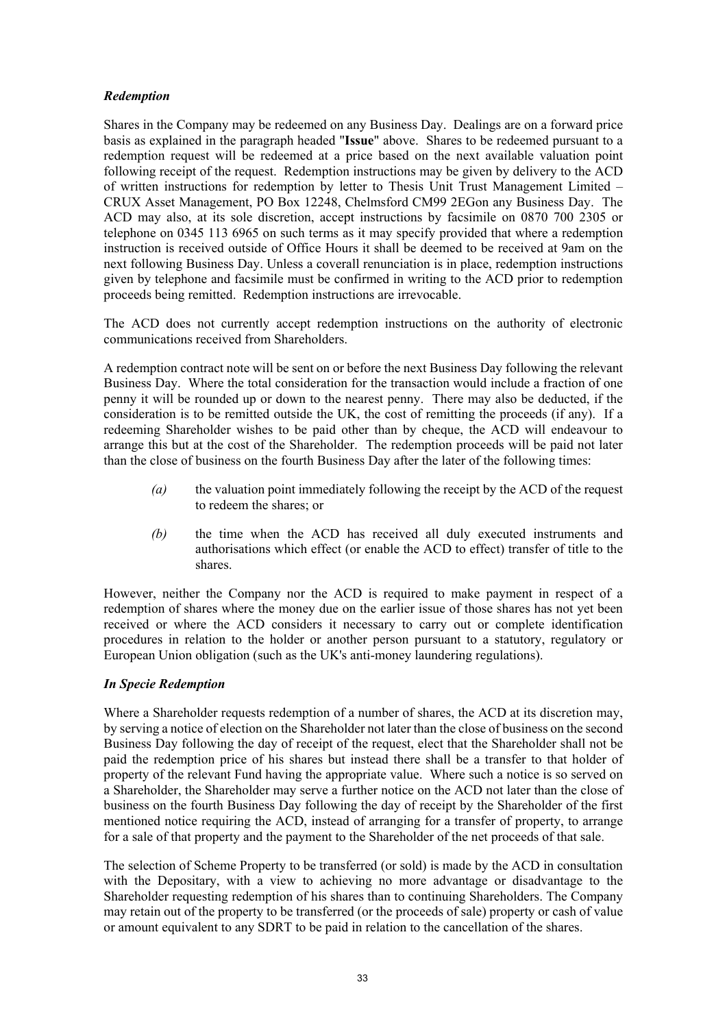### *Redemption*

Shares in the Company may be redeemed on any Business Day. Dealings are on a forward price basis as explained in the paragraph headed "**Issue**" above. Shares to be redeemed pursuant to a redemption request will be redeemed at a price based on the next available valuation point following receipt of the request. Redemption instructions may be given by delivery to the ACD of written instructions for redemption by letter to Thesis Unit Trust Management Limited – CRUX Asset Management, PO Box 12248, Chelmsford CM99 2EGon any Business Day. The ACD may also, at its sole discretion, accept instructions by facsimile on 0870 700 2305 or telephone on 0345 113 6965 on such terms as it may specify provided that where a redemption instruction is received outside of Office Hours it shall be deemed to be received at 9am on the next following Business Day. Unless a coverall renunciation is in place, redemption instructions given by telephone and facsimile must be confirmed in writing to the ACD prior to redemption proceeds being remitted. Redemption instructions are irrevocable.

The ACD does not currently accept redemption instructions on the authority of electronic communications received from Shareholders.

A redemption contract note will be sent on or before the next Business Day following the relevant Business Day. Where the total consideration for the transaction would include a fraction of one penny it will be rounded up or down to the nearest penny. There may also be deducted, if the consideration is to be remitted outside the UK, the cost of remitting the proceeds (if any). If a redeeming Shareholder wishes to be paid other than by cheque, the ACD will endeavour to arrange this but at the cost of the Shareholder. The redemption proceeds will be paid not later than the close of business on the fourth Business Day after the later of the following times:

*(a)* the valuation point immediately following the receipt by the ACD of the request to redeem the shares; or

*(b)* the time when the ACD has received all duly executed instruments and authorisations which effect (or enable the ACD to effect) transfer of title to the shares.

However, neither the Company nor the ACD is required to make payment in respect of a redemption of shares where the money due on the earlier issue of those shares has not yet been received or where the ACD considers it necessary to carry out or complete identification procedures in relation to the holder or another person pursuant to a statutory, regulatory or European Union obligation (such as the UK's anti-money laundering regulations).

### *In Specie Redemption*

Where a Shareholder requests redemption of a number of shares, the ACD at its discretion may, by serving a notice of election on the Shareholder not later than the close of business on the second Business Day following the day of receipt of the request, elect that the Shareholder shall not be paid the redemption price of his shares but instead there shall be a transfer to that holder of property of the relevant Fund having the appropriate value. Where such a notice is so served on a Shareholder, the Shareholder may serve a further notice on the ACD not later than the close of business on the fourth Business Day following the day of receipt by the Shareholder of the first mentioned notice requiring the ACD, instead of arranging for a transfer of property, to arrange for a sale of that property and the payment to the Shareholder of the net proceeds of that sale.

The selection of Scheme Property to be transferred (or sold) is made by the ACD in consultation with the Depositary, with a view to achieving no more advantage or disadvantage to the Shareholder requesting redemption of his shares than to continuing Shareholders. The Company may retain out of the property to be transferred (or the proceeds of sale) property or cash of value or amount equivalent to any SDRT to be paid in relation to the cancellation of the shares.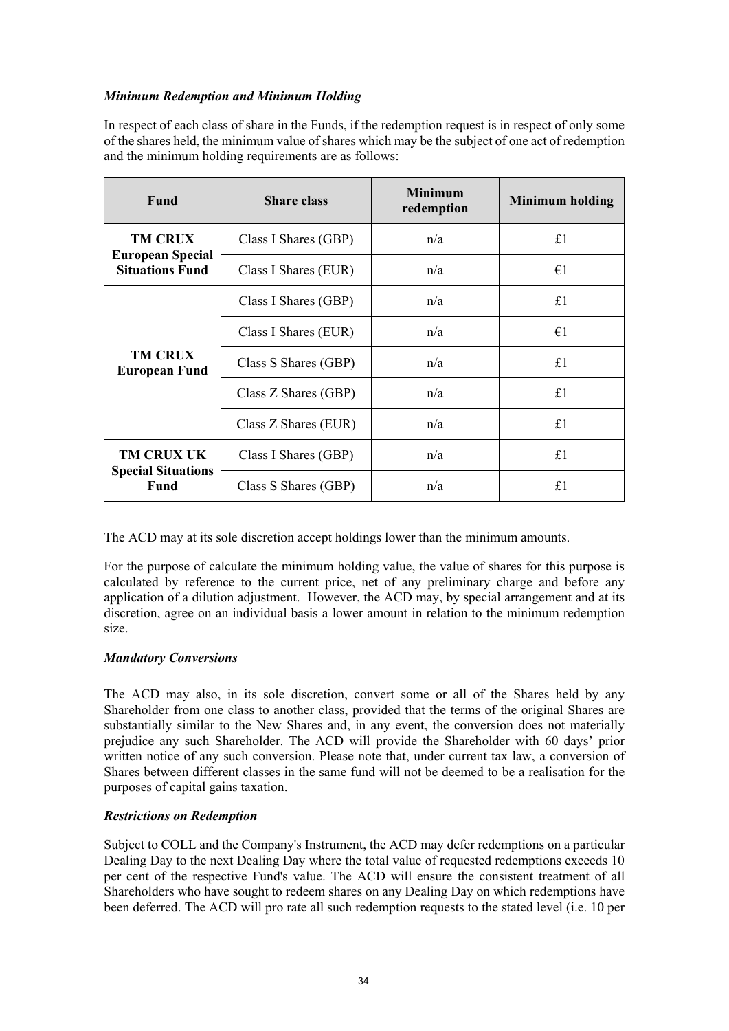### *Minimum Redemption and Minimum Holding*

In respect of each class of share in the Funds, if the redemption request is in respect of only some of the shares held, the minimum value of shares which may be the subject of one act of redemption and the minimum holding requirements are as follows:

| Fund | Share class | Minimum redemption | Minimum holding |
|---|---|---|---|
| **TM CRUX European Special Situations Fund** | Class I Shares (GBP) | n/a | £1 |
| | Class I Shares (EUR) | n/a | €1 |
| **TM CRUX European Fund** | Class I Shares (GBP) | n/a | £1 |
| | Class I Shares (EUR) | n/a | €1 |
| | Class S Shares (GBP) | n/a | £1 |
| | Class Z Shares (GBP) | n/a | £1 |
| | Class Z Shares (EUR) | n/a | £1 |
| **TM CRUX UK Special Situations Fund** | Class I Shares (GBP) | n/a | £1 |
| | Class S Shares (GBP) | n/a | £1 |

The ACD may at its sole discretion accept holdings lower than the minimum amounts.

For the purpose of calculate the minimum holding value, the value of shares for this purpose is calculated by reference to the current price, net of any preliminary charge and before any application of a dilution adjustment. However, the ACD may, by special arrangement and at its discretion, agree on an individual basis a lower amount in relation to the minimum redemption size.

### *Mandatory Conversions*

The ACD may also, in its sole discretion, convert some or all of the Shares held by any Shareholder from one class to another class, provided that the terms of the original Shares are substantially similar to the New Shares and, in any event, the conversion does not materially prejudice any such Shareholder. The ACD will provide the Shareholder with 60 days' prior written notice of any such conversion. Please note that, under current tax law, a conversion of Shares between different classes in the same fund will not be deemed to be a realisation for the purposes of capital gains taxation.

### *Restrictions on Redemption*

Subject to COLL and the Company's Instrument, the ACD may defer redemptions on a particular Dealing Day to the next Dealing Day where the total value of requested redemptions exceeds 10 per cent of the respective Fund's value. The ACD will ensure the consistent treatment of all Shareholders who have sought to redeem shares on any Dealing Day on which redemptions have been deferred. The ACD will pro rate all such redemption requests to the stated level (i.e. 10 per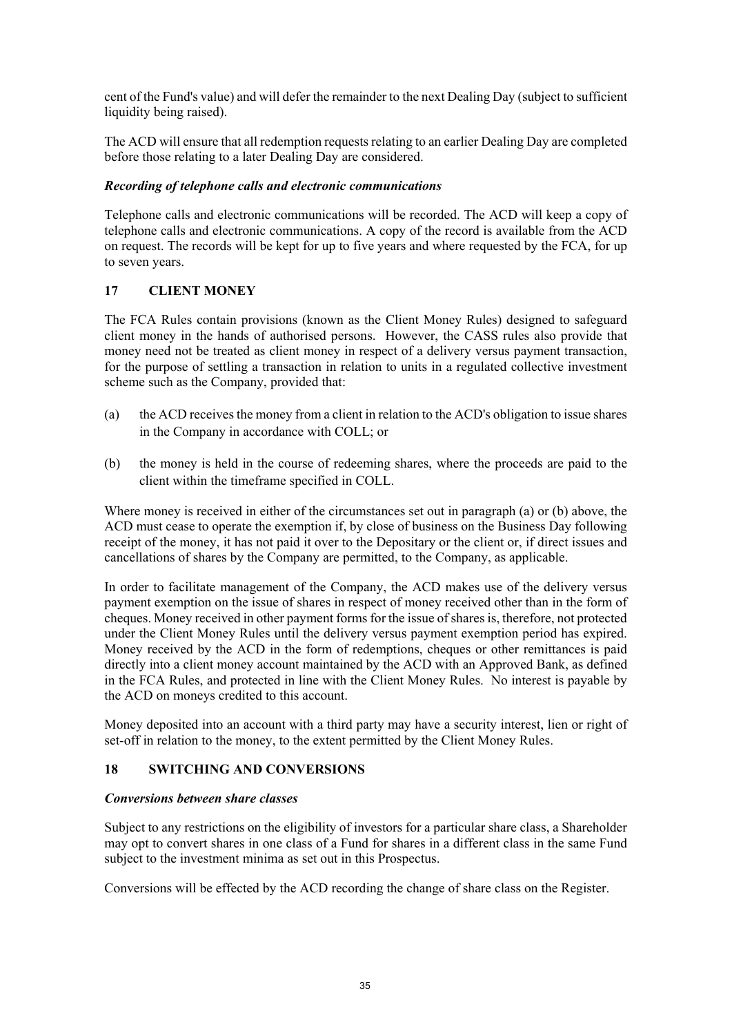cent of the Fund's value) and will defer the remainder to the next Dealing Day (subject to sufficient liquidity being raised).

The ACD will ensure that all redemption requests relating to an earlier Dealing Day are completed before those relating to a later Dealing Day are considered.

***Recording of telephone calls and electronic communications***

Telephone calls and electronic communications will be recorded. The ACD will keep a copy of telephone calls and electronic communications. A copy of the record is available from the ACD on request. The records will be kept for up to five years and where requested by the FCA, for up to seven years.

## 17 CLIENT MONEY

The FCA Rules contain provisions (known as the Client Money Rules) designed to safeguard client money in the hands of authorised persons. However, the CASS rules also provide that money need not be treated as client money in respect of a delivery versus payment transaction, for the purpose of settling a transaction in relation to units in a regulated collective investment scheme such as the Company, provided that:

(a) the ACD receives the money from a client in relation to the ACD's obligation to issue shares in the Company in accordance with COLL; or

(b) the money is held in the course of redeeming shares, where the proceeds are paid to the client within the timeframe specified in COLL.

Where money is received in either of the circumstances set out in paragraph (a) or (b) above, the ACD must cease to operate the exemption if, by close of business on the Business Day following receipt of the money, it has not paid it over to the Depositary or the client or, if direct issues and cancellations of shares by the Company are permitted, to the Company, as applicable.

In order to facilitate management of the Company, the ACD makes use of the delivery versus payment exemption on the issue of shares in respect of money received other than in the form of cheques. Money received in other payment forms for the issue of shares is, therefore, not protected under the Client Money Rules until the delivery versus payment exemption period has expired. Money received by the ACD in the form of redemptions, cheques or other remittances is paid directly into a client money account maintained by the ACD with an Approved Bank, as defined in the FCA Rules, and protected in line with the Client Money Rules. No interest is payable by the ACD on moneys credited to this account.

Money deposited into an account with a third party may have a security interest, lien or right of set-off in relation to the money, to the extent permitted by the Client Money Rules.

## 18 SWITCHING AND CONVERSIONS

***Conversions between share classes***

Subject to any restrictions on the eligibility of investors for a particular share class, a Shareholder may opt to convert shares in one class of a Fund for shares in a different class in the same Fund subject to the investment minima as set out in this Prospectus.

Conversions will be effected by the ACD recording the change of share class on the Register.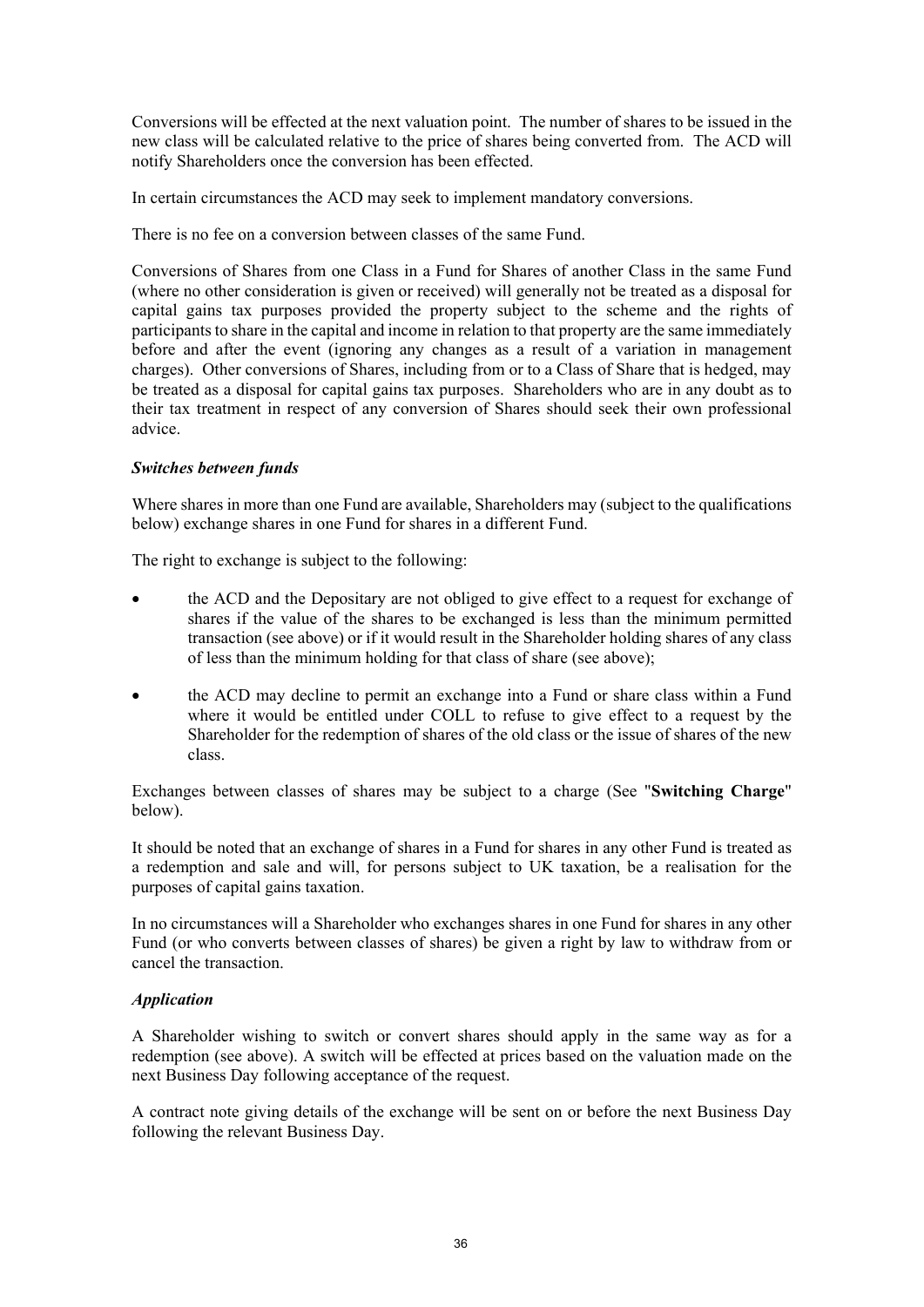Conversions will be effected at the next valuation point. The number of shares to be issued in the new class will be calculated relative to the price of shares being converted from. The ACD will notify Shareholders once the conversion has been effected.

In certain circumstances the ACD may seek to implement mandatory conversions.

There is no fee on a conversion between classes of the same Fund.

Conversions of Shares from one Class in a Fund for Shares of another Class in the same Fund (where no other consideration is given or received) will generally not be treated as a disposal for capital gains tax purposes provided the property subject to the scheme and the rights of participants to share in the capital and income in relation to that property are the same immediately before and after the event (ignoring any changes as a result of a variation in management charges). Other conversions of Shares, including from or to a Class of Share that is hedged, may be treated as a disposal for capital gains tax purposes. Shareholders who are in any doubt as to their tax treatment in respect of any conversion of Shares should seek their own professional advice.

***Switches between funds***

Where shares in more than one Fund are available, Shareholders may (subject to the qualifications below) exchange shares in one Fund for shares in a different Fund.

The right to exchange is subject to the following:

- the ACD and the Depositary are not obliged to give effect to a request for exchange of shares if the value of the shares to be exchanged is less than the minimum permitted transaction (see above) or if it would result in the Shareholder holding shares of any class of less than the minimum holding for that class of share (see above);
- the ACD may decline to permit an exchange into a Fund or share class within a Fund where it would be entitled under COLL to refuse to give effect to a request by the Shareholder for the redemption of shares of the old class or the issue of shares of the new class.

Exchanges between classes of shares may be subject to a charge (See "**Switching Charge**" below).

It should be noted that an exchange of shares in a Fund for shares in any other Fund is treated as a redemption and sale and will, for persons subject to UK taxation, be a realisation for the purposes of capital gains taxation.

In no circumstances will a Shareholder who exchanges shares in one Fund for shares in any other Fund (or who converts between classes of shares) be given a right by law to withdraw from or cancel the transaction.

***Application***

A Shareholder wishing to switch or convert shares should apply in the same way as for a redemption (see above). A switch will be effected at prices based on the valuation made on the next Business Day following acceptance of the request.

A contract note giving details of the exchange will be sent on or before the next Business Day following the relevant Business Day.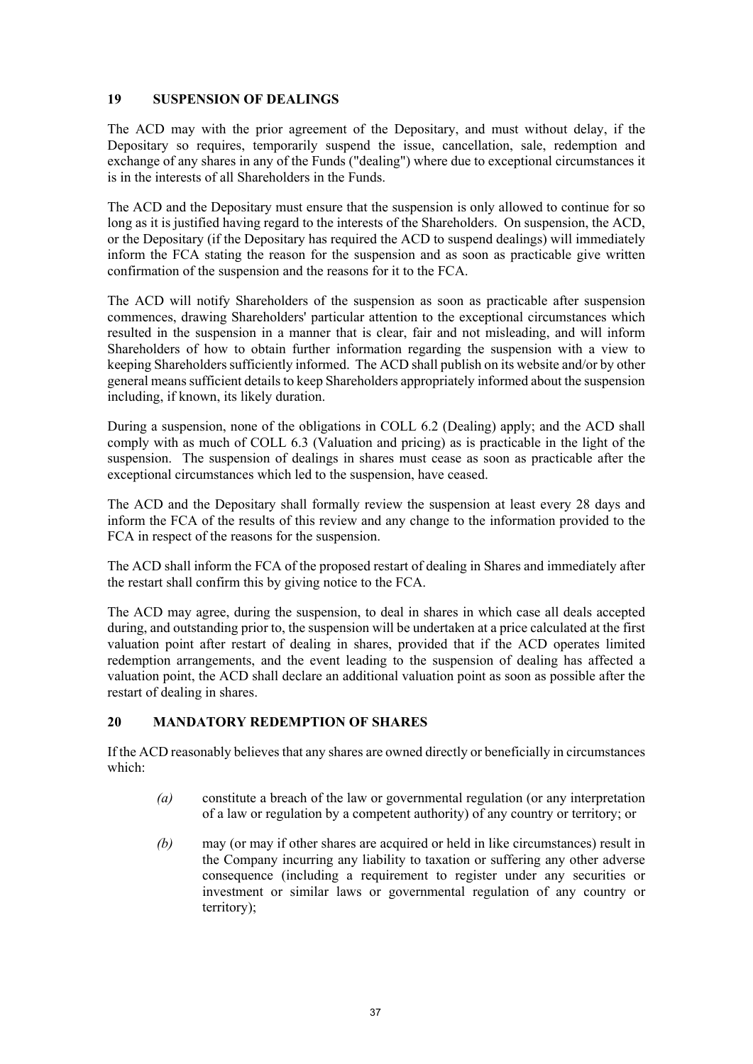## 19 SUSPENSION OF DEALINGS

The ACD may with the prior agreement of the Depositary, and must without delay, if the Depositary so requires, temporarily suspend the issue, cancellation, sale, redemption and exchange of any shares in any of the Funds ("dealing") where due to exceptional circumstances it is in the interests of all Shareholders in the Funds.

The ACD and the Depositary must ensure that the suspension is only allowed to continue for so long as it is justified having regard to the interests of the Shareholders. On suspension, the ACD, or the Depositary (if the Depositary has required the ACD to suspend dealings) will immediately inform the FCA stating the reason for the suspension and as soon as practicable give written confirmation of the suspension and the reasons for it to the FCA.

The ACD will notify Shareholders of the suspension as soon as practicable after suspension commences, drawing Shareholders' particular attention to the exceptional circumstances which resulted in the suspension in a manner that is clear, fair and not misleading, and will inform Shareholders of how to obtain further information regarding the suspension with a view to keeping Shareholders sufficiently informed. The ACD shall publish on its website and/or by other general means sufficient details to keep Shareholders appropriately informed about the suspension including, if known, its likely duration.

During a suspension, none of the obligations in COLL 6.2 (Dealing) apply; and the ACD shall comply with as much of COLL 6.3 (Valuation and pricing) as is practicable in the light of the suspension. The suspension of dealings in shares must cease as soon as practicable after the exceptional circumstances which led to the suspension, have ceased.

The ACD and the Depositary shall formally review the suspension at least every 28 days and inform the FCA of the results of this review and any change to the information provided to the FCA in respect of the reasons for the suspension.

The ACD shall inform the FCA of the proposed restart of dealing in Shares and immediately after the restart shall confirm this by giving notice to the FCA.

The ACD may agree, during the suspension, to deal in shares in which case all deals accepted during, and outstanding prior to, the suspension will be undertaken at a price calculated at the first valuation point after restart of dealing in shares, provided that if the ACD operates limited redemption arrangements, and the event leading to the suspension of dealing has affected a valuation point, the ACD shall declare an additional valuation point as soon as possible after the restart of dealing in shares.

## 20 MANDATORY REDEMPTION OF SHARES

If the ACD reasonably believes that any shares are owned directly or beneficially in circumstances which:

*(a)* constitute a breach of the law or governmental regulation (or any interpretation of a law or regulation by a competent authority) of any country or territory; or

*(b)* may (or may if other shares are acquired or held in like circumstances) result in the Company incurring any liability to taxation or suffering any other adverse consequence (including a requirement to register under any securities or investment or similar laws or governmental regulation of any country or territory);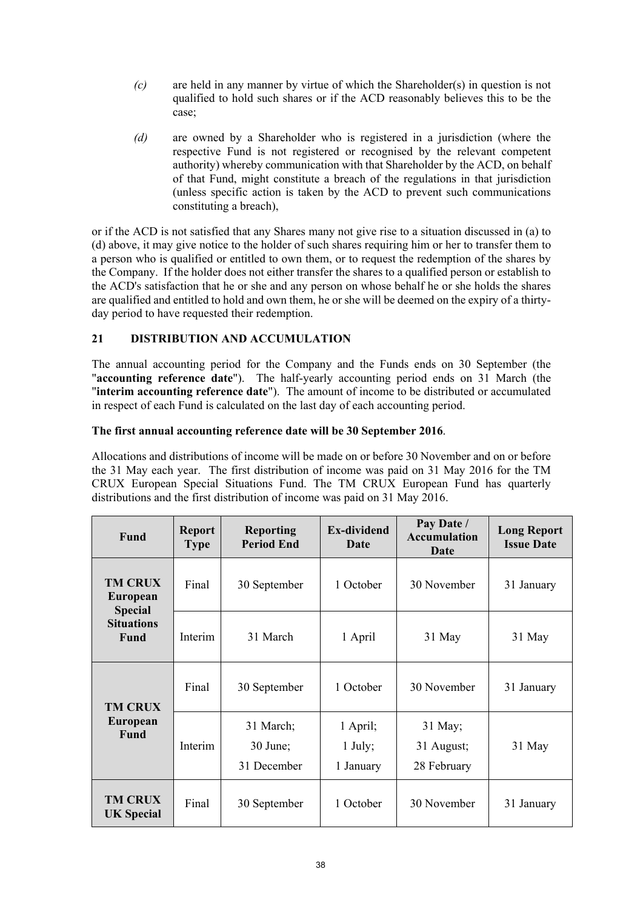*(c)* are held in any manner by virtue of which the Shareholder(s) in question is not qualified to hold such shares or if the ACD reasonably believes this to be the case;

*(d)* are owned by a Shareholder who is registered in a jurisdiction (where the respective Fund is not registered or recognised by the relevant competent authority) whereby communication with that Shareholder by the ACD, on behalf of that Fund, might constitute a breach of the regulations in that jurisdiction (unless specific action is taken by the ACD to prevent such communications constituting a breach),

or if the ACD is not satisfied that any Shares many not give rise to a situation discussed in (a) to (d) above, it may give notice to the holder of such shares requiring him or her to transfer them to a person who is qualified or entitled to own them, or to request the redemption of the shares by the Company. If the holder does not either transfer the shares to a qualified person or establish to the ACD's satisfaction that he or she and any person on whose behalf he or she holds the shares are qualified and entitled to hold and own them, he or she will be deemed on the expiry of a thirty-day period to have requested their redemption.

## 21 DISTRIBUTION AND ACCUMULATION

The annual accounting period for the Company and the Funds ends on 30 September (the "**accounting reference date**"). The half-yearly accounting period ends on 31 March (the "**interim accounting reference date**"). The amount of income to be distributed or accumulated in respect of each Fund is calculated on the last day of each accounting period.

**The first annual accounting reference date will be 30 September 2016**.

Allocations and distributions of income will be made on or before 30 November and on or before the 31 May each year. The first distribution of income was paid on 31 May 2016 for the TM CRUX European Special Situations Fund. The TM CRUX European Fund has quarterly distributions and the first distribution of income was paid on 31 May 2016.

| Fund | Report Type | Reporting Period End | Ex-dividend Date | Pay Date / Accumulation Date | Long Report Issue Date |
|---|---|---|---|---|---|
| **TM CRUX European Special Situations Fund** | Final | 30 September | 1 October | 30 November | 31 January |
| | Interim | 31 March | 1 April | 31 May | 31 May |
| **TM CRUX European Fund** | Final | 30 September | 1 October | 30 November | 31 January |
| | Interim | 31 March; 30 June; 31 December | 1 April; 1 July; 1 January | 31 May; 31 August; 28 February | 31 May |
| **TM CRUX UK Special** | Final | 30 September | 1 October | 30 November | 31 January |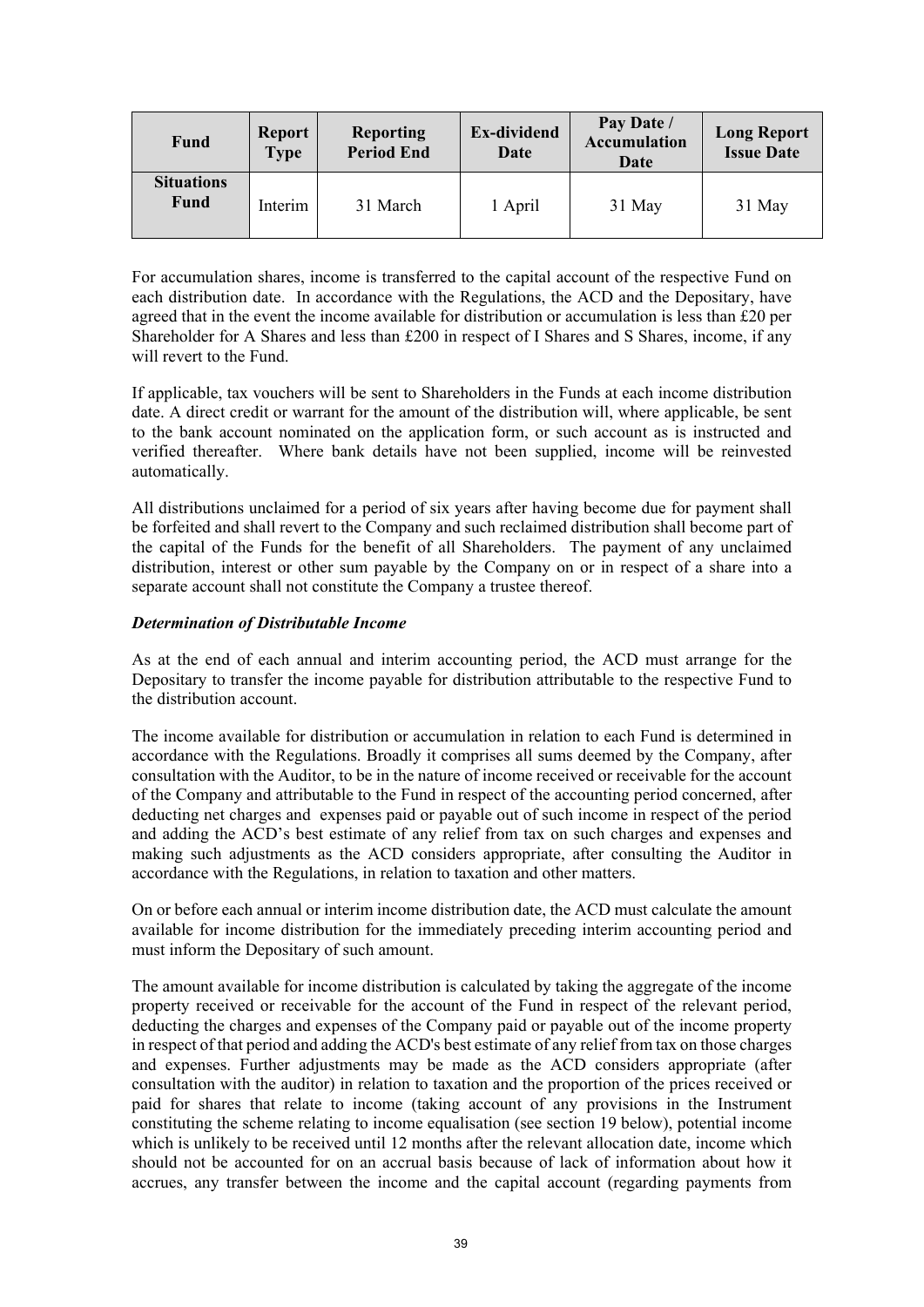| Fund | Report Type | Reporting Period End | Ex-dividend Date | Pay Date / Accumulation Date | Long Report Issue Date |
|---|---|---|---|---|---|
| **Situations Fund** | Interim | 31 March | 1 April | 31 May | 31 May |

For accumulation shares, income is transferred to the capital account of the respective Fund on each distribution date. In accordance with the Regulations, the ACD and the Depositary, have agreed that in the event the income available for distribution or accumulation is less than £20 per Shareholder for A Shares and less than £200 in respect of I Shares and S Shares, income, if any will revert to the Fund.

If applicable, tax vouchers will be sent to Shareholders in the Funds at each income distribution date. A direct credit or warrant for the amount of the distribution will, where applicable, be sent to the bank account nominated on the application form, or such account as is instructed and verified thereafter. Where bank details have not been supplied, income will be reinvested automatically.

All distributions unclaimed for a period of six years after having become due for payment shall be forfeited and shall revert to the Company and such reclaimed distribution shall become part of the capital of the Funds for the benefit of all Shareholders. The payment of any unclaimed distribution, interest or other sum payable by the Company on or in respect of a share into a separate account shall not constitute the Company a trustee thereof.

***Determination of Distributable Income***

As at the end of each annual and interim accounting period, the ACD must arrange for the Depositary to transfer the income payable for distribution attributable to the respective Fund to the distribution account.

The income available for distribution or accumulation in relation to each Fund is determined in accordance with the Regulations. Broadly it comprises all sums deemed by the Company, after consultation with the Auditor, to be in the nature of income received or receivable for the account of the Company and attributable to the Fund in respect of the accounting period concerned, after deducting net charges and expenses paid or payable out of such income in respect of the period and adding the ACD's best estimate of any relief from tax on such charges and expenses and making such adjustments as the ACD considers appropriate, after consulting the Auditor in accordance with the Regulations, in relation to taxation and other matters.

On or before each annual or interim income distribution date, the ACD must calculate the amount available for income distribution for the immediately preceding interim accounting period and must inform the Depositary of such amount.

The amount available for income distribution is calculated by taking the aggregate of the income property received or receivable for the account of the Fund in respect of the relevant period, deducting the charges and expenses of the Company paid or payable out of the income property in respect of that period and adding the ACD's best estimate of any relief from tax on those charges and expenses. Further adjustments may be made as the ACD considers appropriate (after consultation with the auditor) in relation to taxation and the proportion of the prices received or paid for shares that relate to income (taking account of any provisions in the Instrument constituting the scheme relating to income equalisation (see section 19 below), potential income which is unlikely to be received until 12 months after the relevant allocation date, income which should not be accounted for on an accrual basis because of lack of information about how it accrues, any transfer between the income and the capital account (regarding payments from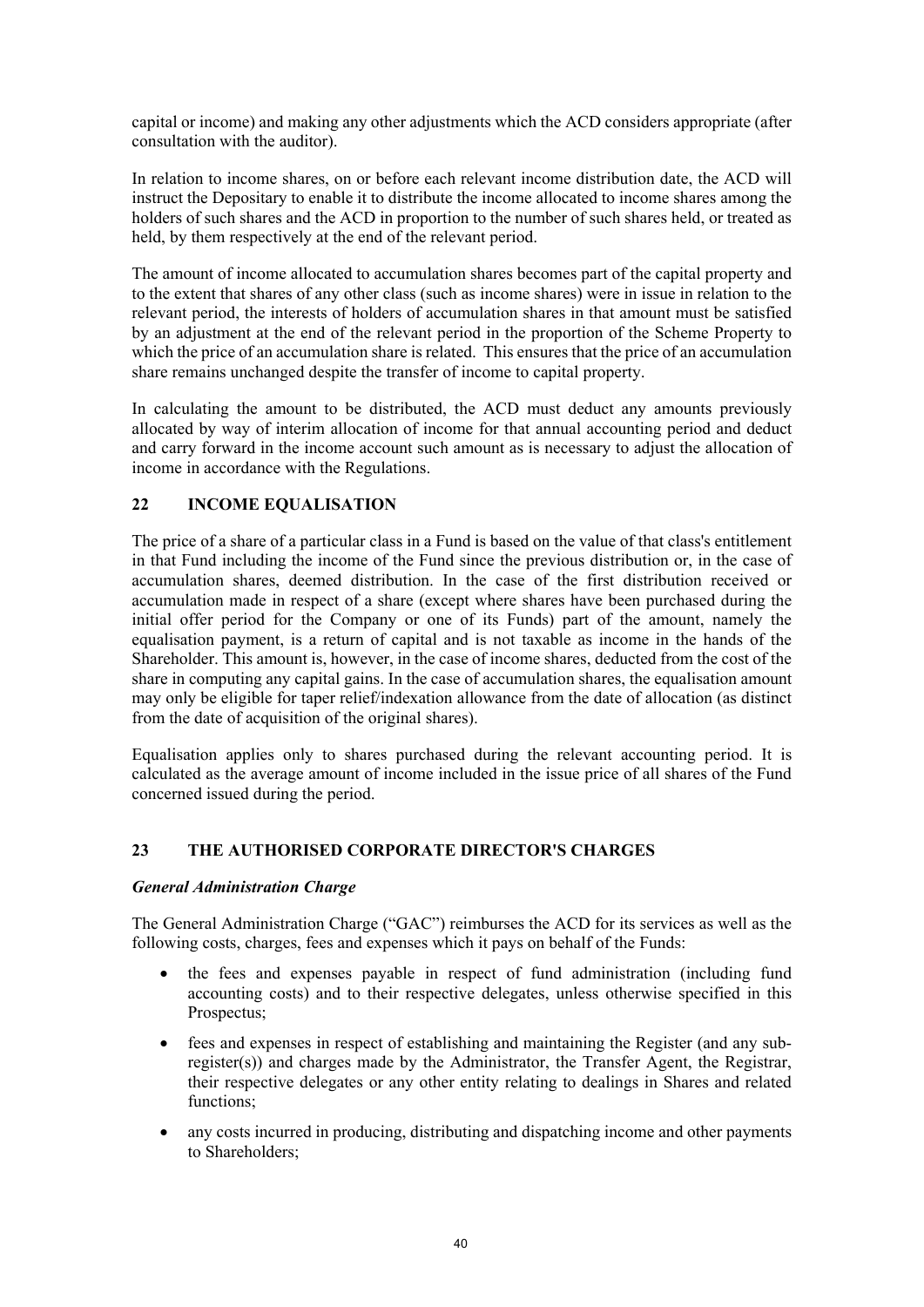capital or income) and making any other adjustments which the ACD considers appropriate (after consultation with the auditor).

In relation to income shares, on or before each relevant income distribution date, the ACD will instruct the Depositary to enable it to distribute the income allocated to income shares among the holders of such shares and the ACD in proportion to the number of such shares held, or treated as held, by them respectively at the end of the relevant period.

The amount of income allocated to accumulation shares becomes part of the capital property and to the extent that shares of any other class (such as income shares) were in issue in relation to the relevant period, the interests of holders of accumulation shares in that amount must be satisfied by an adjustment at the end of the relevant period in the proportion of the Scheme Property to which the price of an accumulation share is related. This ensures that the price of an accumulation share remains unchanged despite the transfer of income to capital property.

In calculating the amount to be distributed, the ACD must deduct any amounts previously allocated by way of interim allocation of income for that annual accounting period and deduct and carry forward in the income account such amount as is necessary to adjust the allocation of income in accordance with the Regulations.

## 22 INCOME EQUALISATION

The price of a share of a particular class in a Fund is based on the value of that class's entitlement in that Fund including the income of the Fund since the previous distribution or, in the case of accumulation shares, deemed distribution. In the case of the first distribution received or accumulation made in respect of a share (except where shares have been purchased during the initial offer period for the Company or one of its Funds) part of the amount, namely the equalisation payment, is a return of capital and is not taxable as income in the hands of the Shareholder. This amount is, however, in the case of income shares, deducted from the cost of the share in computing any capital gains. In the case of accumulation shares, the equalisation amount may only be eligible for taper relief/indexation allowance from the date of allocation (as distinct from the date of acquisition of the original shares).

Equalisation applies only to shares purchased during the relevant accounting period. It is calculated as the average amount of income included in the issue price of all shares of the Fund concerned issued during the period.

## 23 THE AUTHORISED CORPORATE DIRECTOR'S CHARGES

### *General Administration Charge*

The General Administration Charge ("GAC") reimburses the ACD for its services as well as the following costs, charges, fees and expenses which it pays on behalf of the Funds:

- the fees and expenses payable in respect of fund administration (including fund accounting costs) and to their respective delegates, unless otherwise specified in this Prospectus;
- fees and expenses in respect of establishing and maintaining the Register (and any sub-register(s)) and charges made by the Administrator, the Transfer Agent, the Registrar, their respective delegates or any other entity relating to dealings in Shares and related functions;
- any costs incurred in producing, distributing and dispatching income and other payments to Shareholders;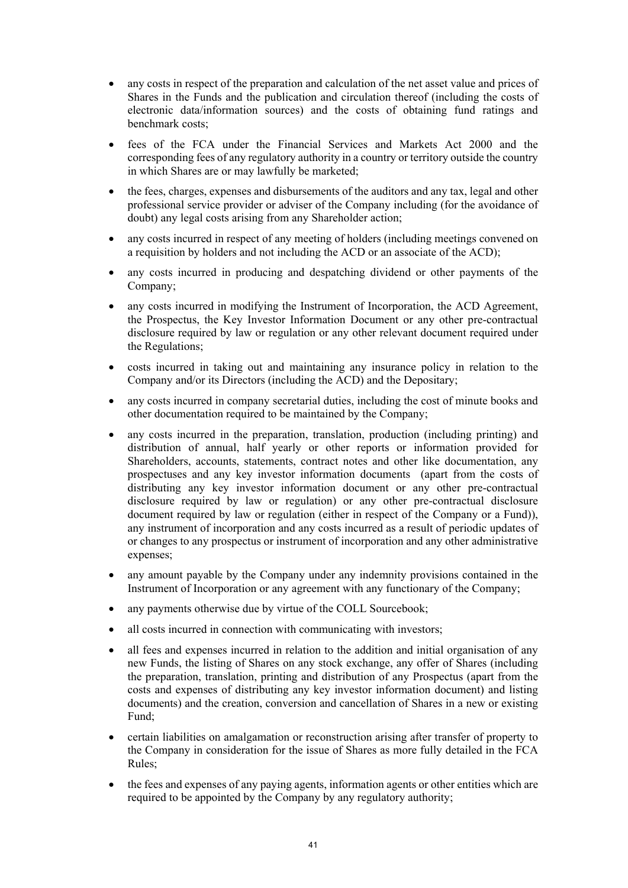- any costs in respect of the preparation and calculation of the net asset value and prices of Shares in the Funds and the publication and circulation thereof (including the costs of electronic data/information sources) and the costs of obtaining fund ratings and benchmark costs;
- fees of the FCA under the Financial Services and Markets Act 2000 and the corresponding fees of any regulatory authority in a country or territory outside the country in which Shares are or may lawfully be marketed;
- the fees, charges, expenses and disbursements of the auditors and any tax, legal and other professional service provider or adviser of the Company including (for the avoidance of doubt) any legal costs arising from any Shareholder action;
- any costs incurred in respect of any meeting of holders (including meetings convened on a requisition by holders and not including the ACD or an associate of the ACD);
- any costs incurred in producing and despatching dividend or other payments of the Company;
- any costs incurred in modifying the Instrument of Incorporation, the ACD Agreement, the Prospectus, the Key Investor Information Document or any other pre-contractual disclosure required by law or regulation or any other relevant document required under the Regulations;
- costs incurred in taking out and maintaining any insurance policy in relation to the Company and/or its Directors (including the ACD) and the Depositary;
- any costs incurred in company secretarial duties, including the cost of minute books and other documentation required to be maintained by the Company;
- any costs incurred in the preparation, translation, production (including printing) and distribution of annual, half yearly or other reports or information provided for Shareholders, accounts, statements, contract notes and other like documentation, any prospectuses and any key investor information documents (apart from the costs of distributing any key investor information document or any other pre-contractual disclosure required by law or regulation) or any other pre-contractual disclosure document required by law or regulation (either in respect of the Company or a Fund)), any instrument of incorporation and any costs incurred as a result of periodic updates of or changes to any prospectus or instrument of incorporation and any other administrative expenses;
- any amount payable by the Company under any indemnity provisions contained in the Instrument of Incorporation or any agreement with any functionary of the Company;
- any payments otherwise due by virtue of the COLL Sourcebook;
- all costs incurred in connection with communicating with investors;
- all fees and expenses incurred in relation to the addition and initial organisation of any new Funds, the listing of Shares on any stock exchange, any offer of Shares (including the preparation, translation, printing and distribution of any Prospectus (apart from the costs and expenses of distributing any key investor information document) and listing documents) and the creation, conversion and cancellation of Shares in a new or existing Fund;
- certain liabilities on amalgamation or reconstruction arising after transfer of property to the Company in consideration for the issue of Shares as more fully detailed in the FCA Rules;
- the fees and expenses of any paying agents, information agents or other entities which are required to be appointed by the Company by any regulatory authority;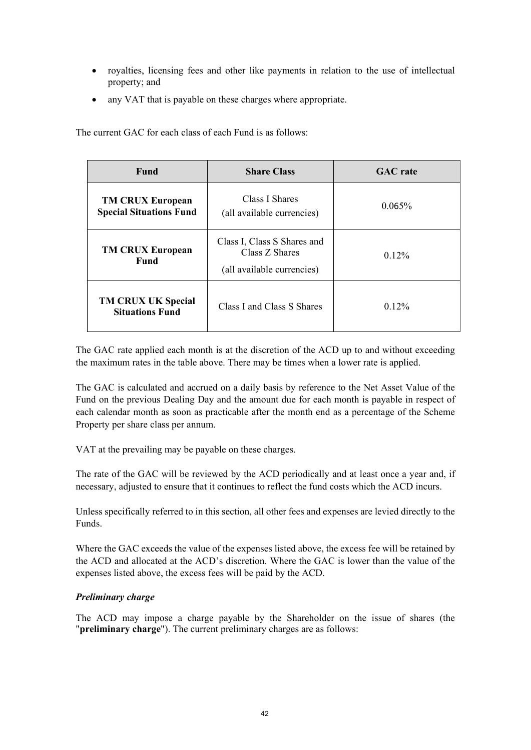- royalties, licensing fees and other like payments in relation to the use of intellectual property; and
- any VAT that is payable on these charges where appropriate.

The current GAC for each class of each Fund is as follows:

| Fund | Share Class | GAC rate |
|---|---|---|
| **TM CRUX European Special Situations Fund** | Class I Shares (all available currencies) | 0.065% |
| **TM CRUX European Fund** | Class I, Class S Shares and Class Z Shares (all available currencies) | 0.12% |
| **TM CRUX UK Special Situations Fund** | Class I and Class S Shares | 0.12% |

The GAC rate applied each month is at the discretion of the ACD up to and without exceeding the maximum rates in the table above. There may be times when a lower rate is applied.

The GAC is calculated and accrued on a daily basis by reference to the Net Asset Value of the Fund on the previous Dealing Day and the amount due for each month is payable in respect of each calendar month as soon as practicable after the month end as a percentage of the Scheme Property per share class per annum.

VAT at the prevailing may be payable on these charges.

The rate of the GAC will be reviewed by the ACD periodically and at least once a year and, if necessary, adjusted to ensure that it continues to reflect the fund costs which the ACD incurs.

Unless specifically referred to in this section, all other fees and expenses are levied directly to the Funds.

Where the GAC exceeds the value of the expenses listed above, the excess fee will be retained by the ACD and allocated at the ACD's discretion. Where the GAC is lower than the value of the expenses listed above, the excess fees will be paid by the ACD.

***Preliminary charge***

The ACD may impose a charge payable by the Shareholder on the issue of shares (the "**preliminary charge**"). The current preliminary charges are as follows: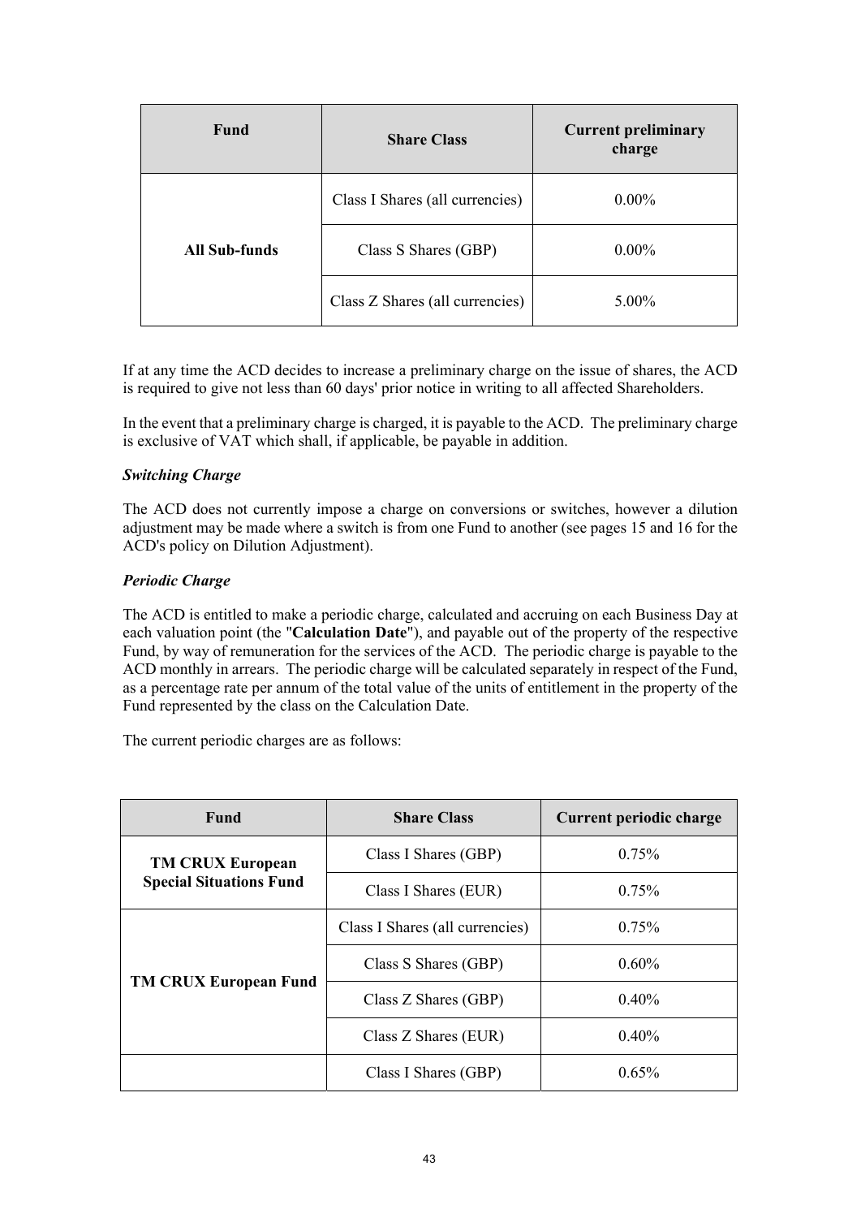| Fund | Share Class | Current preliminary charge |
| --- | --- | --- |
| All Sub-funds | Class I Shares (all currencies) | 0.00% |
| | Class S Shares (GBP) | 0.00% |
| | Class Z Shares (all currencies) | 5.00% |

If at any time the ACD decides to increase a preliminary charge on the issue of shares, the ACD is required to give not less than 60 days' prior notice in writing to all affected Shareholders.

In the event that a preliminary charge is charged, it is payable to the ACD. The preliminary charge is exclusive of VAT which shall, if applicable, be payable in addition.

***Switching Charge***

The ACD does not currently impose a charge on conversions or switches, however a dilution adjustment may be made where a switch is from one Fund to another (see pages 15 and 16 for the ACD's policy on Dilution Adjustment).

***Periodic Charge***

The ACD is entitled to make a periodic charge, calculated and accruing on each Business Day at each valuation point (the "**Calculation Date**"), and payable out of the property of the respective Fund, by way of remuneration for the services of the ACD. The periodic charge is payable to the ACD monthly in arrears. The periodic charge will be calculated separately in respect of the Fund, as a percentage rate per annum of the total value of the units of entitlement in the property of the Fund represented by the class on the Calculation Date.

The current periodic charges are as follows:

| Fund | Share Class | Current periodic charge |
| --- | --- | --- |
| TM CRUX European Special Situations Fund | Class I Shares (GBP) | 0.75% |
| | Class I Shares (EUR) | 0.75% |
| TM CRUX European Fund | Class I Shares (all currencies) | 0.75% |
| | Class S Shares (GBP) | 0.60% |
| | Class Z Shares (GBP) | 0.40% |
| | Class Z Shares (EUR) | 0.40% |
| | Class I Shares (GBP) | 0.65% |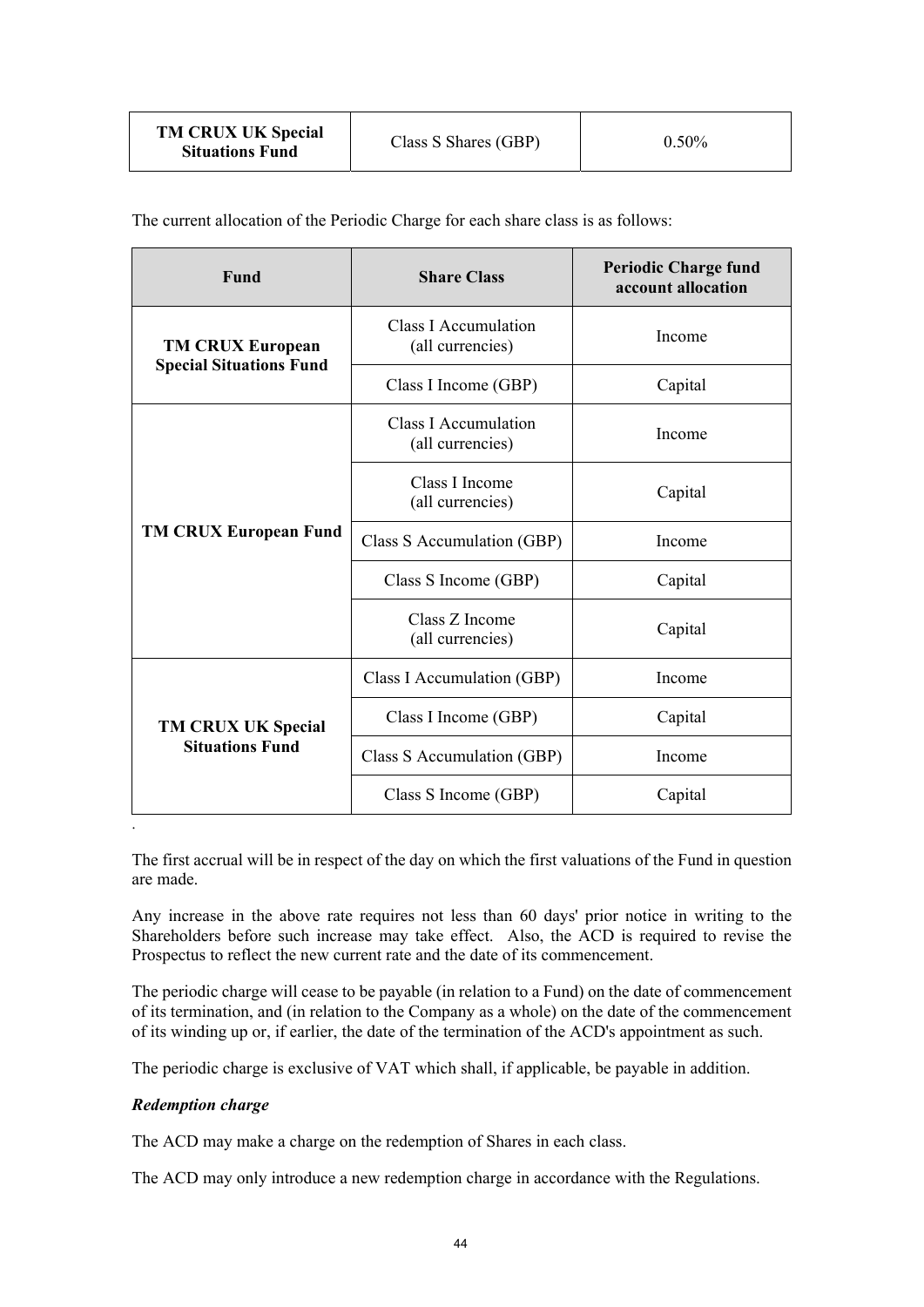| TM CRUX UK Special Situations Fund | Class S Shares (GBP) | 0.50% |
|---|---|---|

The current allocation of the Periodic Charge for each share class is as follows:

| Fund | Share Class | Periodic Charge fund account allocation |
|---|---|---|
| **TM CRUX European Special Situations Fund** | Class I Accumulation (all currencies) | Income |
| | Class I Income (GBP) | Capital |
| **TM CRUX European Fund** | Class I Accumulation (all currencies) | Income |
| | Class I Income (all currencies) | Capital |
| | Class S Accumulation (GBP) | Income |
| | Class S Income (GBP) | Capital |
| | Class Z Income (all currencies) | Capital |
| **TM CRUX UK Special Situations Fund** | Class I Accumulation (GBP) | Income |
| | Class I Income (GBP) | Capital |
| | Class S Accumulation (GBP) | Income |
| | Class S Income (GBP) | Capital |

.

The first accrual will be in respect of the day on which the first valuations of the Fund in question are made.

Any increase in the above rate requires not less than 60 days' prior notice in writing to the Shareholders before such increase may take effect. Also, the ACD is required to revise the Prospectus to reflect the new current rate and the date of its commencement.

The periodic charge will cease to be payable (in relation to a Fund) on the date of commencement of its termination, and (in relation to the Company as a whole) on the date of the commencement of its winding up or, if earlier, the date of the termination of the ACD's appointment as such.

The periodic charge is exclusive of VAT which shall, if applicable, be payable in addition.

***Redemption charge***

The ACD may make a charge on the redemption of Shares in each class.

The ACD may only introduce a new redemption charge in accordance with the Regulations.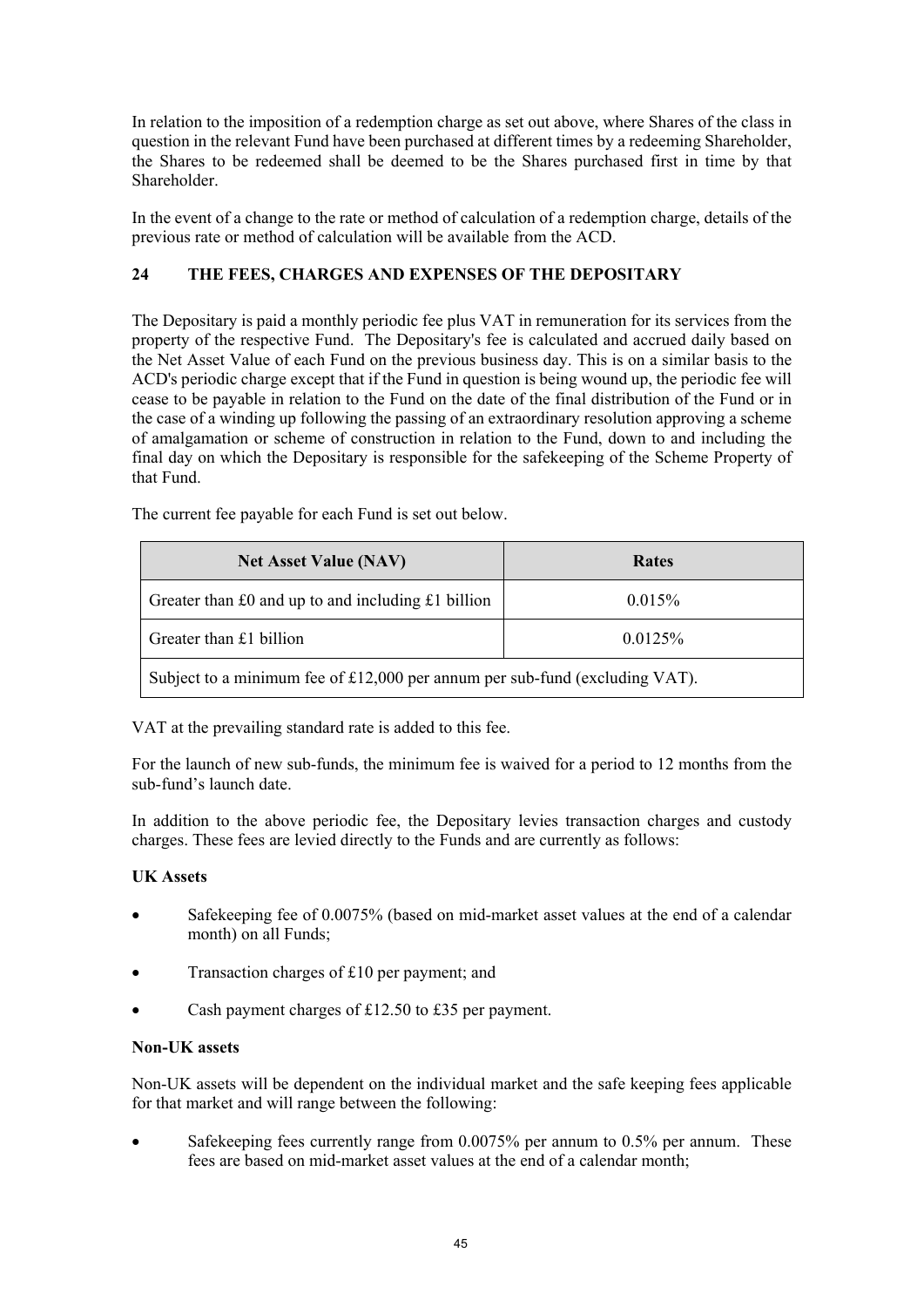In relation to the imposition of a redemption charge as set out above, where Shares of the class in question in the relevant Fund have been purchased at different times by a redeeming Shareholder, the Shares to be redeemed shall be deemed to be the Shares purchased first in time by that Shareholder.

In the event of a change to the rate or method of calculation of a redemption charge, details of the previous rate or method of calculation will be available from the ACD.

## 24 THE FEES, CHARGES AND EXPENSES OF THE DEPOSITARY

The Depositary is paid a monthly periodic fee plus VAT in remuneration for its services from the property of the respective Fund. The Depositary's fee is calculated and accrued daily based on the Net Asset Value of each Fund on the previous business day. This is on a similar basis to the ACD's periodic charge except that if the Fund in question is being wound up, the periodic fee will cease to be payable in relation to the Fund on the date of the final distribution of the Fund or in the case of a winding up following the passing of an extraordinary resolution approving a scheme of amalgamation or scheme of construction in relation to the Fund, down to and including the final day on which the Depositary is responsible for the safekeeping of the Scheme Property of that Fund.

The current fee payable for each Fund is set out below.

| Net Asset Value (NAV) | Rates |
|---|---|
| Greater than £0 and up to and including £1 billion | 0.015% |
| Greater than £1 billion | 0.0125% |
| Subject to a minimum fee of £12,000 per annum per sub-fund (excluding VAT). | |

VAT at the prevailing standard rate is added to this fee.

For the launch of new sub-funds, the minimum fee is waived for a period to 12 months from the sub-fund's launch date.

In addition to the above periodic fee, the Depositary levies transaction charges and custody charges. These fees are levied directly to the Funds and are currently as follows:

**UK Assets**

- Safekeeping fee of 0.0075% (based on mid-market asset values at the end of a calendar month) on all Funds;
- Transaction charges of £10 per payment; and
- Cash payment charges of £12.50 to £35 per payment.

**Non-UK assets**

Non-UK assets will be dependent on the individual market and the safe keeping fees applicable for that market and will range between the following:

- Safekeeping fees currently range from 0.0075% per annum to 0.5% per annum. These fees are based on mid-market asset values at the end of a calendar month;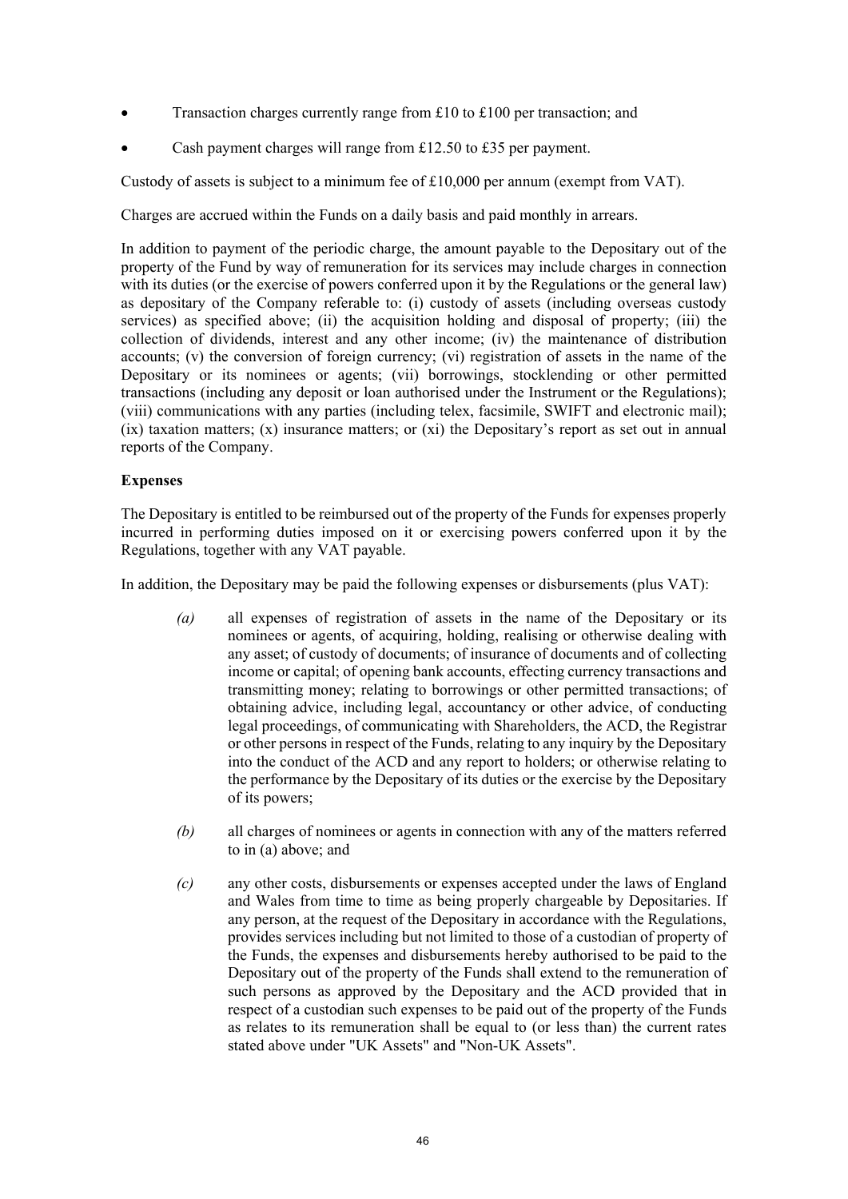- Transaction charges currently range from £10 to £100 per transaction; and
- Cash payment charges will range from £12.50 to £35 per payment.

Custody of assets is subject to a minimum fee of £10,000 per annum (exempt from VAT).

Charges are accrued within the Funds on a daily basis and paid monthly in arrears.

In addition to payment of the periodic charge, the amount payable to the Depositary out of the property of the Fund by way of remuneration for its services may include charges in connection with its duties (or the exercise of powers conferred upon it by the Regulations or the general law) as depositary of the Company referable to: (i) custody of assets (including overseas custody services) as specified above; (ii) the acquisition holding and disposal of property; (iii) the collection of dividends, interest and any other income; (iv) the maintenance of distribution accounts; (v) the conversion of foreign currency; (vi) registration of assets in the name of the Depositary or its nominees or agents; (vii) borrowings, stocklending or other permitted transactions (including any deposit or loan authorised under the Instrument or the Regulations); (viii) communications with any parties (including telex, facsimile, SWIFT and electronic mail); (ix) taxation matters; (x) insurance matters; or (xi) the Depositary's report as set out in annual reports of the Company.

**Expenses**

The Depositary is entitled to be reimbursed out of the property of the Funds for expenses properly incurred in performing duties imposed on it or exercising powers conferred upon it by the Regulations, together with any VAT payable.

In addition, the Depositary may be paid the following expenses or disbursements (plus VAT):

*(a)* all expenses of registration of assets in the name of the Depositary or its nominees or agents, of acquiring, holding, realising or otherwise dealing with any asset; of custody of documents; of insurance of documents and of collecting income or capital; of opening bank accounts, effecting currency transactions and transmitting money; relating to borrowings or other permitted transactions; of obtaining advice, including legal, accountancy or other advice, of conducting legal proceedings, of communicating with Shareholders, the ACD, the Registrar or other persons in respect of the Funds, relating to any inquiry by the Depositary into the conduct of the ACD and any report to holders; or otherwise relating to the performance by the Depositary of its duties or the exercise by the Depositary of its powers;

*(b)* all charges of nominees or agents in connection with any of the matters referred to in (a) above; and

*(c)* any other costs, disbursements or expenses accepted under the laws of England and Wales from time to time as being properly chargeable by Depositaries. If any person, at the request of the Depositary in accordance with the Regulations, provides services including but not limited to those of a custodian of property of the Funds, the expenses and disbursements hereby authorised to be paid to the Depositary out of the property of the Funds shall extend to the remuneration of such persons as approved by the Depositary and the ACD provided that in respect of a custodian such expenses to be paid out of the property of the Funds as relates to its remuneration shall be equal to (or less than) the current rates stated above under "UK Assets" and "Non-UK Assets".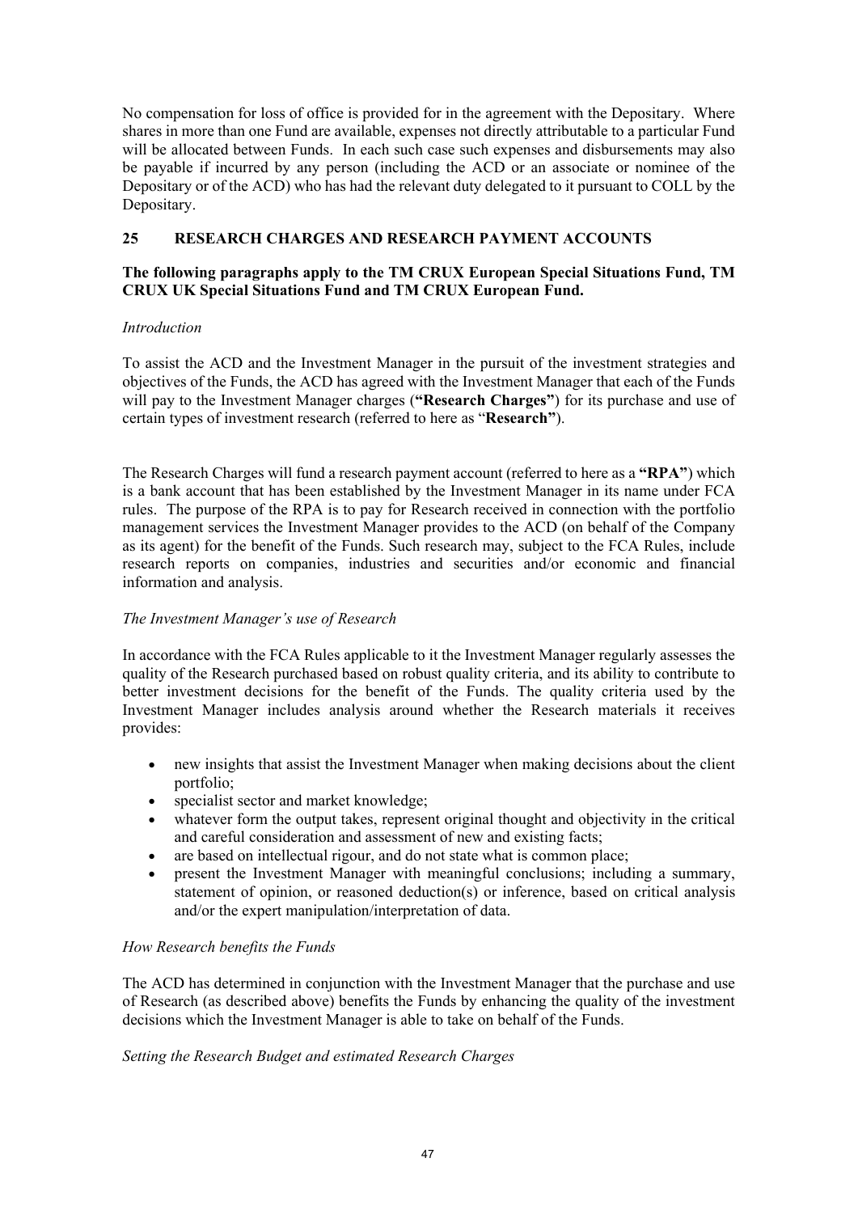No compensation for loss of office is provided for in the agreement with the Depositary. Where shares in more than one Fund are available, expenses not directly attributable to a particular Fund will be allocated between Funds. In each such case such expenses and disbursements may also be payable if incurred by any person (including the ACD or an associate or nominee of the Depositary or of the ACD) who has had the relevant duty delegated to it pursuant to COLL by the Depositary.

## 25 RESEARCH CHARGES AND RESEARCH PAYMENT ACCOUNTS

**The following paragraphs apply to the TM CRUX European Special Situations Fund, TM CRUX UK Special Situations Fund and TM CRUX European Fund.**

*Introduction*

To assist the ACD and the Investment Manager in the pursuit of the investment strategies and objectives of the Funds, the ACD has agreed with the Investment Manager that each of the Funds will pay to the Investment Manager charges (**"Research Charges"**) for its purchase and use of certain types of investment research (referred to here as "**Research"**).

The Research Charges will fund a research payment account (referred to here as a **"RPA"**) which is a bank account that has been established by the Investment Manager in its name under FCA rules. The purpose of the RPA is to pay for Research received in connection with the portfolio management services the Investment Manager provides to the ACD (on behalf of the Company as its agent) for the benefit of the Funds. Such research may, subject to the FCA Rules, include research reports on companies, industries and securities and/or economic and financial information and analysis.

*The Investment Manager's use of Research*

In accordance with the FCA Rules applicable to it the Investment Manager regularly assesses the quality of the Research purchased based on robust quality criteria, and its ability to contribute to better investment decisions for the benefit of the Funds. The quality criteria used by the Investment Manager includes analysis around whether the Research materials it receives provides:

- new insights that assist the Investment Manager when making decisions about the client portfolio;
- specialist sector and market knowledge;
- whatever form the output takes, represent original thought and objectivity in the critical and careful consideration and assessment of new and existing facts;
- are based on intellectual rigour, and do not state what is common place;
- present the Investment Manager with meaningful conclusions; including a summary, statement of opinion, or reasoned deduction(s) or inference, based on critical analysis and/or the expert manipulation/interpretation of data.

*How Research benefits the Funds*

The ACD has determined in conjunction with the Investment Manager that the purchase and use of Research (as described above) benefits the Funds by enhancing the quality of the investment decisions which the Investment Manager is able to take on behalf of the Funds.

*Setting the Research Budget and estimated Research Charges*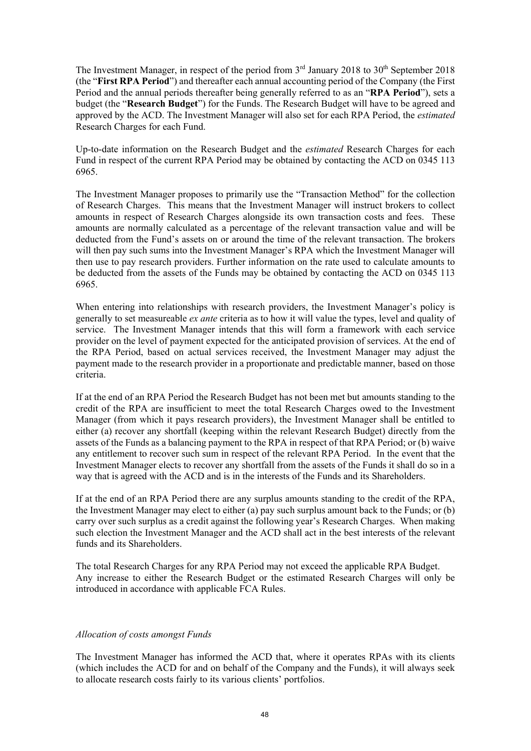The Investment Manager, in respect of the period from 3rd January 2018 to 30th September 2018 (the "**First RPA Period**") and thereafter each annual accounting period of the Company (the First Period and the annual periods thereafter being generally referred to as an "**RPA Period**"), sets a budget (the "**Research Budget**") for the Funds. The Research Budget will have to be agreed and approved by the ACD. The Investment Manager will also set for each RPA Period, the *estimated* Research Charges for each Fund.

Up-to-date information on the Research Budget and the *estimated* Research Charges for each Fund in respect of the current RPA Period may be obtained by contacting the ACD on 0345 113 6965.

The Investment Manager proposes to primarily use the "Transaction Method" for the collection of Research Charges. This means that the Investment Manager will instruct brokers to collect amounts in respect of Research Charges alongside its own transaction costs and fees. These amounts are normally calculated as a percentage of the relevant transaction value and will be deducted from the Fund's assets on or around the time of the relevant transaction. The brokers will then pay such sums into the Investment Manager's RPA which the Investment Manager will then use to pay research providers. Further information on the rate used to calculate amounts to be deducted from the assets of the Funds may be obtained by contacting the ACD on 0345 113 6965.

When entering into relationships with research providers, the Investment Manager's policy is generally to set measureable *ex ante* criteria as to how it will value the types, level and quality of service. The Investment Manager intends that this will form a framework with each service provider on the level of payment expected for the anticipated provision of services. At the end of the RPA Period, based on actual services received, the Investment Manager may adjust the payment made to the research provider in a proportionate and predictable manner, based on those criteria.

If at the end of an RPA Period the Research Budget has not been met but amounts standing to the credit of the RPA are insufficient to meet the total Research Charges owed to the Investment Manager (from which it pays research providers), the Investment Manager shall be entitled to either (a) recover any shortfall (keeping within the relevant Research Budget) directly from the assets of the Funds as a balancing payment to the RPA in respect of that RPA Period; or (b) waive any entitlement to recover such sum in respect of the relevant RPA Period. In the event that the Investment Manager elects to recover any shortfall from the assets of the Funds it shall do so in a way that is agreed with the ACD and is in the interests of the Funds and its Shareholders.

If at the end of an RPA Period there are any surplus amounts standing to the credit of the RPA, the Investment Manager may elect to either (a) pay such surplus amount back to the Funds; or (b) carry over such surplus as a credit against the following year's Research Charges. When making such election the Investment Manager and the ACD shall act in the best interests of the relevant funds and its Shareholders.

The total Research Charges for any RPA Period may not exceed the applicable RPA Budget. Any increase to either the Research Budget or the estimated Research Charges will only be introduced in accordance with applicable FCA Rules.

*Allocation of costs amongst Funds*

The Investment Manager has informed the ACD that, where it operates RPAs with its clients (which includes the ACD for and on behalf of the Company and the Funds), it will always seek to allocate research costs fairly to its various clients' portfolios.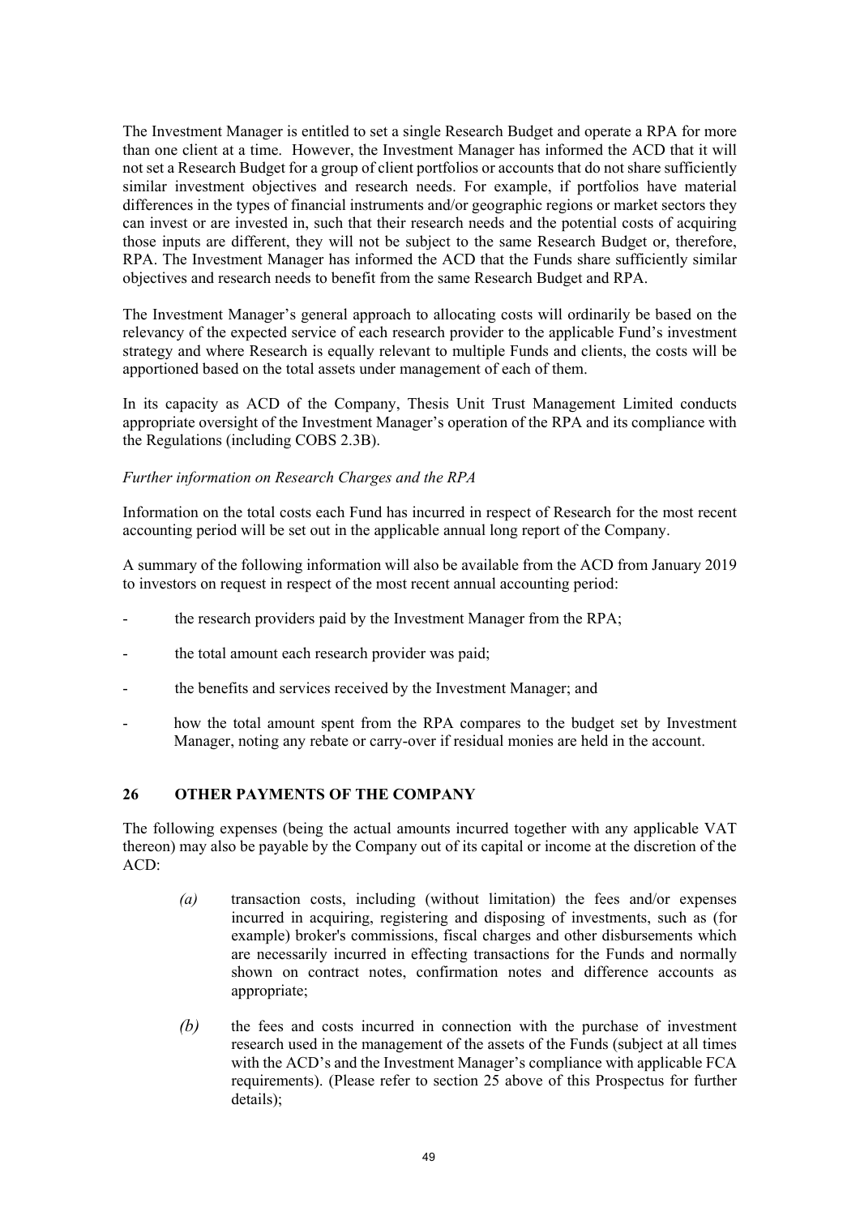The Investment Manager is entitled to set a single Research Budget and operate a RPA for more than one client at a time. However, the Investment Manager has informed the ACD that it will not set a Research Budget for a group of client portfolios or accounts that do not share sufficiently similar investment objectives and research needs. For example, if portfolios have material differences in the types of financial instruments and/or geographic regions or market sectors they can invest or are invested in, such that their research needs and the potential costs of acquiring those inputs are different, they will not be subject to the same Research Budget or, therefore, RPA. The Investment Manager has informed the ACD that the Funds share sufficiently similar objectives and research needs to benefit from the same Research Budget and RPA.

The Investment Manager's general approach to allocating costs will ordinarily be based on the relevancy of the expected service of each research provider to the applicable Fund's investment strategy and where Research is equally relevant to multiple Funds and clients, the costs will be apportioned based on the total assets under management of each of them.

In its capacity as ACD of the Company, Thesis Unit Trust Management Limited conducts appropriate oversight of the Investment Manager's operation of the RPA and its compliance with the Regulations (including COBS 2.3B).

*Further information on Research Charges and the RPA*

Information on the total costs each Fund has incurred in respect of Research for the most recent accounting period will be set out in the applicable annual long report of the Company.

A summary of the following information will also be available from the ACD from January 2019 to investors on request in respect of the most recent annual accounting period:

- the research providers paid by the Investment Manager from the RPA;
- the total amount each research provider was paid;
- the benefits and services received by the Investment Manager; and
- how the total amount spent from the RPA compares to the budget set by Investment Manager, noting any rebate or carry-over if residual monies are held in the account.

## 26 OTHER PAYMENTS OF THE COMPANY

The following expenses (being the actual amounts incurred together with any applicable VAT thereon) may also be payable by the Company out of its capital or income at the discretion of the ACD:

*(a)* transaction costs, including (without limitation) the fees and/or expenses incurred in acquiring, registering and disposing of investments, such as (for example) broker's commissions, fiscal charges and other disbursements which are necessarily incurred in effecting transactions for the Funds and normally shown on contract notes, confirmation notes and difference accounts as appropriate;

*(b)* the fees and costs incurred in connection with the purchase of investment research used in the management of the assets of the Funds (subject at all times with the ACD's and the Investment Manager's compliance with applicable FCA requirements). (Please refer to section 25 above of this Prospectus for further details);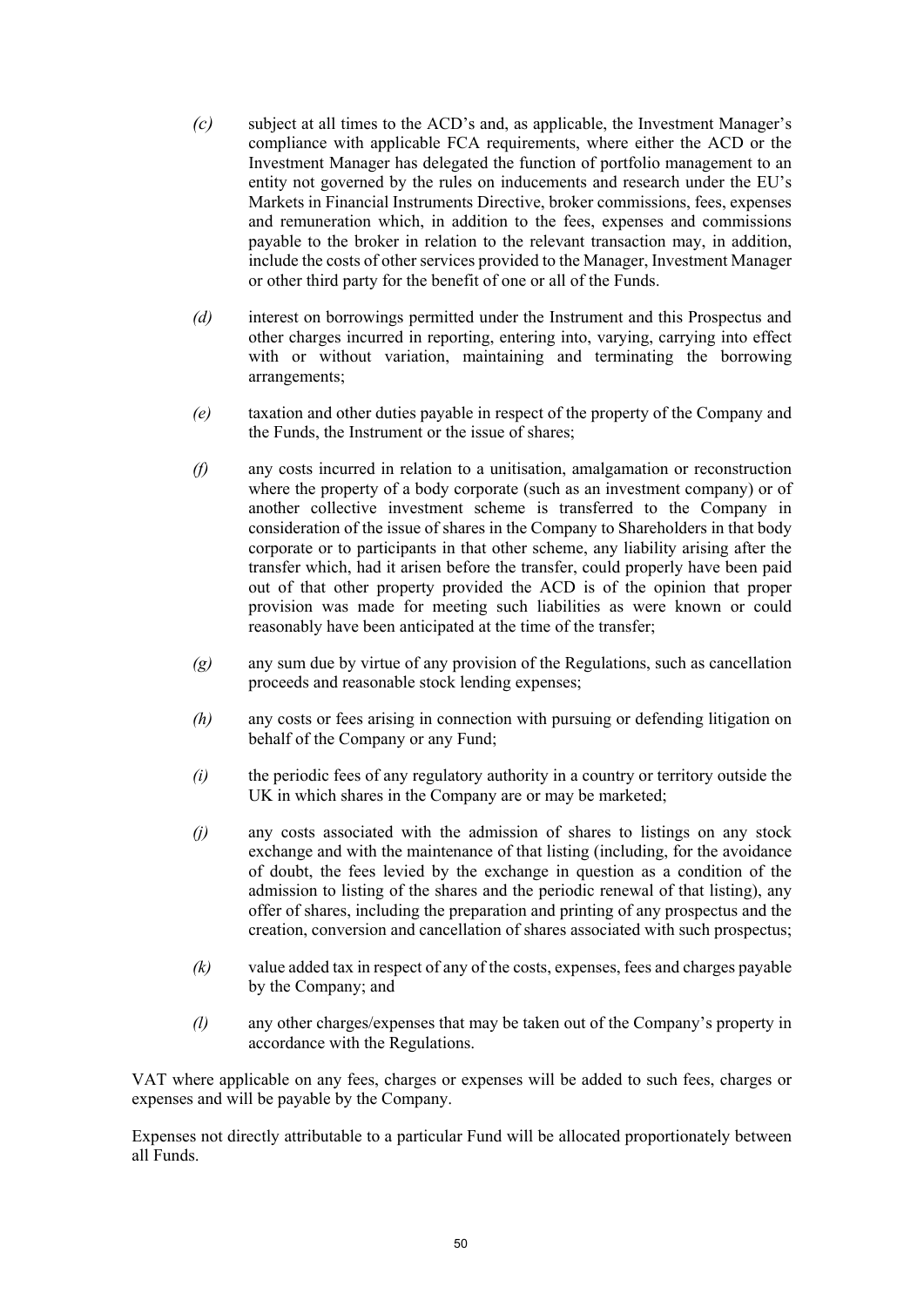*(c)* subject at all times to the ACD's and, as applicable, the Investment Manager's compliance with applicable FCA requirements, where either the ACD or the Investment Manager has delegated the function of portfolio management to an entity not governed by the rules on inducements and research under the EU's Markets in Financial Instruments Directive, broker commissions, fees, expenses and remuneration which, in addition to the fees, expenses and commissions payable to the broker in relation to the relevant transaction may, in addition, include the costs of other services provided to the Manager, Investment Manager or other third party for the benefit of one or all of the Funds.

*(d)* interest on borrowings permitted under the Instrument and this Prospectus and other charges incurred in reporting, entering into, varying, carrying into effect with or without variation, maintaining and terminating the borrowing arrangements;

*(e)* taxation and other duties payable in respect of the property of the Company and the Funds, the Instrument or the issue of shares;

*(f)* any costs incurred in relation to a unitisation, amalgamation or reconstruction where the property of a body corporate (such as an investment company) or of another collective investment scheme is transferred to the Company in consideration of the issue of shares in the Company to Shareholders in that body corporate or to participants in that other scheme, any liability arising after the transfer which, had it arisen before the transfer, could properly have been paid out of that other property provided the ACD is of the opinion that proper provision was made for meeting such liabilities as were known or could reasonably have been anticipated at the time of the transfer;

*(g)* any sum due by virtue of any provision of the Regulations, such as cancellation proceeds and reasonable stock lending expenses;

*(h)* any costs or fees arising in connection with pursuing or defending litigation on behalf of the Company or any Fund;

*(i)* the periodic fees of any regulatory authority in a country or territory outside the UK in which shares in the Company are or may be marketed;

*(j)* any costs associated with the admission of shares to listings on any stock exchange and with the maintenance of that listing (including, for the avoidance of doubt, the fees levied by the exchange in question as a condition of the admission to listing of the shares and the periodic renewal of that listing), any offer of shares, including the preparation and printing of any prospectus and the creation, conversion and cancellation of shares associated with such prospectus;

*(k)* value added tax in respect of any of the costs, expenses, fees and charges payable by the Company; and

*(l)* any other charges/expenses that may be taken out of the Company's property in accordance with the Regulations.

VAT where applicable on any fees, charges or expenses will be added to such fees, charges or expenses and will be payable by the Company.

Expenses not directly attributable to a particular Fund will be allocated proportionately between all Funds.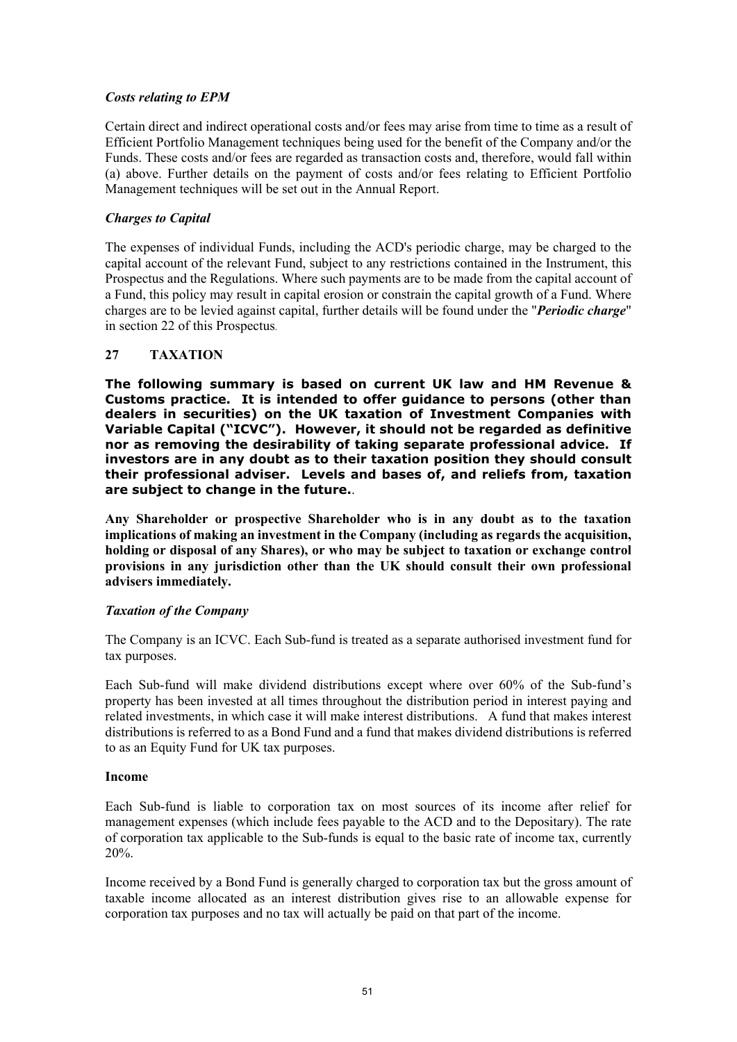### *Costs relating to EPM*

Certain direct and indirect operational costs and/or fees may arise from time to time as a result of Efficient Portfolio Management techniques being used for the benefit of the Company and/or the Funds. These costs and/or fees are regarded as transaction costs and, therefore, would fall within (a) above. Further details on the payment of costs and/or fees relating to Efficient Portfolio Management techniques will be set out in the Annual Report.

### *Charges to Capital*

The expenses of individual Funds, including the ACD's periodic charge, may be charged to the capital account of the relevant Fund, subject to any restrictions contained in the Instrument, this Prospectus and the Regulations. Where such payments are to be made from the capital account of a Fund, this policy may result in capital erosion or constrain the capital growth of a Fund. Where charges are to be levied against capital, further details will be found under the "***Periodic charge***" in section 22 of this Prospectus.

## 27 TAXATION

**The following summary is based on current UK law and HM Revenue & Customs practice. It is intended to offer guidance to persons (other than dealers in securities) on the UK taxation of Investment Companies with Variable Capital ("ICVC"). However, it should not be regarded as definitive nor as removing the desirability of taking separate professional advice. If investors are in any doubt as to their taxation position they should consult their professional adviser. Levels and bases of, and reliefs from, taxation are subject to change in the future.**.

**Any Shareholder or prospective Shareholder who is in any doubt as to the taxation implications of making an investment in the Company (including as regards the acquisition, holding or disposal of any Shares), or who may be subject to taxation or exchange control provisions in any jurisdiction other than the UK should consult their own professional advisers immediately.**

### *Taxation of the Company*

The Company is an ICVC. Each Sub-fund is treated as a separate authorised investment fund for tax purposes.

Each Sub-fund will make dividend distributions except where over 60% of the Sub-fund's property has been invested at all times throughout the distribution period in interest paying and related investments, in which case it will make interest distributions. A fund that makes interest distributions is referred to as a Bond Fund and a fund that makes dividend distributions is referred to as an Equity Fund for UK tax purposes.

**Income**

Each Sub-fund is liable to corporation tax on most sources of its income after relief for management expenses (which include fees payable to the ACD and to the Depositary). The rate of corporation tax applicable to the Sub-funds is equal to the basic rate of income tax, currently 20%.

Income received by a Bond Fund is generally charged to corporation tax but the gross amount of taxable income allocated as an interest distribution gives rise to an allowable expense for corporation tax purposes and no tax will actually be paid on that part of the income.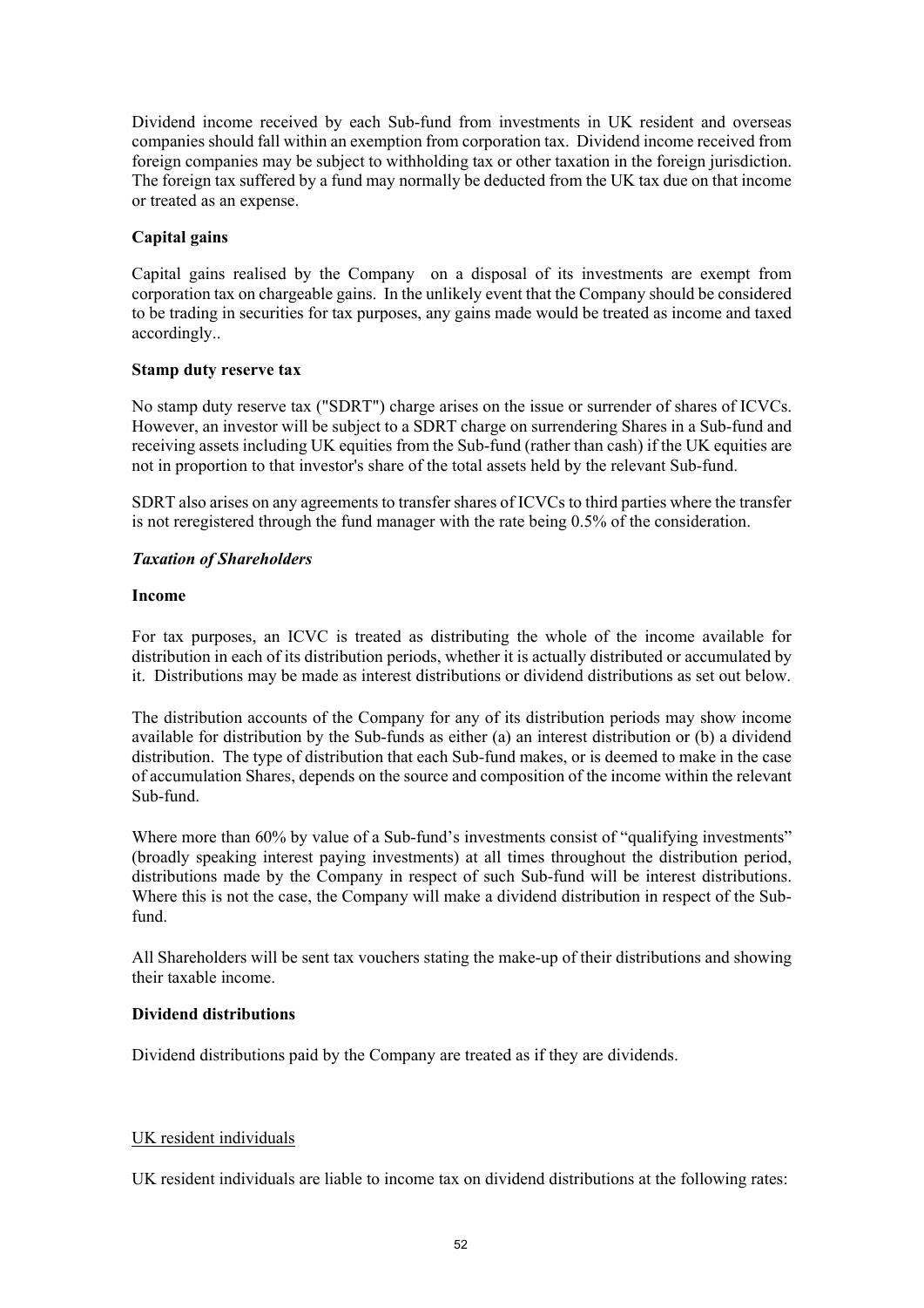Dividend income received by each Sub-fund from investments in UK resident and overseas companies should fall within an exemption from corporation tax. Dividend income received from foreign companies may be subject to withholding tax or other taxation in the foreign jurisdiction. The foreign tax suffered by a fund may normally be deducted from the UK tax due on that income or treated as an expense.

**Capital gains**

Capital gains realised by the Company on a disposal of its investments are exempt from corporation tax on chargeable gains. In the unlikely event that the Company should be considered to be trading in securities for tax purposes, any gains made would be treated as income and taxed accordingly..

**Stamp duty reserve tax**

No stamp duty reserve tax ("SDRT") charge arises on the issue or surrender of shares of ICVCs. However, an investor will be subject to a SDRT charge on surrendering Shares in a Sub-fund and receiving assets including UK equities from the Sub-fund (rather than cash) if the UK equities are not in proportion to that investor's share of the total assets held by the relevant Sub-fund.

SDRT also arises on any agreements to transfer shares of ICVCs to third parties where the transfer is not reregistered through the fund manager with the rate being 0.5% of the consideration.

***Taxation of Shareholders***

**Income**

For tax purposes, an ICVC is treated as distributing the whole of the income available for distribution in each of its distribution periods, whether it is actually distributed or accumulated by it. Distributions may be made as interest distributions or dividend distributions as set out below.

The distribution accounts of the Company for any of its distribution periods may show income available for distribution by the Sub-funds as either (a) an interest distribution or (b) a dividend distribution. The type of distribution that each Sub-fund makes, or is deemed to make in the case of accumulation Shares, depends on the source and composition of the income within the relevant Sub-fund.

Where more than 60% by value of a Sub-fund's investments consist of "qualifying investments" (broadly speaking interest paying investments) at all times throughout the distribution period, distributions made by the Company in respect of such Sub-fund will be interest distributions. Where this is not the case, the Company will make a dividend distribution in respect of the Sub-fund.

All Shareholders will be sent tax vouchers stating the make-up of their distributions and showing their taxable income.

**Dividend distributions**

Dividend distributions paid by the Company are treated as if they are dividends.

UK resident individuals

UK resident individuals are liable to income tax on dividend distributions at the following rates: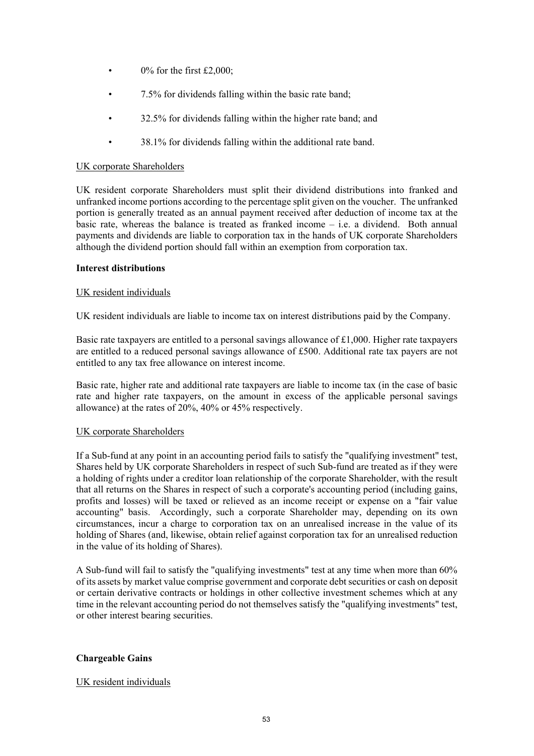- 0% for the first £2,000;
- 7.5% for dividends falling within the basic rate band;
- 32.5% for dividends falling within the higher rate band; and
- 38.1% for dividends falling within the additional rate band.

<u>UK corporate Shareholders</u>

UK resident corporate Shareholders must split their dividend distributions into franked and unfranked income portions according to the percentage split given on the voucher. The unfranked portion is generally treated as an annual payment received after deduction of income tax at the basic rate, whereas the balance is treated as franked income – i.e. a dividend. Both annual payments and dividends are liable to corporation tax in the hands of UK corporate Shareholders although the dividend portion should fall within an exemption from corporation tax.

**Interest distributions**

<u>UK resident individuals</u>

UK resident individuals are liable to income tax on interest distributions paid by the Company.

Basic rate taxpayers are entitled to a personal savings allowance of £1,000. Higher rate taxpayers are entitled to a reduced personal savings allowance of £500. Additional rate tax payers are not entitled to any tax free allowance on interest income.

Basic rate, higher rate and additional rate taxpayers are liable to income tax (in the case of basic rate and higher rate taxpayers, on the amount in excess of the applicable personal savings allowance) at the rates of 20%, 40% or 45% respectively.

<u>UK corporate Shareholders</u>

If a Sub-fund at any point in an accounting period fails to satisfy the "qualifying investment" test, Shares held by UK corporate Shareholders in respect of such Sub-fund are treated as if they were a holding of rights under a creditor loan relationship of the corporate Shareholder, with the result that all returns on the Shares in respect of such a corporate's accounting period (including gains, profits and losses) will be taxed or relieved as an income receipt or expense on a "fair value accounting" basis. Accordingly, such a corporate Shareholder may, depending on its own circumstances, incur a charge to corporation tax on an unrealised increase in the value of its holding of Shares (and, likewise, obtain relief against corporation tax for an unrealised reduction in the value of its holding of Shares).

A Sub-fund will fail to satisfy the "qualifying investments" test at any time when more than 60% of its assets by market value comprise government and corporate debt securities or cash on deposit or certain derivative contracts or holdings in other collective investment schemes which at any time in the relevant accounting period do not themselves satisfy the "qualifying investments" test, or other interest bearing securities.

**Chargeable Gains**

<u>UK resident individuals</u>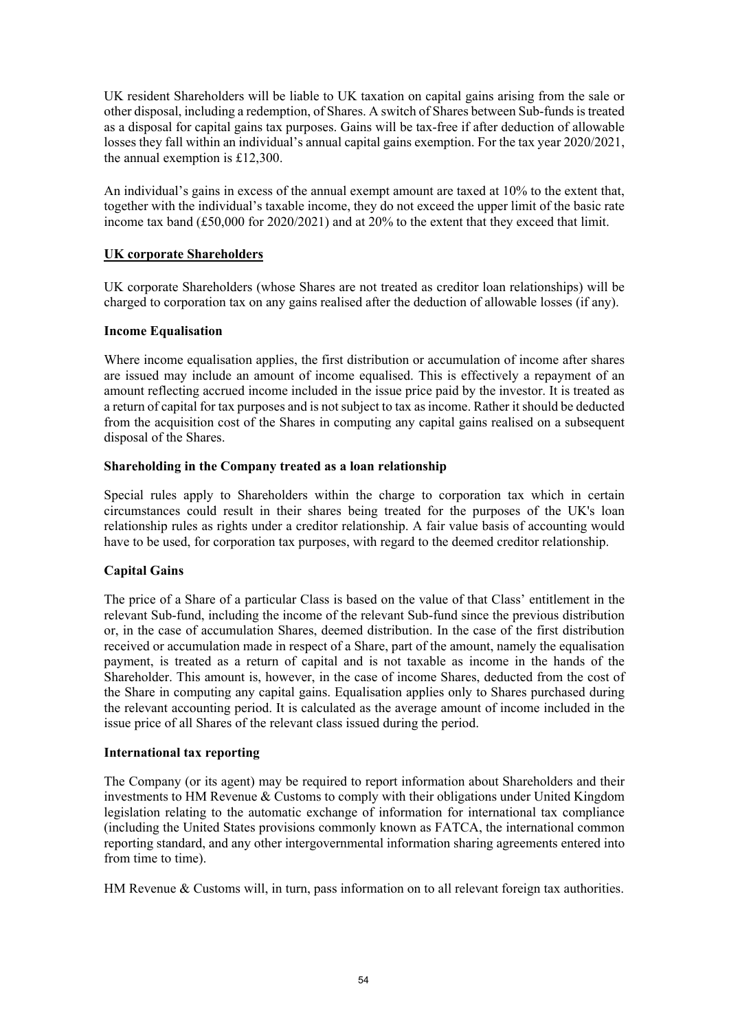UK resident Shareholders will be liable to UK taxation on capital gains arising from the sale or other disposal, including a redemption, of Shares. A switch of Shares between Sub-funds is treated as a disposal for capital gains tax purposes. Gains will be tax-free if after deduction of allowable losses they fall within an individual's annual capital gains exemption. For the tax year 2020/2021, the annual exemption is £12,300.

An individual's gains in excess of the annual exempt amount are taxed at 10% to the extent that, together with the individual's taxable income, they do not exceed the upper limit of the basic rate income tax band (£50,000 for 2020/2021) and at 20% to the extent that they exceed that limit.

**UK corporate Shareholders**

UK corporate Shareholders (whose Shares are not treated as creditor loan relationships) will be charged to corporation tax on any gains realised after the deduction of allowable losses (if any).

**Income Equalisation**

Where income equalisation applies, the first distribution or accumulation of income after shares are issued may include an amount of income equalised. This is effectively a repayment of an amount reflecting accrued income included in the issue price paid by the investor. It is treated as a return of capital for tax purposes and is not subject to tax as income. Rather it should be deducted from the acquisition cost of the Shares in computing any capital gains realised on a subsequent disposal of the Shares.

**Shareholding in the Company treated as a loan relationship**

Special rules apply to Shareholders within the charge to corporation tax which in certain circumstances could result in their shares being treated for the purposes of the UK's loan relationship rules as rights under a creditor relationship. A fair value basis of accounting would have to be used, for corporation tax purposes, with regard to the deemed creditor relationship.

**Capital Gains**

The price of a Share of a particular Class is based on the value of that Class' entitlement in the relevant Sub-fund, including the income of the relevant Sub-fund since the previous distribution or, in the case of accumulation Shares, deemed distribution. In the case of the first distribution received or accumulation made in respect of a Share, part of the amount, namely the equalisation payment, is treated as a return of capital and is not taxable as income in the hands of the Shareholder. This amount is, however, in the case of income Shares, deducted from the cost of the Share in computing any capital gains. Equalisation applies only to Shares purchased during the relevant accounting period. It is calculated as the average amount of income included in the issue price of all Shares of the relevant class issued during the period.

**International tax reporting**

The Company (or its agent) may be required to report information about Shareholders and their investments to HM Revenue & Customs to comply with their obligations under United Kingdom legislation relating to the automatic exchange of information for international tax compliance (including the United States provisions commonly known as FATCA, the international common reporting standard, and any other intergovernmental information sharing agreements entered into from time to time).

HM Revenue & Customs will, in turn, pass information on to all relevant foreign tax authorities.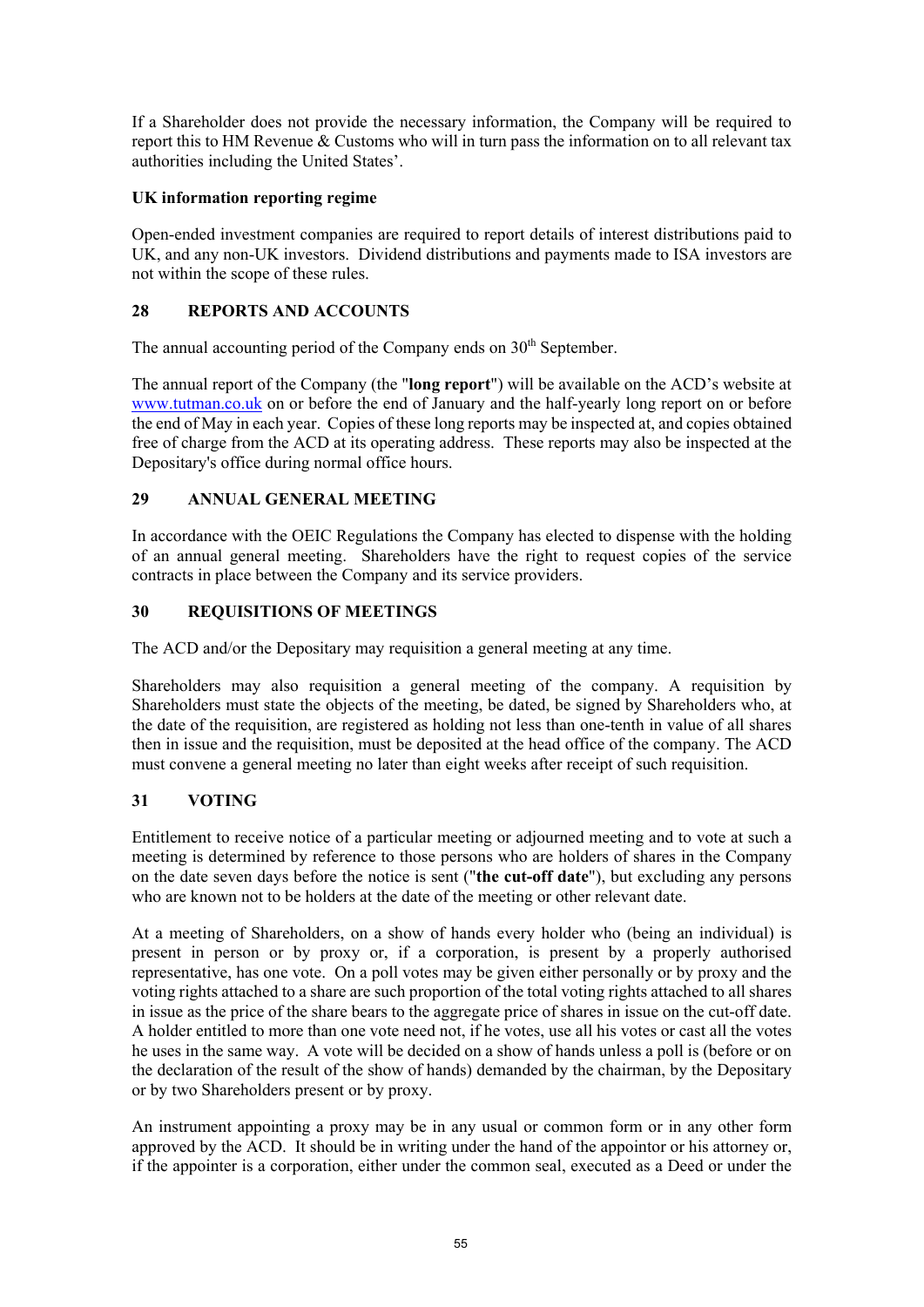If a Shareholder does not provide the necessary information, the Company will be required to report this to HM Revenue & Customs who will in turn pass the information on to all relevant tax authorities including the United States'.

**UK information reporting regime**

Open-ended investment companies are required to report details of interest distributions paid to UK, and any non-UK investors. Dividend distributions and payments made to ISA investors are not within the scope of these rules.

## 28 REPORTS AND ACCOUNTS

The annual accounting period of the Company ends on 30th September.

The annual report of the Company (the "**long report**") will be available on the ACD's website at www.tutman.co.uk on or before the end of January and the half-yearly long report on or before the end of May in each year. Copies of these long reports may be inspected at, and copies obtained free of charge from the ACD at its operating address. These reports may also be inspected at the Depositary's office during normal office hours.

## 29 ANNUAL GENERAL MEETING

In accordance with the OEIC Regulations the Company has elected to dispense with the holding of an annual general meeting. Shareholders have the right to request copies of the service contracts in place between the Company and its service providers.

## 30 REQUISITIONS OF MEETINGS

The ACD and/or the Depositary may requisition a general meeting at any time.

Shareholders may also requisition a general meeting of the company. A requisition by Shareholders must state the objects of the meeting, be dated, be signed by Shareholders who, at the date of the requisition, are registered as holding not less than one-tenth in value of all shares then in issue and the requisition, must be deposited at the head office of the company. The ACD must convene a general meeting no later than eight weeks after receipt of such requisition.

## 31 VOTING

Entitlement to receive notice of a particular meeting or adjourned meeting and to vote at such a meeting is determined by reference to those persons who are holders of shares in the Company on the date seven days before the notice is sent ("**the cut-off date**"), but excluding any persons who are known not to be holders at the date of the meeting or other relevant date.

At a meeting of Shareholders, on a show of hands every holder who (being an individual) is present in person or by proxy or, if a corporation, is present by a properly authorised representative, has one vote. On a poll votes may be given either personally or by proxy and the voting rights attached to a share are such proportion of the total voting rights attached to all shares in issue as the price of the share bears to the aggregate price of shares in issue on the cut-off date. A holder entitled to more than one vote need not, if he votes, use all his votes or cast all the votes he uses in the same way. A vote will be decided on a show of hands unless a poll is (before or on the declaration of the result of the show of hands) demanded by the chairman, by the Depositary or by two Shareholders present or by proxy.

An instrument appointing a proxy may be in any usual or common form or in any other form approved by the ACD. It should be in writing under the hand of the appointor or his attorney or, if the appointer is a corporation, either under the common seal, executed as a Deed or under the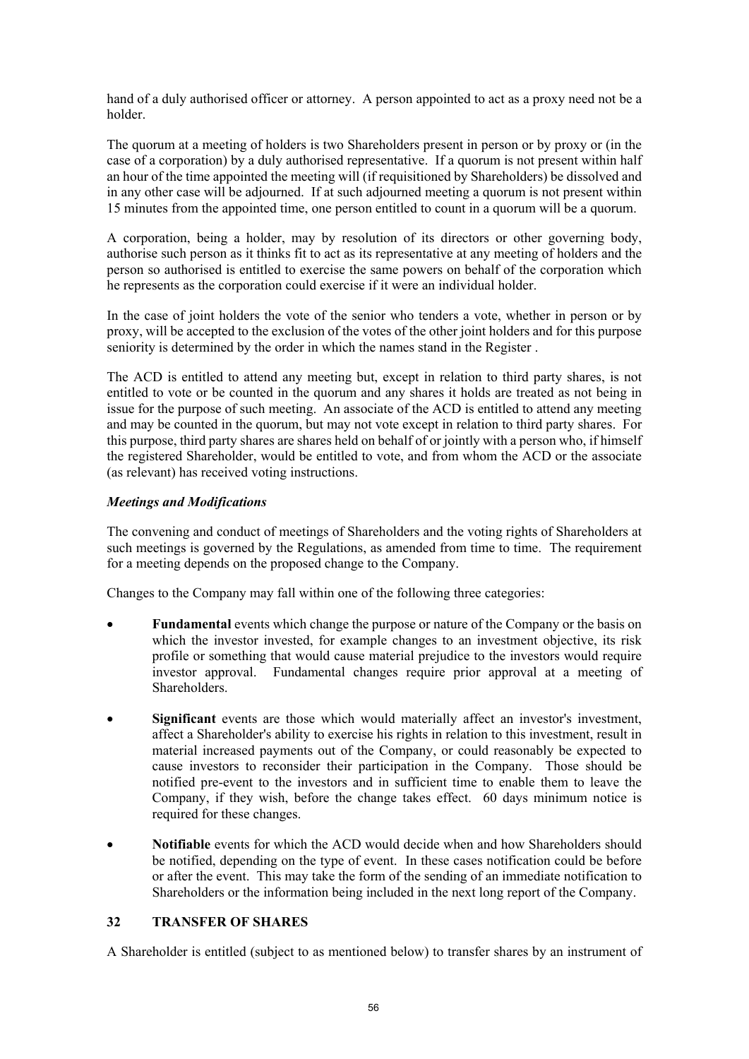hand of a duly authorised officer or attorney. A person appointed to act as a proxy need not be a holder.

The quorum at a meeting of holders is two Shareholders present in person or by proxy or (in the case of a corporation) by a duly authorised representative. If a quorum is not present within half an hour of the time appointed the meeting will (if requisitioned by Shareholders) be dissolved and in any other case will be adjourned. If at such adjourned meeting a quorum is not present within 15 minutes from the appointed time, one person entitled to count in a quorum will be a quorum.

A corporation, being a holder, may by resolution of its directors or other governing body, authorise such person as it thinks fit to act as its representative at any meeting of holders and the person so authorised is entitled to exercise the same powers on behalf of the corporation which he represents as the corporation could exercise if it were an individual holder.

In the case of joint holders the vote of the senior who tenders a vote, whether in person or by proxy, will be accepted to the exclusion of the votes of the other joint holders and for this purpose seniority is determined by the order in which the names stand in the Register .

The ACD is entitled to attend any meeting but, except in relation to third party shares, is not entitled to vote or be counted in the quorum and any shares it holds are treated as not being in issue for the purpose of such meeting. An associate of the ACD is entitled to attend any meeting and may be counted in the quorum, but may not vote except in relation to third party shares. For this purpose, third party shares are shares held on behalf of or jointly with a person who, if himself the registered Shareholder, would be entitled to vote, and from whom the ACD or the associate (as relevant) has received voting instructions.

***Meetings and Modifications***

The convening and conduct of meetings of Shareholders and the voting rights of Shareholders at such meetings is governed by the Regulations, as amended from time to time. The requirement for a meeting depends on the proposed change to the Company.

Changes to the Company may fall within one of the following three categories:

- **Fundamental** events which change the purpose or nature of the Company or the basis on which the investor invested, for example changes to an investment objective, its risk profile or something that would cause material prejudice to the investors would require investor approval. Fundamental changes require prior approval at a meeting of Shareholders.
- **Significant** events are those which would materially affect an investor's investment, affect a Shareholder's ability to exercise his rights in relation to this investment, result in material increased payments out of the Company, or could reasonably be expected to cause investors to reconsider their participation in the Company. Those should be notified pre-event to the investors and in sufficient time to enable them to leave the Company, if they wish, before the change takes effect. 60 days minimum notice is required for these changes.
- **Notifiable** events for which the ACD would decide when and how Shareholders should be notified, depending on the type of event. In these cases notification could be before or after the event. This may take the form of the sending of an immediate notification to Shareholders or the information being included in the next long report of the Company.

## 32 TRANSFER OF SHARES

A Shareholder is entitled (subject to as mentioned below) to transfer shares by an instrument of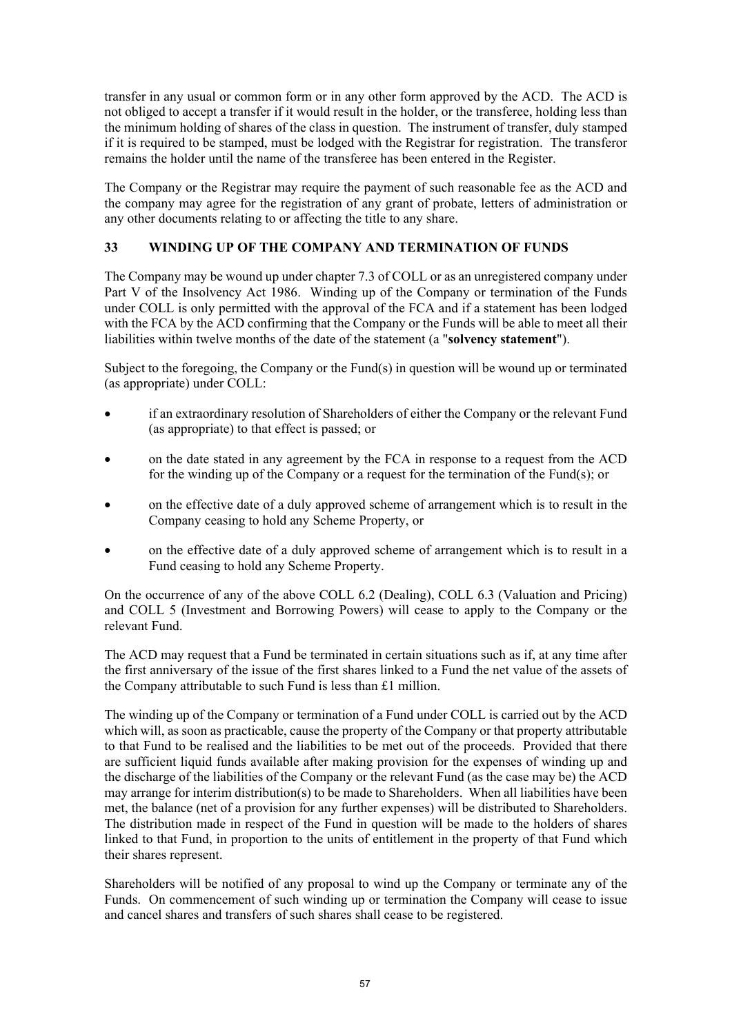transfer in any usual or common form or in any other form approved by the ACD. The ACD is not obliged to accept a transfer if it would result in the holder, or the transferee, holding less than the minimum holding of shares of the class in question. The instrument of transfer, duly stamped if it is required to be stamped, must be lodged with the Registrar for registration. The transferor remains the holder until the name of the transferee has been entered in the Register.

The Company or the Registrar may require the payment of such reasonable fee as the ACD and the company may agree for the registration of any grant of probate, letters of administration or any other documents relating to or affecting the title to any share.

## 33 WINDING UP OF THE COMPANY AND TERMINATION OF FUNDS

The Company may be wound up under chapter 7.3 of COLL or as an unregistered company under Part V of the Insolvency Act 1986. Winding up of the Company or termination of the Funds under COLL is only permitted with the approval of the FCA and if a statement has been lodged with the FCA by the ACD confirming that the Company or the Funds will be able to meet all their liabilities within twelve months of the date of the statement (a "**solvency statement**").

Subject to the foregoing, the Company or the Fund(s) in question will be wound up or terminated (as appropriate) under COLL:

- if an extraordinary resolution of Shareholders of either the Company or the relevant Fund (as appropriate) to that effect is passed; or
- on the date stated in any agreement by the FCA in response to a request from the ACD for the winding up of the Company or a request for the termination of the Fund(s); or
- on the effective date of a duly approved scheme of arrangement which is to result in the Company ceasing to hold any Scheme Property, or
- on the effective date of a duly approved scheme of arrangement which is to result in a Fund ceasing to hold any Scheme Property.

On the occurrence of any of the above COLL 6.2 (Dealing), COLL 6.3 (Valuation and Pricing) and COLL 5 (Investment and Borrowing Powers) will cease to apply to the Company or the relevant Fund.

The ACD may request that a Fund be terminated in certain situations such as if, at any time after the first anniversary of the issue of the first shares linked to a Fund the net value of the assets of the Company attributable to such Fund is less than £1 million.

The winding up of the Company or termination of a Fund under COLL is carried out by the ACD which will, as soon as practicable, cause the property of the Company or that property attributable to that Fund to be realised and the liabilities to be met out of the proceeds. Provided that there are sufficient liquid funds available after making provision for the expenses of winding up and the discharge of the liabilities of the Company or the relevant Fund (as the case may be) the ACD may arrange for interim distribution(s) to be made to Shareholders. When all liabilities have been met, the balance (net of a provision for any further expenses) will be distributed to Shareholders. The distribution made in respect of the Fund in question will be made to the holders of shares linked to that Fund, in proportion to the units of entitlement in the property of that Fund which their shares represent.

Shareholders will be notified of any proposal to wind up the Company or terminate any of the Funds. On commencement of such winding up or termination the Company will cease to issue and cancel shares and transfers of such shares shall cease to be registered.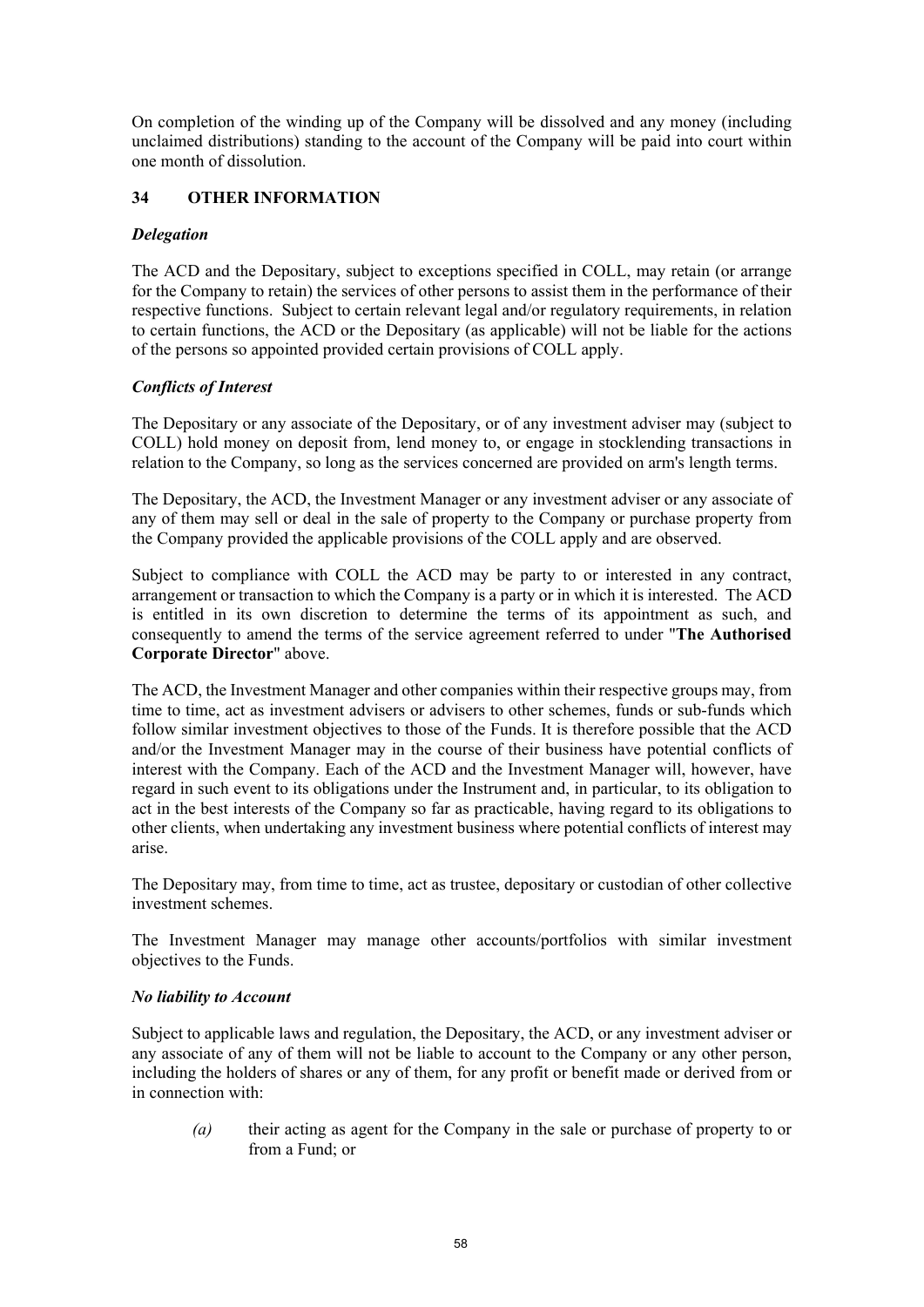On completion of the winding up of the Company will be dissolved and any money (including unclaimed distributions) standing to the account of the Company will be paid into court within one month of dissolution.

## 34 OTHER INFORMATION

### *Delegation*

The ACD and the Depositary, subject to exceptions specified in COLL, may retain (or arrange for the Company to retain) the services of other persons to assist them in the performance of their respective functions. Subject to certain relevant legal and/or regulatory requirements, in relation to certain functions, the ACD or the Depositary (as applicable) will not be liable for the actions of the persons so appointed provided certain provisions of COLL apply.

### *Conflicts of Interest*

The Depositary or any associate of the Depositary, or of any investment adviser may (subject to COLL) hold money on deposit from, lend money to, or engage in stocklending transactions in relation to the Company, so long as the services concerned are provided on arm's length terms.

The Depositary, the ACD, the Investment Manager or any investment adviser or any associate of any of them may sell or deal in the sale of property to the Company or purchase property from the Company provided the applicable provisions of the COLL apply and are observed.

Subject to compliance with COLL the ACD may be party to or interested in any contract, arrangement or transaction to which the Company is a party or in which it is interested. The ACD is entitled in its own discretion to determine the terms of its appointment as such, and consequently to amend the terms of the service agreement referred to under "**The Authorised Corporate Director**" above.

The ACD, the Investment Manager and other companies within their respective groups may, from time to time, act as investment advisers or advisers to other schemes, funds or sub-funds which follow similar investment objectives to those of the Funds. It is therefore possible that the ACD and/or the Investment Manager may in the course of their business have potential conflicts of interest with the Company. Each of the ACD and the Investment Manager will, however, have regard in such event to its obligations under the Instrument and, in particular, to its obligation to act in the best interests of the Company so far as practicable, having regard to its obligations to other clients, when undertaking any investment business where potential conflicts of interest may arise.

The Depositary may, from time to time, act as trustee, depositary or custodian of other collective investment schemes.

The Investment Manager may manage other accounts/portfolios with similar investment objectives to the Funds.

### *No liability to Account*

Subject to applicable laws and regulation, the Depositary, the ACD, or any investment adviser or any associate of any of them will not be liable to account to the Company or any other person, including the holders of shares or any of them, for any profit or benefit made or derived from or in connection with:

*(a)* their acting as agent for the Company in the sale or purchase of property to or from a Fund; or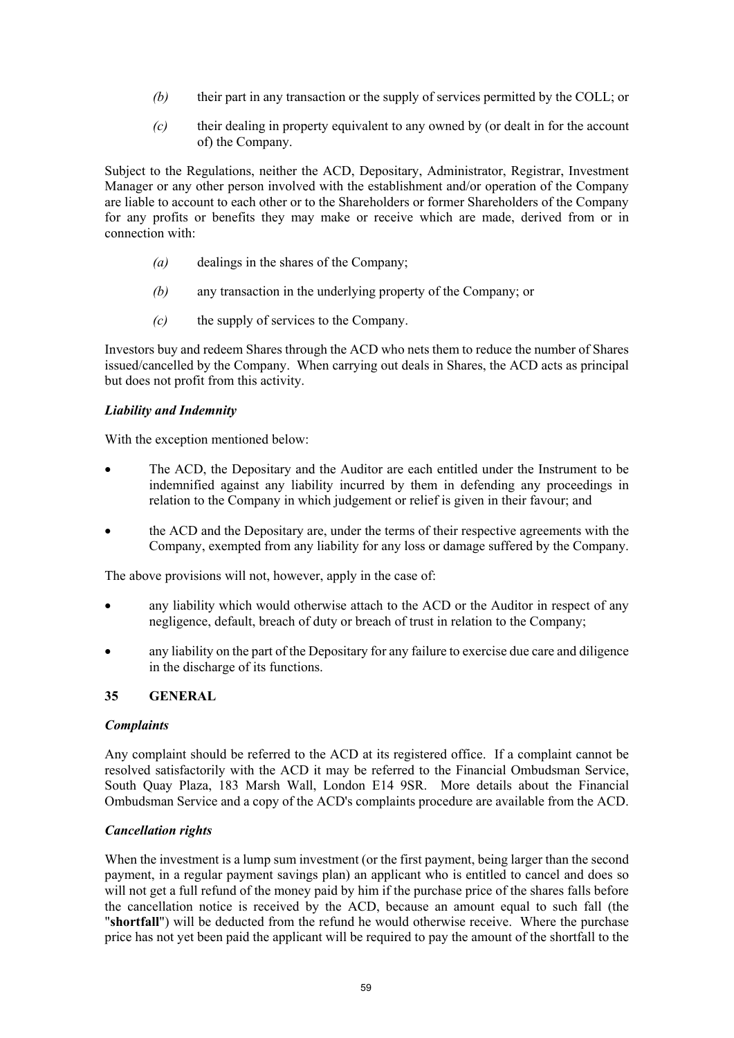*(b)* their part in any transaction or the supply of services permitted by the COLL; or

*(c)* their dealing in property equivalent to any owned by (or dealt in for the account of) the Company.

Subject to the Regulations, neither the ACD, Depositary, Administrator, Registrar, Investment Manager or any other person involved with the establishment and/or operation of the Company are liable to account to each other or to the Shareholders or former Shareholders of the Company for any profits or benefits they may make or receive which are made, derived from or in connection with:

*(a)* dealings in the shares of the Company;

*(b)* any transaction in the underlying property of the Company; or

*(c)* the supply of services to the Company.

Investors buy and redeem Shares through the ACD who nets them to reduce the number of Shares issued/cancelled by the Company. When carrying out deals in Shares, the ACD acts as principal but does not profit from this activity.

***Liability and Indemnity***

With the exception mentioned below:

- The ACD, the Depositary and the Auditor are each entitled under the Instrument to be indemnified against any liability incurred by them in defending any proceedings in relation to the Company in which judgement or relief is given in their favour; and
- the ACD and the Depositary are, under the terms of their respective agreements with the Company, exempted from any liability for any loss or damage suffered by the Company.

The above provisions will not, however, apply in the case of:

- any liability which would otherwise attach to the ACD or the Auditor in respect of any negligence, default, breach of duty or breach of trust in relation to the Company;
- any liability on the part of the Depositary for any failure to exercise due care and diligence in the discharge of its functions.

## 35 GENERAL

***Complaints***

Any complaint should be referred to the ACD at its registered office. If a complaint cannot be resolved satisfactorily with the ACD it may be referred to the Financial Ombudsman Service, South Quay Plaza, 183 Marsh Wall, London E14 9SR. More details about the Financial Ombudsman Service and a copy of the ACD's complaints procedure are available from the ACD.

***Cancellation rights***

When the investment is a lump sum investment (or the first payment, being larger than the second payment, in a regular payment savings plan) an applicant who is entitled to cancel and does so will not get a full refund of the money paid by him if the purchase price of the shares falls before the cancellation notice is received by the ACD, because an amount equal to such fall (the "**shortfall**") will be deducted from the refund he would otherwise receive. Where the purchase price has not yet been paid the applicant will be required to pay the amount of the shortfall to the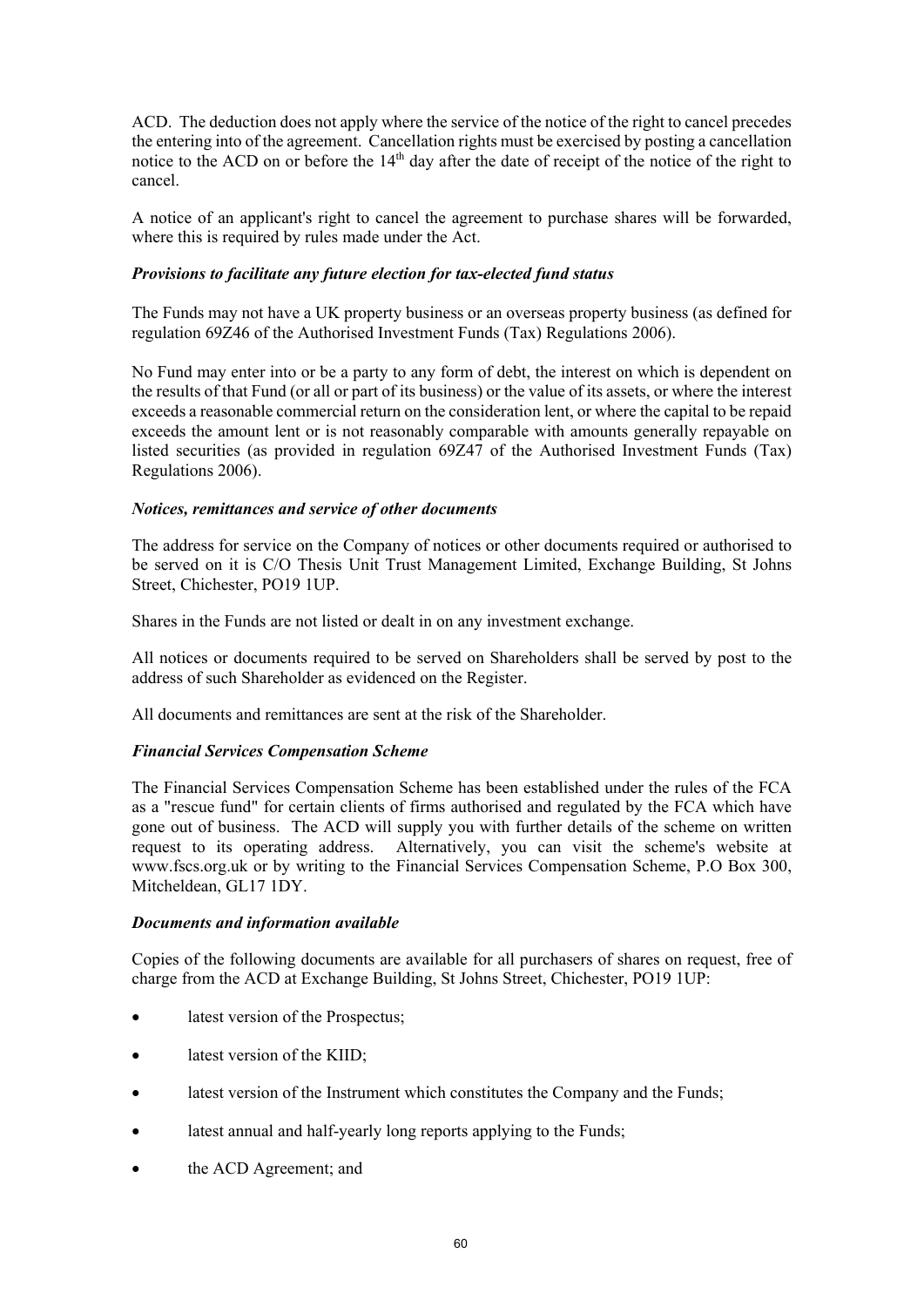ACD. The deduction does not apply where the service of the notice of the right to cancel precedes the entering into of the agreement. Cancellation rights must be exercised by posting a cancellation notice to the ACD on or before the 14th day after the date of receipt of the notice of the right to cancel.

A notice of an applicant's right to cancel the agreement to purchase shares will be forwarded, where this is required by rules made under the Act.

***Provisions to facilitate any future election for tax-elected fund status***

The Funds may not have a UK property business or an overseas property business (as defined for regulation 69Z46 of the Authorised Investment Funds (Tax) Regulations 2006).

No Fund may enter into or be a party to any form of debt, the interest on which is dependent on the results of that Fund (or all or part of its business) or the value of its assets, or where the interest exceeds a reasonable commercial return on the consideration lent, or where the capital to be repaid exceeds the amount lent or is not reasonably comparable with amounts generally repayable on listed securities (as provided in regulation 69Z47 of the Authorised Investment Funds (Tax) Regulations 2006).

***Notices, remittances and service of other documents***

The address for service on the Company of notices or other documents required or authorised to be served on it is C/O Thesis Unit Trust Management Limited, Exchange Building, St Johns Street, Chichester, PO19 1UP.

Shares in the Funds are not listed or dealt in on any investment exchange.

All notices or documents required to be served on Shareholders shall be served by post to the address of such Shareholder as evidenced on the Register.

All documents and remittances are sent at the risk of the Shareholder.

***Financial Services Compensation Scheme***

The Financial Services Compensation Scheme has been established under the rules of the FCA as a "rescue fund" for certain clients of firms authorised and regulated by the FCA which have gone out of business. The ACD will supply you with further details of the scheme on written request to its operating address. Alternatively, you can visit the scheme's website at www.fscs.org.uk or by writing to the Financial Services Compensation Scheme, P.O Box 300, Mitcheldean, GL17 1DY.

***Documents and information available***

Copies of the following documents are available for all purchasers of shares on request, free of charge from the ACD at Exchange Building, St Johns Street, Chichester, PO19 1UP:

- latest version of the Prospectus;
- latest version of the KIID;
- latest version of the Instrument which constitutes the Company and the Funds;
- latest annual and half-yearly long reports applying to the Funds;
- the ACD Agreement; and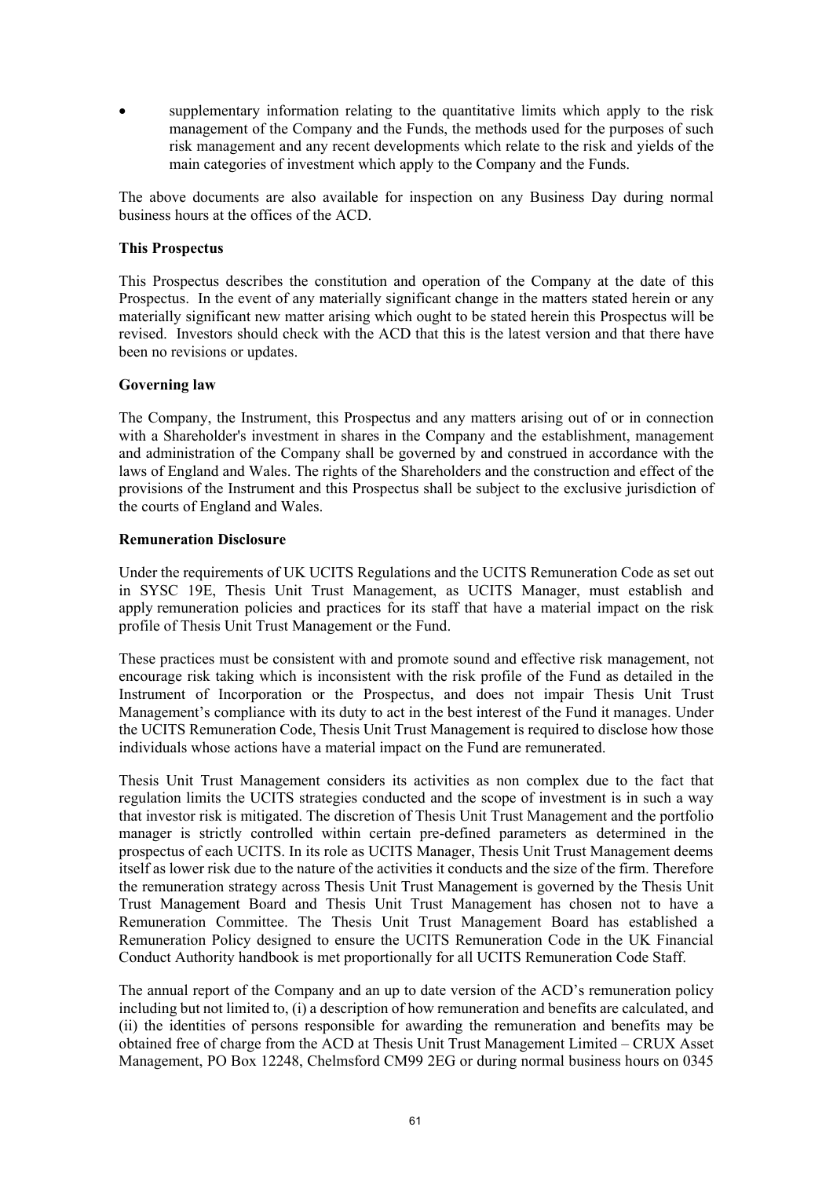- supplementary information relating to the quantitative limits which apply to the risk management of the Company and the Funds, the methods used for the purposes of such risk management and any recent developments which relate to the risk and yields of the main categories of investment which apply to the Company and the Funds.

The above documents are also available for inspection on any Business Day during normal business hours at the offices of the ACD.

**This Prospectus**

This Prospectus describes the constitution and operation of the Company at the date of this Prospectus. In the event of any materially significant change in the matters stated herein or any materially significant new matter arising which ought to be stated herein this Prospectus will be revised. Investors should check with the ACD that this is the latest version and that there have been no revisions or updates.

**Governing law**

The Company, the Instrument, this Prospectus and any matters arising out of or in connection with a Shareholder's investment in shares in the Company and the establishment, management and administration of the Company shall be governed by and construed in accordance with the laws of England and Wales. The rights of the Shareholders and the construction and effect of the provisions of the Instrument and this Prospectus shall be subject to the exclusive jurisdiction of the courts of England and Wales.

**Remuneration Disclosure**

Under the requirements of UK UCITS Regulations and the UCITS Remuneration Code as set out in SYSC 19E, Thesis Unit Trust Management, as UCITS Manager, must establish and apply remuneration policies and practices for its staff that have a material impact on the risk profile of Thesis Unit Trust Management or the Fund.

These practices must be consistent with and promote sound and effective risk management, not encourage risk taking which is inconsistent with the risk profile of the Fund as detailed in the Instrument of Incorporation or the Prospectus, and does not impair Thesis Unit Trust Management's compliance with its duty to act in the best interest of the Fund it manages. Under the UCITS Remuneration Code, Thesis Unit Trust Management is required to disclose how those individuals whose actions have a material impact on the Fund are remunerated.

Thesis Unit Trust Management considers its activities as non complex due to the fact that regulation limits the UCITS strategies conducted and the scope of investment is in such a way that investor risk is mitigated. The discretion of Thesis Unit Trust Management and the portfolio manager is strictly controlled within certain pre-defined parameters as determined in the prospectus of each UCITS. In its role as UCITS Manager, Thesis Unit Trust Management deems itself as lower risk due to the nature of the activities it conducts and the size of the firm. Therefore the remuneration strategy across Thesis Unit Trust Management is governed by the Thesis Unit Trust Management Board and Thesis Unit Trust Management has chosen not to have a Remuneration Committee. The Thesis Unit Trust Management Board has established a Remuneration Policy designed to ensure the UCITS Remuneration Code in the UK Financial Conduct Authority handbook is met proportionally for all UCITS Remuneration Code Staff.

The annual report of the Company and an up to date version of the ACD's remuneration policy including but not limited to, (i) a description of how remuneration and benefits are calculated, and (ii) the identities of persons responsible for awarding the remuneration and benefits may be obtained free of charge from the ACD at Thesis Unit Trust Management Limited – CRUX Asset Management, PO Box 12248, Chelmsford CM99 2EG or during normal business hours on 0345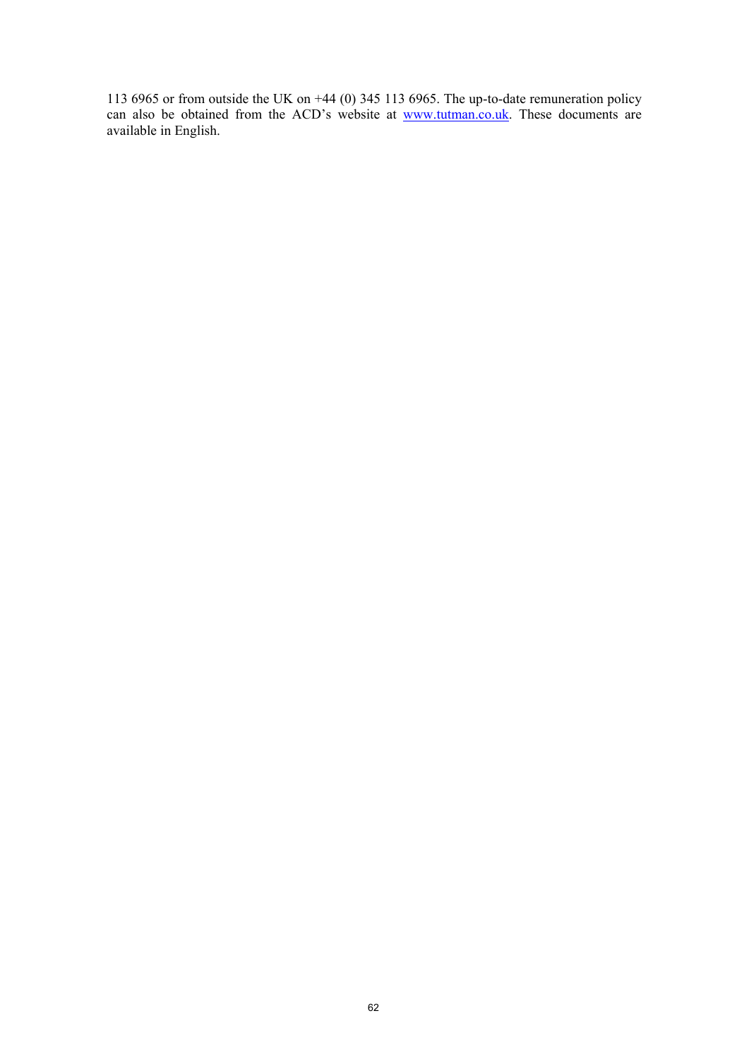113 6965 or from outside the UK on +44 (0) 345 113 6965. The up-to-date remuneration policy can also be obtained from the ACD's website at www.tutman.co.uk. These documents are available in English.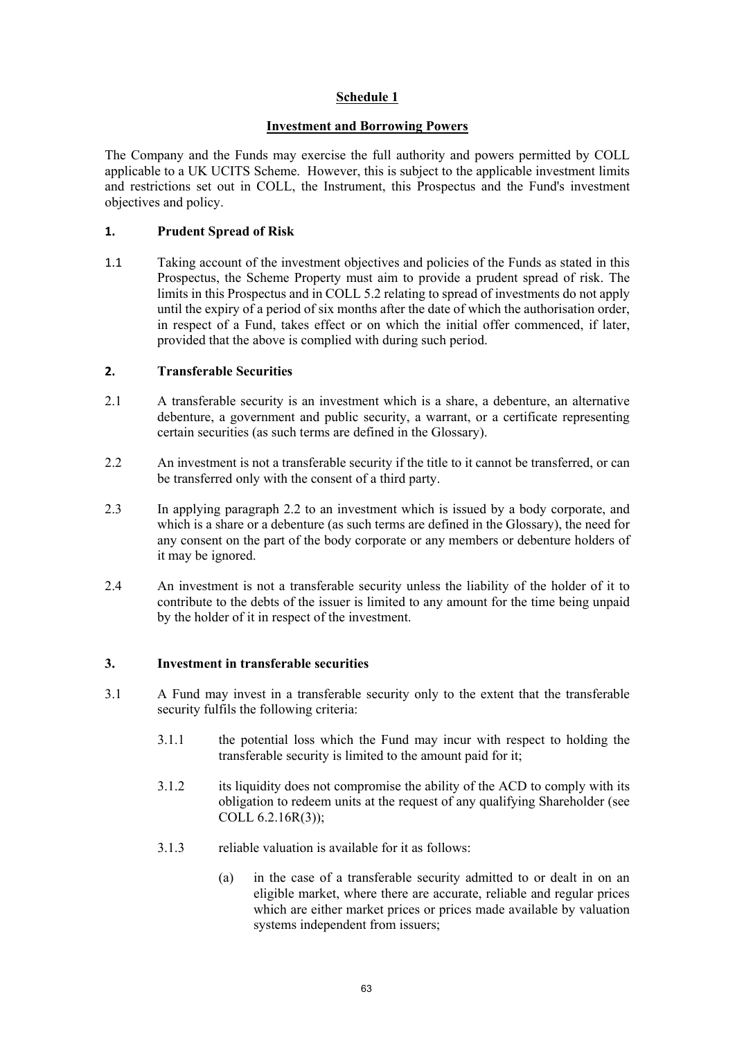# Schedule 1

## Investment and Borrowing Powers

The Company and the Funds may exercise the full authority and powers permitted by COLL applicable to a UK UCITS Scheme. However, this is subject to the applicable investment limits and restrictions set out in COLL, the Instrument, this Prospectus and the Fund's investment objectives and policy.

### 1. Prudent Spread of Risk

1.1 Taking account of the investment objectives and policies of the Funds as stated in this Prospectus, the Scheme Property must aim to provide a prudent spread of risk. The limits in this Prospectus and in COLL 5.2 relating to spread of investments do not apply until the expiry of a period of six months after the date of which the authorisation order, in respect of a Fund, takes effect or on which the initial offer commenced, if later, provided that the above is complied with during such period.

### 2. Transferable Securities

2.1 A transferable security is an investment which is a share, a debenture, an alternative debenture, a government and public security, a warrant, or a certificate representing certain securities (as such terms are defined in the Glossary).

2.2 An investment is not a transferable security if the title to it cannot be transferred, or can be transferred only with the consent of a third party.

2.3 In applying paragraph 2.2 to an investment which is issued by a body corporate, and which is a share or a debenture (as such terms are defined in the Glossary), the need for any consent on the part of the body corporate or any members or debenture holders of it may be ignored.

2.4 An investment is not a transferable security unless the liability of the holder of it to contribute to the debts of the issuer is limited to any amount for the time being unpaid by the holder of it in respect of the investment.

### 3. Investment in transferable securities

3.1 A Fund may invest in a transferable security only to the extent that the transferable security fulfils the following criteria:

3.1.1 the potential loss which the Fund may incur with respect to holding the transferable security is limited to the amount paid for it;

3.1.2 its liquidity does not compromise the ability of the ACD to comply with its obligation to redeem units at the request of any qualifying Shareholder (see COLL 6.2.16R(3));

3.1.3 reliable valuation is available for it as follows:

(a) in the case of a transferable security admitted to or dealt in on an eligible market, where there are accurate, reliable and regular prices which are either market prices or prices made available by valuation systems independent from issuers;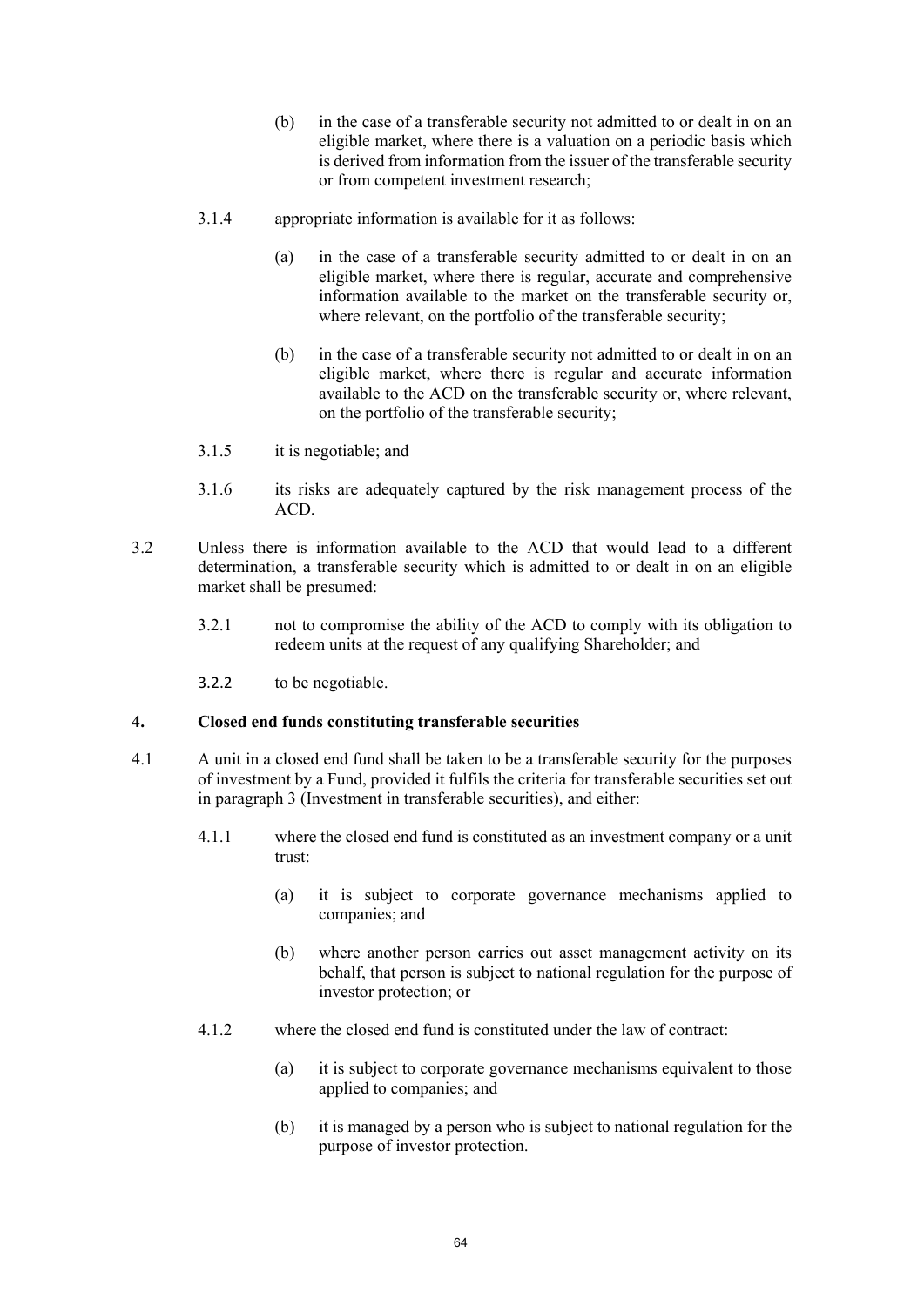(b) in the case of a transferable security not admitted to or dealt in on an eligible market, where there is a valuation on a periodic basis which is derived from information from the issuer of the transferable security or from competent investment research;

3.1.4 appropriate information is available for it as follows:

(a) in the case of a transferable security admitted to or dealt in on an eligible market, where there is regular, accurate and comprehensive information available to the market on the transferable security or, where relevant, on the portfolio of the transferable security;

(b) in the case of a transferable security not admitted to or dealt in on an eligible market, where there is regular and accurate information available to the ACD on the transferable security or, where relevant, on the portfolio of the transferable security;

3.1.5 it is negotiable; and

3.1.6 its risks are adequately captured by the risk management process of the ACD.

3.2 Unless there is information available to the ACD that would lead to a different determination, a transferable security which is admitted to or dealt in on an eligible market shall be presumed:

3.2.1 not to compromise the ability of the ACD to comply with its obligation to redeem units at the request of any qualifying Shareholder; and

3.2.2 to be negotiable.

**4. Closed end funds constituting transferable securities**

4.1 A unit in a closed end fund shall be taken to be a transferable security for the purposes of investment by a Fund, provided it fulfils the criteria for transferable securities set out in paragraph 3 (Investment in transferable securities), and either:

4.1.1 where the closed end fund is constituted as an investment company or a unit trust:

(a) it is subject to corporate governance mechanisms applied to companies; and

(b) where another person carries out asset management activity on its behalf, that person is subject to national regulation for the purpose of investor protection; or

4.1.2 where the closed end fund is constituted under the law of contract:

(a) it is subject to corporate governance mechanisms equivalent to those applied to companies; and

(b) it is managed by a person who is subject to national regulation for the purpose of investor protection.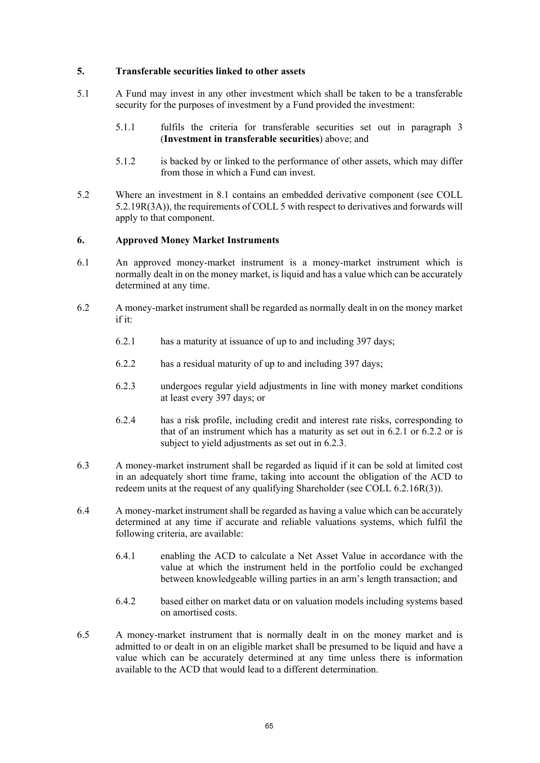## 5. Transferable securities linked to other assets

5.1 A Fund may invest in any other investment which shall be taken to be a transferable security for the purposes of investment by a Fund provided the investment:

5.1.1 fulfils the criteria for transferable securities set out in paragraph 3 (**Investment in transferable securities**) above; and

5.1.2 is backed by or linked to the performance of other assets, which may differ from those in which a Fund can invest.

5.2 Where an investment in 8.1 contains an embedded derivative component (see COLL 5.2.19R(3A)), the requirements of COLL 5 with respect to derivatives and forwards will apply to that component.

## 6. Approved Money Market Instruments

6.1 An approved money-market instrument is a money-market instrument which is normally dealt in on the money market, is liquid and has a value which can be accurately determined at any time.

6.2 A money-market instrument shall be regarded as normally dealt in on the money market if it:

6.2.1 has a maturity at issuance of up to and including 397 days;

6.2.2 has a residual maturity of up to and including 397 days;

6.2.3 undergoes regular yield adjustments in line with money market conditions at least every 397 days; or

6.2.4 has a risk profile, including credit and interest rate risks, corresponding to that of an instrument which has a maturity as set out in 6.2.1 or 6.2.2 or is subject to yield adjustments as set out in 6.2.3.

6.3 A money-market instrument shall be regarded as liquid if it can be sold at limited cost in an adequately short time frame, taking into account the obligation of the ACD to redeem units at the request of any qualifying Shareholder (see COLL 6.2.16R(3)).

6.4 A money-market instrument shall be regarded as having a value which can be accurately determined at any time if accurate and reliable valuations systems, which fulfil the following criteria, are available:

6.4.1 enabling the ACD to calculate a Net Asset Value in accordance with the value at which the instrument held in the portfolio could be exchanged between knowledgeable willing parties in an arm's length transaction; and

6.4.2 based either on market data or on valuation models including systems based on amortised costs.

6.5 A money-market instrument that is normally dealt in on the money market and is admitted to or dealt in on an eligible market shall be presumed to be liquid and have a value which can be accurately determined at any time unless there is information available to the ACD that would lead to a different determination.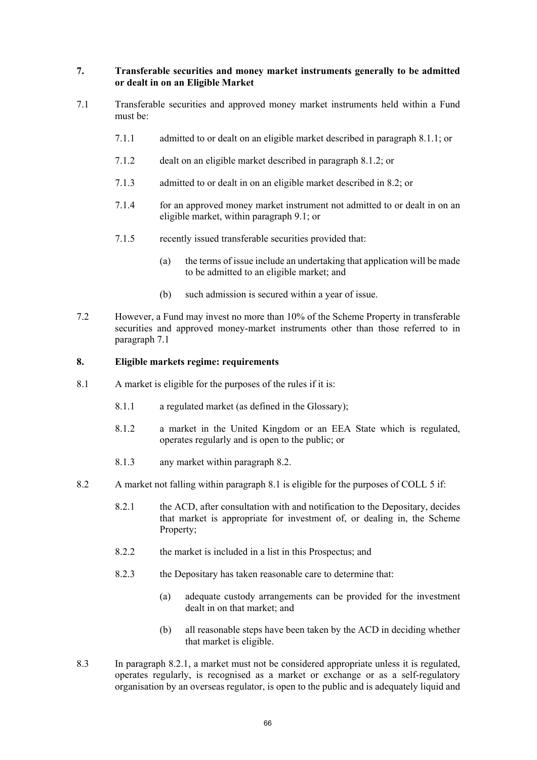## 7. Transferable securities and money market instruments generally to be admitted or dealt in on an Eligible Market

7.1 Transferable securities and approved money market instruments held within a Fund must be:

7.1.1 admitted to or dealt on an eligible market described in paragraph 8.1.1; or

7.1.2 dealt on an eligible market described in paragraph 8.1.2; or

7.1.3 admitted to or dealt in on an eligible market described in 8.2; or

7.1.4 for an approved money market instrument not admitted to or dealt in on an eligible market, within paragraph 9.1; or

7.1.5 recently issued transferable securities provided that:

(a) the terms of issue include an undertaking that application will be made to be admitted to an eligible market; and

(b) such admission is secured within a year of issue.

7.2 However, a Fund may invest no more than 10% of the Scheme Property in transferable securities and approved money-market instruments other than those referred to in paragraph 7.1

## 8. Eligible markets regime: requirements

8.1 A market is eligible for the purposes of the rules if it is:

8.1.1 a regulated market (as defined in the Glossary);

8.1.2 a market in the United Kingdom or an EEA State which is regulated, operates regularly and is open to the public; or

8.1.3 any market within paragraph 8.2.

8.2 A market not falling within paragraph 8.1 is eligible for the purposes of COLL 5 if:

8.2.1 the ACD, after consultation with and notification to the Depositary, decides that market is appropriate for investment of, or dealing in, the Scheme Property;

8.2.2 the market is included in a list in this Prospectus; and

8.2.3 the Depositary has taken reasonable care to determine that:

(a) adequate custody arrangements can be provided for the investment dealt in on that market; and

(b) all reasonable steps have been taken by the ACD in deciding whether that market is eligible.

8.3 In paragraph 8.2.1, a market must not be considered appropriate unless it is regulated, operates regularly, is recognised as a market or exchange or as a self-regulatory organisation by an overseas regulator, is open to the public and is adequately liquid and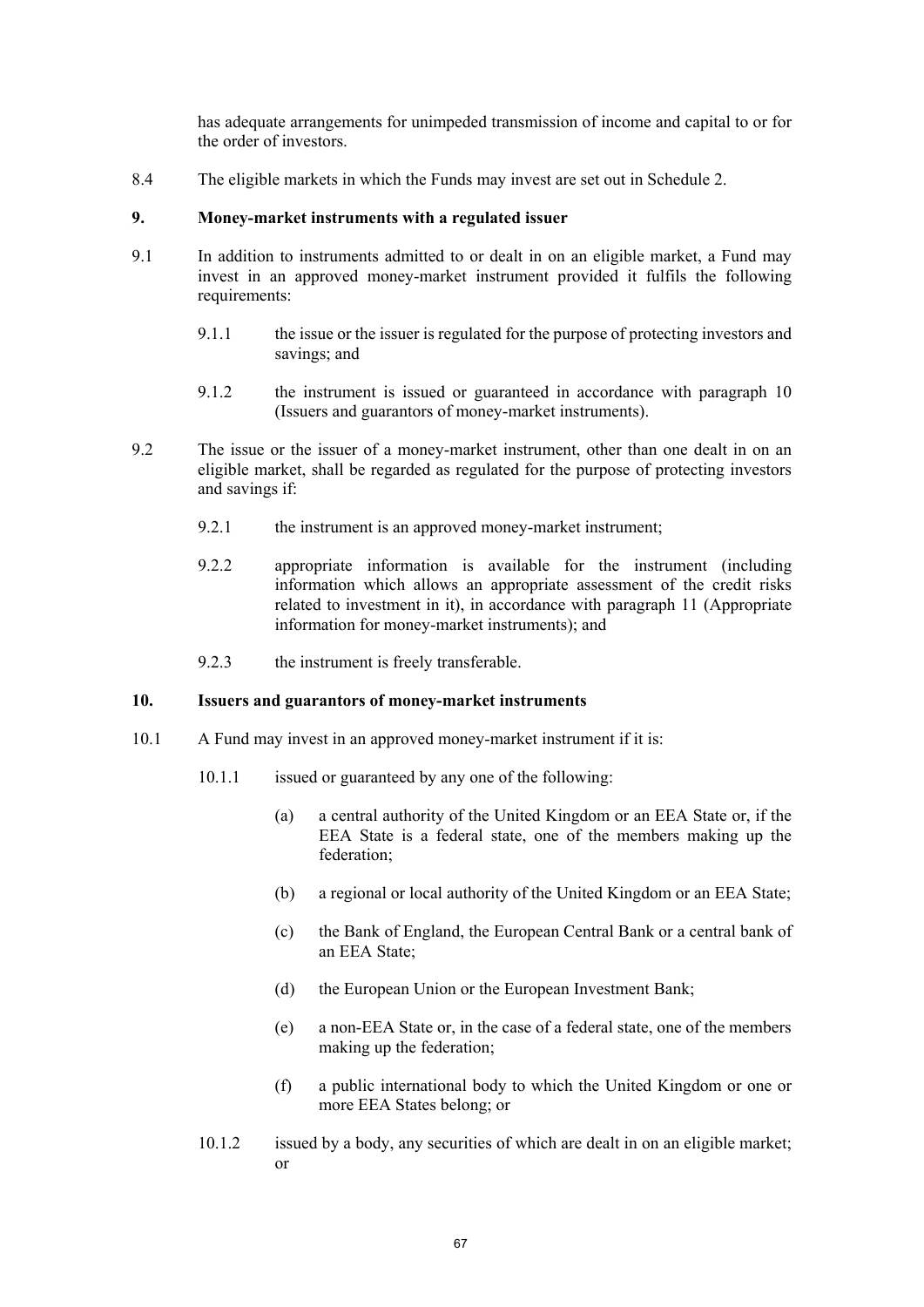has adequate arrangements for unimpeded transmission of income and capital to or for the order of investors.

8.4 The eligible markets in which the Funds may invest are set out in Schedule 2.

## 9. Money-market instruments with a regulated issuer

9.1 In addition to instruments admitted to or dealt in on an eligible market, a Fund may invest in an approved money-market instrument provided it fulfils the following requirements:

9.1.1 the issue or the issuer is regulated for the purpose of protecting investors and savings; and

9.1.2 the instrument is issued or guaranteed in accordance with paragraph 10 (Issuers and guarantors of money-market instruments).

9.2 The issue or the issuer of a money-market instrument, other than one dealt in on an eligible market, shall be regarded as regulated for the purpose of protecting investors and savings if:

9.2.1 the instrument is an approved money-market instrument;

9.2.2 appropriate information is available for the instrument (including information which allows an appropriate assessment of the credit risks related to investment in it), in accordance with paragraph 11 (Appropriate information for money-market instruments); and

9.2.3 the instrument is freely transferable.

## 10. Issuers and guarantors of money-market instruments

10.1 A Fund may invest in an approved money-market instrument if it is:

10.1.1 issued or guaranteed by any one of the following:

(a) a central authority of the United Kingdom or an EEA State or, if the EEA State is a federal state, one of the members making up the federation;

(b) a regional or local authority of the United Kingdom or an EEA State;

(c) the Bank of England, the European Central Bank or a central bank of an EEA State;

(d) the European Union or the European Investment Bank;

(e) a non-EEA State or, in the case of a federal state, one of the members making up the federation;

(f) a public international body to which the United Kingdom or one or more EEA States belong; or

10.1.2 issued by a body, any securities of which are dealt in on an eligible market; or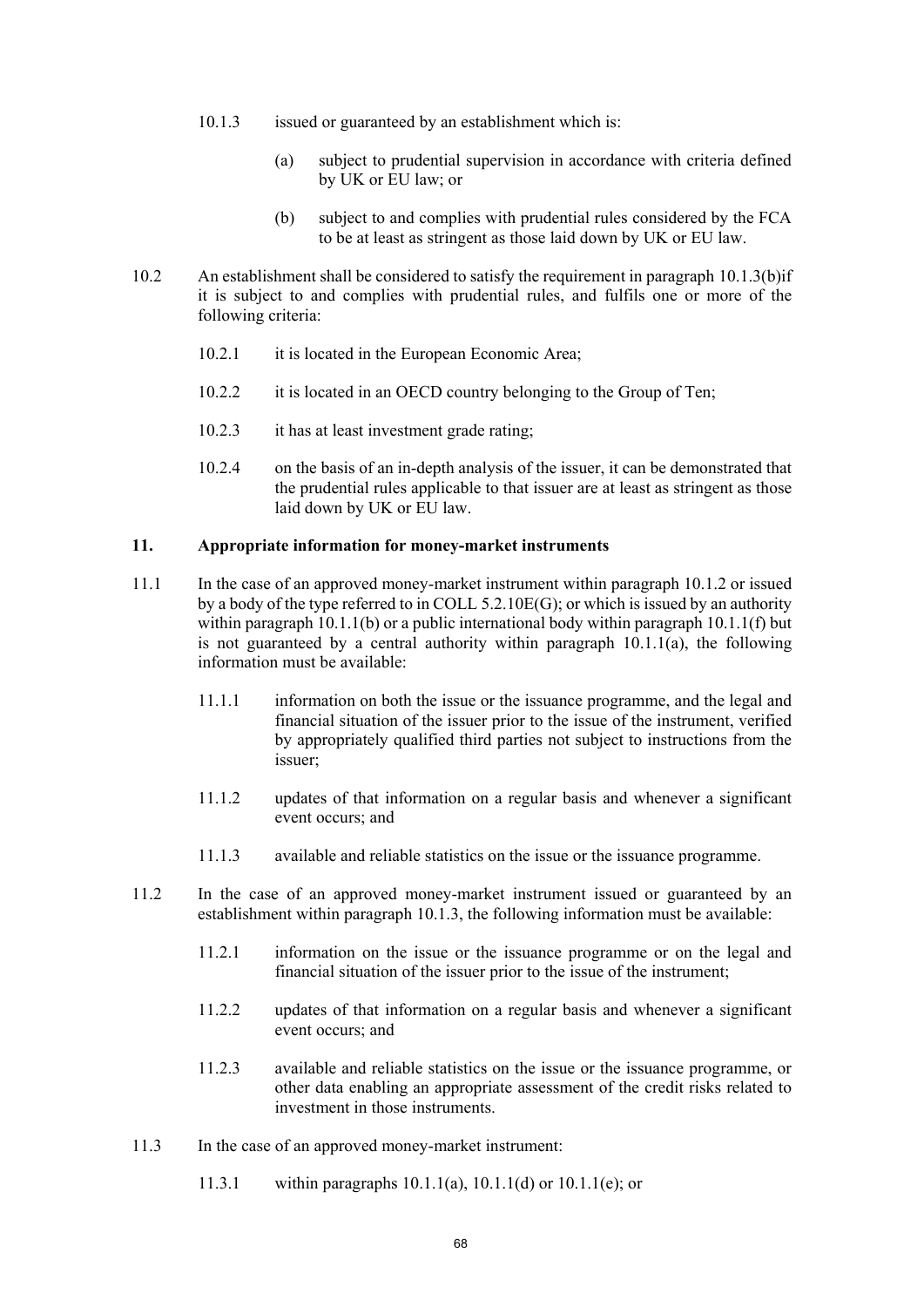10.1.3 issued or guaranteed by an establishment which is:

(a) subject to prudential supervision in accordance with criteria defined by UK or EU law; or

(b) subject to and complies with prudential rules considered by the FCA to be at least as stringent as those laid down by UK or EU law.

10.2 An establishment shall be considered to satisfy the requirement in paragraph 10.1.3(b)if it is subject to and complies with prudential rules, and fulfils one or more of the following criteria:

10.2.1 it is located in the European Economic Area;

10.2.2 it is located in an OECD country belonging to the Group of Ten;

10.2.3 it has at least investment grade rating;

10.2.4 on the basis of an in-depth analysis of the issuer, it can be demonstrated that the prudential rules applicable to that issuer are at least as stringent as those laid down by UK or EU law.

## 11. Appropriate information for money-market instruments

11.1 In the case of an approved money-market instrument within paragraph 10.1.2 or issued by a body of the type referred to in COLL 5.2.10E(G); or which is issued by an authority within paragraph 10.1.1(b) or a public international body within paragraph 10.1.1(f) but is not guaranteed by a central authority within paragraph 10.1.1(a), the following information must be available:

11.1.1 information on both the issue or the issuance programme, and the legal and financial situation of the issuer prior to the issue of the instrument, verified by appropriately qualified third parties not subject to instructions from the issuer;

11.1.2 updates of that information on a regular basis and whenever a significant event occurs; and

11.1.3 available and reliable statistics on the issue or the issuance programme.

11.2 In the case of an approved money-market instrument issued or guaranteed by an establishment within paragraph 10.1.3, the following information must be available:

11.2.1 information on the issue or the issuance programme or on the legal and financial situation of the issuer prior to the issue of the instrument;

11.2.2 updates of that information on a regular basis and whenever a significant event occurs; and

11.2.3 available and reliable statistics on the issue or the issuance programme, or other data enabling an appropriate assessment of the credit risks related to investment in those instruments.

11.3 In the case of an approved money-market instrument:

11.3.1 within paragraphs 10.1.1(a), 10.1.1(d) or 10.1.1(e); or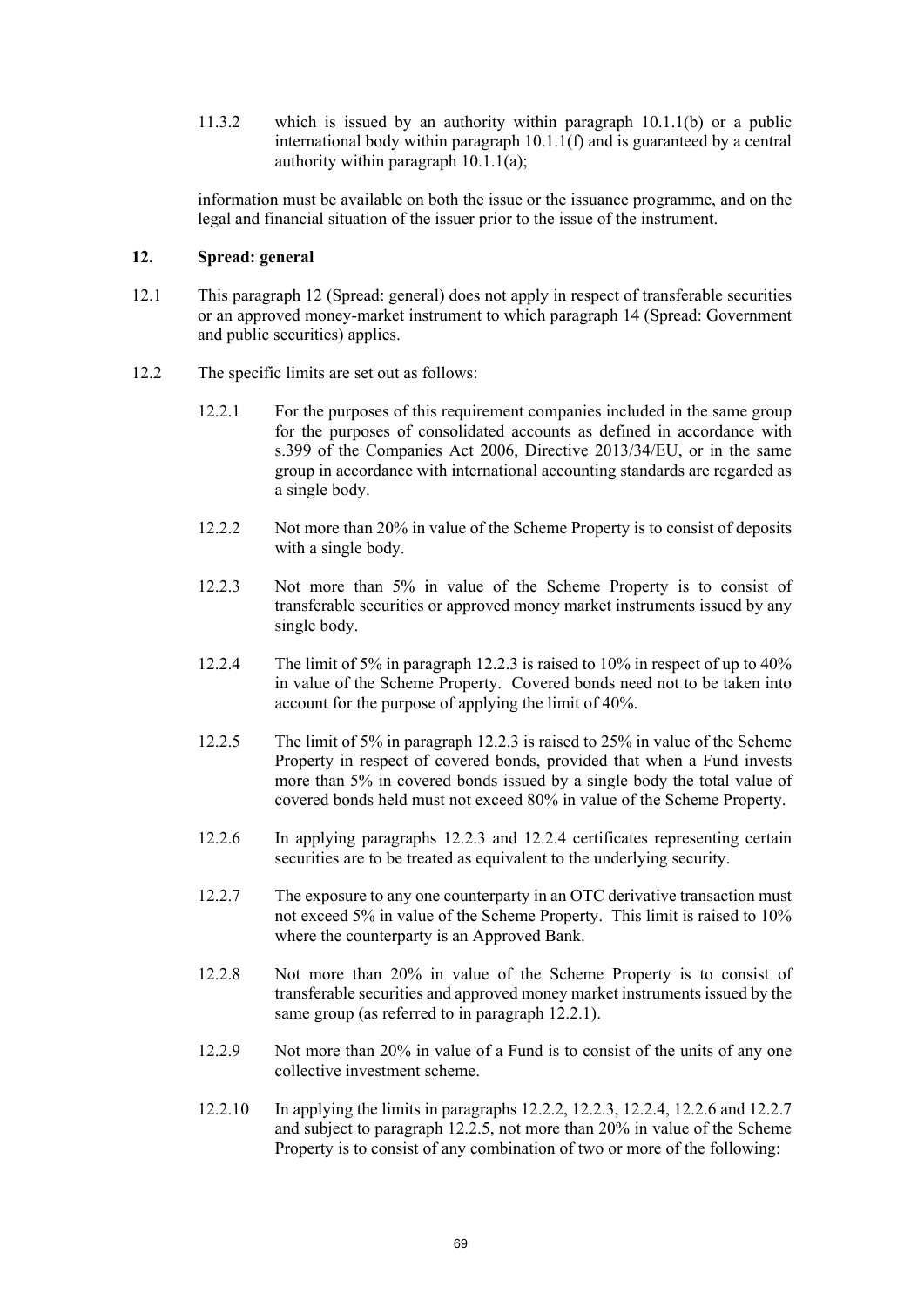11.3.2 which is issued by an authority within paragraph 10.1.1(b) or a public international body within paragraph 10.1.1(f) and is guaranteed by a central authority within paragraph 10.1.1(a);

information must be available on both the issue or the issuance programme, and on the legal and financial situation of the issuer prior to the issue of the instrument.

## 12. Spread: general

12.1 This paragraph 12 (Spread: general) does not apply in respect of transferable securities or an approved money-market instrument to which paragraph 14 (Spread: Government and public securities) applies.

12.2 The specific limits are set out as follows:

12.2.1 For the purposes of this requirement companies included in the same group for the purposes of consolidated accounts as defined in accordance with s.399 of the Companies Act 2006, Directive 2013/34/EU, or in the same group in accordance with international accounting standards are regarded as a single body.

12.2.2 Not more than 20% in value of the Scheme Property is to consist of deposits with a single body.

12.2.3 Not more than 5% in value of the Scheme Property is to consist of transferable securities or approved money market instruments issued by any single body.

12.2.4 The limit of 5% in paragraph 12.2.3 is raised to 10% in respect of up to 40% in value of the Scheme Property. Covered bonds need not to be taken into account for the purpose of applying the limit of 40%.

12.2.5 The limit of 5% in paragraph 12.2.3 is raised to 25% in value of the Scheme Property in respect of covered bonds, provided that when a Fund invests more than 5% in covered bonds issued by a single body the total value of covered bonds held must not exceed 80% in value of the Scheme Property.

12.2.6 In applying paragraphs 12.2.3 and 12.2.4 certificates representing certain securities are to be treated as equivalent to the underlying security.

12.2.7 The exposure to any one counterparty in an OTC derivative transaction must not exceed 5% in value of the Scheme Property. This limit is raised to 10% where the counterparty is an Approved Bank.

12.2.8 Not more than 20% in value of the Scheme Property is to consist of transferable securities and approved money market instruments issued by the same group (as referred to in paragraph 12.2.1).

12.2.9 Not more than 20% in value of a Fund is to consist of the units of any one collective investment scheme.

12.2.10 In applying the limits in paragraphs 12.2.2, 12.2.3, 12.2.4, 12.2.6 and 12.2.7 and subject to paragraph 12.2.5, not more than 20% in value of the Scheme Property is to consist of any combination of two or more of the following: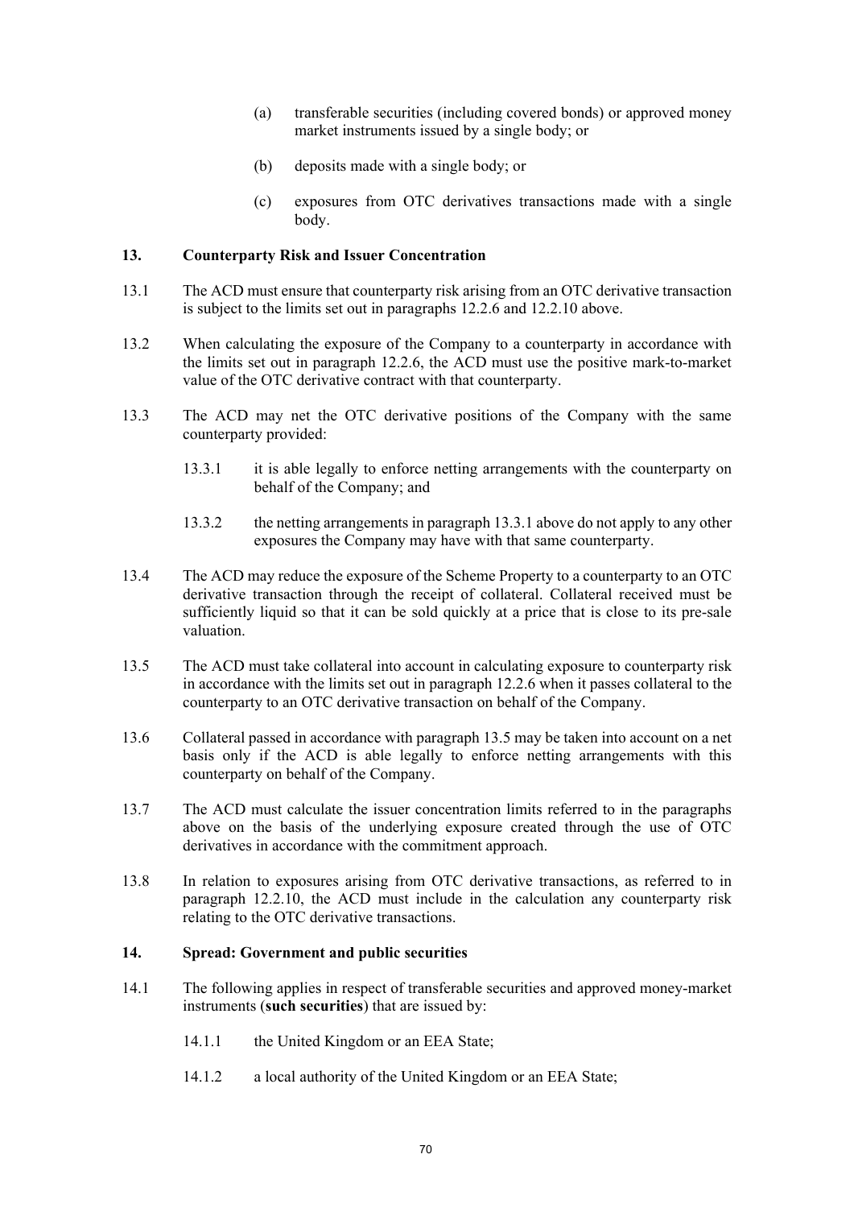(a) transferable securities (including covered bonds) or approved money market instruments issued by a single body; or

(b) deposits made with a single body; or

(c) exposures from OTC derivatives transactions made with a single body.

## 13. Counterparty Risk and Issuer Concentration

13.1 The ACD must ensure that counterparty risk arising from an OTC derivative transaction is subject to the limits set out in paragraphs 12.2.6 and 12.2.10 above.

13.2 When calculating the exposure of the Company to a counterparty in accordance with the limits set out in paragraph 12.2.6, the ACD must use the positive mark-to-market value of the OTC derivative contract with that counterparty.

13.3 The ACD may net the OTC derivative positions of the Company with the same counterparty provided:

13.3.1 it is able legally to enforce netting arrangements with the counterparty on behalf of the Company; and

13.3.2 the netting arrangements in paragraph 13.3.1 above do not apply to any other exposures the Company may have with that same counterparty.

13.4 The ACD may reduce the exposure of the Scheme Property to a counterparty to an OTC derivative transaction through the receipt of collateral. Collateral received must be sufficiently liquid so that it can be sold quickly at a price that is close to its pre-sale valuation.

13.5 The ACD must take collateral into account in calculating exposure to counterparty risk in accordance with the limits set out in paragraph 12.2.6 when it passes collateral to the counterparty to an OTC derivative transaction on behalf of the Company.

13.6 Collateral passed in accordance with paragraph 13.5 may be taken into account on a net basis only if the ACD is able legally to enforce netting arrangements with this counterparty on behalf of the Company.

13.7 The ACD must calculate the issuer concentration limits referred to in the paragraphs above on the basis of the underlying exposure created through the use of OTC derivatives in accordance with the commitment approach.

13.8 In relation to exposures arising from OTC derivative transactions, as referred to in paragraph 12.2.10, the ACD must include in the calculation any counterparty risk relating to the OTC derivative transactions.

## 14. Spread: Government and public securities

14.1 The following applies in respect of transferable securities and approved money-market instruments (**such securities**) that are issued by:

14.1.1 the United Kingdom or an EEA State;

14.1.2 a local authority of the United Kingdom or an EEA State;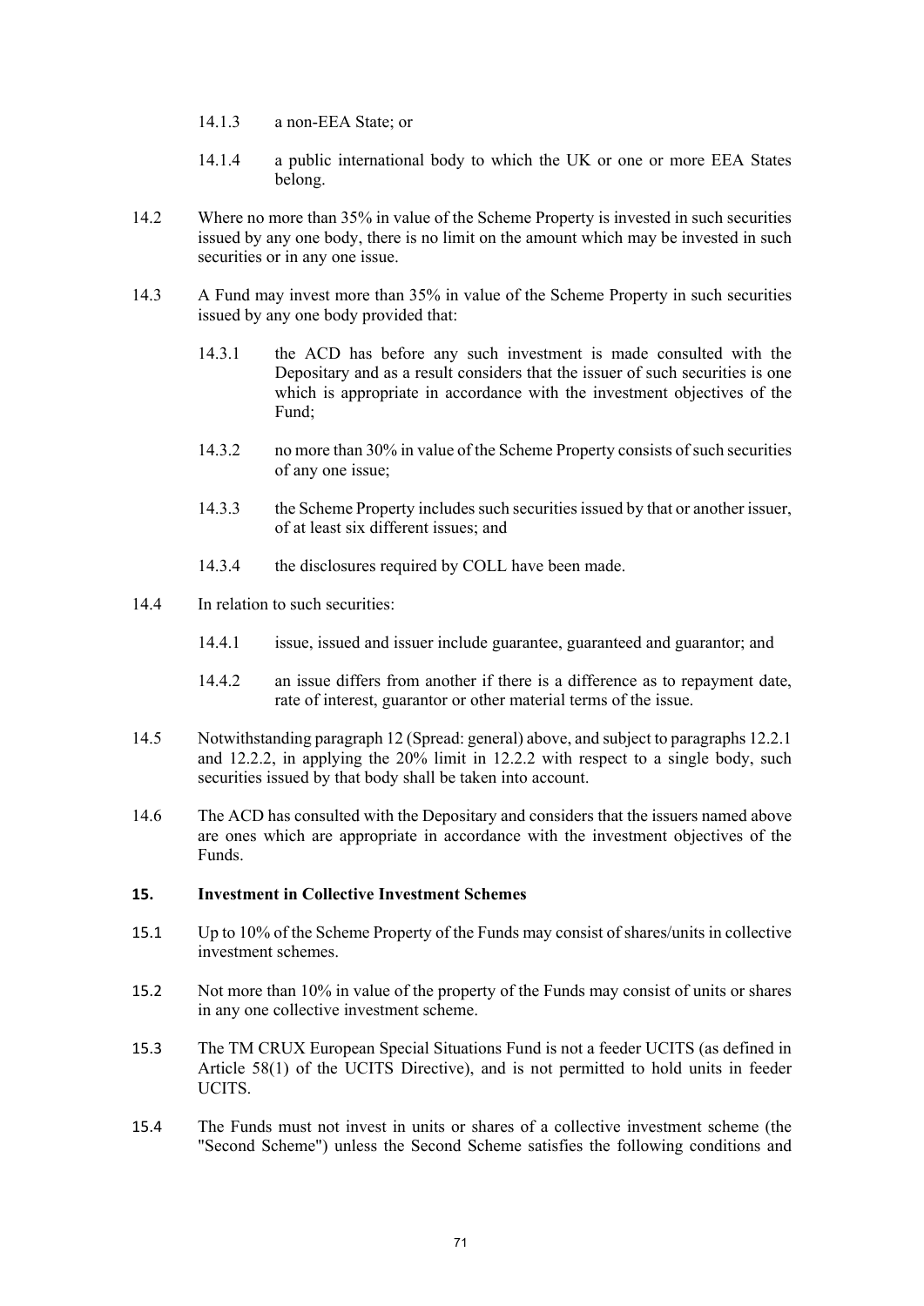14.1.3 a non-EEA State; or

14.1.4 a public international body to which the UK or one or more EEA States belong.

14.2 Where no more than 35% in value of the Scheme Property is invested in such securities issued by any one body, there is no limit on the amount which may be invested in such securities or in any one issue.

14.3 A Fund may invest more than 35% in value of the Scheme Property in such securities issued by any one body provided that:

14.3.1 the ACD has before any such investment is made consulted with the Depositary and as a result considers that the issuer of such securities is one which is appropriate in accordance with the investment objectives of the Fund;

14.3.2 no more than 30% in value of the Scheme Property consists of such securities of any one issue;

14.3.3 the Scheme Property includes such securities issued by that or another issuer, of at least six different issues; and

14.3.4 the disclosures required by COLL have been made.

14.4 In relation to such securities:

14.4.1 issue, issued and issuer include guarantee, guaranteed and guarantor; and

14.4.2 an issue differs from another if there is a difference as to repayment date, rate of interest, guarantor or other material terms of the issue.

14.5 Notwithstanding paragraph 12 (Spread: general) above, and subject to paragraphs 12.2.1 and 12.2.2, in applying the 20% limit in 12.2.2 with respect to a single body, such securities issued by that body shall be taken into account.

14.6 The ACD has consulted with the Depositary and considers that the issuers named above are ones which are appropriate in accordance with the investment objectives of the Funds.

**15. Investment in Collective Investment Schemes**

15.1 Up to 10% of the Scheme Property of the Funds may consist of shares/units in collective investment schemes.

15.2 Not more than 10% in value of the property of the Funds may consist of units or shares in any one collective investment scheme.

15.3 The TM CRUX European Special Situations Fund is not a feeder UCITS (as defined in Article 58(1) of the UCITS Directive), and is not permitted to hold units in feeder UCITS.

15.4 The Funds must not invest in units or shares of a collective investment scheme (the "Second Scheme") unless the Second Scheme satisfies the following conditions and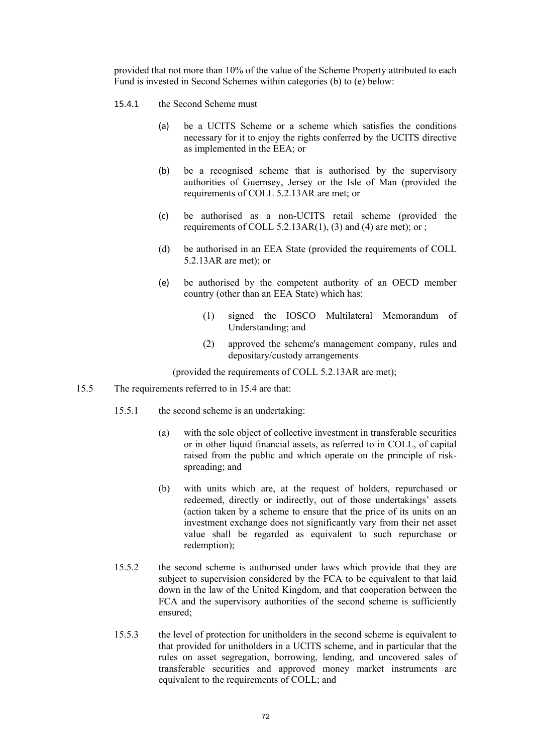provided that not more than 10% of the value of the Scheme Property attributed to each Fund is invested in Second Schemes within categories (b) to (e) below:

15.4.1 the Second Scheme must

(a) be a UCITS Scheme or a scheme which satisfies the conditions necessary for it to enjoy the rights conferred by the UCITS directive as implemented in the EEA; or

(b) be a recognised scheme that is authorised by the supervisory authorities of Guernsey, Jersey or the Isle of Man (provided the requirements of COLL 5.2.13AR are met; or

(c) be authorised as a non-UCITS retail scheme (provided the requirements of COLL 5.2.13AR(1), (3) and (4) are met); or ;

(d) be authorised in an EEA State (provided the requirements of COLL 5.2.13AR are met); or

(e) be authorised by the competent authority of an OECD member country (other than an EEA State) which has:

(1) signed the IOSCO Multilateral Memorandum of Understanding; and

(2) approved the scheme's management company, rules and depositary/custody arrangements

(provided the requirements of COLL 5.2.13AR are met);

15.5 The requirements referred to in 15.4 are that:

15.5.1 the second scheme is an undertaking:

(a) with the sole object of collective investment in transferable securities or in other liquid financial assets, as referred to in COLL, of capital raised from the public and which operate on the principle of risk-spreading; and

(b) with units which are, at the request of holders, repurchased or redeemed, directly or indirectly, out of those undertakings' assets (action taken by a scheme to ensure that the price of its units on an investment exchange does not significantly vary from their net asset value shall be regarded as equivalent to such repurchase or redemption);

15.5.2 the second scheme is authorised under laws which provide that they are subject to supervision considered by the FCA to be equivalent to that laid down in the law of the United Kingdom, and that cooperation between the FCA and the supervisory authorities of the second scheme is sufficiently ensured;

15.5.3 the level of protection for unitholders in the second scheme is equivalent to that provided for unitholders in a UCITS scheme, and in particular that the rules on asset segregation, borrowing, lending, and uncovered sales of transferable securities and approved money market instruments are equivalent to the requirements of COLL; and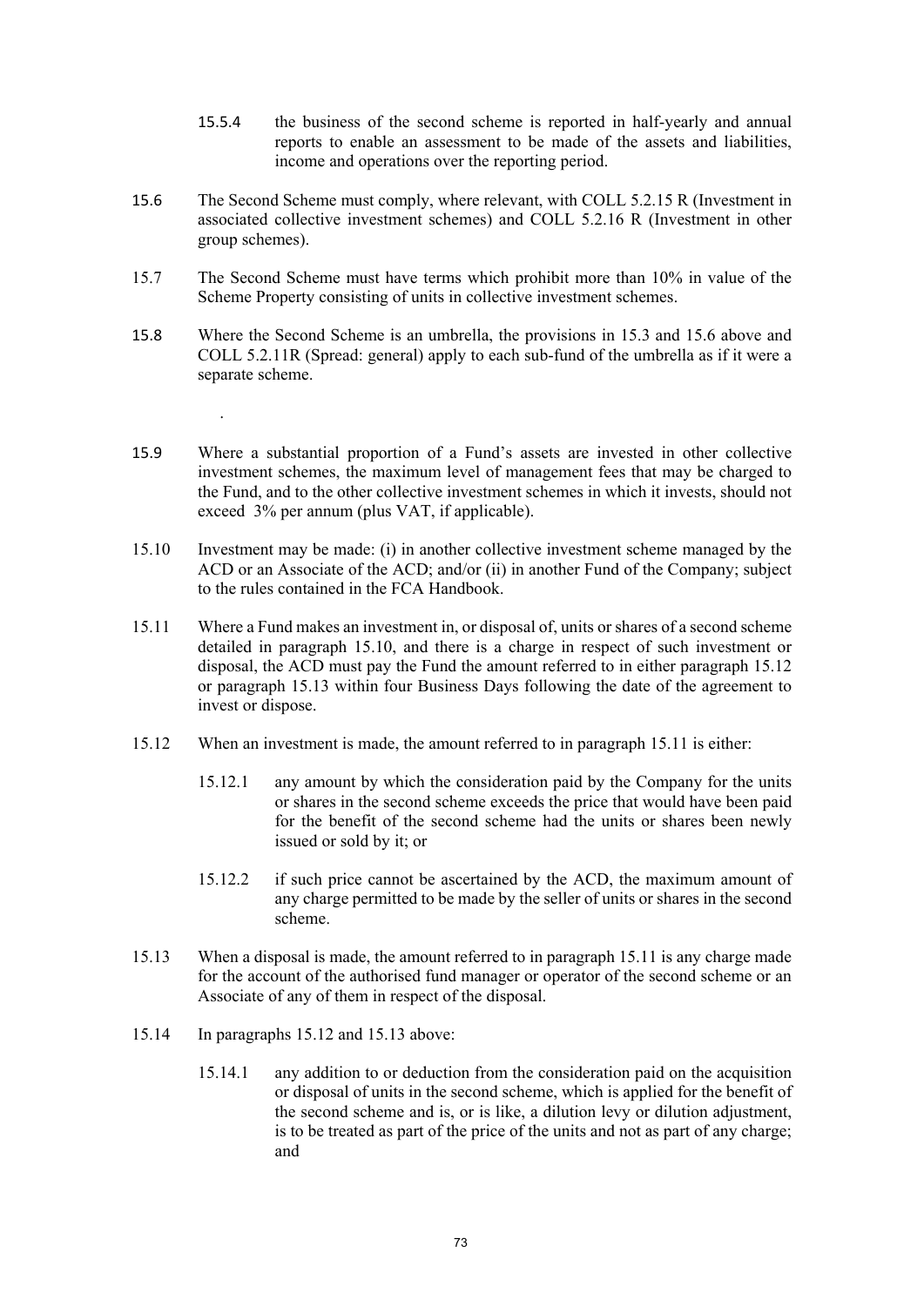15.5.4 the business of the second scheme is reported in half-yearly and annual reports to enable an assessment to be made of the assets and liabilities, income and operations over the reporting period.

15.6 The Second Scheme must comply, where relevant, with COLL 5.2.15 R (Investment in associated collective investment schemes) and COLL 5.2.16 R (Investment in other group schemes).

15.7 The Second Scheme must have terms which prohibit more than 10% in value of the Scheme Property consisting of units in collective investment schemes.

15.8 Where the Second Scheme is an umbrella, the provisions in 15.3 and 15.6 above and COLL 5.2.11R (Spread: general) apply to each sub-fund of the umbrella as if it were a separate scheme.

.

15.9 Where a substantial proportion of a Fund's assets are invested in other collective investment schemes, the maximum level of management fees that may be charged to the Fund, and to the other collective investment schemes in which it invests, should not exceed 3% per annum (plus VAT, if applicable).

15.10 Investment may be made: (i) in another collective investment scheme managed by the ACD or an Associate of the ACD; and/or (ii) in another Fund of the Company; subject to the rules contained in the FCA Handbook.

15.11 Where a Fund makes an investment in, or disposal of, units or shares of a second scheme detailed in paragraph 15.10, and there is a charge in respect of such investment or disposal, the ACD must pay the Fund the amount referred to in either paragraph 15.12 or paragraph 15.13 within four Business Days following the date of the agreement to invest or dispose.

15.12 When an investment is made, the amount referred to in paragraph 15.11 is either:

15.12.1 any amount by which the consideration paid by the Company for the units or shares in the second scheme exceeds the price that would have been paid for the benefit of the second scheme had the units or shares been newly issued or sold by it; or

15.12.2 if such price cannot be ascertained by the ACD, the maximum amount of any charge permitted to be made by the seller of units or shares in the second scheme.

15.13 When a disposal is made, the amount referred to in paragraph 15.11 is any charge made for the account of the authorised fund manager or operator of the second scheme or an Associate of any of them in respect of the disposal.

15.14 In paragraphs 15.12 and 15.13 above:

15.14.1 any addition to or deduction from the consideration paid on the acquisition or disposal of units in the second scheme, which is applied for the benefit of the second scheme and is, or is like, a dilution levy or dilution adjustment, is to be treated as part of the price of the units and not as part of any charge; and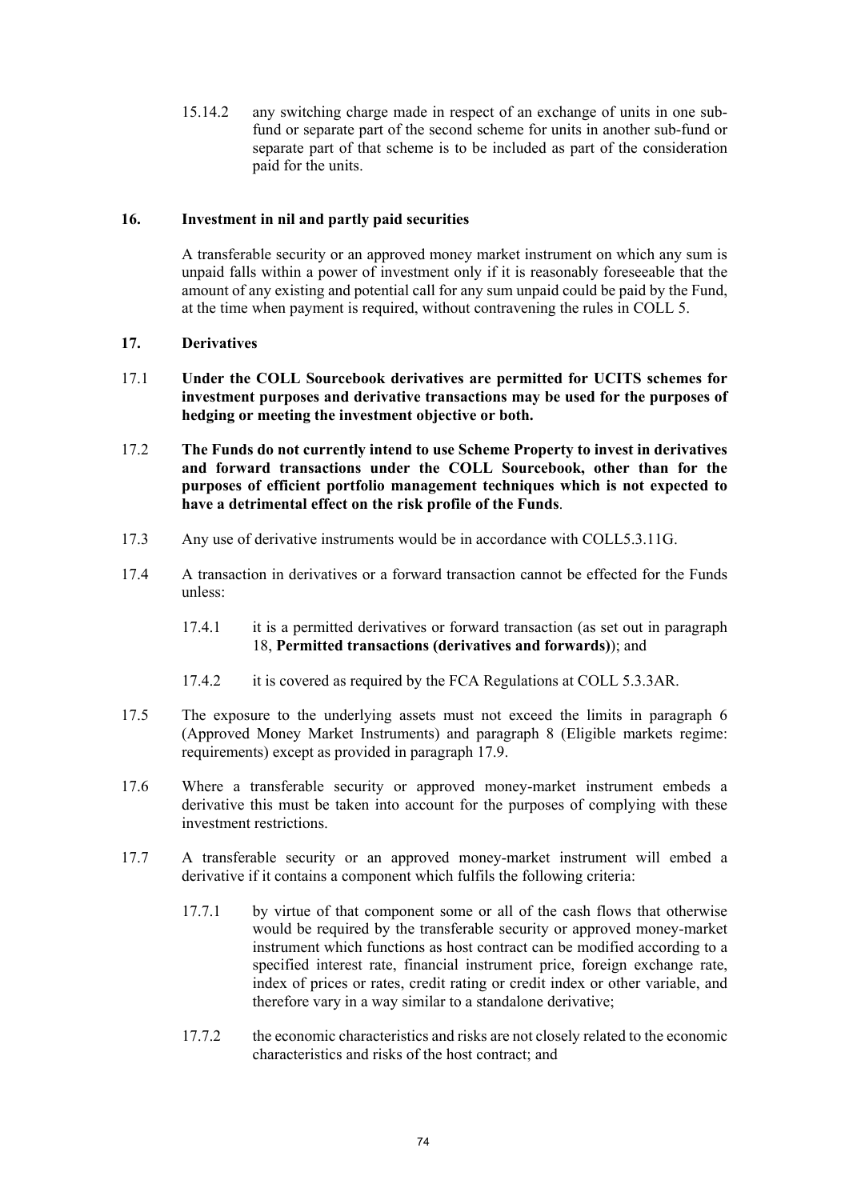15.14.2 any switching charge made in respect of an exchange of units in one sub-fund or separate part of the second scheme for units in another sub-fund or separate part of that scheme is to be included as part of the consideration paid for the units.

## 16. Investment in nil and partly paid securities

A transferable security or an approved money market instrument on which any sum is unpaid falls within a power of investment only if it is reasonably foreseeable that the amount of any existing and potential call for any sum unpaid could be paid by the Fund, at the time when payment is required, without contravening the rules in COLL 5.

## 17. Derivatives

17.1 **Under the COLL Sourcebook derivatives are permitted for UCITS schemes for investment purposes and derivative transactions may be used for the purposes of hedging or meeting the investment objective or both.**

17.2 **The Funds do not currently intend to use Scheme Property to invest in derivatives and forward transactions under the COLL Sourcebook, other than for the purposes of efficient portfolio management techniques which is not expected to have a detrimental effect on the risk profile of the Funds**.

17.3 Any use of derivative instruments would be in accordance with COLL5.3.11G.

17.4 A transaction in derivatives or a forward transaction cannot be effected for the Funds unless:

17.4.1 it is a permitted derivatives or forward transaction (as set out in paragraph 18, **Permitted transactions (derivatives and forwards)**); and

17.4.2 it is covered as required by the FCA Regulations at COLL 5.3.3AR.

17.5 The exposure to the underlying assets must not exceed the limits in paragraph 6 (Approved Money Market Instruments) and paragraph 8 (Eligible markets regime: requirements) except as provided in paragraph 17.9.

17.6 Where a transferable security or approved money-market instrument embeds a derivative this must be taken into account for the purposes of complying with these investment restrictions.

17.7 A transferable security or an approved money-market instrument will embed a derivative if it contains a component which fulfils the following criteria:

17.7.1 by virtue of that component some or all of the cash flows that otherwise would be required by the transferable security or approved money-market instrument which functions as host contract can be modified according to a specified interest rate, financial instrument price, foreign exchange rate, index of prices or rates, credit rating or credit index or other variable, and therefore vary in a way similar to a standalone derivative;

17.7.2 the economic characteristics and risks are not closely related to the economic characteristics and risks of the host contract; and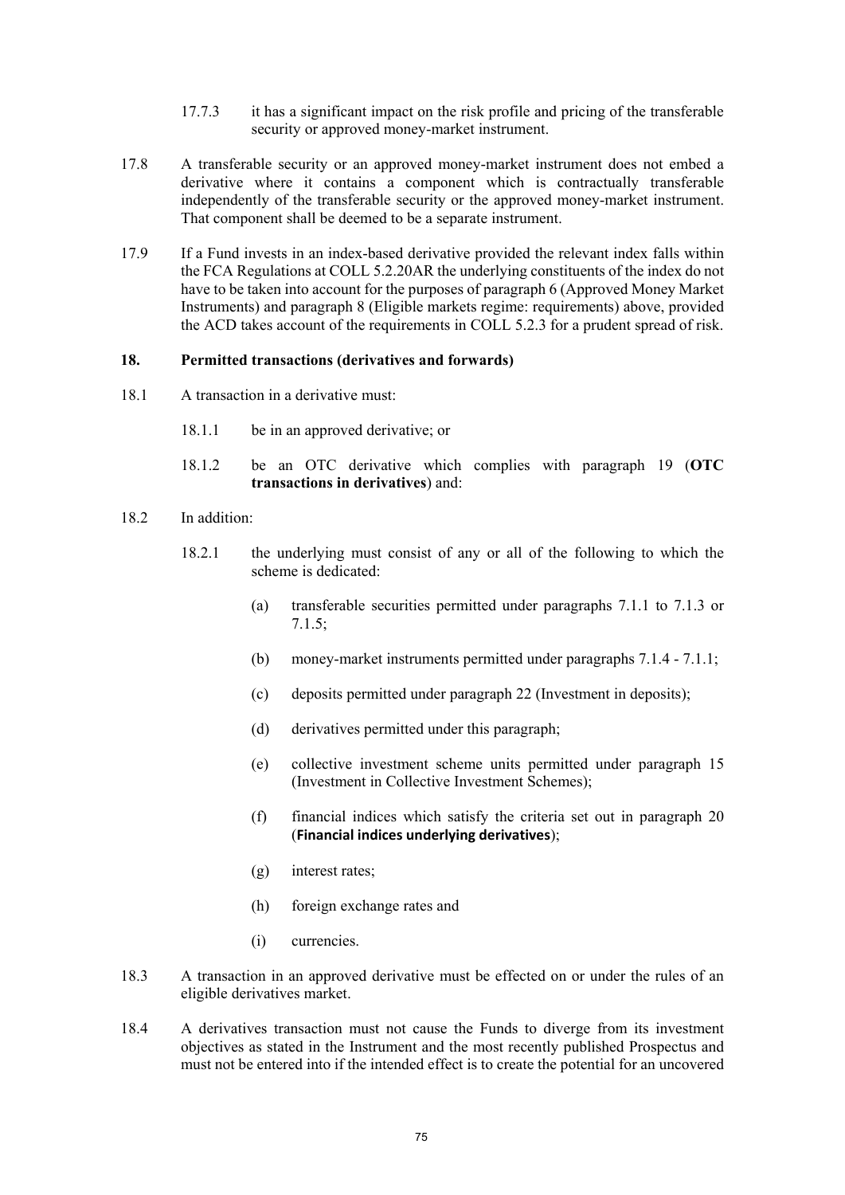17.7.3 it has a significant impact on the risk profile and pricing of the transferable security or approved money-market instrument.

17.8 A transferable security or an approved money-market instrument does not embed a derivative where it contains a component which is contractually transferable independently of the transferable security or the approved money-market instrument. That component shall be deemed to be a separate instrument.

17.9 If a Fund invests in an index-based derivative provided the relevant index falls within the FCA Regulations at COLL 5.2.20AR the underlying constituents of the index do not have to be taken into account for the purposes of paragraph 6 (Approved Money Market Instruments) and paragraph 8 (Eligible markets regime: requirements) above, provided the ACD takes account of the requirements in COLL 5.2.3 for a prudent spread of risk.

**18. Permitted transactions (derivatives and forwards)**

18.1 A transaction in a derivative must:

18.1.1 be in an approved derivative; or

18.1.2 be an OTC derivative which complies with paragraph 19 (**OTC transactions in derivatives**) and:

18.2 In addition:

18.2.1 the underlying must consist of any or all of the following to which the scheme is dedicated:

(a) transferable securities permitted under paragraphs 7.1.1 to 7.1.3 or 7.1.5;

(b) money-market instruments permitted under paragraphs 7.1.4 - 7.1.1;

(c) deposits permitted under paragraph 22 (Investment in deposits);

(d) derivatives permitted under this paragraph;

(e) collective investment scheme units permitted under paragraph 15 (Investment in Collective Investment Schemes);

(f) financial indices which satisfy the criteria set out in paragraph 20 (**Financial indices underlying derivatives**);

(g) interest rates;

(h) foreign exchange rates and

(i) currencies.

18.3 A transaction in an approved derivative must be effected on or under the rules of an eligible derivatives market.

18.4 A derivatives transaction must not cause the Funds to diverge from its investment objectives as stated in the Instrument and the most recently published Prospectus and must not be entered into if the intended effect is to create the potential for an uncovered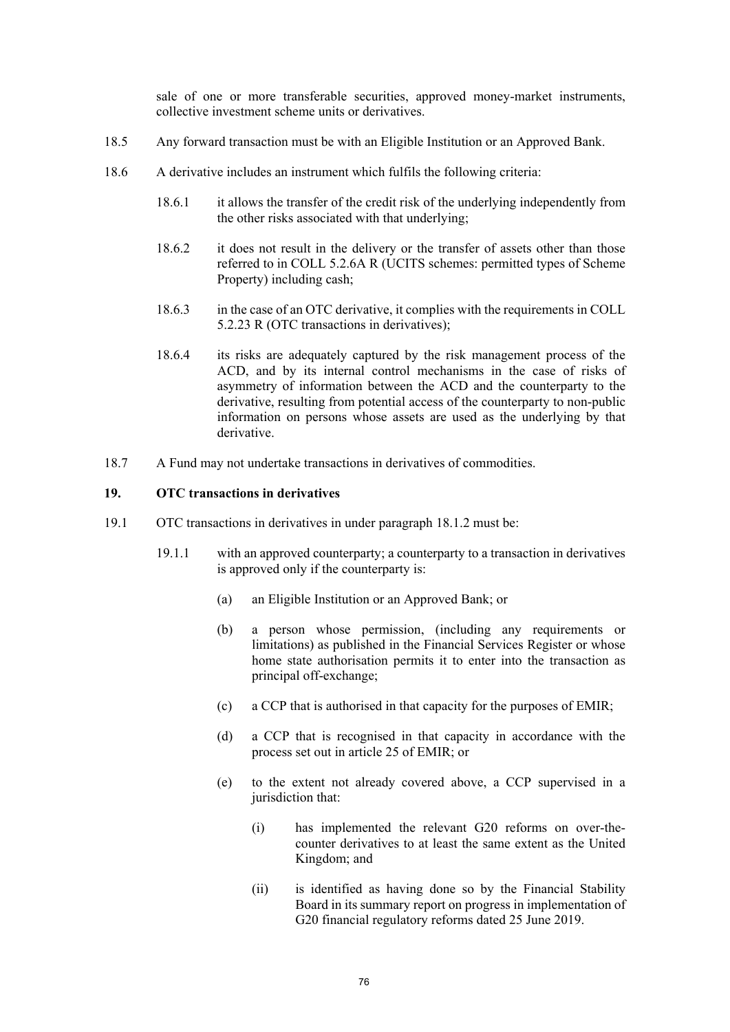sale of one or more transferable securities, approved money-market instruments, collective investment scheme units or derivatives.

18.5 Any forward transaction must be with an Eligible Institution or an Approved Bank.

18.6 A derivative includes an instrument which fulfils the following criteria:

18.6.1 it allows the transfer of the credit risk of the underlying independently from the other risks associated with that underlying;

18.6.2 it does not result in the delivery or the transfer of assets other than those referred to in COLL 5.2.6A R (UCITS schemes: permitted types of Scheme Property) including cash;

18.6.3 in the case of an OTC derivative, it complies with the requirements in COLL 5.2.23 R (OTC transactions in derivatives);

18.6.4 its risks are adequately captured by the risk management process of the ACD, and by its internal control mechanisms in the case of risks of asymmetry of information between the ACD and the counterparty to the derivative, resulting from potential access of the counterparty to non-public information on persons whose assets are used as the underlying by that derivative.

18.7 A Fund may not undertake transactions in derivatives of commodities.

## 19. OTC transactions in derivatives

19.1 OTC transactions in derivatives in under paragraph 18.1.2 must be:

19.1.1 with an approved counterparty; a counterparty to a transaction in derivatives is approved only if the counterparty is:

(a) an Eligible Institution or an Approved Bank; or

(b) a person whose permission, (including any requirements or limitations) as published in the Financial Services Register or whose home state authorisation permits it to enter into the transaction as principal off-exchange;

(c) a CCP that is authorised in that capacity for the purposes of EMIR;

(d) a CCP that is recognised in that capacity in accordance with the process set out in article 25 of EMIR; or

(e) to the extent not already covered above, a CCP supervised in a jurisdiction that:

(i) has implemented the relevant G20 reforms on over-the-counter derivatives to at least the same extent as the United Kingdom; and

(ii) is identified as having done so by the Financial Stability Board in its summary report on progress in implementation of G20 financial regulatory reforms dated 25 June 2019.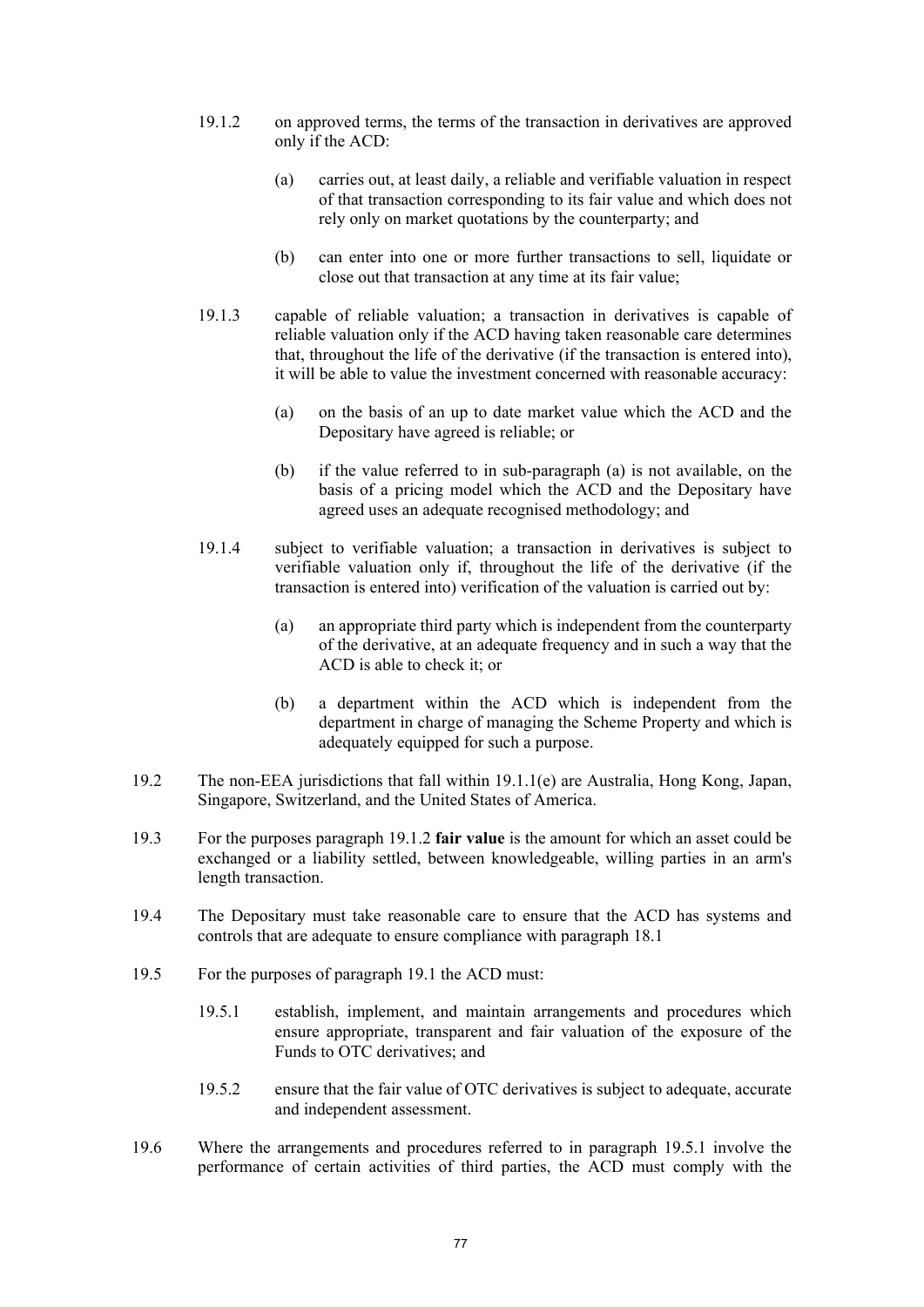19.1.2 on approved terms, the terms of the transaction in derivatives are approved only if the ACD:

(a) carries out, at least daily, a reliable and verifiable valuation in respect of that transaction corresponding to its fair value and which does not rely only on market quotations by the counterparty; and

(b) can enter into one or more further transactions to sell, liquidate or close out that transaction at any time at its fair value;

19.1.3 capable of reliable valuation; a transaction in derivatives is capable of reliable valuation only if the ACD having taken reasonable care determines that, throughout the life of the derivative (if the transaction is entered into), it will be able to value the investment concerned with reasonable accuracy:

(a) on the basis of an up to date market value which the ACD and the Depositary have agreed is reliable; or

(b) if the value referred to in sub-paragraph (a) is not available, on the basis of a pricing model which the ACD and the Depositary have agreed uses an adequate recognised methodology; and

19.1.4 subject to verifiable valuation; a transaction in derivatives is subject to verifiable valuation only if, throughout the life of the derivative (if the transaction is entered into) verification of the valuation is carried out by:

(a) an appropriate third party which is independent from the counterparty of the derivative, at an adequate frequency and in such a way that the ACD is able to check it; or

(b) a department within the ACD which is independent from the department in charge of managing the Scheme Property and which is adequately equipped for such a purpose.

19.2 The non-EEA jurisdictions that fall within 19.1.1(e) are Australia, Hong Kong, Japan, Singapore, Switzerland, and the United States of America.

19.3 For the purposes paragraph 19.1.2 **fair value** is the amount for which an asset could be exchanged or a liability settled, between knowledgeable, willing parties in an arm's length transaction.

19.4 The Depositary must take reasonable care to ensure that the ACD has systems and controls that are adequate to ensure compliance with paragraph 18.1

19.5 For the purposes of paragraph 19.1 the ACD must:

19.5.1 establish, implement, and maintain arrangements and procedures which ensure appropriate, transparent and fair valuation of the exposure of the Funds to OTC derivatives; and

19.5.2 ensure that the fair value of OTC derivatives is subject to adequate, accurate and independent assessment.

19.6 Where the arrangements and procedures referred to in paragraph 19.5.1 involve the performance of certain activities of third parties, the ACD must comply with the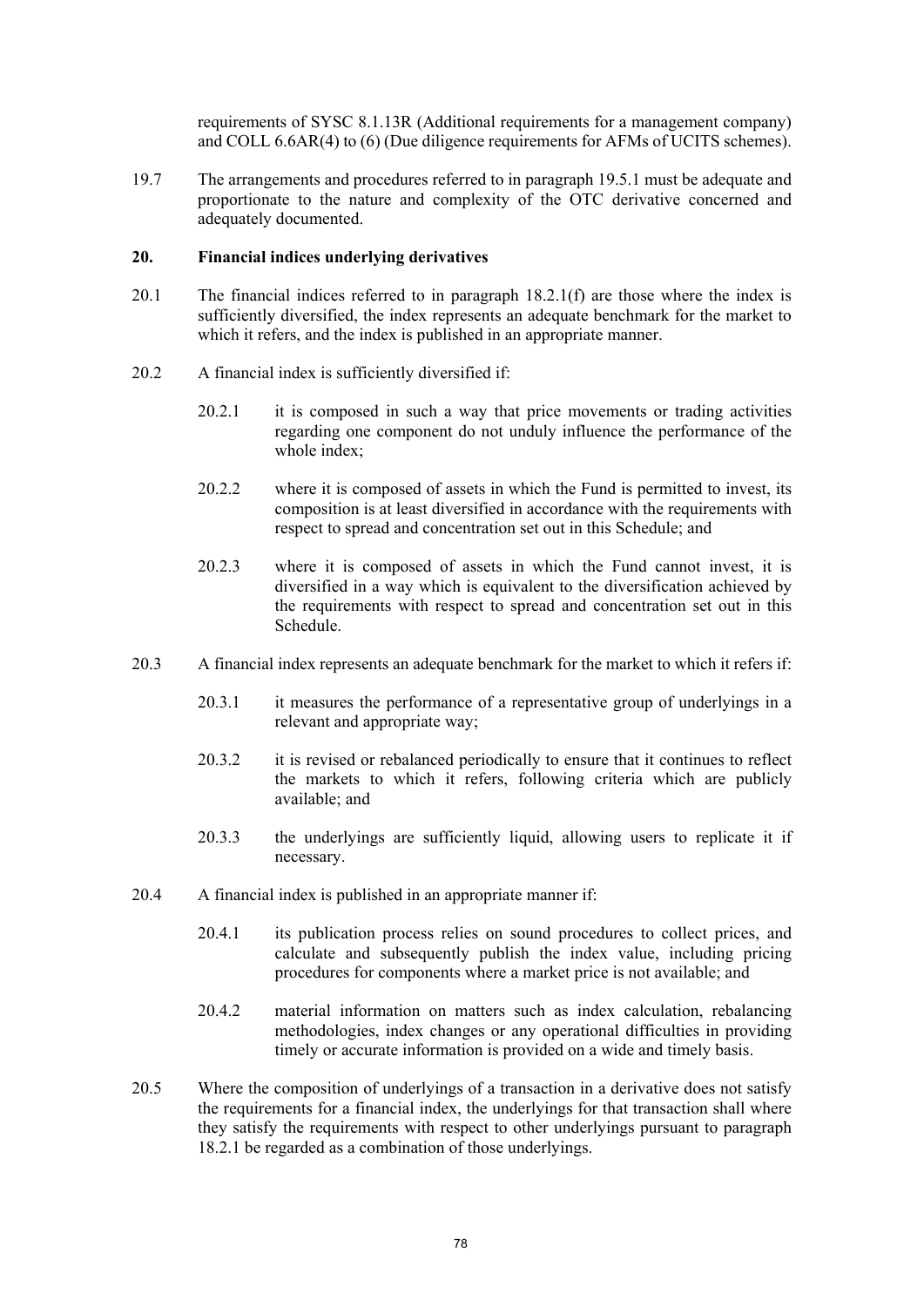requirements of SYSC 8.1.13R (Additional requirements for a management company) and COLL 6.6AR(4) to (6) (Due diligence requirements for AFMs of UCITS schemes).

19.7 The arrangements and procedures referred to in paragraph 19.5.1 must be adequate and proportionate to the nature and complexity of the OTC derivative concerned and adequately documented.

## 20. Financial indices underlying derivatives

20.1 The financial indices referred to in paragraph 18.2.1(f) are those where the index is sufficiently diversified, the index represents an adequate benchmark for the market to which it refers, and the index is published in an appropriate manner.

20.2 A financial index is sufficiently diversified if:

20.2.1 it is composed in such a way that price movements or trading activities regarding one component do not unduly influence the performance of the whole index;

20.2.2 where it is composed of assets in which the Fund is permitted to invest, its composition is at least diversified in accordance with the requirements with respect to spread and concentration set out in this Schedule; and

20.2.3 where it is composed of assets in which the Fund cannot invest, it is diversified in a way which is equivalent to the diversification achieved by the requirements with respect to spread and concentration set out in this Schedule.

20.3 A financial index represents an adequate benchmark for the market to which it refers if:

20.3.1 it measures the performance of a representative group of underlyings in a relevant and appropriate way;

20.3.2 it is revised or rebalanced periodically to ensure that it continues to reflect the markets to which it refers, following criteria which are publicly available; and

20.3.3 the underlyings are sufficiently liquid, allowing users to replicate it if necessary.

20.4 A financial index is published in an appropriate manner if:

20.4.1 its publication process relies on sound procedures to collect prices, and calculate and subsequently publish the index value, including pricing procedures for components where a market price is not available; and

20.4.2 material information on matters such as index calculation, rebalancing methodologies, index changes or any operational difficulties in providing timely or accurate information is provided on a wide and timely basis.

20.5 Where the composition of underlyings of a transaction in a derivative does not satisfy the requirements for a financial index, the underlyings for that transaction shall where they satisfy the requirements with respect to other underlyings pursuant to paragraph 18.2.1 be regarded as a combination of those underlyings.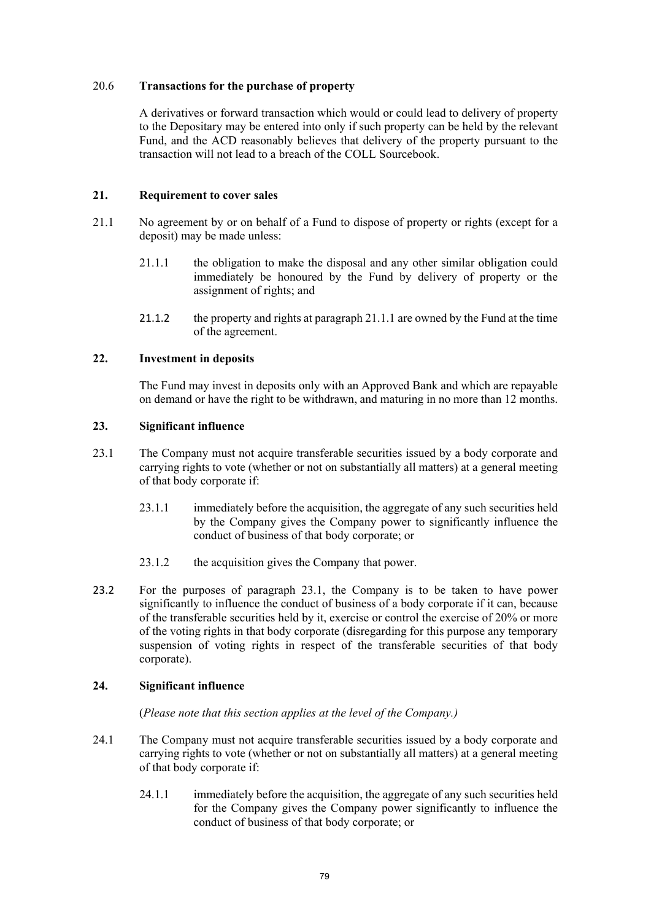20.6 **Transactions for the purchase of property**

A derivatives or forward transaction which would or could lead to delivery of property to the Depositary may be entered into only if such property can be held by the relevant Fund, and the ACD reasonably believes that delivery of the property pursuant to the transaction will not lead to a breach of the COLL Sourcebook.

**21. Requirement to cover sales**

21.1 No agreement by or on behalf of a Fund to dispose of property or rights (except for a deposit) may be made unless:

21.1.1 the obligation to make the disposal and any other similar obligation could immediately be honoured by the Fund by delivery of property or the assignment of rights; and

21.1.2 the property and rights at paragraph 21.1.1 are owned by the Fund at the time of the agreement.

**22. Investment in deposits**

The Fund may invest in deposits only with an Approved Bank and which are repayable on demand or have the right to be withdrawn, and maturing in no more than 12 months.

**23. Significant influence**

23.1 The Company must not acquire transferable securities issued by a body corporate and carrying rights to vote (whether or not on substantially all matters) at a general meeting of that body corporate if:

23.1.1 immediately before the acquisition, the aggregate of any such securities held by the Company gives the Company power to significantly influence the conduct of business of that body corporate; or

23.1.2 the acquisition gives the Company that power.

23.2 For the purposes of paragraph 23.1, the Company is to be taken to have power significantly to influence the conduct of business of a body corporate if it can, because of the transferable securities held by it, exercise or control the exercise of 20% or more of the voting rights in that body corporate (disregarding for this purpose any temporary suspension of voting rights in respect of the transferable securities of that body corporate).

**24. Significant influence**

(*Please note that this section applies at the level of the Company.)*

24.1 The Company must not acquire transferable securities issued by a body corporate and carrying rights to vote (whether or not on substantially all matters) at a general meeting of that body corporate if:

24.1.1 immediately before the acquisition, the aggregate of any such securities held for the Company gives the Company power significantly to influence the conduct of business of that body corporate; or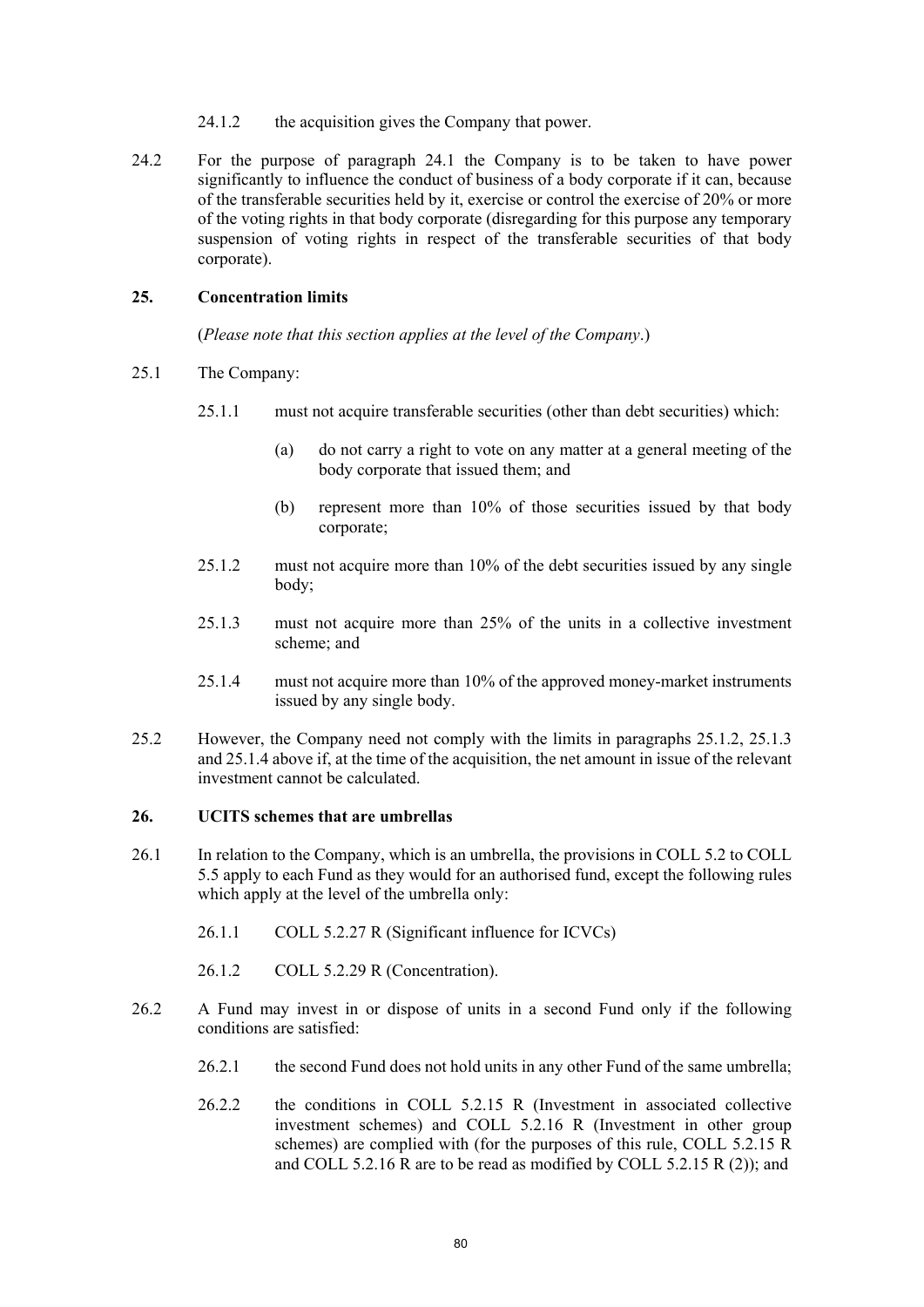24.1.2 the acquisition gives the Company that power.

24.2 For the purpose of paragraph 24.1 the Company is to be taken to have power significantly to influence the conduct of business of a body corporate if it can, because of the transferable securities held by it, exercise or control the exercise of 20% or more of the voting rights in that body corporate (disregarding for this purpose any temporary suspension of voting rights in respect of the transferable securities of that body corporate).

## 25. Concentration limits

(*Please note that this section applies at the level of the Company*.)

25.1 The Company:

25.1.1 must not acquire transferable securities (other than debt securities) which:

(a) do not carry a right to vote on any matter at a general meeting of the body corporate that issued them; and

(b) represent more than 10% of those securities issued by that body corporate;

25.1.2 must not acquire more than 10% of the debt securities issued by any single body;

25.1.3 must not acquire more than 25% of the units in a collective investment scheme; and

25.1.4 must not acquire more than 10% of the approved money-market instruments issued by any single body.

25.2 However, the Company need not comply with the limits in paragraphs 25.1.2, 25.1.3 and 25.1.4 above if, at the time of the acquisition, the net amount in issue of the relevant investment cannot be calculated.

## 26. UCITS schemes that are umbrellas

26.1 In relation to the Company, which is an umbrella, the provisions in COLL 5.2 to COLL 5.5 apply to each Fund as they would for an authorised fund, except the following rules which apply at the level of the umbrella only:

26.1.1 COLL 5.2.27 R (Significant influence for ICVCs)

26.1.2 COLL 5.2.29 R (Concentration).

26.2 A Fund may invest in or dispose of units in a second Fund only if the following conditions are satisfied:

26.2.1 the second Fund does not hold units in any other Fund of the same umbrella;

26.2.2 the conditions in COLL 5.2.15 R (Investment in associated collective investment schemes) and COLL 5.2.16 R (Investment in other group schemes) are complied with (for the purposes of this rule, COLL 5.2.15 R and COLL 5.2.16 R are to be read as modified by COLL 5.2.15 R (2)); and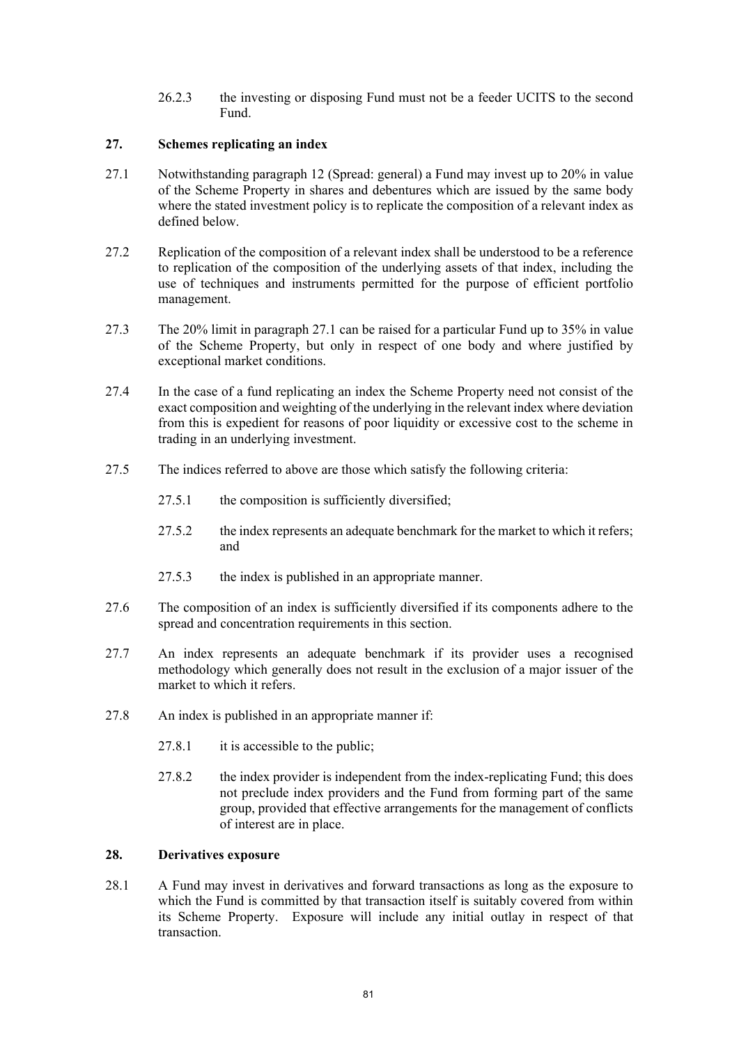26.2.3 the investing or disposing Fund must not be a feeder UCITS to the second Fund.

## 27. Schemes replicating an index

27.1 Notwithstanding paragraph 12 (Spread: general) a Fund may invest up to 20% in value of the Scheme Property in shares and debentures which are issued by the same body where the stated investment policy is to replicate the composition of a relevant index as defined below.

27.2 Replication of the composition of a relevant index shall be understood to be a reference to replication of the composition of the underlying assets of that index, including the use of techniques and instruments permitted for the purpose of efficient portfolio management.

27.3 The 20% limit in paragraph 27.1 can be raised for a particular Fund up to 35% in value of the Scheme Property, but only in respect of one body and where justified by exceptional market conditions.

27.4 In the case of a fund replicating an index the Scheme Property need not consist of the exact composition and weighting of the underlying in the relevant index where deviation from this is expedient for reasons of poor liquidity or excessive cost to the scheme in trading in an underlying investment.

27.5 The indices referred to above are those which satisfy the following criteria:

27.5.1 the composition is sufficiently diversified;

27.5.2 the index represents an adequate benchmark for the market to which it refers; and

27.5.3 the index is published in an appropriate manner.

27.6 The composition of an index is sufficiently diversified if its components adhere to the spread and concentration requirements in this section.

27.7 An index represents an adequate benchmark if its provider uses a recognised methodology which generally does not result in the exclusion of a major issuer of the market to which it refers.

27.8 An index is published in an appropriate manner if:

27.8.1 it is accessible to the public;

27.8.2 the index provider is independent from the index-replicating Fund; this does not preclude index providers and the Fund from forming part of the same group, provided that effective arrangements for the management of conflicts of interest are in place.

## 28. Derivatives exposure

28.1 A Fund may invest in derivatives and forward transactions as long as the exposure to which the Fund is committed by that transaction itself is suitably covered from within its Scheme Property. Exposure will include any initial outlay in respect of that transaction.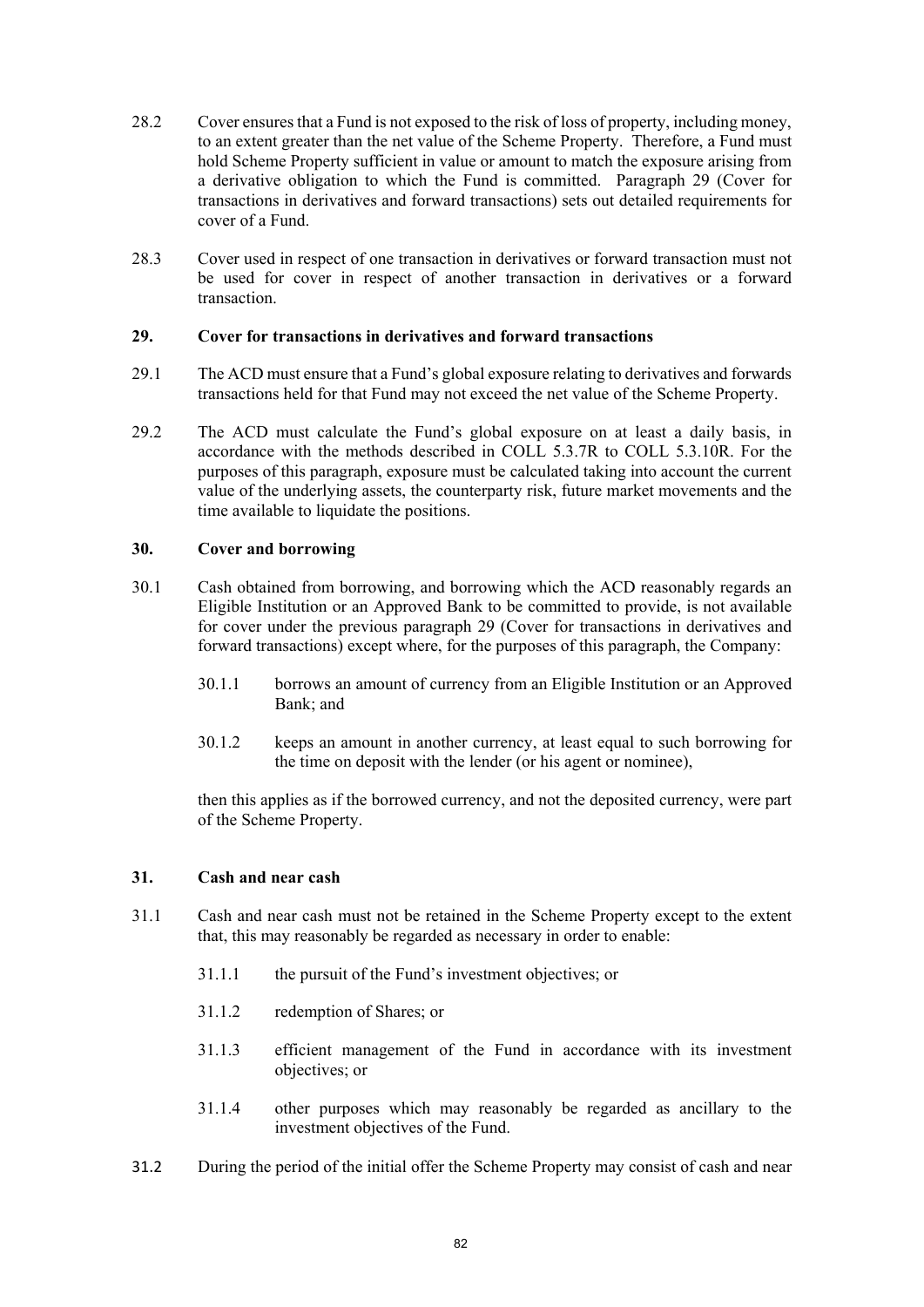28.2 Cover ensures that a Fund is not exposed to the risk of loss of property, including money, to an extent greater than the net value of the Scheme Property. Therefore, a Fund must hold Scheme Property sufficient in value or amount to match the exposure arising from a derivative obligation to which the Fund is committed. Paragraph 29 (Cover for transactions in derivatives and forward transactions) sets out detailed requirements for cover of a Fund.

28.3 Cover used in respect of one transaction in derivatives or forward transaction must not be used for cover in respect of another transaction in derivatives or a forward transaction.

**29. Cover for transactions in derivatives and forward transactions**

29.1 The ACD must ensure that a Fund's global exposure relating to derivatives and forwards transactions held for that Fund may not exceed the net value of the Scheme Property.

29.2 The ACD must calculate the Fund's global exposure on at least a daily basis, in accordance with the methods described in COLL 5.3.7R to COLL 5.3.10R. For the purposes of this paragraph, exposure must be calculated taking into account the current value of the underlying assets, the counterparty risk, future market movements and the time available to liquidate the positions.

**30. Cover and borrowing**

30.1 Cash obtained from borrowing, and borrowing which the ACD reasonably regards an Eligible Institution or an Approved Bank to be committed to provide, is not available for cover under the previous paragraph 29 (Cover for transactions in derivatives and forward transactions) except where, for the purposes of this paragraph, the Company:

30.1.1 borrows an amount of currency from an Eligible Institution or an Approved Bank; and

30.1.2 keeps an amount in another currency, at least equal to such borrowing for the time on deposit with the lender (or his agent or nominee),

then this applies as if the borrowed currency, and not the deposited currency, were part of the Scheme Property.

**31. Cash and near cash**

31.1 Cash and near cash must not be retained in the Scheme Property except to the extent that, this may reasonably be regarded as necessary in order to enable:

31.1.1 the pursuit of the Fund's investment objectives; or

31.1.2 redemption of Shares; or

31.1.3 efficient management of the Fund in accordance with its investment objectives; or

31.1.4 other purposes which may reasonably be regarded as ancillary to the investment objectives of the Fund.

31.2 During the period of the initial offer the Scheme Property may consist of cash and near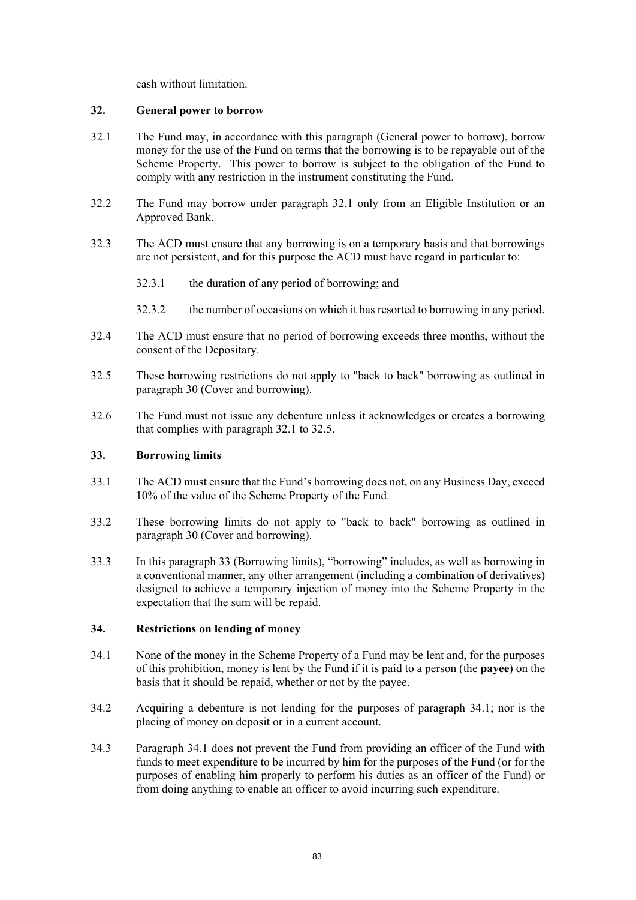cash without limitation.

## 32. General power to borrow

32.1 The Fund may, in accordance with this paragraph (General power to borrow), borrow money for the use of the Fund on terms that the borrowing is to be repayable out of the Scheme Property. This power to borrow is subject to the obligation of the Fund to comply with any restriction in the instrument constituting the Fund.

32.2 The Fund may borrow under paragraph 32.1 only from an Eligible Institution or an Approved Bank.

32.3 The ACD must ensure that any borrowing is on a temporary basis and that borrowings are not persistent, and for this purpose the ACD must have regard in particular to:

32.3.1 the duration of any period of borrowing; and

32.3.2 the number of occasions on which it has resorted to borrowing in any period.

32.4 The ACD must ensure that no period of borrowing exceeds three months, without the consent of the Depositary.

32.5 These borrowing restrictions do not apply to "back to back" borrowing as outlined in paragraph 30 (Cover and borrowing).

32.6 The Fund must not issue any debenture unless it acknowledges or creates a borrowing that complies with paragraph 32.1 to 32.5.

## 33. Borrowing limits

33.1 The ACD must ensure that the Fund's borrowing does not, on any Business Day, exceed 10% of the value of the Scheme Property of the Fund.

33.2 These borrowing limits do not apply to "back to back" borrowing as outlined in paragraph 30 (Cover and borrowing).

33.3 In this paragraph 33 (Borrowing limits), "borrowing" includes, as well as borrowing in a conventional manner, any other arrangement (including a combination of derivatives) designed to achieve a temporary injection of money into the Scheme Property in the expectation that the sum will be repaid.

## 34. Restrictions on lending of money

34.1 None of the money in the Scheme Property of a Fund may be lent and, for the purposes of this prohibition, money is lent by the Fund if it is paid to a person (the **payee**) on the basis that it should be repaid, whether or not by the payee.

34.2 Acquiring a debenture is not lending for the purposes of paragraph 34.1; nor is the placing of money on deposit or in a current account.

34.3 Paragraph 34.1 does not prevent the Fund from providing an officer of the Fund with funds to meet expenditure to be incurred by him for the purposes of the Fund (or for the purposes of enabling him properly to perform his duties as an officer of the Fund) or from doing anything to enable an officer to avoid incurring such expenditure.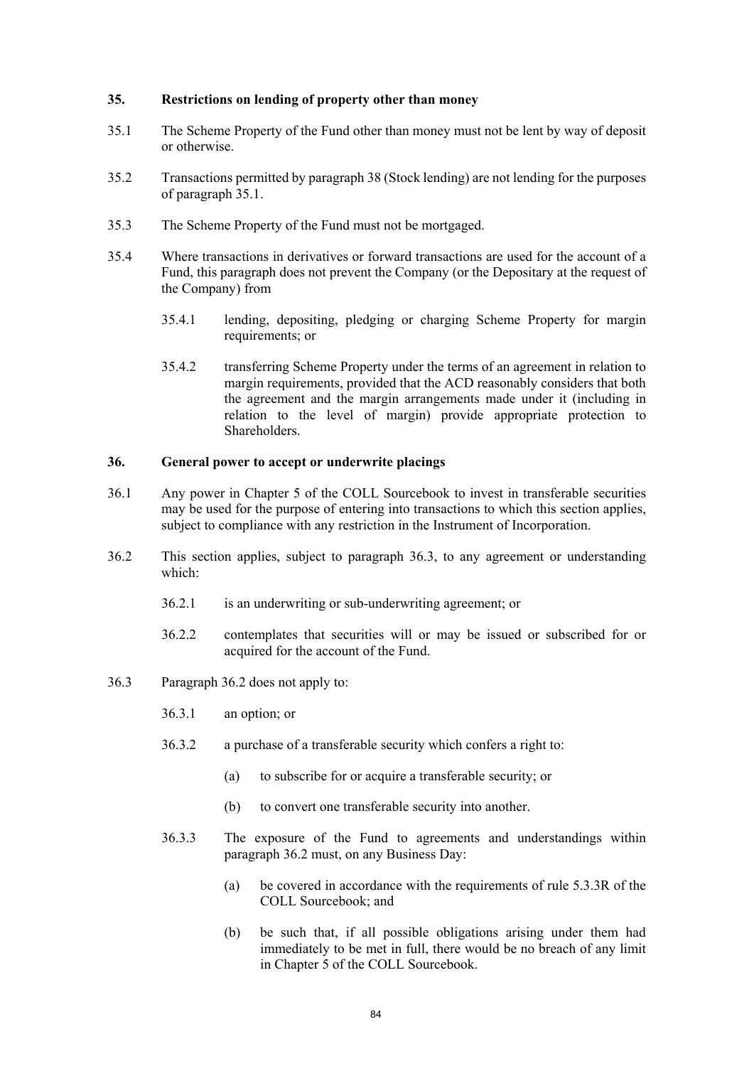## 35. Restrictions on lending of property other than money

35.1 The Scheme Property of the Fund other than money must not be lent by way of deposit or otherwise.

35.2 Transactions permitted by paragraph 38 (Stock lending) are not lending for the purposes of paragraph 35.1.

35.3 The Scheme Property of the Fund must not be mortgaged.

35.4 Where transactions in derivatives or forward transactions are used for the account of a Fund, this paragraph does not prevent the Company (or the Depositary at the request of the Company) from

- 35.4.1 lending, depositing, pledging or charging Scheme Property for margin requirements; or
- 35.4.2 transferring Scheme Property under the terms of an agreement in relation to margin requirements, provided that the ACD reasonably considers that both the agreement and the margin arrangements made under it (including in relation to the level of margin) provide appropriate protection to Shareholders.

## 36. General power to accept or underwrite placings

36.1 Any power in Chapter 5 of the COLL Sourcebook to invest in transferable securities may be used for the purpose of entering into transactions to which this section applies, subject to compliance with any restriction in the Instrument of Incorporation.

36.2 This section applies, subject to paragraph 36.3, to any agreement or understanding which:

- 36.2.1 is an underwriting or sub-underwriting agreement; or
- 36.2.2 contemplates that securities will or may be issued or subscribed for or acquired for the account of the Fund.

36.3 Paragraph 36.2 does not apply to:

- 36.3.1 an option; or
- 36.3.2 a purchase of a transferable security which confers a right to:
  - (a) to subscribe for or acquire a transferable security; or
  - (b) to convert one transferable security into another.
- 36.3.3 The exposure of the Fund to agreements and understandings within paragraph 36.2 must, on any Business Day:
  - (a) be covered in accordance with the requirements of rule 5.3.3R of the COLL Sourcebook; and
  - (b) be such that, if all possible obligations arising under them had immediately to be met in full, there would be no breach of any limit in Chapter 5 of the COLL Sourcebook.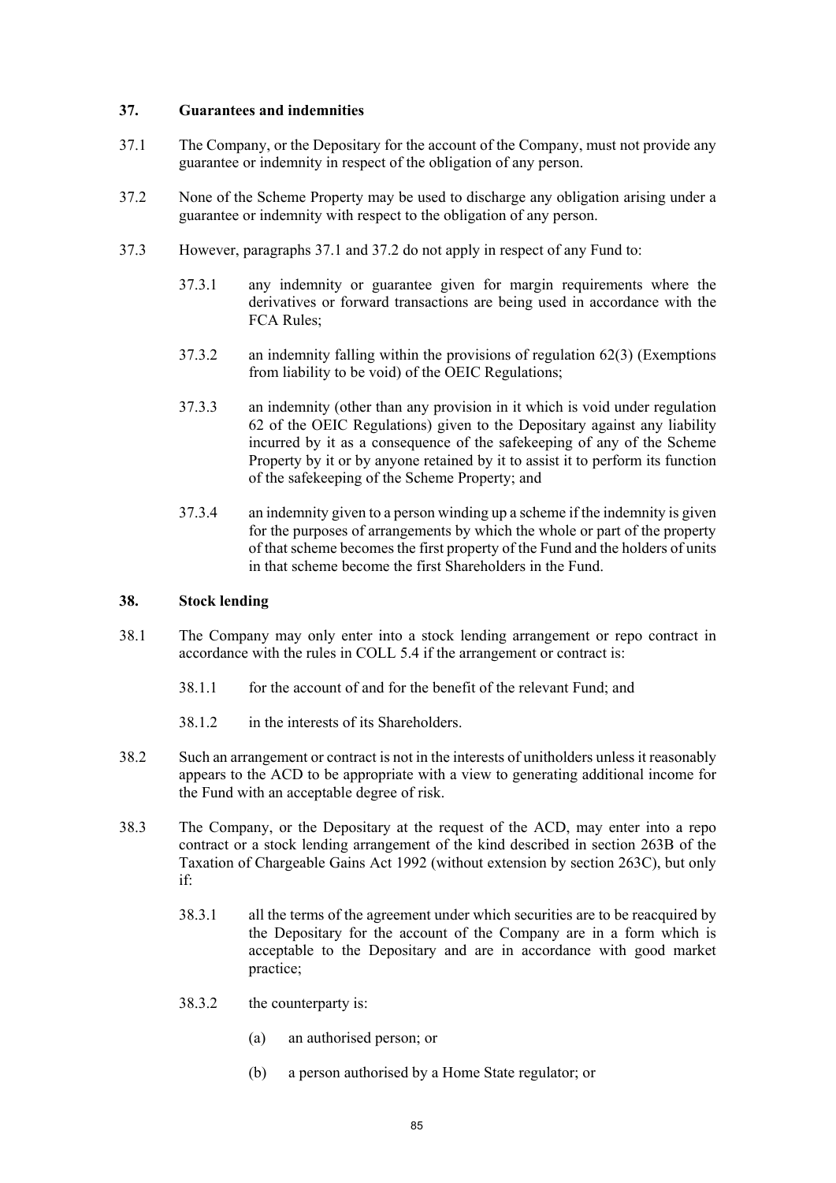## 37. Guarantees and indemnities

37.1 The Company, or the Depositary for the account of the Company, must not provide any guarantee or indemnity in respect of the obligation of any person.

37.2 None of the Scheme Property may be used to discharge any obligation arising under a guarantee or indemnity with respect to the obligation of any person.

37.3 However, paragraphs 37.1 and 37.2 do not apply in respect of any Fund to:

37.3.1 any indemnity or guarantee given for margin requirements where the derivatives or forward transactions are being used in accordance with the FCA Rules;

37.3.2 an indemnity falling within the provisions of regulation 62(3) (Exemptions from liability to be void) of the OEIC Regulations;

37.3.3 an indemnity (other than any provision in it which is void under regulation 62 of the OEIC Regulations) given to the Depositary against any liability incurred by it as a consequence of the safekeeping of any of the Scheme Property by it or by anyone retained by it to assist it to perform its function of the safekeeping of the Scheme Property; and

37.3.4 an indemnity given to a person winding up a scheme if the indemnity is given for the purposes of arrangements by which the whole or part of the property of that scheme becomes the first property of the Fund and the holders of units in that scheme become the first Shareholders in the Fund.

## 38. Stock lending

38.1 The Company may only enter into a stock lending arrangement or repo contract in accordance with the rules in COLL 5.4 if the arrangement or contract is:

38.1.1 for the account of and for the benefit of the relevant Fund; and

38.1.2 in the interests of its Shareholders.

38.2 Such an arrangement or contract is not in the interests of unitholders unless it reasonably appears to the ACD to be appropriate with a view to generating additional income for the Fund with an acceptable degree of risk.

38.3 The Company, or the Depositary at the request of the ACD, may enter into a repo contract or a stock lending arrangement of the kind described in section 263B of the Taxation of Chargeable Gains Act 1992 (without extension by section 263C), but only if:

38.3.1 all the terms of the agreement under which securities are to be reacquired by the Depositary for the account of the Company are in a form which is acceptable to the Depositary and are in accordance with good market practice;

38.3.2 the counterparty is:

(a) an authorised person; or

(b) a person authorised by a Home State regulator; or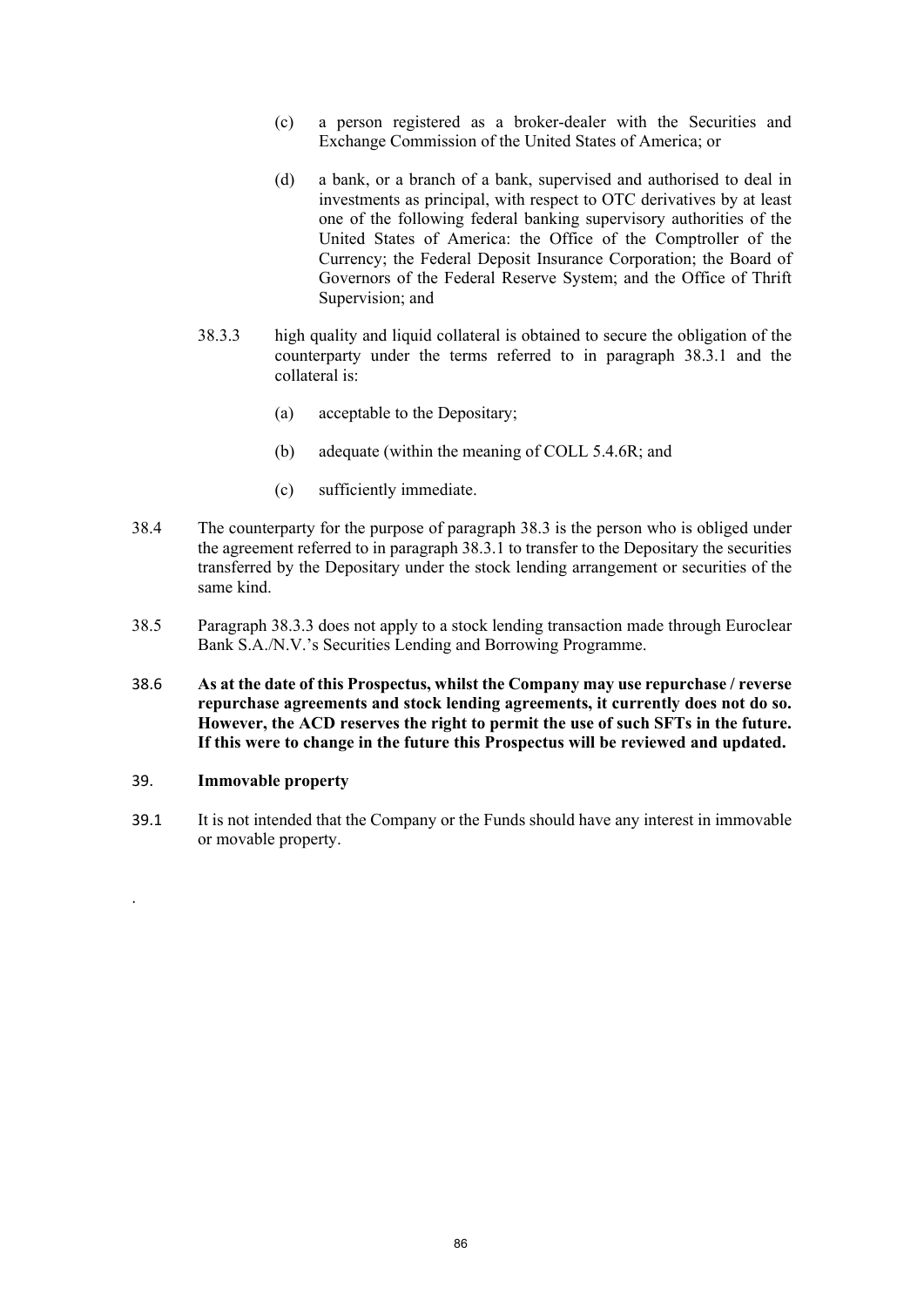(c) a person registered as a broker-dealer with the Securities and Exchange Commission of the United States of America; or

(d) a bank, or a branch of a bank, supervised and authorised to deal in investments as principal, with respect to OTC derivatives by at least one of the following federal banking supervisory authorities of the United States of America: the Office of the Comptroller of the Currency; the Federal Deposit Insurance Corporation; the Board of Governors of the Federal Reserve System; and the Office of Thrift Supervision; and

38.3.3 high quality and liquid collateral is obtained to secure the obligation of the counterparty under the terms referred to in paragraph 38.3.1 and the collateral is:

(a) acceptable to the Depositary;

(b) adequate (within the meaning of COLL 5.4.6R; and

(c) sufficiently immediate.

38.4 The counterparty for the purpose of paragraph 38.3 is the person who is obliged under the agreement referred to in paragraph 38.3.1 to transfer to the Depositary the securities transferred by the Depositary under the stock lending arrangement or securities of the same kind.

38.5 Paragraph 38.3.3 does not apply to a stock lending transaction made through Euroclear Bank S.A./N.V.'s Securities Lending and Borrowing Programme.

38.6 **As at the date of this Prospectus, whilst the Company may use repurchase / reverse repurchase agreements and stock lending agreements, it currently does not do so. However, the ACD reserves the right to permit the use of such SFTs in the future. If this were to change in the future this Prospectus will be reviewed and updated.**

39. **Immovable property**

39.1 It is not intended that the Company or the Funds should have any interest in immovable or movable property.

.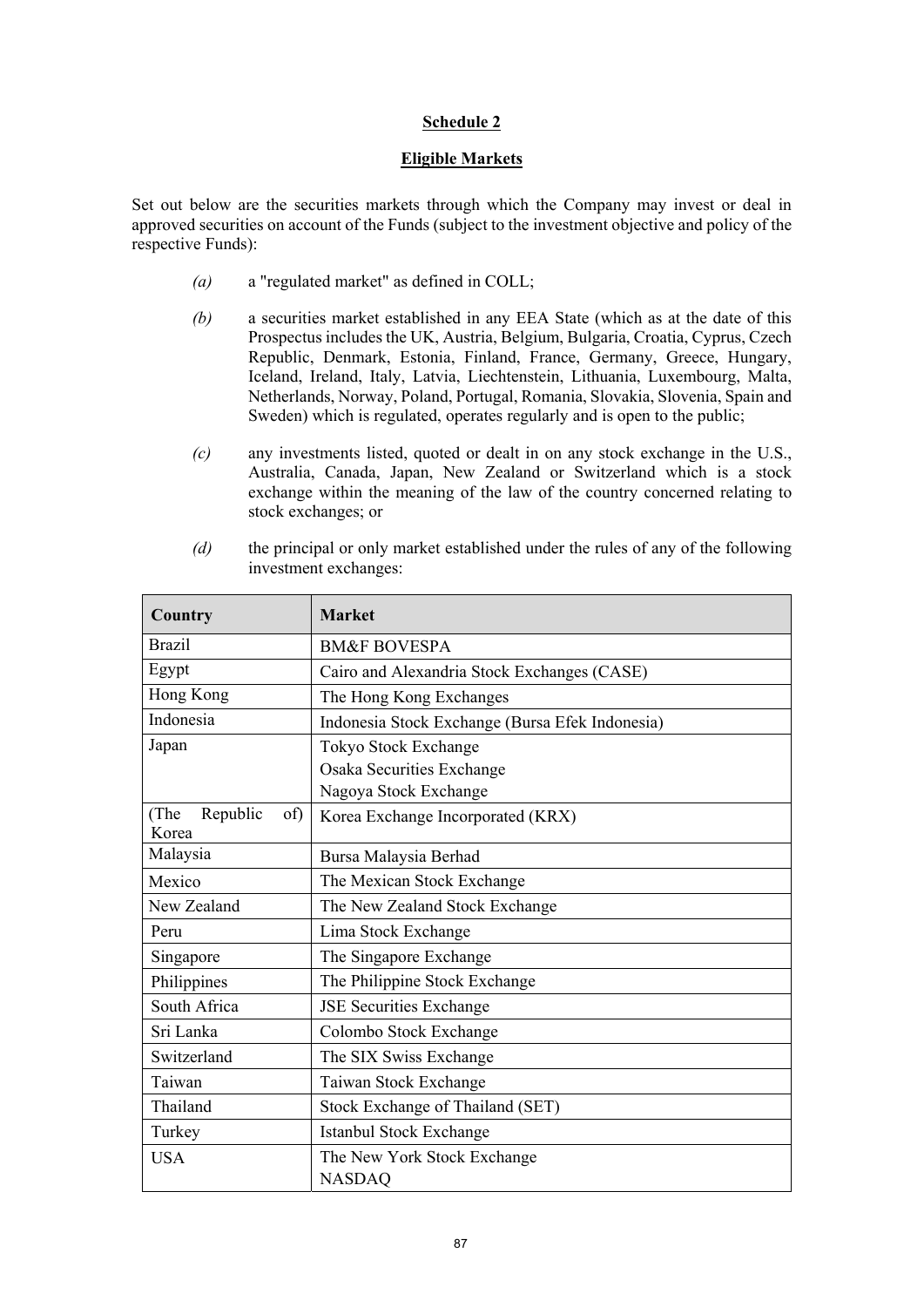## Schedule 2

## Eligible Markets

Set out below are the securities markets through which the Company may invest or deal in approved securities on account of the Funds (subject to the investment objective and policy of the respective Funds):

*(a)* a "regulated market" as defined in COLL;

*(b)* a securities market established in any EEA State (which as at the date of this Prospectus includes the UK, Austria, Belgium, Bulgaria, Croatia, Cyprus, Czech Republic, Denmark, Estonia, Finland, France, Germany, Greece, Hungary, Iceland, Ireland, Italy, Latvia, Liechtenstein, Lithuania, Luxembourg, Malta, Netherlands, Norway, Poland, Portugal, Romania, Slovakia, Slovenia, Spain and Sweden) which is regulated, operates regularly and is open to the public;

*(c)* any investments listed, quoted or dealt in on any stock exchange in the U.S., Australia, Canada, Japan, New Zealand or Switzerland which is a stock exchange within the meaning of the law of the country concerned relating to stock exchanges; or

*(d)* the principal or only market established under the rules of any of the following investment exchanges:

| Country | Market |
|---|---|
| Brazil | BM&F BOVESPA |
| Egypt | Cairo and Alexandria Stock Exchanges (CASE) |
| Hong Kong | The Hong Kong Exchanges |
| Indonesia | Indonesia Stock Exchange (Bursa Efek Indonesia) |
| Japan | Tokyo Stock Exchange<br>Osaka Securities Exchange<br>Nagoya Stock Exchange |
| (The Republic of) Korea | Korea Exchange Incorporated (KRX) |
| Malaysia | Bursa Malaysia Berhad |
| Mexico | The Mexican Stock Exchange |
| New Zealand | The New Zealand Stock Exchange |
| Peru | Lima Stock Exchange |
| Singapore | The Singapore Exchange |
| Philippines | The Philippine Stock Exchange |
| South Africa | JSE Securities Exchange |
| Sri Lanka | Colombo Stock Exchange |
| Switzerland | The SIX Swiss Exchange |
| Taiwan | Taiwan Stock Exchange |
| Thailand | Stock Exchange of Thailand (SET) |
| Turkey | Istanbul Stock Exchange |
| USA | The New York Stock Exchange<br>NASDAQ |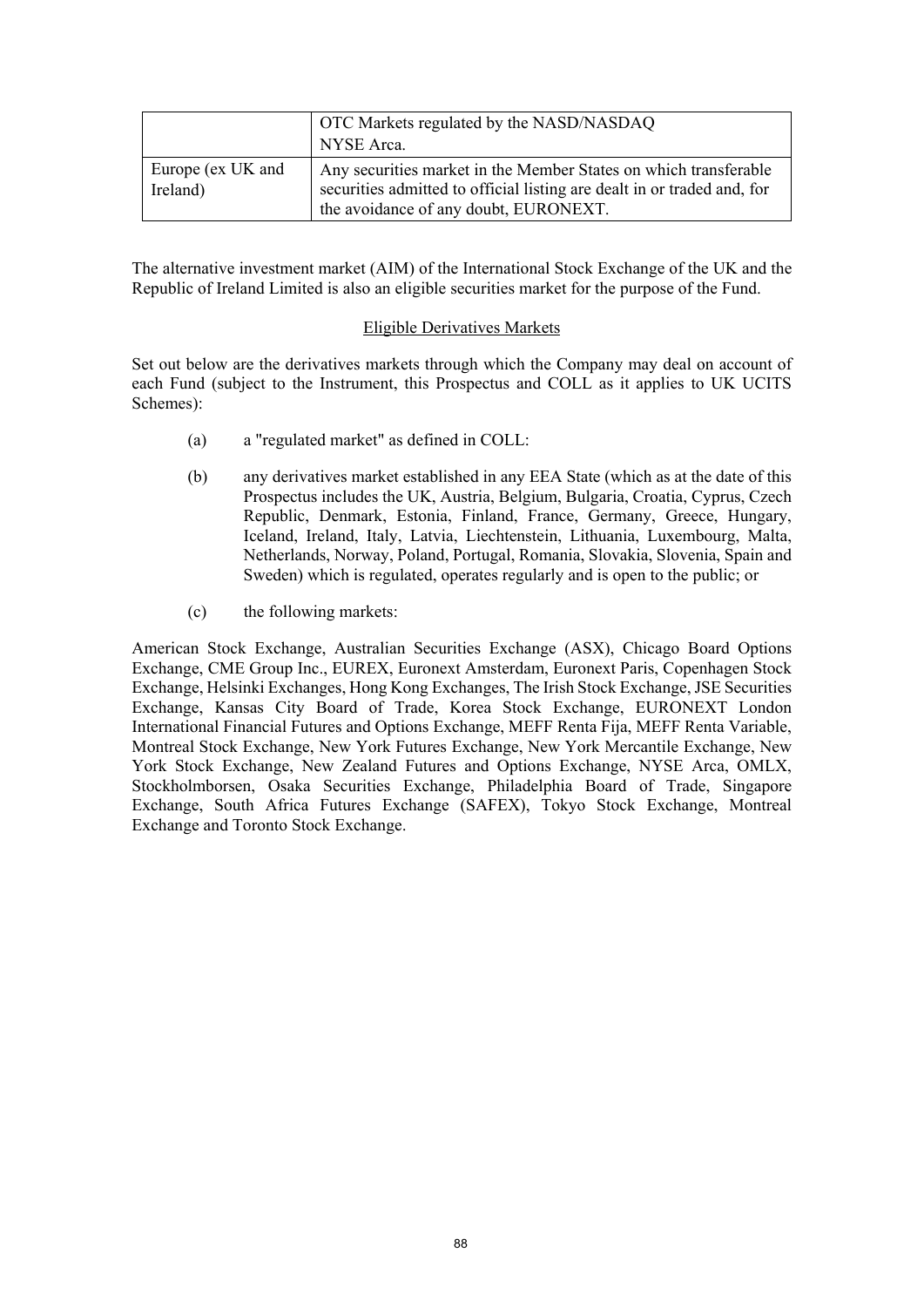| | |
|---|---|
| | OTC Markets regulated by the NASD/NASDAQ<br>NYSE Arca. |
| Europe (ex UK and Ireland) | Any securities market in the Member States on which transferable securities admitted to official listing are dealt in or traded and, for the avoidance of any doubt, EURONEXT. |

The alternative investment market (AIM) of the International Stock Exchange of the UK and the Republic of Ireland Limited is also an eligible securities market for the purpose of the Fund.

<u>Eligible Derivatives Markets</u>

Set out below are the derivatives markets through which the Company may deal on account of each Fund (subject to the Instrument, this Prospectus and COLL as it applies to UK UCITS Schemes):

(a) a "regulated market" as defined in COLL:

(b) any derivatives market established in any EEA State (which as at the date of this Prospectus includes the UK, Austria, Belgium, Bulgaria, Croatia, Cyprus, Czech Republic, Denmark, Estonia, Finland, France, Germany, Greece, Hungary, Iceland, Ireland, Italy, Latvia, Liechtenstein, Lithuania, Luxembourg, Malta, Netherlands, Norway, Poland, Portugal, Romania, Slovakia, Slovenia, Spain and Sweden) which is regulated, operates regularly and is open to the public; or

(c) the following markets:

American Stock Exchange, Australian Securities Exchange (ASX), Chicago Board Options Exchange, CME Group Inc., EUREX, Euronext Amsterdam, Euronext Paris, Copenhagen Stock Exchange, Helsinki Exchanges, Hong Kong Exchanges, The Irish Stock Exchange, JSE Securities Exchange, Kansas City Board of Trade, Korea Stock Exchange, EURONEXT London International Financial Futures and Options Exchange, MEFF Renta Fija, MEFF Renta Variable, Montreal Stock Exchange, New York Futures Exchange, New York Mercantile Exchange, New York Stock Exchange, New Zealand Futures and Options Exchange, NYSE Arca, OMLX, Stockholmborsen, Osaka Securities Exchange, Philadelphia Board of Trade, Singapore Exchange, South Africa Futures Exchange (SAFEX), Tokyo Stock Exchange, Montreal Exchange and Toronto Stock Exchange.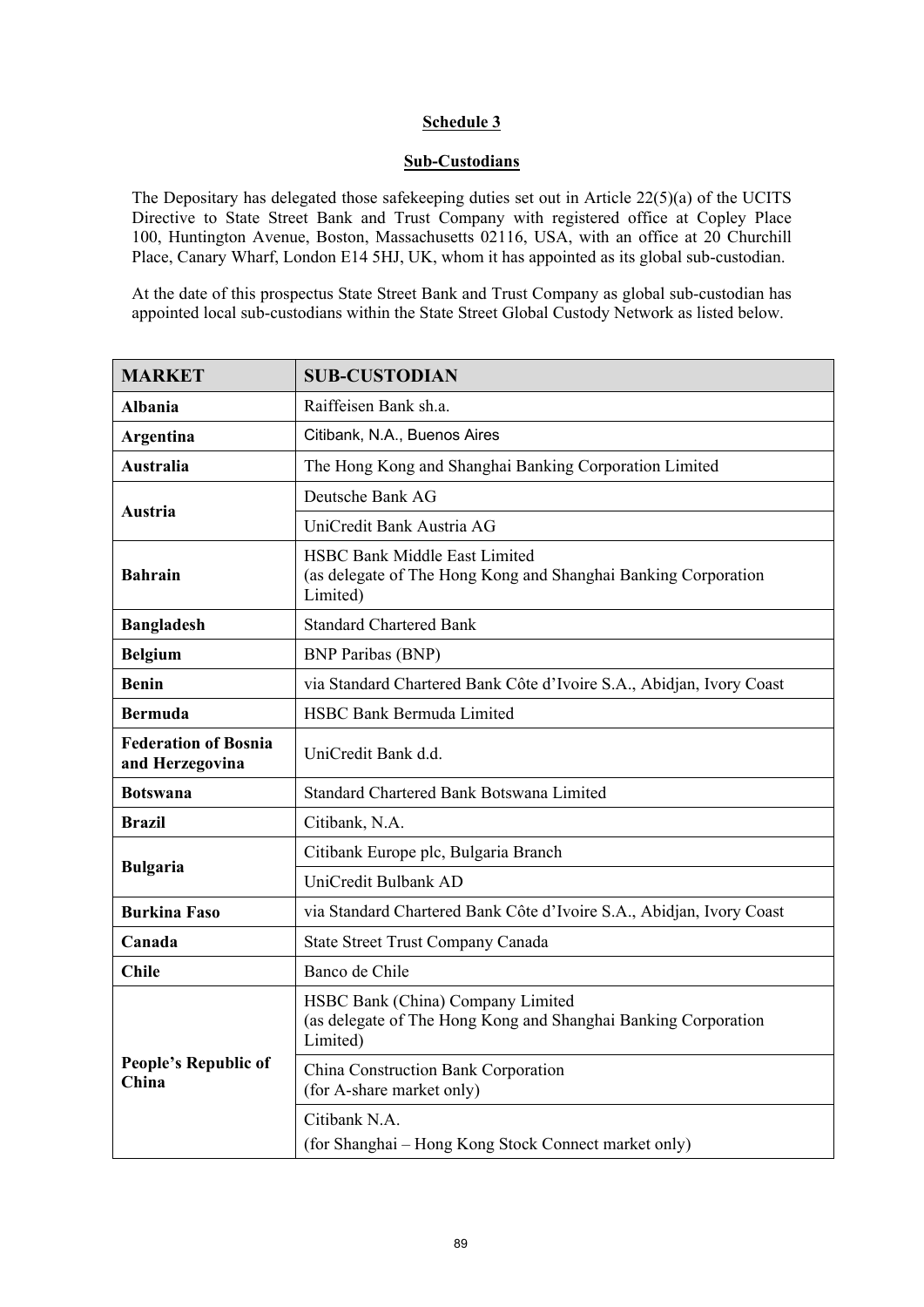## Schedule 3

## Sub-Custodians

The Depositary has delegated those safekeeping duties set out in Article 22(5)(a) of the UCITS Directive to State Street Bank and Trust Company with registered office at Copley Place 100, Huntington Avenue, Boston, Massachusetts 02116, USA, with an office at 20 Churchill Place, Canary Wharf, London E14 5HJ, UK, whom it has appointed as its global sub-custodian.

At the date of this prospectus State Street Bank and Trust Company as global sub-custodian has appointed local sub-custodians within the State Street Global Custody Network as listed below.

| MARKET | SUB-CUSTODIAN |
|---|---|
| **Albania** | Raiffeisen Bank sh.a. |
| **Argentina** | Citibank, N.A., Buenos Aires |
| **Australia** | The Hong Kong and Shanghai Banking Corporation Limited |
| **Austria** | Deutsche Bank AG |
| | UniCredit Bank Austria AG |
| **Bahrain** | HSBC Bank Middle East Limited (as delegate of The Hong Kong and Shanghai Banking Corporation Limited) |
| **Bangladesh** | Standard Chartered Bank |
| **Belgium** | BNP Paribas (BNP) |
| **Benin** | via Standard Chartered Bank Côte d'Ivoire S.A., Abidjan, Ivory Coast |
| **Bermuda** | HSBC Bank Bermuda Limited |
| **Federation of Bosnia and Herzegovina** | UniCredit Bank d.d. |
| **Botswana** | Standard Chartered Bank Botswana Limited |
| **Brazil** | Citibank, N.A. |
| **Bulgaria** | Citibank Europe plc, Bulgaria Branch |
| | UniCredit Bulbank AD |
| **Burkina Faso** | via Standard Chartered Bank Côte d'Ivoire S.A., Abidjan, Ivory Coast |
| **Canada** | State Street Trust Company Canada |
| **Chile** | Banco de Chile |
| **People's Republic of China** | HSBC Bank (China) Company Limited (as delegate of The Hong Kong and Shanghai Banking Corporation Limited) |
| | China Construction Bank Corporation (for A-share market only) |
| | Citibank N.A. (for Shanghai – Hong Kong Stock Connect market only) |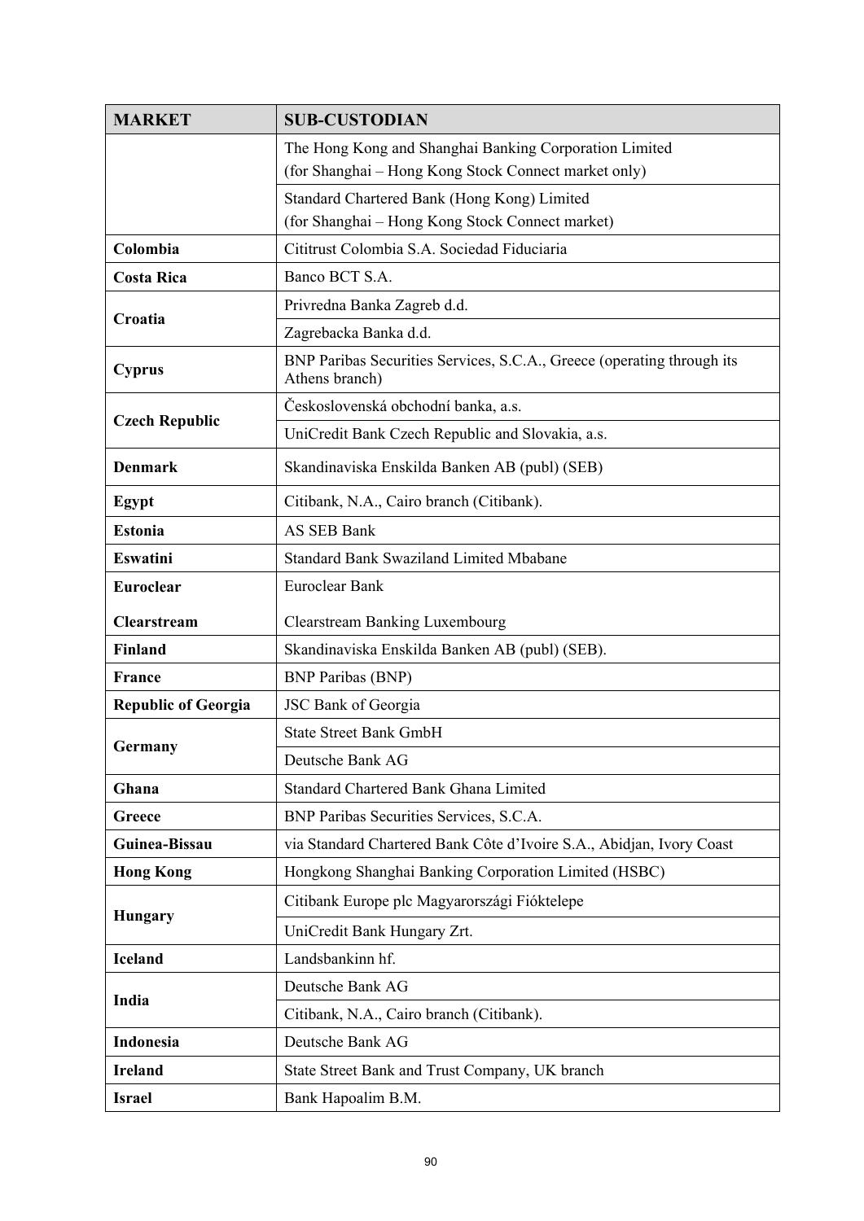| MARKET | SUB-CUSTODIAN |
| --- | --- |
| | The Hong Kong and Shanghai Banking Corporation Limited (for Shanghai – Hong Kong Stock Connect market only) |
| | Standard Chartered Bank (Hong Kong) Limited (for Shanghai – Hong Kong Stock Connect market) |
| **Colombia** | Cititrust Colombia S.A. Sociedad Fiduciaria |
| **Costa Rica** | Banco BCT S.A. |
| **Croatia** | Privredna Banka Zagreb d.d. |
| | Zagrebacka Banka d.d. |
| **Cyprus** | BNP Paribas Securities Services, S.C.A., Greece (operating through its Athens branch) |
| **Czech Republic** | Československá obchodní banka, a.s. |
| | UniCredit Bank Czech Republic and Slovakia, a.s. |
| **Denmark** | Skandinaviska Enskilda Banken AB (publ) (SEB) |
| **Egypt** | Citibank, N.A., Cairo branch (Citibank). |
| **Estonia** | AS SEB Bank |
| **Eswatini** | Standard Bank Swaziland Limited Mbabane |
| **Euroclear** | Euroclear Bank |
| **Clearstream** | Clearstream Banking Luxembourg |
| **Finland** | Skandinaviska Enskilda Banken AB (publ) (SEB). |
| **France** | BNP Paribas (BNP) |
| **Republic of Georgia** | JSC Bank of Georgia |
| **Germany** | State Street Bank GmbH |
| | Deutsche Bank AG |
| **Ghana** | Standard Chartered Bank Ghana Limited |
| **Greece** | BNP Paribas Securities Services, S.C.A. |
| **Guinea-Bissau** | via Standard Chartered Bank Côte d'Ivoire S.A., Abidjan, Ivory Coast |
| **Hong Kong** | Hongkong Shanghai Banking Corporation Limited (HSBC) |
| **Hungary** | Citibank Europe plc Magyarországi Fióktelepe |
| | UniCredit Bank Hungary Zrt. |
| **Iceland** | Landsbankinn hf. |
| **India** | Deutsche Bank AG |
| | Citibank, N.A., Cairo branch (Citibank). |
| **Indonesia** | Deutsche Bank AG |
| **Ireland** | State Street Bank and Trust Company, UK branch |
| **Israel** | Bank Hapoalim B.M. |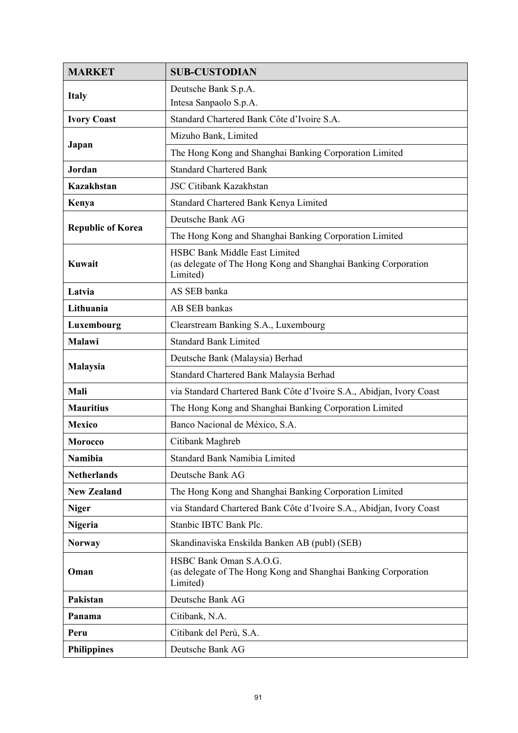| MARKET | SUB-CUSTODIAN |
|---|---|
| **Italy** | Deutsche Bank S.p.A.<br>Intesa Sanpaolo S.p.A. |
| **Ivory Coast** | Standard Chartered Bank Côte d'Ivoire S.A. |
| **Japan** | Mizuho Bank, Limited |
| | The Hong Kong and Shanghai Banking Corporation Limited |
| **Jordan** | Standard Chartered Bank |
| **Kazakhstan** | JSC Citibank Kazakhstan |
| **Kenya** | Standard Chartered Bank Kenya Limited |
| **Republic of Korea** | Deutsche Bank AG |
| | The Hong Kong and Shanghai Banking Corporation Limited |
| **Kuwait** | HSBC Bank Middle East Limited<br>(as delegate of The Hong Kong and Shanghai Banking Corporation Limited) |
| **Latvia** | AS SEB banka |
| **Lithuania** | AB SEB bankas |
| **Luxembourg** | Clearstream Banking S.A., Luxembourg |
| **Malawi** | Standard Bank Limited |
| **Malaysia** | Deutsche Bank (Malaysia) Berhad |
| | Standard Chartered Bank Malaysia Berhad |
| **Mali** | via Standard Chartered Bank Côte d'Ivoire S.A., Abidjan, Ivory Coast |
| **Mauritius** | The Hong Kong and Shanghai Banking Corporation Limited |
| **Mexico** | Banco Nacional de México, S.A. |
| **Morocco** | Citibank Maghreb |
| **Namibia** | Standard Bank Namibia Limited |
| **Netherlands** | Deutsche Bank AG |
| **New Zealand** | The Hong Kong and Shanghai Banking Corporation Limited |
| **Niger** | via Standard Chartered Bank Côte d'Ivoire S.A., Abidjan, Ivory Coast |
| **Nigeria** | Stanbic IBTC Bank Plc. |
| **Norway** | Skandinaviska Enskilda Banken AB (publ) (SEB) |
| **Oman** | HSBC Bank Oman S.A.O.G.<br>(as delegate of The Hong Kong and Shanghai Banking Corporation Limited) |
| **Pakistan** | Deutsche Bank AG |
| **Panama** | Citibank, N.A. |
| **Peru** | Citibank del Perú, S.A. |
| **Philippines** | Deutsche Bank AG |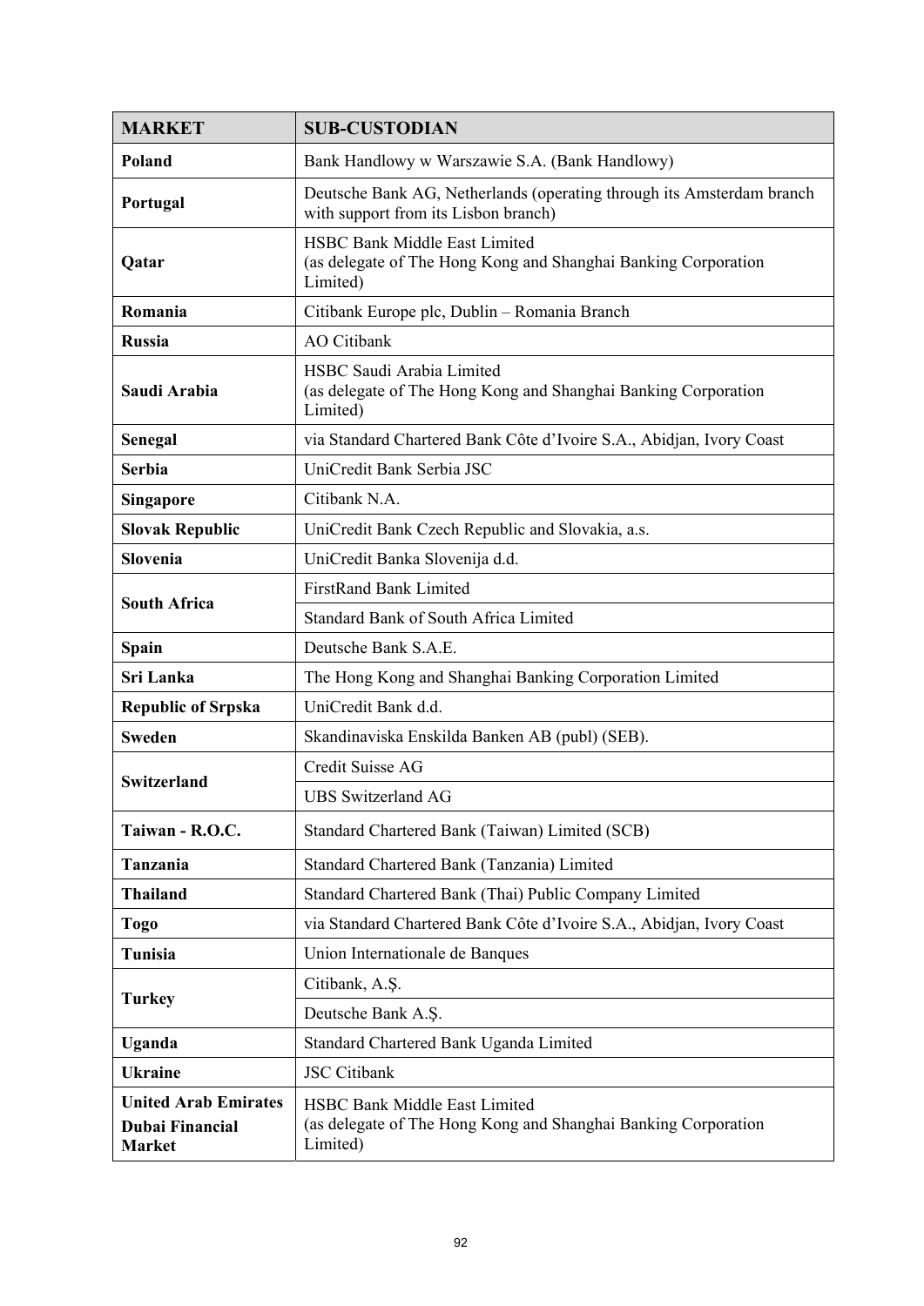| MARKET | SUB-CUSTODIAN |
|---|---|
| **Poland** | Bank Handlowy w Warszawie S.A. (Bank Handlowy) |
| **Portugal** | Deutsche Bank AG, Netherlands (operating through its Amsterdam branch with support from its Lisbon branch) |
| **Qatar** | HSBC Bank Middle East Limited (as delegate of The Hong Kong and Shanghai Banking Corporation Limited) |
| **Romania** | Citibank Europe plc, Dublin – Romania Branch |
| **Russia** | AO Citibank |
| **Saudi Arabia** | HSBC Saudi Arabia Limited (as delegate of The Hong Kong and Shanghai Banking Corporation Limited) |
| **Senegal** | via Standard Chartered Bank Côte d'Ivoire S.A., Abidjan, Ivory Coast |
| **Serbia** | UniCredit Bank Serbia JSC |
| **Singapore** | Citibank N.A. |
| **Slovak Republic** | UniCredit Bank Czech Republic and Slovakia, a.s. |
| **Slovenia** | UniCredit Banka Slovenija d.d. |
| **South Africa** | FirstRand Bank Limited |
| | Standard Bank of South Africa Limited |
| **Spain** | Deutsche Bank S.A.E. |
| **Sri Lanka** | The Hong Kong and Shanghai Banking Corporation Limited |
| **Republic of Srpska** | UniCredit Bank d.d. |
| **Sweden** | Skandinaviska Enskilda Banken AB (publ) (SEB). |
| **Switzerland** | Credit Suisse AG |
| | UBS Switzerland AG |
| **Taiwan - R.O.C.** | Standard Chartered Bank (Taiwan) Limited (SCB) |
| **Tanzania** | Standard Chartered Bank (Tanzania) Limited |
| **Thailand** | Standard Chartered Bank (Thai) Public Company Limited |
| **Togo** | via Standard Chartered Bank Côte d'Ivoire S.A., Abidjan, Ivory Coast |
| **Tunisia** | Union Internationale de Banques |
| **Turkey** | Citibank, A.Ş. |
| | Deutsche Bank A.Ş. |
| **Uganda** | Standard Chartered Bank Uganda Limited |
| **Ukraine** | JSC Citibank |
| **United Arab Emirates Dubai Financial Market** | HSBC Bank Middle East Limited (as delegate of The Hong Kong and Shanghai Banking Corporation Limited) |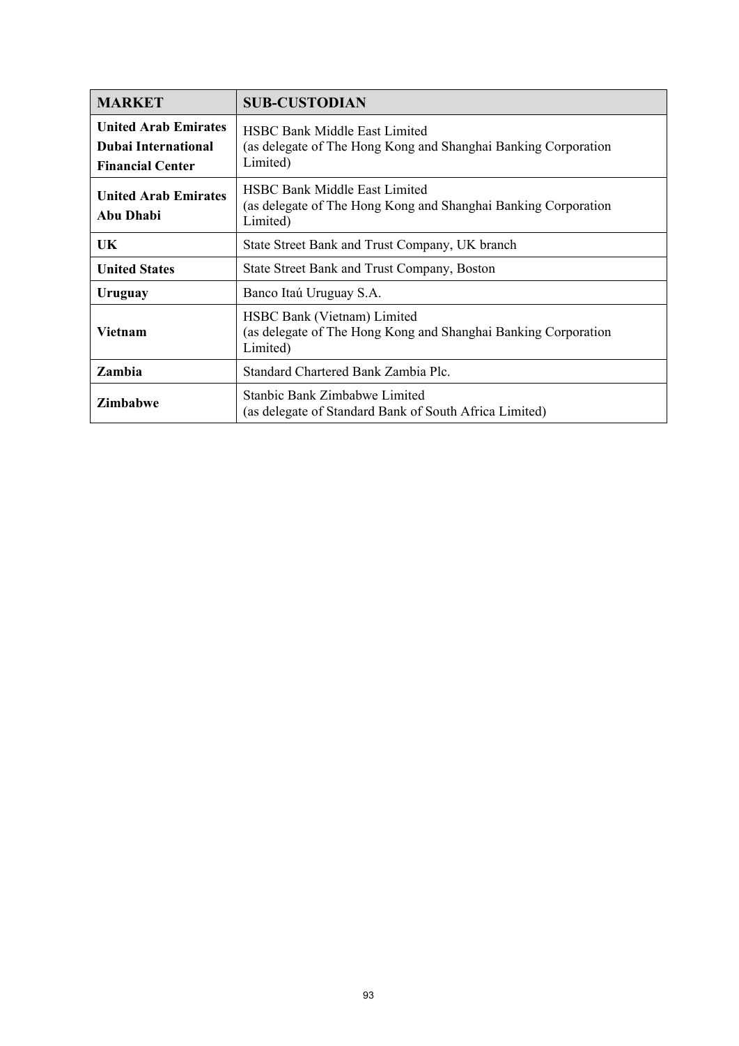| MARKET | SUB-CUSTODIAN |
|---|---|
| **United Arab Emirates Dubai International Financial Center** | HSBC Bank Middle East Limited (as delegate of The Hong Kong and Shanghai Banking Corporation Limited) |
| **United Arab Emirates Abu Dhabi** | HSBC Bank Middle East Limited (as delegate of The Hong Kong and Shanghai Banking Corporation Limited) |
| **UK** | State Street Bank and Trust Company, UK branch |
| **United States** | State Street Bank and Trust Company, Boston |
| **Uruguay** | Banco Itaú Uruguay S.A. |
| **Vietnam** | HSBC Bank (Vietnam) Limited (as delegate of The Hong Kong and Shanghai Banking Corporation Limited) |
| **Zambia** | Standard Chartered Bank Zambia Plc. |
| **Zimbabwe** | Stanbic Bank Zimbabwe Limited (as delegate of Standard Bank of South Africa Limited) |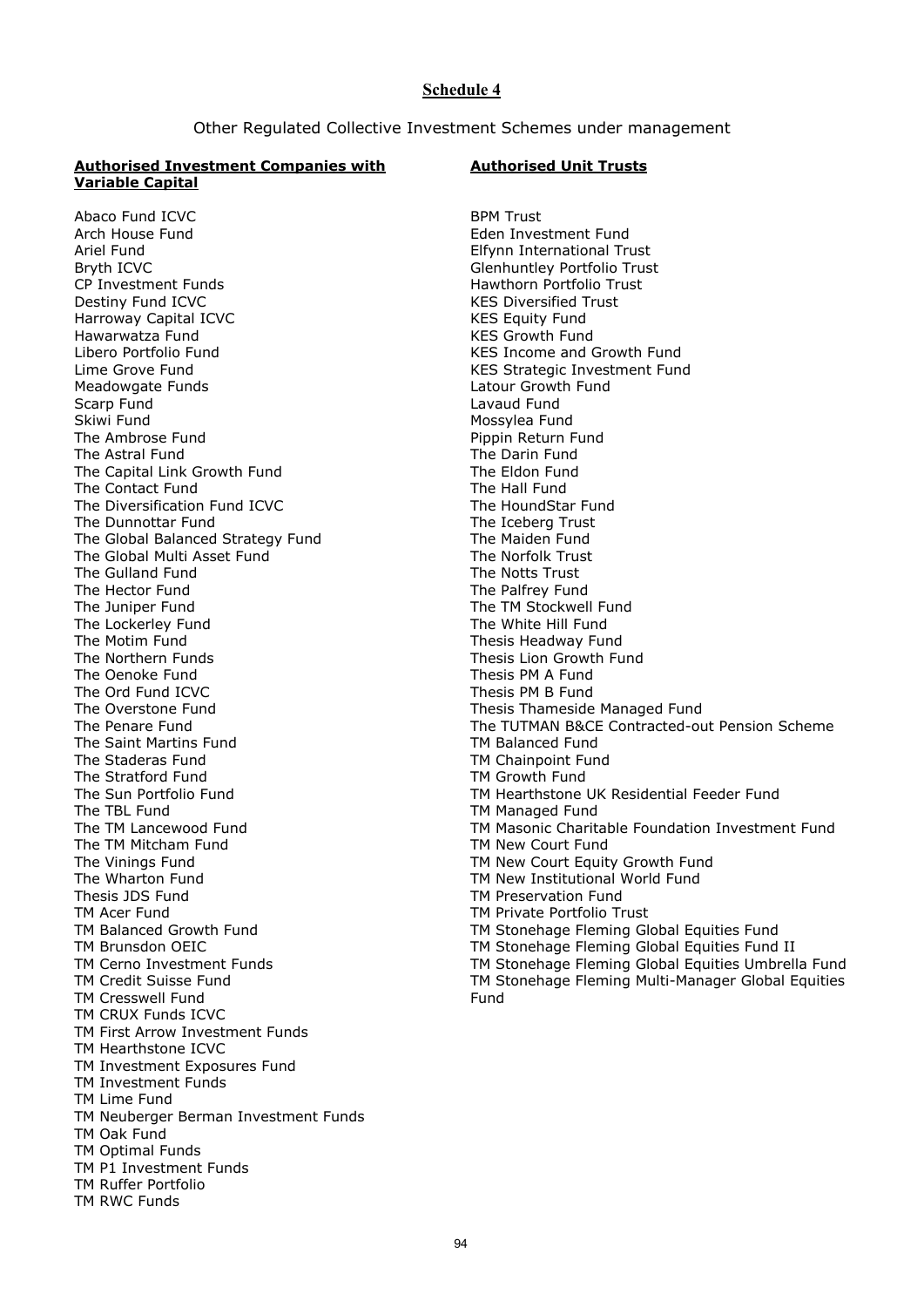## Schedule 4

Other Regulated Collective Investment Schemes under management

**Authorised Investment Companies with Variable Capital**

Abaco Fund ICVC
Arch House Fund
Ariel Fund
Bryth ICVC
CP Investment Funds
Destiny Fund ICVC
Harroway Capital ICVC
Hawarwatza Fund
Libero Portfolio Fund
Lime Grove Fund
Meadowgate Funds
Scarp Fund
Skiwi Fund
The Ambrose Fund
The Astral Fund
The Capital Link Growth Fund
The Contact Fund
The Diversification Fund ICVC
The Dunnottar Fund
The Global Balanced Strategy Fund
The Global Multi Asset Fund
The Gulland Fund
The Hector Fund
The Juniper Fund
The Lockerley Fund
The Motim Fund
The Northern Funds
The Oenoke Fund
The Ord Fund ICVC
The Overstone Fund
The Penare Fund
The Saint Martins Fund
The Staderas Fund
The Stratford Fund
The Sun Portfolio Fund
The TBL Fund
The TM Lancewood Fund
The TM Mitcham Fund
The Vinings Fund
The Wharton Fund
Thesis JDS Fund
TM Acer Fund
TM Balanced Growth Fund
TM Brunsdon OEIC
TM Cerno Investment Funds
TM Credit Suisse Fund
TM Cresswell Fund
TM CRUX Funds ICVC
TM First Arrow Investment Funds
TM Hearthstone ICVC
TM Investment Exposures Fund
TM Investment Funds
TM Lime Fund
TM Neuberger Berman Investment Funds
TM Oak Fund
TM Optimal Funds
TM P1 Investment Funds
TM Ruffer Portfolio
TM RWC Funds

**Authorised Unit Trusts**

BPM Trust
Eden Investment Fund
Elfynn International Trust
Glenhuntley Portfolio Trust
Hawthorn Portfolio Trust
KES Diversified Trust
KES Equity Fund
KES Growth Fund
KES Income and Growth Fund
KES Strategic Investment Fund
Latour Growth Fund
Lavaud Fund
Mossylea Fund
Pippin Return Fund
The Darin Fund
The Eldon Fund
The Hall Fund
The HoundStar Fund
The Iceberg Trust
The Maiden Fund
The Norfolk Trust
The Notts Trust
The Palfrey Fund
The TM Stockwell Fund
The White Hill Fund
Thesis Headway Fund
Thesis Lion Growth Fund
Thesis PM A Fund
Thesis PM B Fund
Thesis Thameside Managed Fund
The TUTMAN B&CE Contracted-out Pension Scheme
TM Balanced Fund
TM Chainpoint Fund
TM Growth Fund
TM Hearthstone UK Residential Feeder Fund
TM Managed Fund
TM Masonic Charitable Foundation Investment Fund
TM New Court Fund
TM New Court Equity Growth Fund
TM New Institutional World Fund
TM Preservation Fund
TM Private Portfolio Trust
TM Stonehage Fleming Global Equities Fund
TM Stonehage Fleming Global Equities Fund II
TM Stonehage Fleming Global Equities Umbrella Fund
TM Stonehage Fleming Multi-Manager Global Equities Fund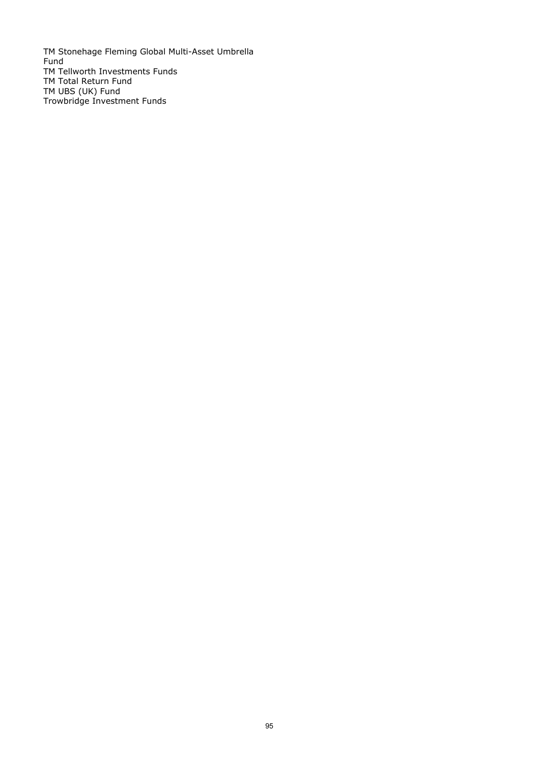TM Stonehage Fleming Global Multi-Asset Umbrella Fund
TM Tellworth Investments Funds
TM Total Return Fund
TM UBS (UK) Fund
Trowbridge Investment Funds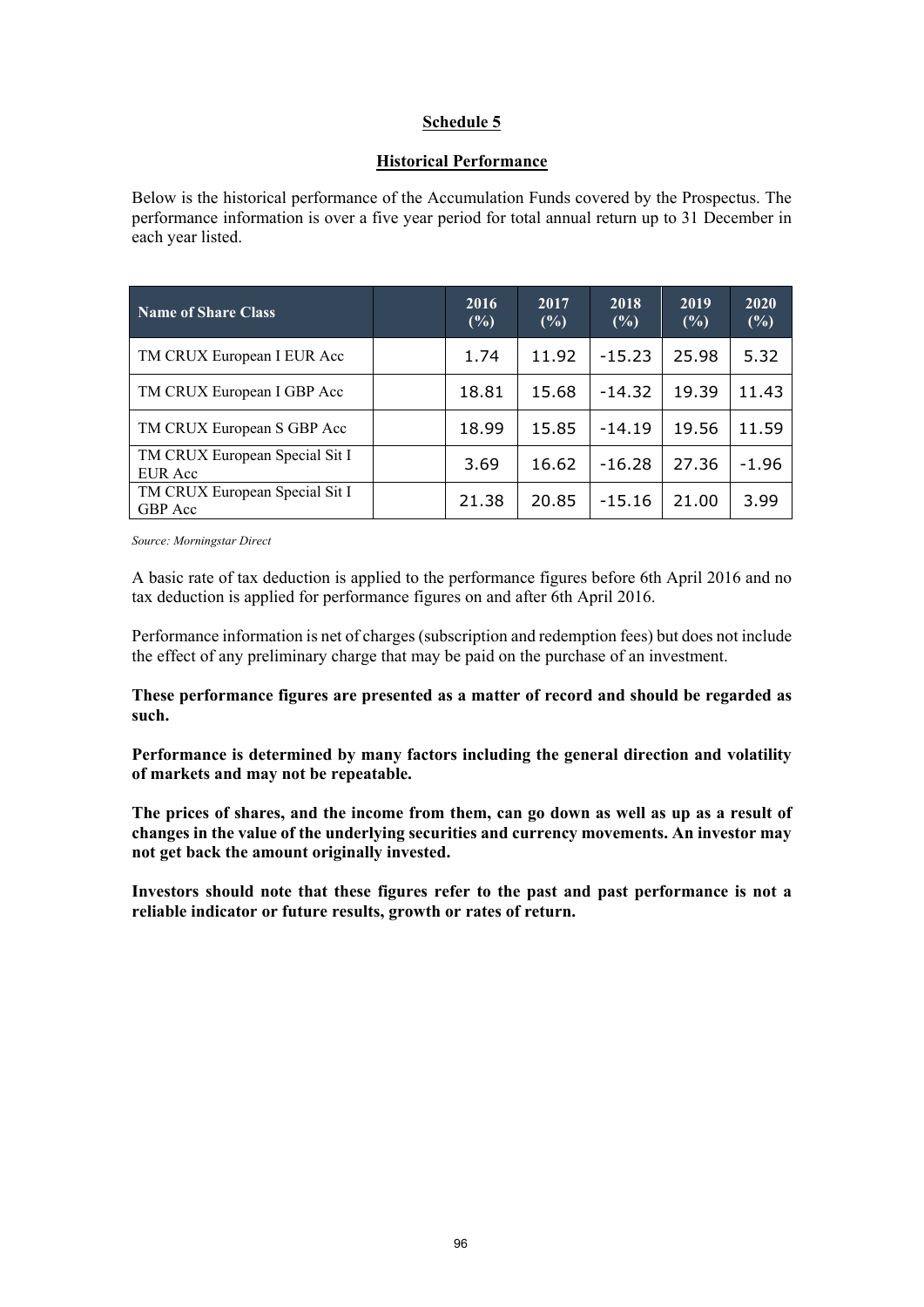## Schedule 5

### Historical Performance

Below is the historical performance of the Accumulation Funds covered by the Prospectus. The performance information is over a five year period for total annual return up to 31 December in each year listed.

| Name of Share Class | | 2016 (%) | 2017 (%) | 2018 (%) | 2019 (%) | 2020 (%) |
|---|---|---|---|---|---|---|
| TM CRUX European I EUR Acc | | 1.74 | 11.92 | -15.23 | 25.98 | 5.32 |
| TM CRUX European I GBP Acc | | 18.81 | 15.68 | -14.32 | 19.39 | 11.43 |
| TM CRUX European S GBP Acc | | 18.99 | 15.85 | -14.19 | 19.56 | 11.59 |
| TM CRUX European Special Sit I EUR Acc | | 3.69 | 16.62 | -16.28 | 27.36 | -1.96 |
| TM CRUX European Special Sit I GBP Acc | | 21.38 | 20.85 | -15.16 | 21.00 | 3.99 |

*Source: Morningstar Direct*

A basic rate of tax deduction is applied to the performance figures before 6th April 2016 and no tax deduction is applied for performance figures on and after 6th April 2016.

Performance information is net of charges (subscription and redemption fees) but does not include the effect of any preliminary charge that may be paid on the purchase of an investment.

**These performance figures are presented as a matter of record and should be regarded as such.**

**Performance is determined by many factors including the general direction and volatility of markets and may not be repeatable.**

**The prices of shares, and the income from them, can go down as well as up as a result of changes in the value of the underlying securities and currency movements. An investor may not get back the amount originally invested.**

**Investors should note that these figures refer to the past and past performance is not a reliable indicator or future results, growth or rates of return.**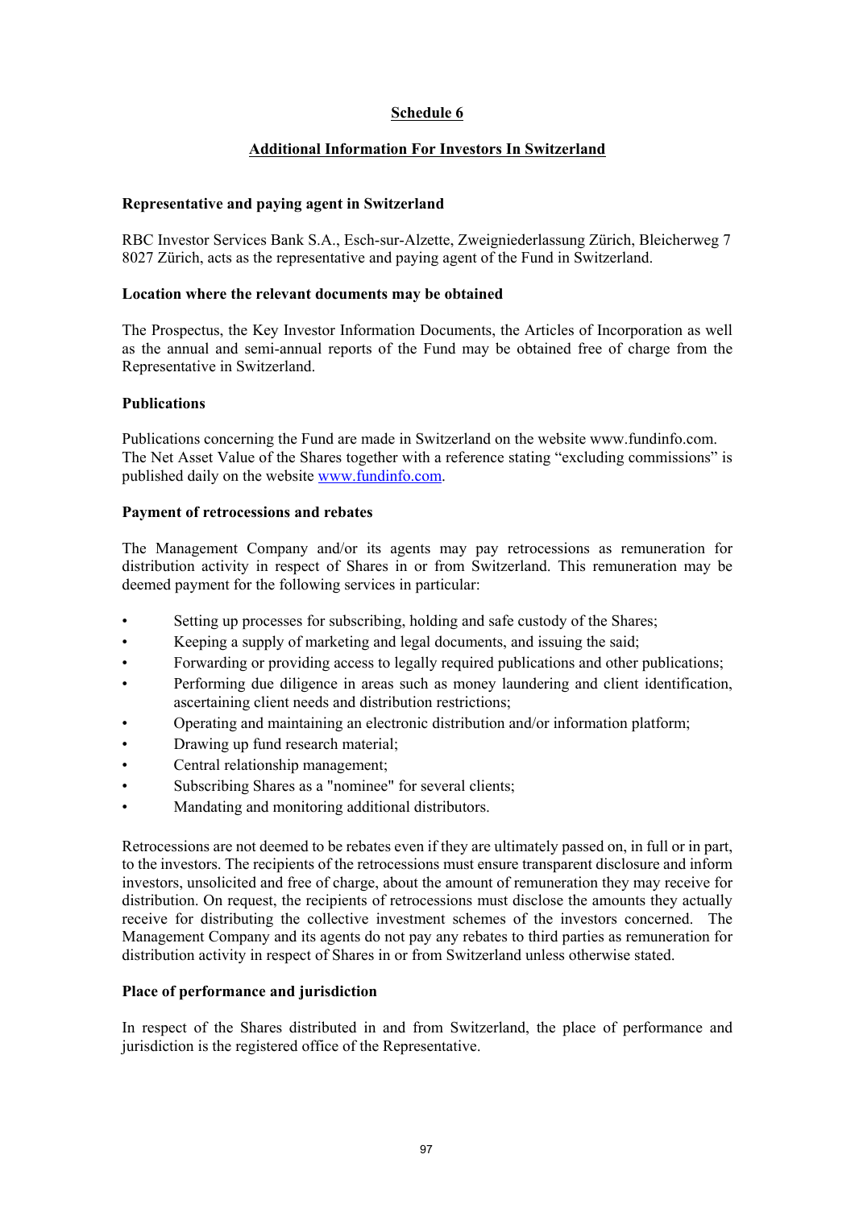# Schedule 6

## Additional Information For Investors In Switzerland

**Representative and paying agent in Switzerland**

RBC Investor Services Bank S.A., Esch-sur-Alzette, Zweigniederlassung Zürich, Bleicherweg 7 8027 Zürich, acts as the representative and paying agent of the Fund in Switzerland.

**Location where the relevant documents may be obtained**

The Prospectus, the Key Investor Information Documents, the Articles of Incorporation as well as the annual and semi-annual reports of the Fund may be obtained free of charge from the Representative in Switzerland.

**Publications**

Publications concerning the Fund are made in Switzerland on the website www.fundinfo.com. The Net Asset Value of the Shares together with a reference stating "excluding commissions" is published daily on the website www.fundinfo.com.

**Payment of retrocessions and rebates**

The Management Company and/or its agents may pay retrocessions as remuneration for distribution activity in respect of Shares in or from Switzerland. This remuneration may be deemed payment for the following services in particular:

- Setting up processes for subscribing, holding and safe custody of the Shares;
- Keeping a supply of marketing and legal documents, and issuing the said;
- Forwarding or providing access to legally required publications and other publications;
- Performing due diligence in areas such as money laundering and client identification, ascertaining client needs and distribution restrictions;
- Operating and maintaining an electronic distribution and/or information platform;
- Drawing up fund research material;
- Central relationship management;
- Subscribing Shares as a "nominee" for several clients;
- Mandating and monitoring additional distributors.

Retrocessions are not deemed to be rebates even if they are ultimately passed on, in full or in part, to the investors. The recipients of the retrocessions must ensure transparent disclosure and inform investors, unsolicited and free of charge, about the amount of remuneration they may receive for distribution. On request, the recipients of retrocessions must disclose the amounts they actually receive for distributing the collective investment schemes of the investors concerned. The Management Company and its agents do not pay any rebates to third parties as remuneration for distribution activity in respect of Shares in or from Switzerland unless otherwise stated.

**Place of performance and jurisdiction**

In respect of the Shares distributed in and from Switzerland, the place of performance and jurisdiction is the registered office of the Representative.